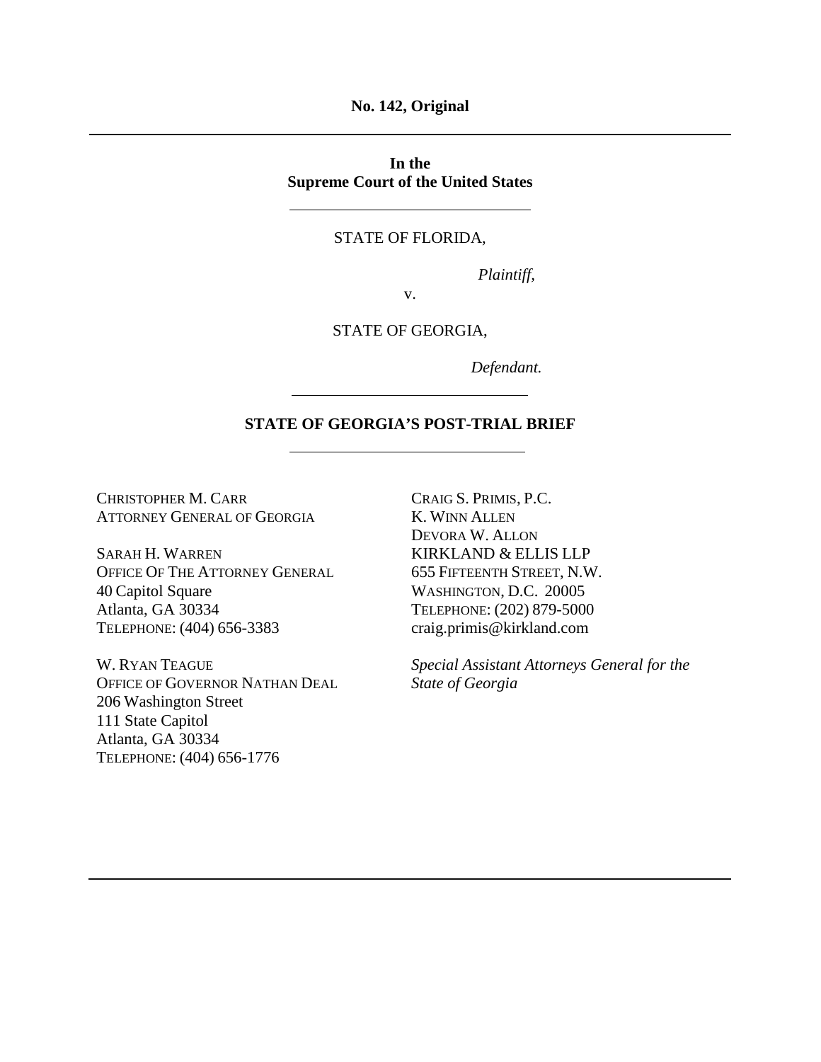**No. 142, Original**

---

**In the**
**Supreme Court of the United States**

---

STATE OF FLORIDA,

*Plaintiff*,

v.

STATE OF GEORGIA,

*Defendant.*

---

## STATE OF GEORGIA'S POST-TRIAL BRIEF

---

CHRISTOPHER M. CARR
ATTORNEY GENERAL OF GEORGIA

SARAH H. WARREN
OFFICE OF THE ATTORNEY GENERAL
40 Capitol Square
Atlanta, GA 30334
TELEPHONE: (404) 656-3383

W. RYAN TEAGUE
OFFICE OF GOVERNOR NATHAN DEAL
206 Washington Street
111 State Capitol
Atlanta, GA 30334
TELEPHONE: (404) 656-1776

CRAIG S. PRIMIS, P.C.
K. WINN ALLEN
DEVORA W. ALLON
KIRKLAND & ELLIS LLP
655 FIFTEENTH STREET, N.W.
WASHINGTON, D.C. 20005
TELEPHONE: (202) 879-5000
craig.primis@kirkland.com

*Special Assistant Attorneys General for the State of Georgia*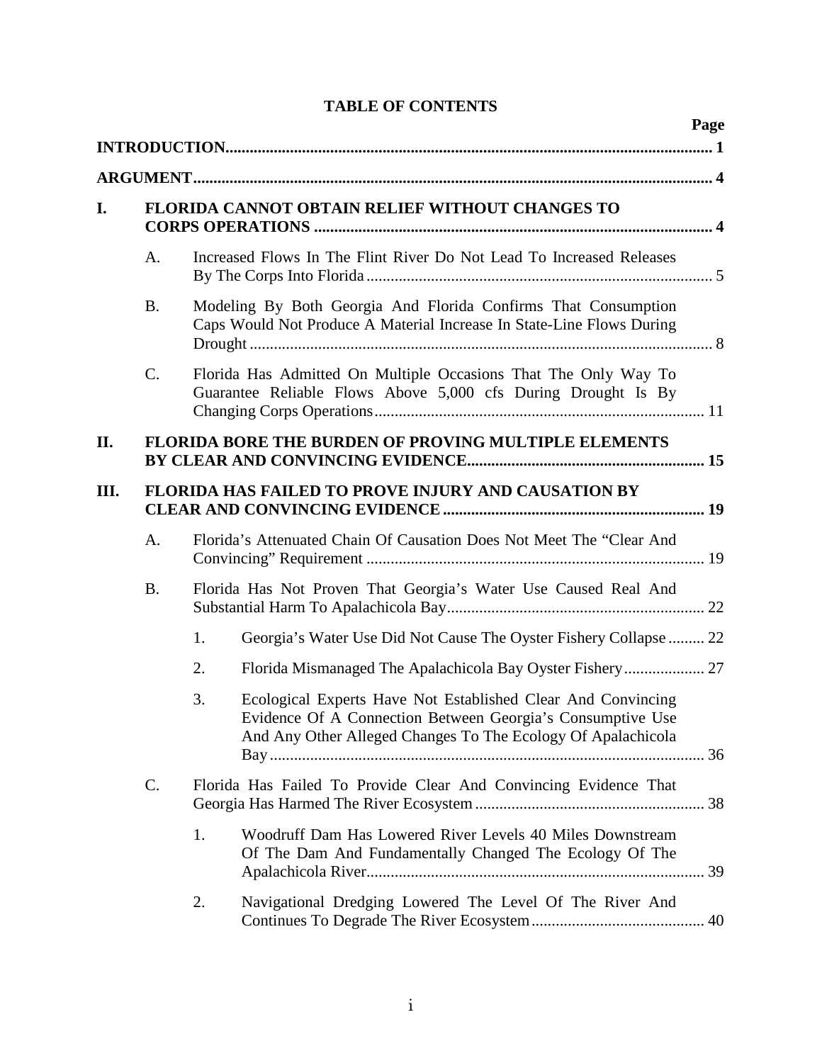# TABLE OF CONTENTS

| | | | | Page |
|---|---|---|---|---|
| **INTRODUCTION** | | | | **1** |
| **ARGUMENT** | | | | **4** |
| **I.** | **FLORIDA CANNOT OBTAIN RELIEF WITHOUT CHANGES TO CORPS OPERATIONS** | | | **4** |
| | A. | Increased Flows In The Flint River Do Not Lead To Increased Releases By The Corps Into Florida | | 5 |
| | B. | Modeling By Both Georgia And Florida Confirms That Consumption Caps Would Not Produce A Material Increase In State-Line Flows During Drought | | 8 |
| | C. | Florida Has Admitted On Multiple Occasions That The Only Way To Guarantee Reliable Flows Above 5,000 cfs During Drought Is By Changing Corps Operations | | 11 |
| **II.** | **FLORIDA BORE THE BURDEN OF PROVING MULTIPLE ELEMENTS BY CLEAR AND CONVINCING EVIDENCE** | | | **15** |
| **III.** | **FLORIDA HAS FAILED TO PROVE INJURY AND CAUSATION BY CLEAR AND CONVINCING EVIDENCE** | | | **19** |
| | A. | Florida's Attenuated Chain Of Causation Does Not Meet The "Clear And Convincing" Requirement | | 19 |
| | B. | Florida Has Not Proven That Georgia's Water Use Caused Real And Substantial Harm To Apalachicola Bay | | 22 |
| | | 1. | Georgia's Water Use Did Not Cause The Oyster Fishery Collapse | 22 |
| | | 2. | Florida Mismanaged The Apalachicola Bay Oyster Fishery | 27 |
| | | 3. | Ecological Experts Have Not Established Clear And Convincing Evidence Of A Connection Between Georgia's Consumptive Use And Any Other Alleged Changes To The Ecology Of Apalachicola Bay | 36 |
| | C. | Florida Has Failed To Provide Clear And Convincing Evidence That Georgia Has Harmed The River Ecosystem | | 38 |
| | | 1. | Woodruff Dam Has Lowered River Levels 40 Miles Downstream Of The Dam And Fundamentally Changed The Ecology Of The Apalachicola River | 39 |
| | | 2. | Navigational Dredging Lowered The Level Of The River And Continues To Degrade The River Ecosystem | 40 |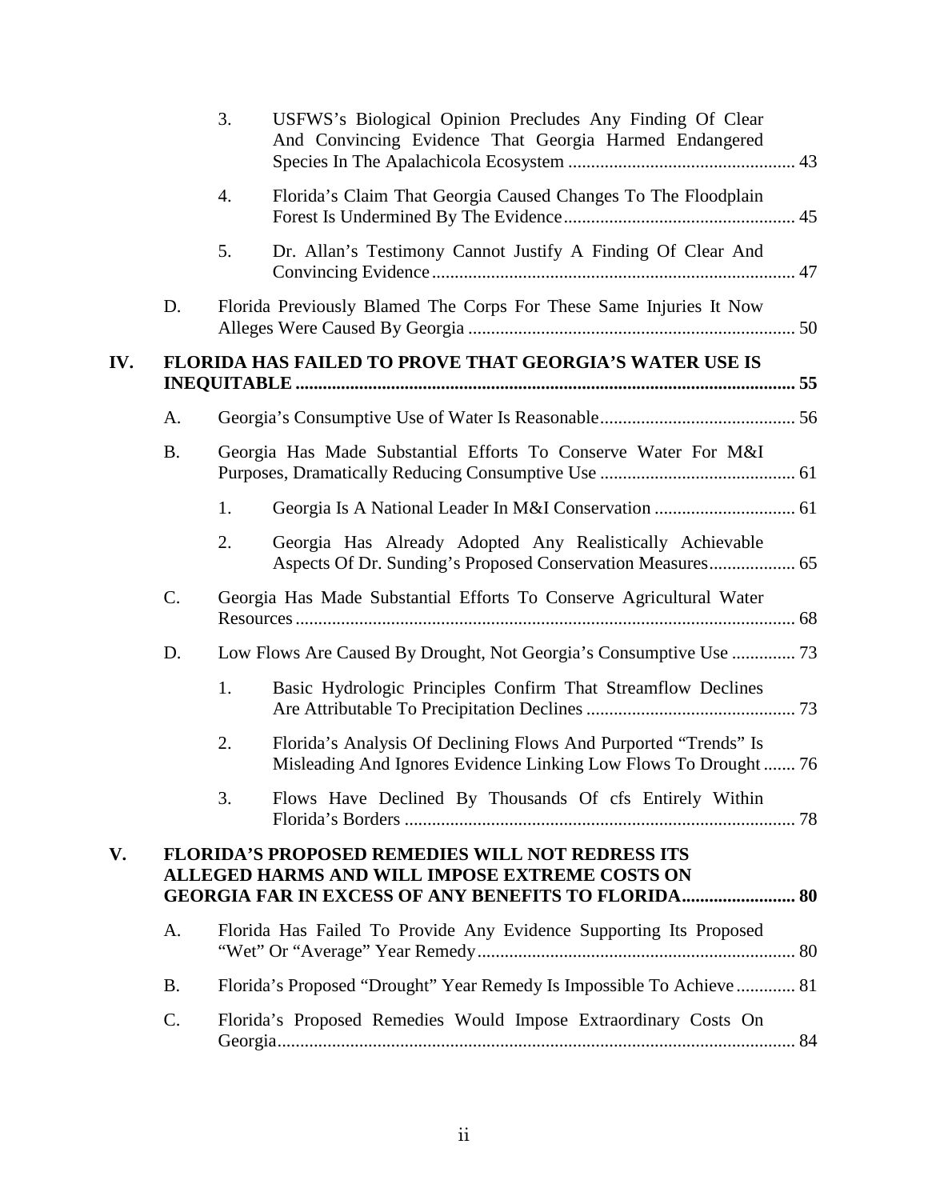3. USFWS's Biological Opinion Precludes Any Finding Of Clear And Convincing Evidence That Georgia Harmed Endangered Species In The Apalachicola Ecosystem .................................................. 43

4. Florida's Claim That Georgia Caused Changes To The Floodplain Forest Is Undermined By The Evidence.................................................. 45

5. Dr. Allan's Testimony Cannot Justify A Finding Of Clear And Convincing Evidence ............................................................................. 47

D. Florida Previously Blamed The Corps For These Same Injuries It Now Alleges Were Caused By Georgia ....................................................................... 50

**IV. FLORIDA HAS FAILED TO PROVE THAT GEORGIA'S WATER USE IS INEQUITABLE ............................................................................................................ 55**

A. Georgia's Consumptive Use of Water Is Reasonable........................................... 56

B. Georgia Has Made Substantial Efforts To Conserve Water For M&I Purposes, Dramatically Reducing Consumptive Use ........................................... 61

1. Georgia Is A National Leader In M&I Conservation ............................... 61

2. Georgia Has Already Adopted Any Realistically Achievable Aspects Of Dr. Sunding's Proposed Conservation Measures................... 65

C. Georgia Has Made Substantial Efforts To Conserve Agricultural Water Resources ............................................................................................................. 68

D. Low Flows Are Caused By Drought, Not Georgia's Consumptive Use .............. 73

1. Basic Hydrologic Principles Confirm That Streamflow Declines Are Attributable To Precipitation Declines .............................................. 73

2. Florida's Analysis Of Declining Flows And Purported "Trends" Is Misleading And Ignores Evidence Linking Low Flows To Drought ....... 76

3. Flows Have Declined By Thousands Of cfs Entirely Within Florida's Borders ...................................................................................... 78

**V. FLORIDA'S PROPOSED REMEDIES WILL NOT REDRESS ITS ALLEGED HARMS AND WILL IMPOSE EXTREME COSTS ON GEORGIA FAR IN EXCESS OF ANY BENEFITS TO FLORIDA......................... 80**

A. Florida Has Failed To Provide Any Evidence Supporting Its Proposed "Wet" Or "Average" Year Remedy...................................................................... 80

B. Florida's Proposed "Drought" Year Remedy Is Impossible To Achieve ............. 81

C. Florida's Proposed Remedies Would Impose Extraordinary Costs On Georgia................................................................................................................. 84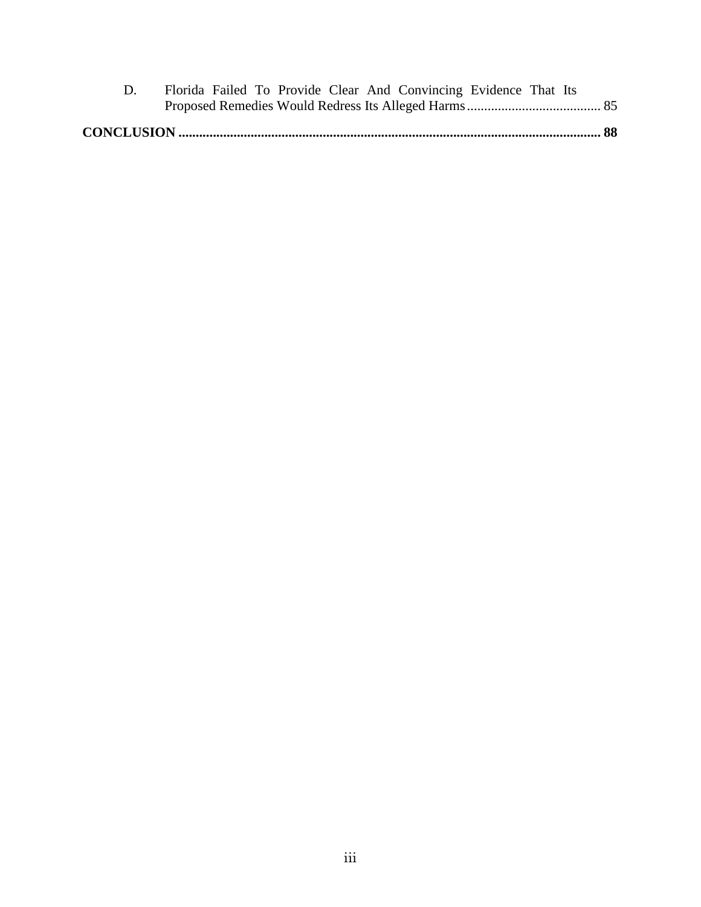D. Florida Failed To Provide Clear And Convincing Evidence That Its Proposed Remedies Would Redress Its Alleged Harms ....................................... 85

**CONCLUSION .......................................................................................................................... 88**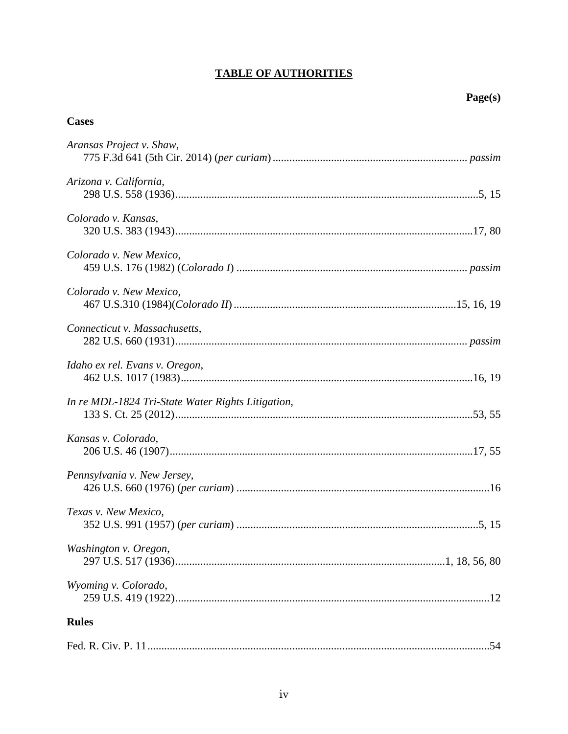# TABLE OF AUTHORITIES

**Page(s)**

## Cases

*Aransas Project v. Shaw*,
775 F.3d 641 (5th Cir. 2014) (*per curiam*) ..................................................................... *passim*

*Arizona v. California*,
298 U.S. 558 (1936)............................................................................................................5, 15

*Colorado v. Kansas*,
320 U.S. 383 (1943)..........................................................................................................17, 80

*Colorado v. New Mexico*,
459 U.S. 176 (1982) (*Colorado I*) .................................................................................. *passim*

*Colorado v. New Mexico*,
467 U.S.310 (1984)(*Colorado II*) ...............................................................................15, 16, 19

*Connecticut v. Massachusetts*,
282 U.S. 660 (1931)........................................................................................................ *passim*

*Idaho ex rel. Evans v. Oregon*,
462 U.S. 1017 (1983)........................................................................................................16, 19

*In re MDL-1824 Tri-State Water Rights Litigation*,
133 S. Ct. 25 (2012)..........................................................................................................53, 55

*Kansas v. Colorado*,
206 U.S. 46 (1907)............................................................................................................17, 55

*Pennsylvania v. New Jersey*,
426 U.S. 660 (1976) (*per curiam*) ..........................................................................................16

*Texas v. New Mexico*,
352 U.S. 991 (1957) (*per curiam*) .......................................................................................5, 15

*Washington v. Oregon*,
297 U.S. 517 (1936)................................................................................................1, 18, 56, 80

*Wyoming v. Colorado*,
259 U.S. 419 (1922)................................................................................................................12

## Rules

Fed. R. Civ. P. 11..........................................................................................................................54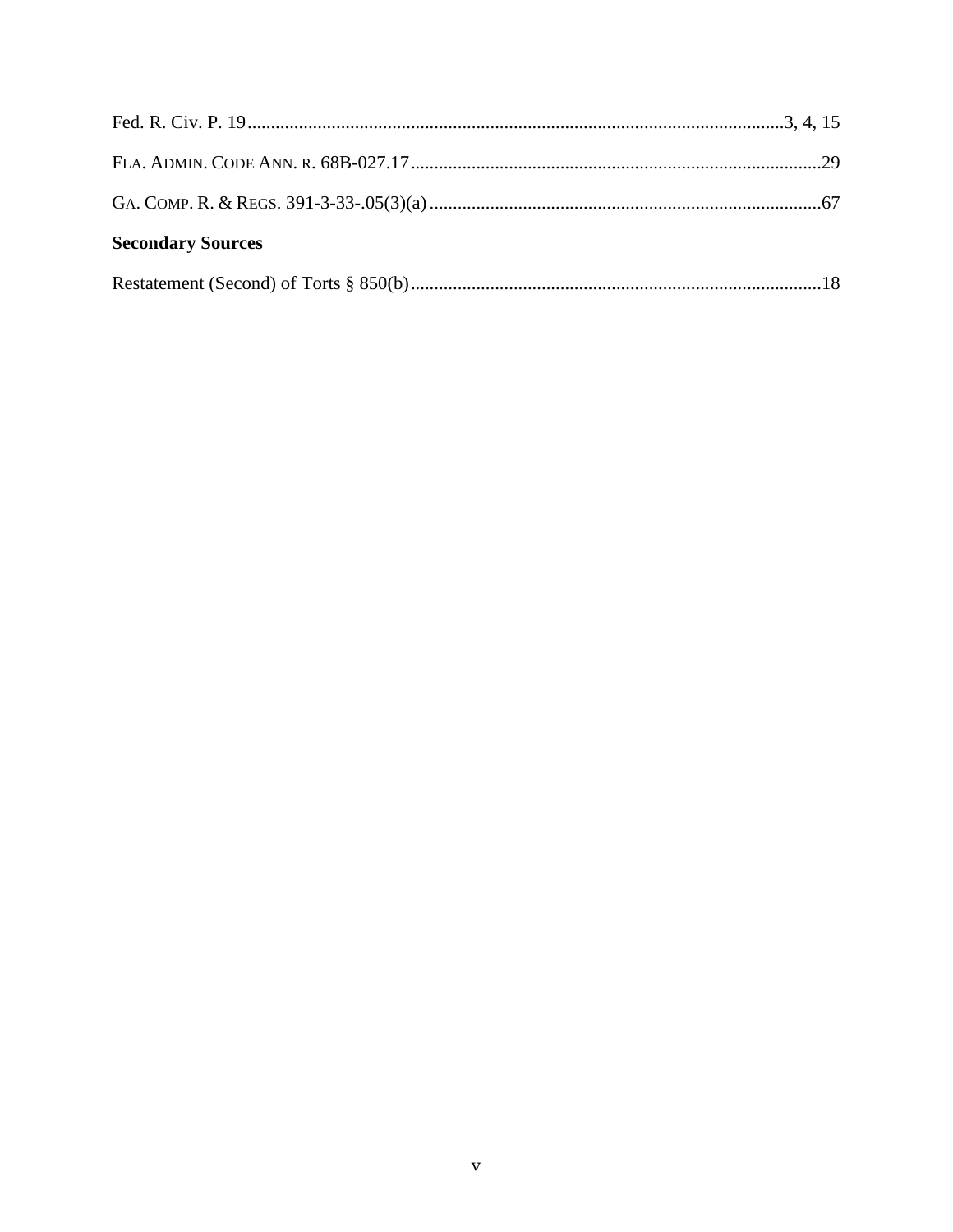Fed. R. Civ. P. 19 .................................................................................................................3, 4, 15

FLA. ADMIN. CODE ANN. R. 68B-027.17 ........................................................................................29

GA. COMP. R. & REGS. 391-3-33-.05(3)(a) ....................................................................................67

**Secondary Sources**

Restatement (Second) of Torts § 850(b) ........................................................................................18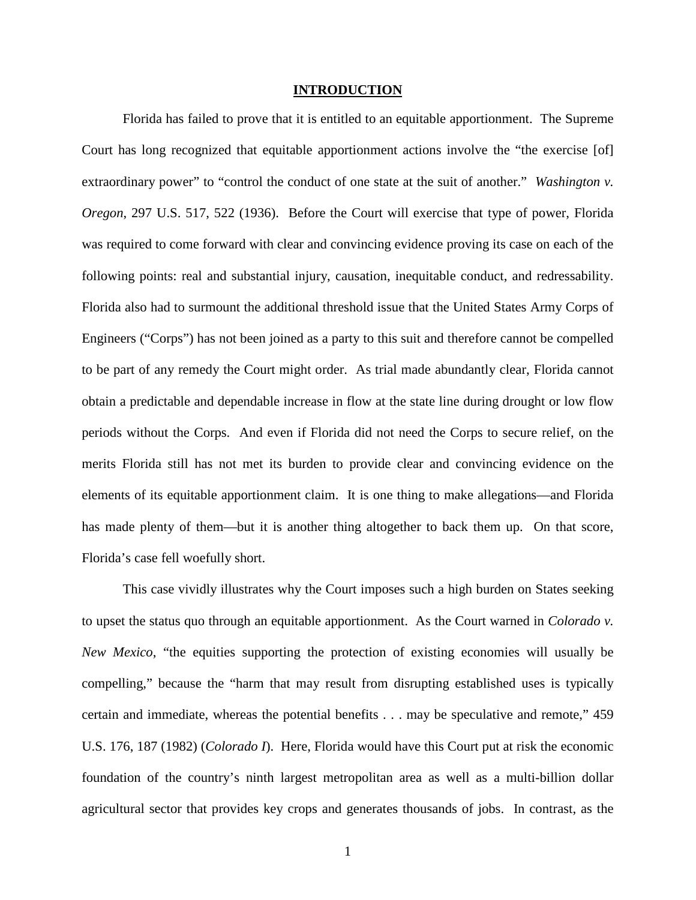## INTRODUCTION

Florida has failed to prove that it is entitled to an equitable apportionment. The Supreme Court has long recognized that equitable apportionment actions involve the "the exercise [of] extraordinary power" to "control the conduct of one state at the suit of another." *Washington v. Oregon*, 297 U.S. 517, 522 (1936). Before the Court will exercise that type of power, Florida was required to come forward with clear and convincing evidence proving its case on each of the following points: real and substantial injury, causation, inequitable conduct, and redressability. Florida also had to surmount the additional threshold issue that the United States Army Corps of Engineers ("Corps") has not been joined as a party to this suit and therefore cannot be compelled to be part of any remedy the Court might order. As trial made abundantly clear, Florida cannot obtain a predictable and dependable increase in flow at the state line during drought or low flow periods without the Corps. And even if Florida did not need the Corps to secure relief, on the merits Florida still has not met its burden to provide clear and convincing evidence on the elements of its equitable apportionment claim. It is one thing to make allegations—and Florida has made plenty of them—but it is another thing altogether to back them up. On that score, Florida's case fell woefully short.

This case vividly illustrates why the Court imposes such a high burden on States seeking to upset the status quo through an equitable apportionment. As the Court warned in *Colorado v. New Mexico*, "the equities supporting the protection of existing economies will usually be compelling," because the "harm that may result from disrupting established uses is typically certain and immediate, whereas the potential benefits . . . may be speculative and remote," 459 U.S. 176, 187 (1982) (*Colorado I*). Here, Florida would have this Court put at risk the economic foundation of the country's ninth largest metropolitan area as well as a multi-billion dollar agricultural sector that provides key crops and generates thousands of jobs. In contrast, as the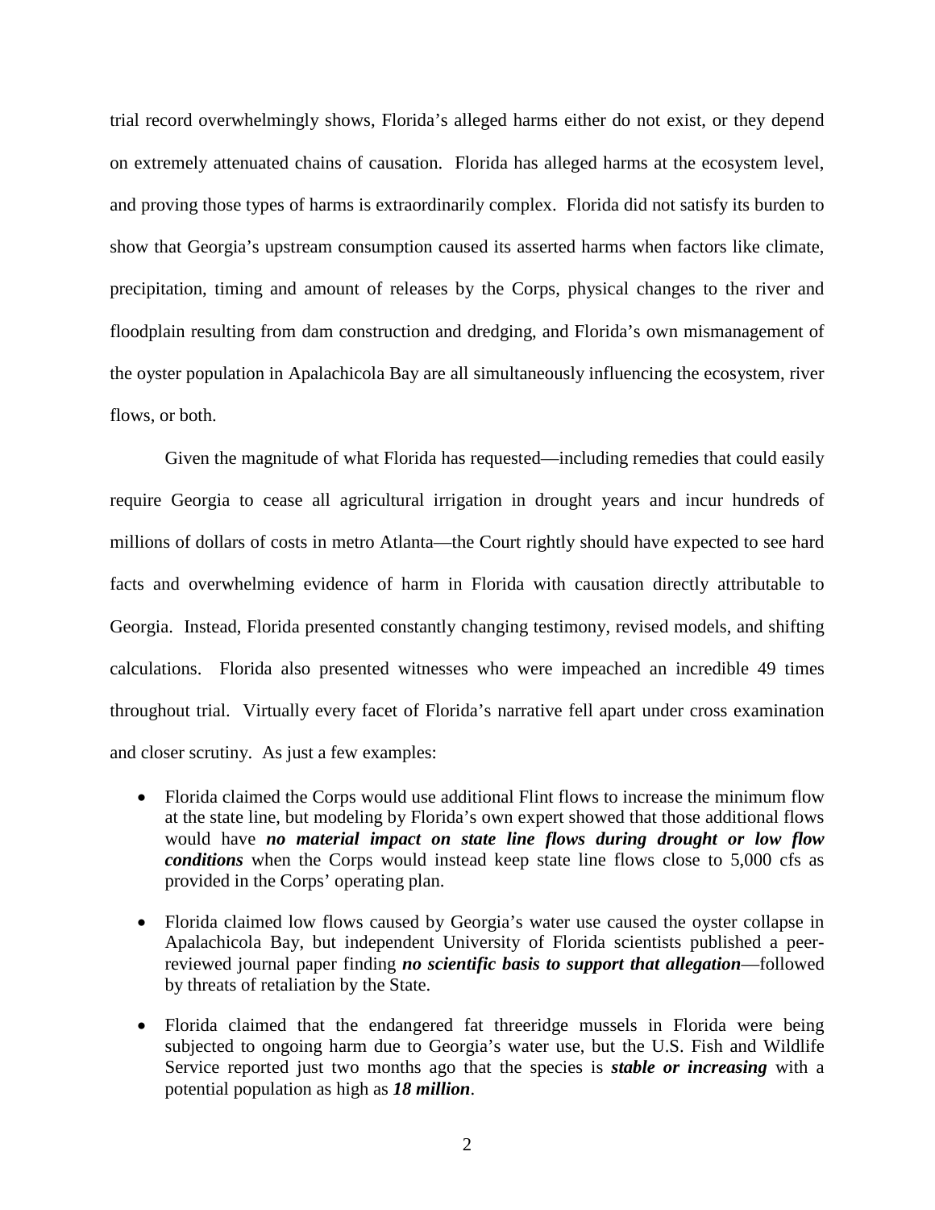trial record overwhelmingly shows, Florida's alleged harms either do not exist, or they depend on extremely attenuated chains of causation. Florida has alleged harms at the ecosystem level, and proving those types of harms is extraordinarily complex. Florida did not satisfy its burden to show that Georgia's upstream consumption caused its asserted harms when factors like climate, precipitation, timing and amount of releases by the Corps, physical changes to the river and floodplain resulting from dam construction and dredging, and Florida's own mismanagement of the oyster population in Apalachicola Bay are all simultaneously influencing the ecosystem, river flows, or both.

Given the magnitude of what Florida has requested—including remedies that could easily require Georgia to cease all agricultural irrigation in drought years and incur hundreds of millions of dollars of costs in metro Atlanta—the Court rightly should have expected to see hard facts and overwhelming evidence of harm in Florida with causation directly attributable to Georgia. Instead, Florida presented constantly changing testimony, revised models, and shifting calculations. Florida also presented witnesses who were impeached an incredible 49 times throughout trial. Virtually every facet of Florida's narrative fell apart under cross examination and closer scrutiny. As just a few examples:

- Florida claimed the Corps would use additional Flint flows to increase the minimum flow at the state line, but modeling by Florida's own expert showed that those additional flows would have ***no material impact on state line flows during drought or low flow conditions*** when the Corps would instead keep state line flows close to 5,000 cfs as provided in the Corps' operating plan.
- Florida claimed low flows caused by Georgia's water use caused the oyster collapse in Apalachicola Bay, but independent University of Florida scientists published a peer-reviewed journal paper finding ***no scientific basis to support that allegation***—followed by threats of retaliation by the State.
- Florida claimed that the endangered fat threeridge mussels in Florida were being subjected to ongoing harm due to Georgia's water use, but the U.S. Fish and Wildlife Service reported just two months ago that the species is ***stable or increasing*** with a potential population as high as ***18 million***.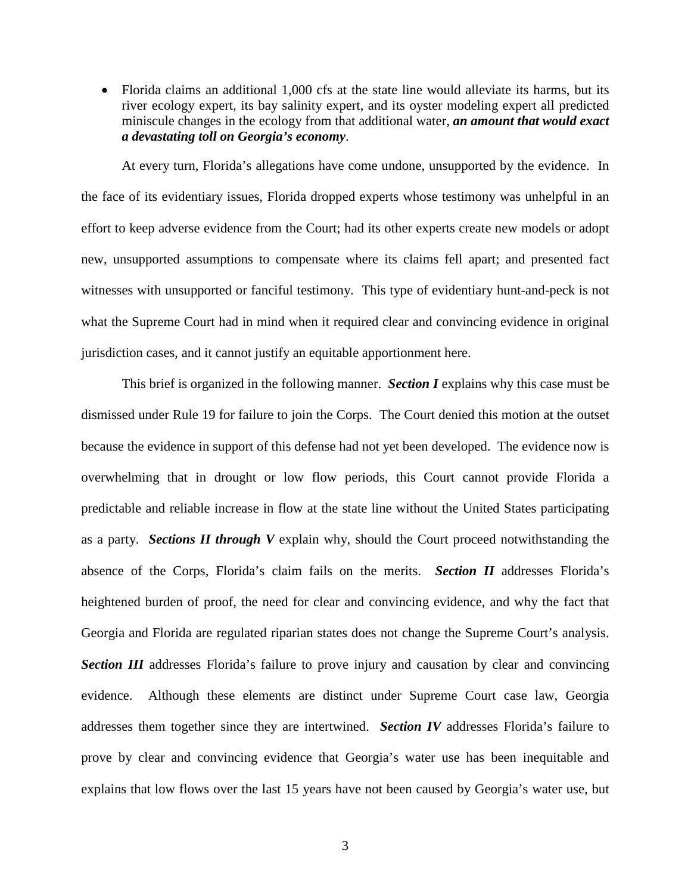- Florida claims an additional 1,000 cfs at the state line would alleviate its harms, but its river ecology expert, its bay salinity expert, and its oyster modeling expert all predicted miniscule changes in the ecology from that additional water, ***an amount that would exact a devastating toll on Georgia's economy***.

At every turn, Florida's allegations have come undone, unsupported by the evidence. In the face of its evidentiary issues, Florida dropped experts whose testimony was unhelpful in an effort to keep adverse evidence from the Court; had its other experts create new models or adopt new, unsupported assumptions to compensate where its claims fell apart; and presented fact witnesses with unsupported or fanciful testimony. This type of evidentiary hunt-and-peck is not what the Supreme Court had in mind when it required clear and convincing evidence in original jurisdiction cases, and it cannot justify an equitable apportionment here.

This brief is organized in the following manner. ***Section I*** explains why this case must be dismissed under Rule 19 for failure to join the Corps. The Court denied this motion at the outset because the evidence in support of this defense had not yet been developed. The evidence now is overwhelming that in drought or low flow periods, this Court cannot provide Florida a predictable and reliable increase in flow at the state line without the United States participating as a party. ***Sections II through V*** explain why, should the Court proceed notwithstanding the absence of the Corps, Florida's claim fails on the merits. ***Section II*** addresses Florida's heightened burden of proof, the need for clear and convincing evidence, and why the fact that Georgia and Florida are regulated riparian states does not change the Supreme Court's analysis. ***Section III*** addresses Florida's failure to prove injury and causation by clear and convincing evidence. Although these elements are distinct under Supreme Court case law, Georgia addresses them together since they are intertwined. ***Section IV*** addresses Florida's failure to prove by clear and convincing evidence that Georgia's water use has been inequitable and explains that low flows over the last 15 years have not been caused by Georgia's water use, but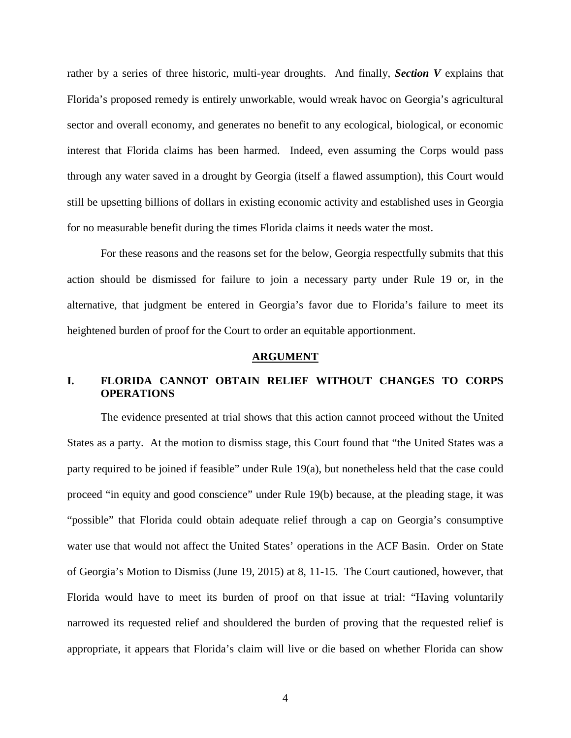rather by a series of three historic, multi-year droughts. And finally, ***Section V*** explains that Florida's proposed remedy is entirely unworkable, would wreak havoc on Georgia's agricultural sector and overall economy, and generates no benefit to any ecological, biological, or economic interest that Florida claims has been harmed. Indeed, even assuming the Corps would pass through any water saved in a drought by Georgia (itself a flawed assumption), this Court would still be upsetting billions of dollars in existing economic activity and established uses in Georgia for no measurable benefit during the times Florida claims it needs water the most.

For these reasons and the reasons set for the below, Georgia respectfully submits that this action should be dismissed for failure to join a necessary party under Rule 19 or, in the alternative, that judgment be entered in Georgia's favor due to Florida's failure to meet its heightened burden of proof for the Court to order an equitable apportionment.

## ARGUMENT

### I. FLORIDA CANNOT OBTAIN RELIEF WITHOUT CHANGES TO CORPS OPERATIONS

The evidence presented at trial shows that this action cannot proceed without the United States as a party. At the motion to dismiss stage, this Court found that "the United States was a party required to be joined if feasible" under Rule 19(a), but nonetheless held that the case could proceed "in equity and good conscience" under Rule 19(b) because, at the pleading stage, it was "possible" that Florida could obtain adequate relief through a cap on Georgia's consumptive water use that would not affect the United States' operations in the ACF Basin. Order on State of Georgia's Motion to Dismiss (June 19, 2015) at 8, 11-15. The Court cautioned, however, that Florida would have to meet its burden of proof on that issue at trial: "Having voluntarily narrowed its requested relief and shouldered the burden of proving that the requested relief is appropriate, it appears that Florida's claim will live or die based on whether Florida can show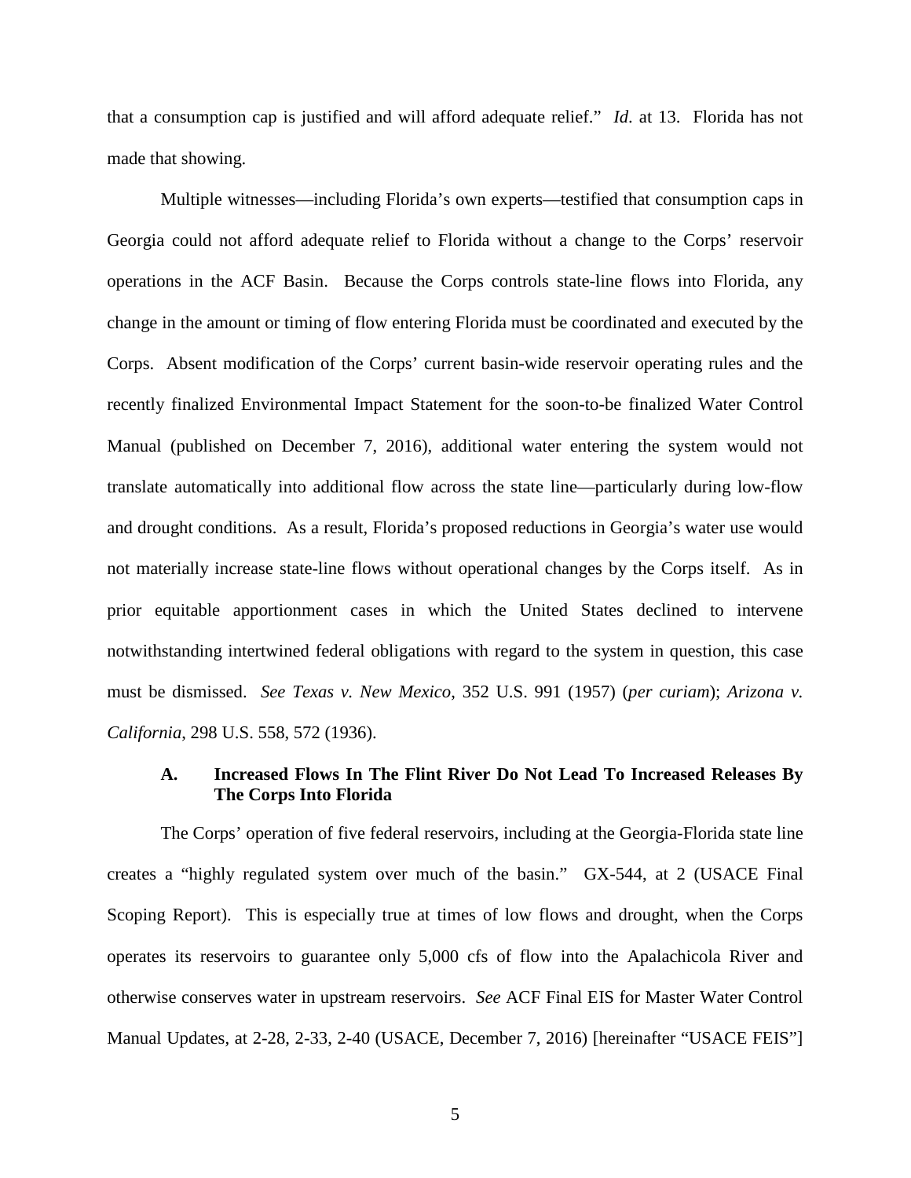that a consumption cap is justified and will afford adequate relief." *Id.* at 13. Florida has not made that showing.

Multiple witnesses—including Florida's own experts—testified that consumption caps in Georgia could not afford adequate relief to Florida without a change to the Corps' reservoir operations in the ACF Basin. Because the Corps controls state-line flows into Florida, any change in the amount or timing of flow entering Florida must be coordinated and executed by the Corps. Absent modification of the Corps' current basin-wide reservoir operating rules and the recently finalized Environmental Impact Statement for the soon-to-be finalized Water Control Manual (published on December 7, 2016), additional water entering the system would not translate automatically into additional flow across the state line—particularly during low-flow and drought conditions. As a result, Florida's proposed reductions in Georgia's water use would not materially increase state-line flows without operational changes by the Corps itself. As in prior equitable apportionment cases in which the United States declined to intervene notwithstanding intertwined federal obligations with regard to the system in question, this case must be dismissed. *See Texas v. New Mexico*, 352 U.S. 991 (1957) (*per curiam*); *Arizona v. California*, 298 U.S. 558, 572 (1936).

### A. Increased Flows In The Flint River Do Not Lead To Increased Releases By The Corps Into Florida

The Corps' operation of five federal reservoirs, including at the Georgia-Florida state line creates a "highly regulated system over much of the basin." GX-544, at 2 (USACE Final Scoping Report). This is especially true at times of low flows and drought, when the Corps operates its reservoirs to guarantee only 5,000 cfs of flow into the Apalachicola River and otherwise conserves water in upstream reservoirs. *See* ACF Final EIS for Master Water Control Manual Updates, at 2-28, 2-33, 2-40 (USACE, December 7, 2016) [hereinafter "USACE FEIS"]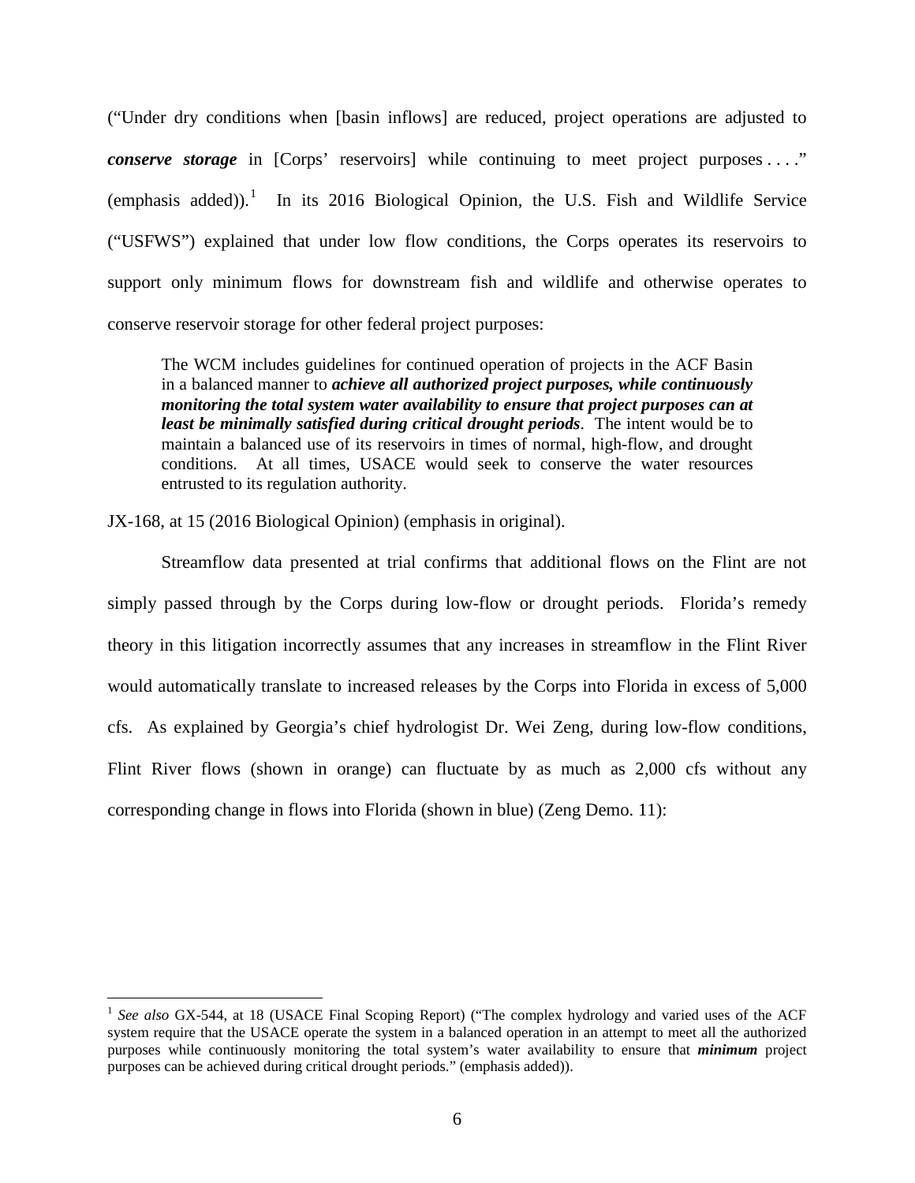("Under dry conditions when [basin inflows] are reduced, project operations are adjusted to ***conserve storage*** in [Corps' reservoirs] while continuing to meet project purposes . . . ." (emphasis added)).[1] In its 2016 Biological Opinion, the U.S. Fish and Wildlife Service ("USFWS") explained that under low flow conditions, the Corps operates its reservoirs to support only minimum flows for downstream fish and wildlife and otherwise operates to conserve reservoir storage for other federal project purposes:

> The WCM includes guidelines for continued operation of projects in the ACF Basin in a balanced manner to ***achieve all authorized project purposes, while continuously monitoring the total system water availability to ensure that project purposes can at least be minimally satisfied during critical drought periods***. The intent would be to maintain a balanced use of its reservoirs in times of normal, high-flow, and drought conditions. At all times, USACE would seek to conserve the water resources entrusted to its regulation authority.

JX-168, at 15 (2016 Biological Opinion) (emphasis in original).

Streamflow data presented at trial confirms that additional flows on the Flint are not simply passed through by the Corps during low-flow or drought periods. Florida's remedy theory in this litigation incorrectly assumes that any increases in streamflow in the Flint River would automatically translate to increased releases by the Corps into Florida in excess of 5,000 cfs. As explained by Georgia's chief hydrologist Dr. Wei Zeng, during low-flow conditions, Flint River flows (shown in orange) can fluctuate by as much as 2,000 cfs without any corresponding change in flows into Florida (shown in blue) (Zeng Demo. 11):

---

[1] *See also* GX-544, at 18 (USACE Final Scoping Report) ("The complex hydrology and varied uses of the ACF system require that the USACE operate the system in a balanced operation in an attempt to meet all the authorized purposes while continuously monitoring the total system's water availability to ensure that ***minimum*** project purposes can be achieved during critical drought periods." (emphasis added)).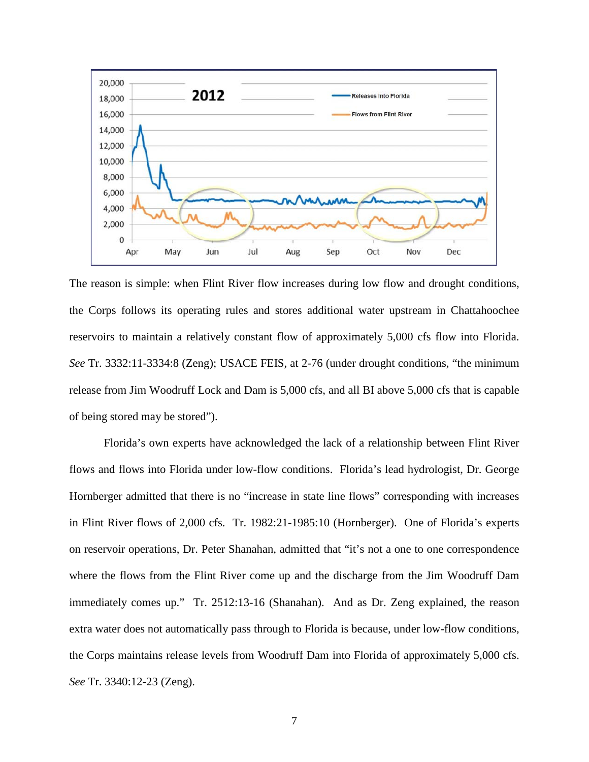The reason is simple: when Flint River flow increases during low flow and drought conditions, the Corps follows its operating rules and stores additional water upstream in Chattahoochee reservoirs to maintain a relatively constant flow of approximately 5,000 cfs flow into Florida. *See* Tr. 3332:11-3334:8 (Zeng); USACE FEIS, at 2-76 (under drought conditions, "the minimum release from Jim Woodruff Lock and Dam is 5,000 cfs, and all BI above 5,000 cfs that is capable of being stored may be stored").

Florida's own experts have acknowledged the lack of a relationship between Flint River flows and flows into Florida under low-flow conditions. Florida's lead hydrologist, Dr. George Hornberger admitted that there is no "increase in state line flows" corresponding with increases in Flint River flows of 2,000 cfs. Tr. 1982:21-1985:10 (Hornberger). One of Florida's experts on reservoir operations, Dr. Peter Shanahan, admitted that "it's not a one to one correspondence where the flows from the Flint River come up and the discharge from the Jim Woodruff Dam immediately comes up." Tr. 2512:13-16 (Shanahan). And as Dr. Zeng explained, the reason extra water does not automatically pass through to Florida is because, under low-flow conditions, the Corps maintains release levels from Woodruff Dam into Florida of approximately 5,000 cfs. *See* Tr. 3340:12-23 (Zeng).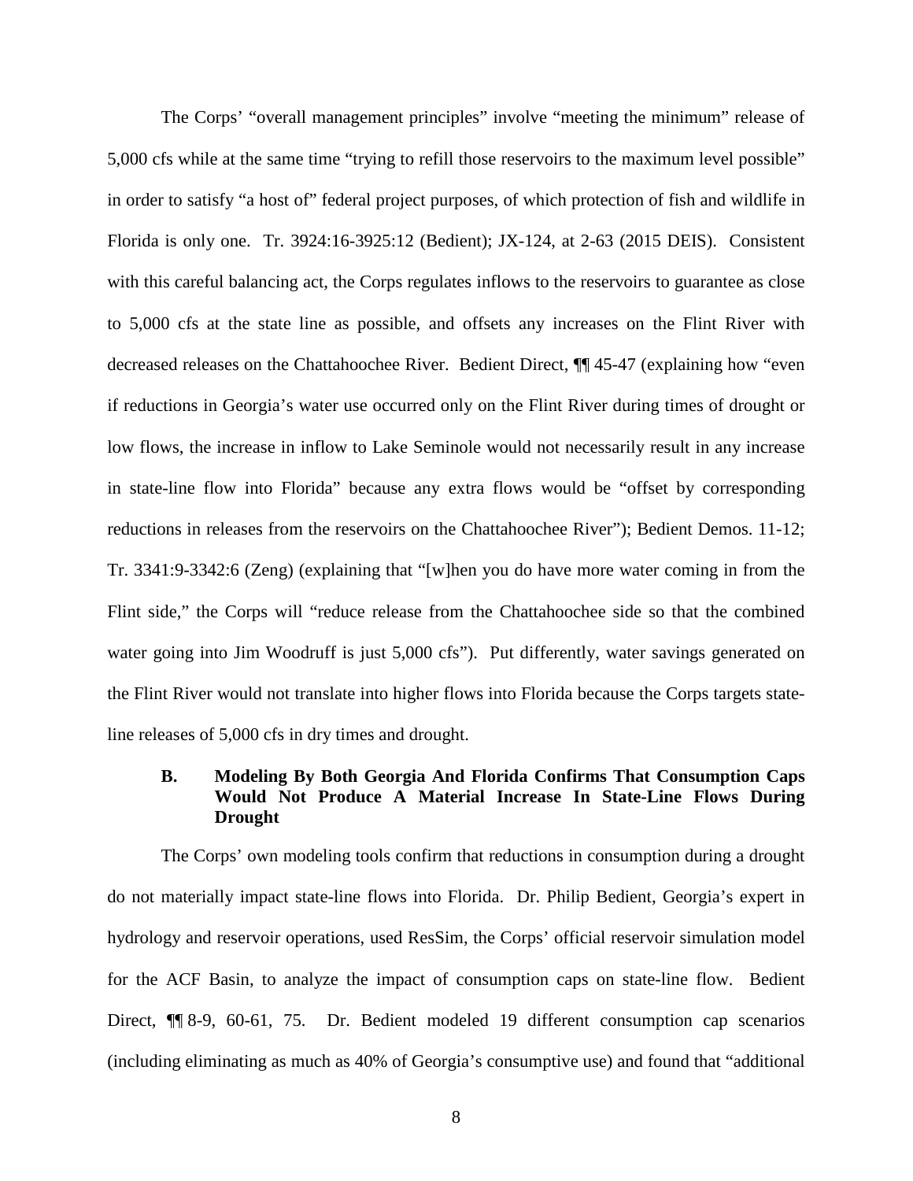The Corps' "overall management principles" involve "meeting the minimum" release of 5,000 cfs while at the same time "trying to refill those reservoirs to the maximum level possible" in order to satisfy "a host of" federal project purposes, of which protection of fish and wildlife in Florida is only one. Tr. 3924:16-3925:12 (Bedient); JX-124, at 2-63 (2015 DEIS). Consistent with this careful balancing act, the Corps regulates inflows to the reservoirs to guarantee as close to 5,000 cfs at the state line as possible, and offsets any increases on the Flint River with decreased releases on the Chattahoochee River. Bedient Direct, ¶¶ 45-47 (explaining how "even if reductions in Georgia's water use occurred only on the Flint River during times of drought or low flows, the increase in inflow to Lake Seminole would not necessarily result in any increase in state-line flow into Florida" because any extra flows would be "offset by corresponding reductions in releases from the reservoirs on the Chattahoochee River"); Bedient Demos. 11-12; Tr. 3341:9-3342:6 (Zeng) (explaining that "[w]hen you do have more water coming in from the Flint side," the Corps will "reduce release from the Chattahoochee side so that the combined water going into Jim Woodruff is just 5,000 cfs"). Put differently, water savings generated on the Flint River would not translate into higher flows into Florida because the Corps targets state-line releases of 5,000 cfs in dry times and drought.

### B. Modeling By Both Georgia And Florida Confirms That Consumption Caps Would Not Produce A Material Increase In State-Line Flows During Drought

The Corps' own modeling tools confirm that reductions in consumption during a drought do not materially impact state-line flows into Florida. Dr. Philip Bedient, Georgia's expert in hydrology and reservoir operations, used ResSim, the Corps' official reservoir simulation model for the ACF Basin, to analyze the impact of consumption caps on state-line flow. Bedient Direct, ¶¶ 8-9, 60-61, 75. Dr. Bedient modeled 19 different consumption cap scenarios (including eliminating as much as 40% of Georgia's consumptive use) and found that "additional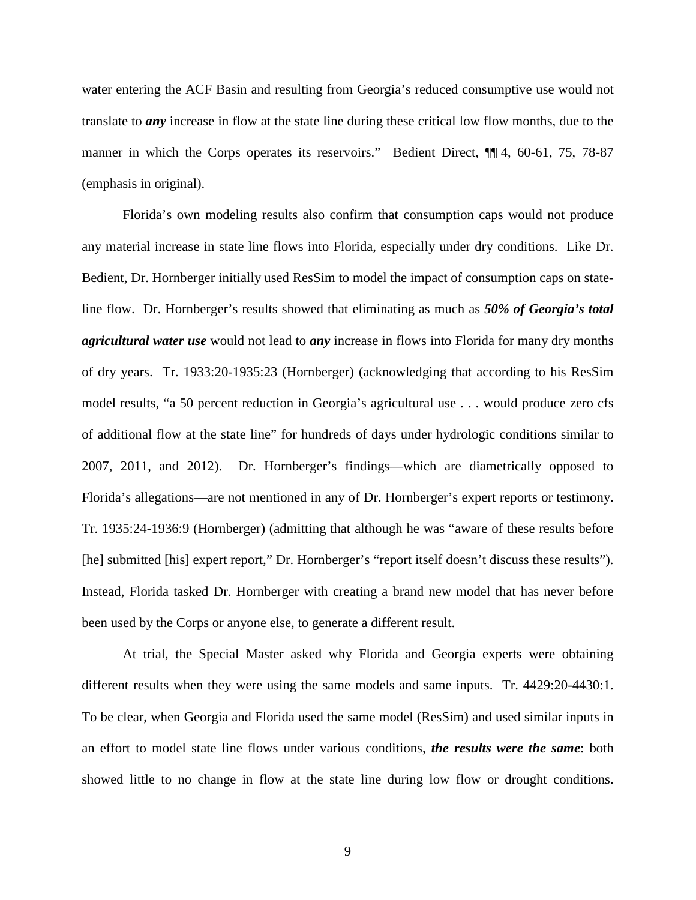water entering the ACF Basin and resulting from Georgia's reduced consumptive use would not translate to ***any*** increase in flow at the state line during these critical low flow months, due to the manner in which the Corps operates its reservoirs." Bedient Direct, ¶¶ 4, 60-61, 75, 78-87 (emphasis in original).

Florida's own modeling results also confirm that consumption caps would not produce any material increase in state line flows into Florida, especially under dry conditions. Like Dr. Bedient, Dr. Hornberger initially used ResSim to model the impact of consumption caps on state-line flow. Dr. Hornberger's results showed that eliminating as much as ***50% of Georgia's total agricultural water use*** would not lead to ***any*** increase in flows into Florida for many dry months of dry years. Tr. 1933:20-1935:23 (Hornberger) (acknowledging that according to his ResSim model results, "a 50 percent reduction in Georgia's agricultural use . . . would produce zero cfs of additional flow at the state line" for hundreds of days under hydrologic conditions similar to 2007, 2011, and 2012). Dr. Hornberger's findings—which are diametrically opposed to Florida's allegations—are not mentioned in any of Dr. Hornberger's expert reports or testimony. Tr. 1935:24-1936:9 (Hornberger) (admitting that although he was "aware of these results before [he] submitted [his] expert report," Dr. Hornberger's "report itself doesn't discuss these results"). Instead, Florida tasked Dr. Hornberger with creating a brand new model that has never before been used by the Corps or anyone else, to generate a different result.

At trial, the Special Master asked why Florida and Georgia experts were obtaining different results when they were using the same models and same inputs. Tr. 4429:20-4430:1. To be clear, when Georgia and Florida used the same model (ResSim) and used similar inputs in an effort to model state line flows under various conditions, ***the results were the same***: both showed little to no change in flow at the state line during low flow or drought conditions.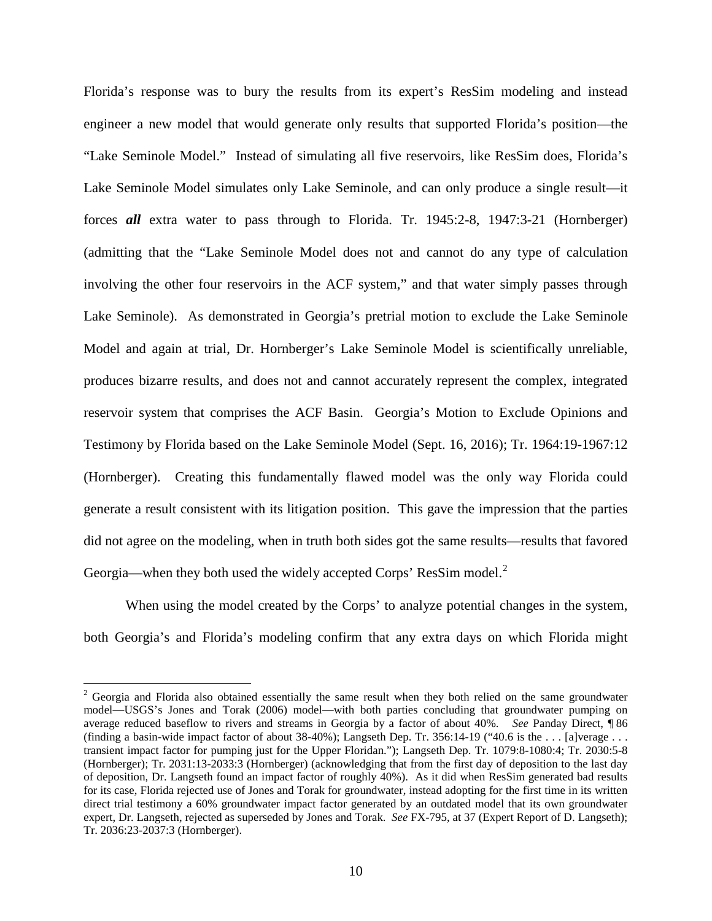Florida's response was to bury the results from its expert's ResSim modeling and instead engineer a new model that would generate only results that supported Florida's position—the "Lake Seminole Model." Instead of simulating all five reservoirs, like ResSim does, Florida's Lake Seminole Model simulates only Lake Seminole, and can only produce a single result—it forces ***all*** extra water to pass through to Florida. Tr. 1945:2-8, 1947:3-21 (Hornberger) (admitting that the "Lake Seminole Model does not and cannot do any type of calculation involving the other four reservoirs in the ACF system," and that water simply passes through Lake Seminole). As demonstrated in Georgia's pretrial motion to exclude the Lake Seminole Model and again at trial, Dr. Hornberger's Lake Seminole Model is scientifically unreliable, produces bizarre results, and does not and cannot accurately represent the complex, integrated reservoir system that comprises the ACF Basin. Georgia's Motion to Exclude Opinions and Testimony by Florida based on the Lake Seminole Model (Sept. 16, 2016); Tr. 1964:19-1967:12 (Hornberger). Creating this fundamentally flawed model was the only way Florida could generate a result consistent with its litigation position. This gave the impression that the parties did not agree on the modeling, when in truth both sides got the same results—results that favored Georgia—when they both used the widely accepted Corps' ResSim model.[2]

When using the model created by the Corps' to analyze potential changes in the system, both Georgia's and Florida's modeling confirm that any extra days on which Florida might

---

[2] Georgia and Florida also obtained essentially the same result when they both relied on the same groundwater model—USGS's Jones and Torak (2006) model—with both parties concluding that groundwater pumping on average reduced baseflow to rivers and streams in Georgia by a factor of about 40%. *See* Panday Direct, ¶ 86 (finding a basin-wide impact factor of about 38-40%); Langseth Dep. Tr. 356:14-19 ("40.6 is the . . . [a]verage . . . transient impact factor for pumping just for the Upper Floridan."); Langseth Dep. Tr. 1079:8-1080:4; Tr. 2030:5-8 (Hornberger); Tr. 2031:13-2033:3 (Hornberger) (acknowledging that from the first day of deposition to the last day of deposition, Dr. Langseth found an impact factor of roughly 40%). As it did when ResSim generated bad results for its case, Florida rejected use of Jones and Torak for groundwater, instead adopting for the first time in its written direct trial testimony a 60% groundwater impact factor generated by an outdated model that its own groundwater expert, Dr. Langseth, rejected as superseded by Jones and Torak. *See* FX-795, at 37 (Expert Report of D. Langseth); Tr. 2036:23-2037:3 (Hornberger).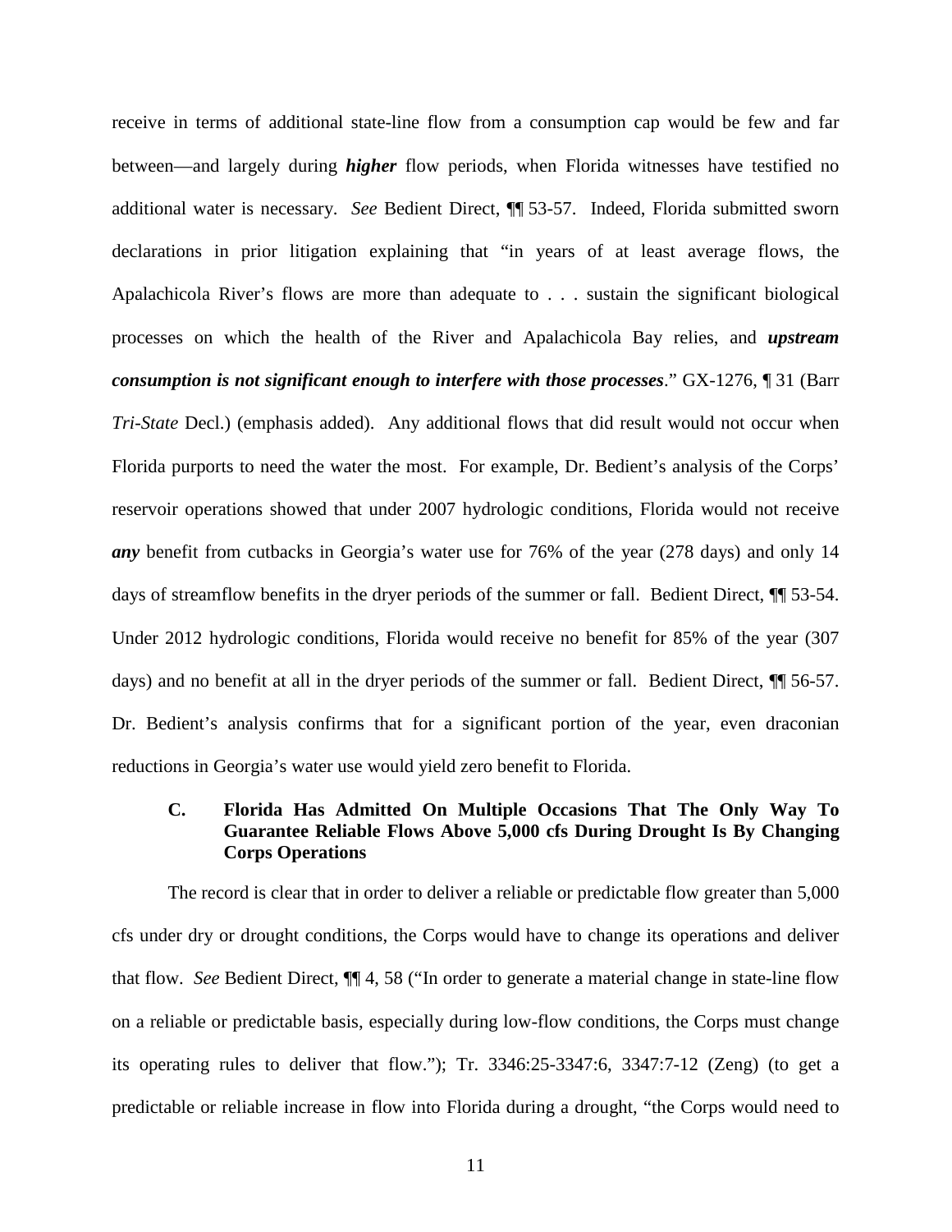receive in terms of additional state-line flow from a consumption cap would be few and far between—and largely during ***higher*** flow periods, when Florida witnesses have testified no additional water is necessary. *See* Bedient Direct, ¶¶ 53-57. Indeed, Florida submitted sworn declarations in prior litigation explaining that "in years of at least average flows, the Apalachicola River's flows are more than adequate to . . . sustain the significant biological processes on which the health of the River and Apalachicola Bay relies, and ***upstream consumption is not significant enough to interfere with those processes***." GX-1276, ¶ 31 (Barr *Tri-State* Decl.) (emphasis added). Any additional flows that did result would not occur when Florida purports to need the water the most. For example, Dr. Bedient's analysis of the Corps' reservoir operations showed that under 2007 hydrologic conditions, Florida would not receive ***any*** benefit from cutbacks in Georgia's water use for 76% of the year (278 days) and only 14 days of streamflow benefits in the dryer periods of the summer or fall. Bedient Direct, ¶¶ 53-54. Under 2012 hydrologic conditions, Florida would receive no benefit for 85% of the year (307 days) and no benefit at all in the dryer periods of the summer or fall. Bedient Direct, ¶¶ 56-57. Dr. Bedient's analysis confirms that for a significant portion of the year, even draconian reductions in Georgia's water use would yield zero benefit to Florida.

### C. Florida Has Admitted On Multiple Occasions That The Only Way To Guarantee Reliable Flows Above 5,000 cfs During Drought Is By Changing Corps Operations

The record is clear that in order to deliver a reliable or predictable flow greater than 5,000 cfs under dry or drought conditions, the Corps would have to change its operations and deliver that flow. *See* Bedient Direct, ¶¶ 4, 58 ("In order to generate a material change in state-line flow on a reliable or predictable basis, especially during low-flow conditions, the Corps must change its operating rules to deliver that flow."); Tr. 3346:25-3347:6, 3347:7-12 (Zeng) (to get a predictable or reliable increase in flow into Florida during a drought, "the Corps would need to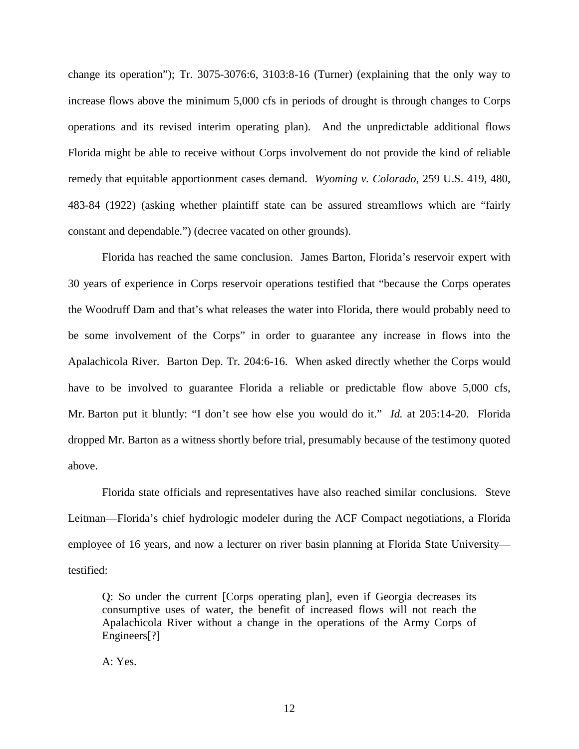change its operation"); Tr. 3075-3076:6, 3103:8-16 (Turner) (explaining that the only way to increase flows above the minimum 5,000 cfs in periods of drought is through changes to Corps operations and its revised interim operating plan). And the unpredictable additional flows Florida might be able to receive without Corps involvement do not provide the kind of reliable remedy that equitable apportionment cases demand. *Wyoming v. Colorado*, 259 U.S. 419, 480, 483-84 (1922) (asking whether plaintiff state can be assured streamflows which are "fairly constant and dependable.") (decree vacated on other grounds).

Florida has reached the same conclusion. James Barton, Florida's reservoir expert with 30 years of experience in Corps reservoir operations testified that "because the Corps operates the Woodruff Dam and that's what releases the water into Florida, there would probably need to be some involvement of the Corps" in order to guarantee any increase in flows into the Apalachicola River. Barton Dep. Tr. 204:6-16. When asked directly whether the Corps would have to be involved to guarantee Florida a reliable or predictable flow above 5,000 cfs, Mr. Barton put it bluntly: "I don't see how else you would do it." *Id.* at 205:14-20. Florida dropped Mr. Barton as a witness shortly before trial, presumably because of the testimony quoted above.

Florida state officials and representatives have also reached similar conclusions. Steve Leitman—Florida's chief hydrologic modeler during the ACF Compact negotiations, a Florida employee of 16 years, and now a lecturer on river basin planning at Florida State University—testified:

> Q: So under the current [Corps operating plan], even if Georgia decreases its consumptive uses of water, the benefit of increased flows will not reach the Apalachicola River without a change in the operations of the Army Corps of Engineers[?]
>
> A: Yes.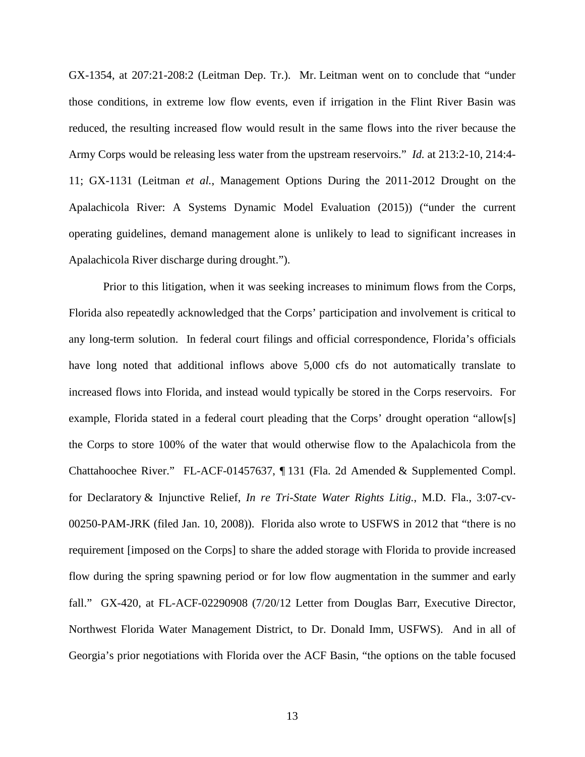GX-1354, at 207:21-208:2 (Leitman Dep. Tr.). Mr. Leitman went on to conclude that "under those conditions, in extreme low flow events, even if irrigation in the Flint River Basin was reduced, the resulting increased flow would result in the same flows into the river because the Army Corps would be releasing less water from the upstream reservoirs." *Id.* at 213:2-10, 214:4-11; GX-1131 (Leitman *et al.*, Management Options During the 2011-2012 Drought on the Apalachicola River: A Systems Dynamic Model Evaluation (2015)) ("under the current operating guidelines, demand management alone is unlikely to lead to significant increases in Apalachicola River discharge during drought.").

Prior to this litigation, when it was seeking increases to minimum flows from the Corps, Florida also repeatedly acknowledged that the Corps' participation and involvement is critical to any long-term solution. In federal court filings and official correspondence, Florida's officials have long noted that additional inflows above 5,000 cfs do not automatically translate to increased flows into Florida, and instead would typically be stored in the Corps reservoirs. For example, Florida stated in a federal court pleading that the Corps' drought operation "allow[s] the Corps to store 100% of the water that would otherwise flow to the Apalachicola from the Chattahoochee River." FL-ACF-01457637, ¶ 131 (Fla. 2d Amended & Supplemented Compl. for Declaratory & Injunctive Relief, *In re Tri-State Water Rights Litig.*, M.D. Fla., 3:07-cv-00250-PAM-JRK (filed Jan. 10, 2008)). Florida also wrote to USFWS in 2012 that "there is no requirement [imposed on the Corps] to share the added storage with Florida to provide increased flow during the spring spawning period or for low flow augmentation in the summer and early fall." GX-420, at FL-ACF-02290908 (7/20/12 Letter from Douglas Barr, Executive Director, Northwest Florida Water Management District, to Dr. Donald Imm, USFWS). And in all of Georgia's prior negotiations with Florida over the ACF Basin, "the options on the table focused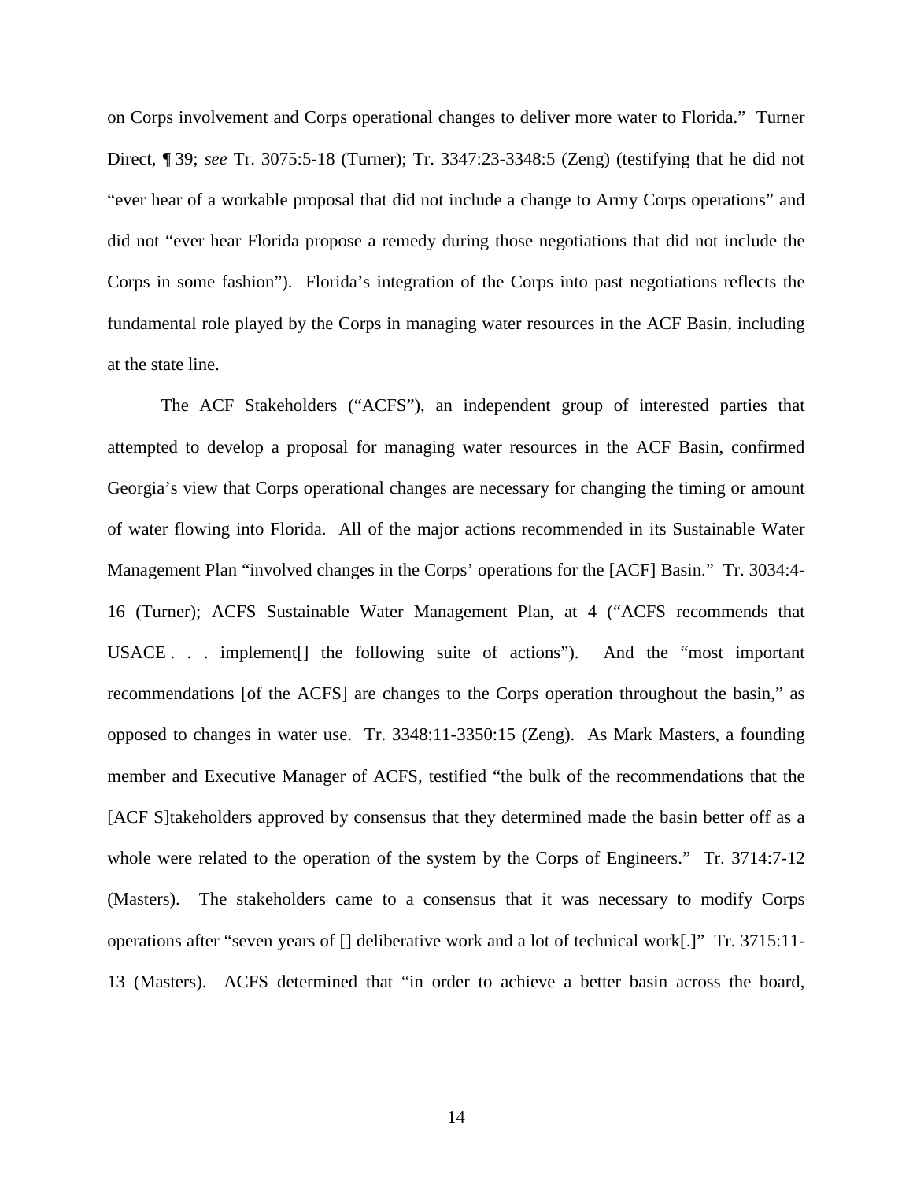on Corps involvement and Corps operational changes to deliver more water to Florida." Turner Direct, ¶ 39; *see* Tr. 3075:5-18 (Turner); Tr. 3347:23-3348:5 (Zeng) (testifying that he did not "ever hear of a workable proposal that did not include a change to Army Corps operations" and did not "ever hear Florida propose a remedy during those negotiations that did not include the Corps in some fashion"). Florida's integration of the Corps into past negotiations reflects the fundamental role played by the Corps in managing water resources in the ACF Basin, including at the state line.

The ACF Stakeholders ("ACFS"), an independent group of interested parties that attempted to develop a proposal for managing water resources in the ACF Basin, confirmed Georgia's view that Corps operational changes are necessary for changing the timing or amount of water flowing into Florida. All of the major actions recommended in its Sustainable Water Management Plan "involved changes in the Corps' operations for the [ACF] Basin." Tr. 3034:4-16 (Turner); ACFS Sustainable Water Management Plan, at 4 ("ACFS recommends that USACE . . . implement[] the following suite of actions"). And the "most important recommendations [of the ACFS] are changes to the Corps operation throughout the basin," as opposed to changes in water use. Tr. 3348:11-3350:15 (Zeng). As Mark Masters, a founding member and Executive Manager of ACFS, testified "the bulk of the recommendations that the [ACF S]takeholders approved by consensus that they determined made the basin better off as a whole were related to the operation of the system by the Corps of Engineers." Tr. 3714:7-12 (Masters). The stakeholders came to a consensus that it was necessary to modify Corps operations after "seven years of [] deliberative work and a lot of technical work[.]" Tr. 3715:11-13 (Masters). ACFS determined that "in order to achieve a better basin across the board,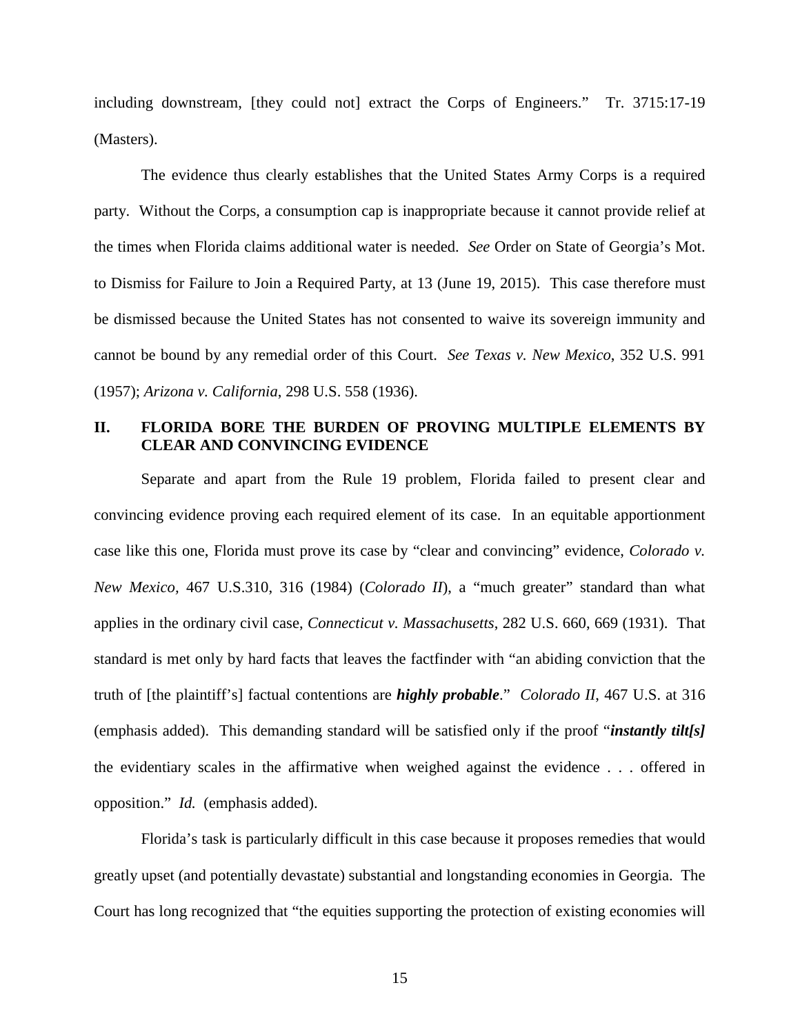including downstream, [they could not] extract the Corps of Engineers." Tr. 3715:17-19 (Masters).

The evidence thus clearly establishes that the United States Army Corps is a required party. Without the Corps, a consumption cap is inappropriate because it cannot provide relief at the times when Florida claims additional water is needed. *See* Order on State of Georgia's Mot. to Dismiss for Failure to Join a Required Party, at 13 (June 19, 2015). This case therefore must be dismissed because the United States has not consented to waive its sovereign immunity and cannot be bound by any remedial order of this Court. *See Texas v. New Mexico*, 352 U.S. 991 (1957); *Arizona v. California*, 298 U.S. 558 (1936).

## II. FLORIDA BORE THE BURDEN OF PROVING MULTIPLE ELEMENTS BY CLEAR AND CONVINCING EVIDENCE

Separate and apart from the Rule 19 problem, Florida failed to present clear and convincing evidence proving each required element of its case. In an equitable apportionment case like this one, Florida must prove its case by "clear and convincing" evidence, *Colorado v. New Mexico,* 467 U.S.310, 316 (1984) (*Colorado II*), a "much greater" standard than what applies in the ordinary civil case, *Connecticut v. Massachusetts*, 282 U.S. 660, 669 (1931). That standard is met only by hard facts that leaves the factfinder with "an abiding conviction that the truth of [the plaintiff's] factual contentions are ***highly probable***." *Colorado II*, 467 U.S. at 316 (emphasis added). This demanding standard will be satisfied only if the proof "***instantly tilt[s]*** the evidentiary scales in the affirmative when weighed against the evidence . . . offered in opposition." *Id.* (emphasis added).

Florida's task is particularly difficult in this case because it proposes remedies that would greatly upset (and potentially devastate) substantial and longstanding economies in Georgia. The Court has long recognized that "the equities supporting the protection of existing economies will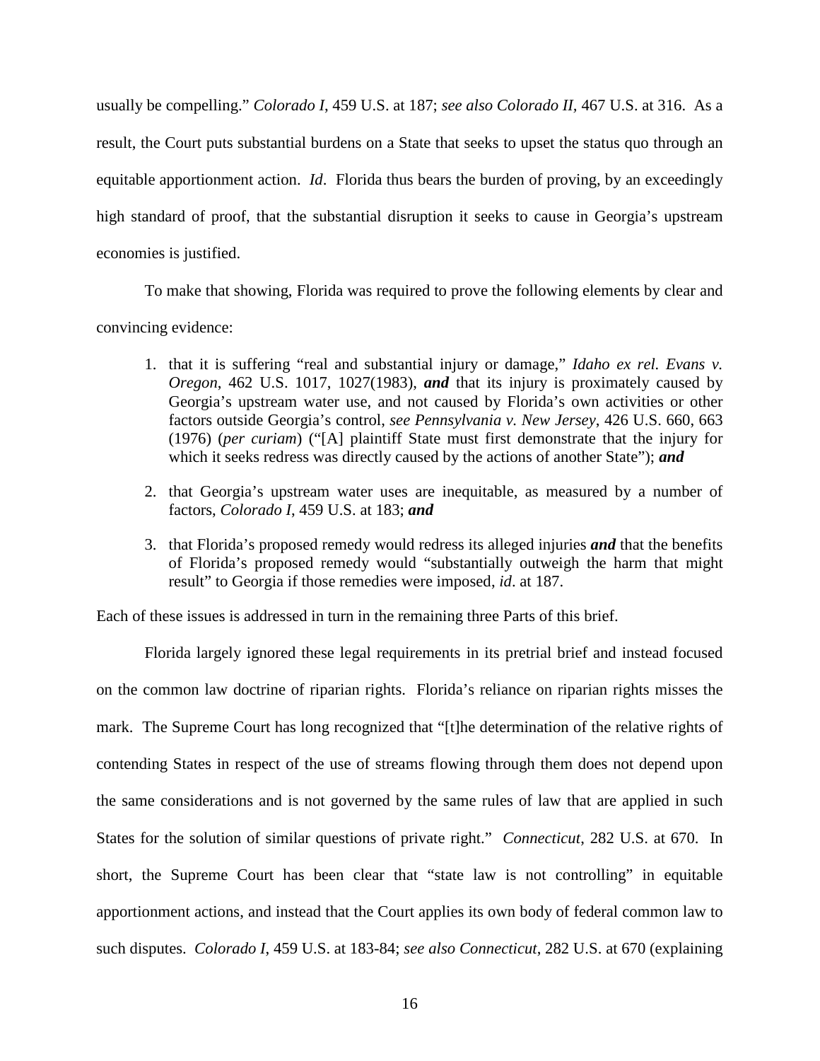usually be compelling." *Colorado I*, 459 U.S. at 187; *see also Colorado II*, 467 U.S. at 316. As a result, the Court puts substantial burdens on a State that seeks to upset the status quo through an equitable apportionment action. *Id*. Florida thus bears the burden of proving, by an exceedingly high standard of proof, that the substantial disruption it seeks to cause in Georgia's upstream economies is justified.

To make that showing, Florida was required to prove the following elements by clear and convincing evidence:

1. that it is suffering "real and substantial injury or damage," *Idaho ex rel. Evans v. Oregon*, 462 U.S. 1017, 1027(1983), ***and*** that its injury is proximately caused by Georgia's upstream water use, and not caused by Florida's own activities or other factors outside Georgia's control, *see Pennsylvania v. New Jersey*, 426 U.S. 660, 663 (1976) (*per curiam*) ("[A] plaintiff State must first demonstrate that the injury for which it seeks redress was directly caused by the actions of another State"); ***and***

2. that Georgia's upstream water uses are inequitable, as measured by a number of factors, *Colorado I*, 459 U.S. at 183; ***and***

3. that Florida's proposed remedy would redress its alleged injuries ***and*** that the benefits of Florida's proposed remedy would "substantially outweigh the harm that might result" to Georgia if those remedies were imposed, *id*. at 187.

Each of these issues is addressed in turn in the remaining three Parts of this brief.

Florida largely ignored these legal requirements in its pretrial brief and instead focused on the common law doctrine of riparian rights. Florida's reliance on riparian rights misses the mark. The Supreme Court has long recognized that "[t]he determination of the relative rights of contending States in respect of the use of streams flowing through them does not depend upon the same considerations and is not governed by the same rules of law that are applied in such States for the solution of similar questions of private right." *Connecticut*, 282 U.S. at 670. In short, the Supreme Court has been clear that "state law is not controlling" in equitable apportionment actions, and instead that the Court applies its own body of federal common law to such disputes. *Colorado I*, 459 U.S. at 183-84; *see also Connecticut*, 282 U.S. at 670 (explaining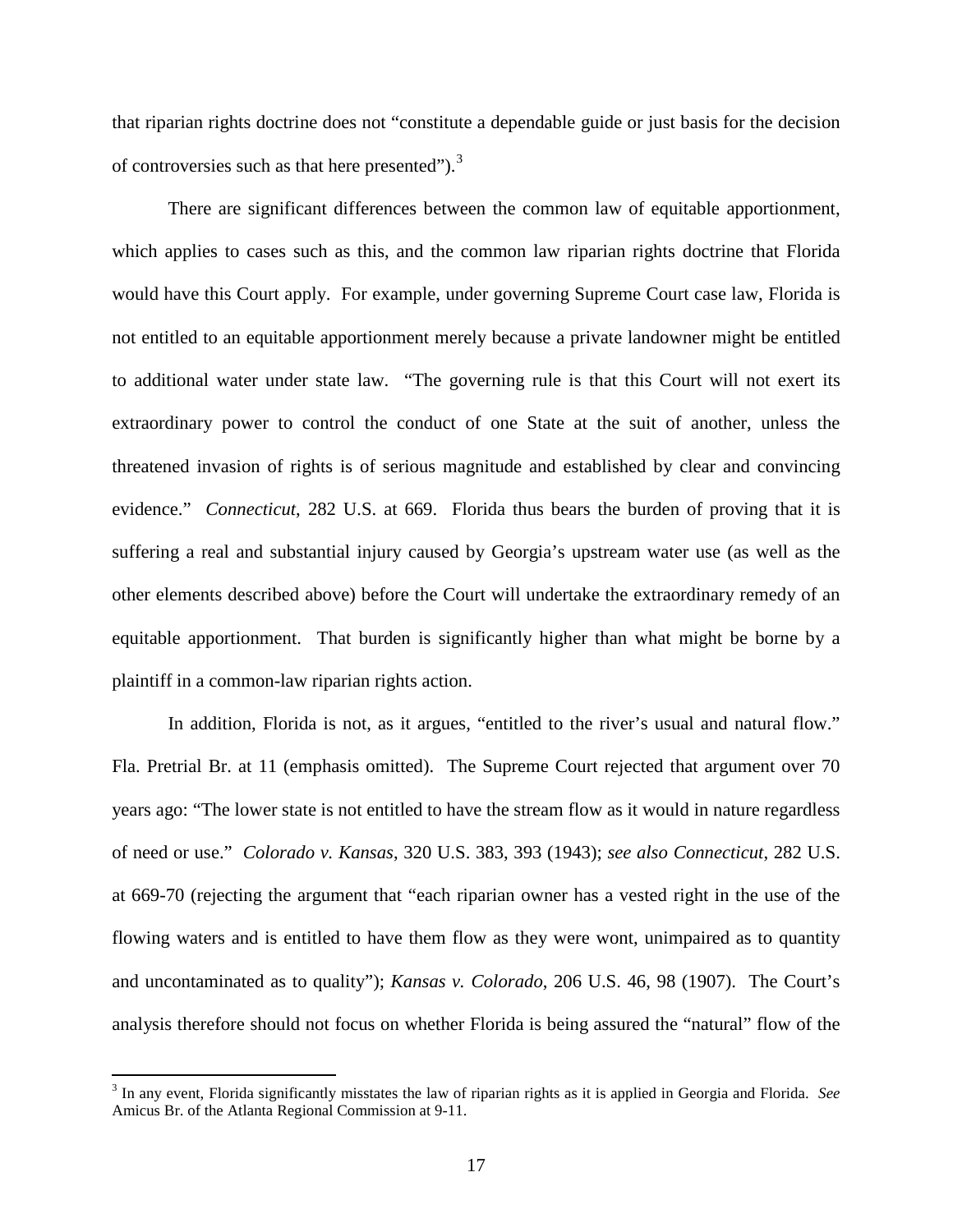that riparian rights doctrine does not "constitute a dependable guide or just basis for the decision of controversies such as that here presented").[3]

There are significant differences between the common law of equitable apportionment, which applies to cases such as this, and the common law riparian rights doctrine that Florida would have this Court apply. For example, under governing Supreme Court case law, Florida is not entitled to an equitable apportionment merely because a private landowner might be entitled to additional water under state law. "The governing rule is that this Court will not exert its extraordinary power to control the conduct of one State at the suit of another, unless the threatened invasion of rights is of serious magnitude and established by clear and convincing evidence." *Connecticut*, 282 U.S. at 669. Florida thus bears the burden of proving that it is suffering a real and substantial injury caused by Georgia's upstream water use (as well as the other elements described above) before the Court will undertake the extraordinary remedy of an equitable apportionment. That burden is significantly higher than what might be borne by a plaintiff in a common-law riparian rights action.

In addition, Florida is not, as it argues, "entitled to the river's usual and natural flow." Fla. Pretrial Br. at 11 (emphasis omitted). The Supreme Court rejected that argument over 70 years ago: "The lower state is not entitled to have the stream flow as it would in nature regardless of need or use." *Colorado v. Kansas*, 320 U.S. 383, 393 (1943); *see also Connecticut*, 282 U.S. at 669-70 (rejecting the argument that "each riparian owner has a vested right in the use of the flowing waters and is entitled to have them flow as they were wont, unimpaired as to quantity and uncontaminated as to quality"); *Kansas v. Colorado*, 206 U.S. 46, 98 (1907). The Court's analysis therefore should not focus on whether Florida is being assured the "natural" flow of the

[3] In any event, Florida significantly misstates the law of riparian rights as it is applied in Georgia and Florida. *See* Amicus Br. of the Atlanta Regional Commission at 9-11.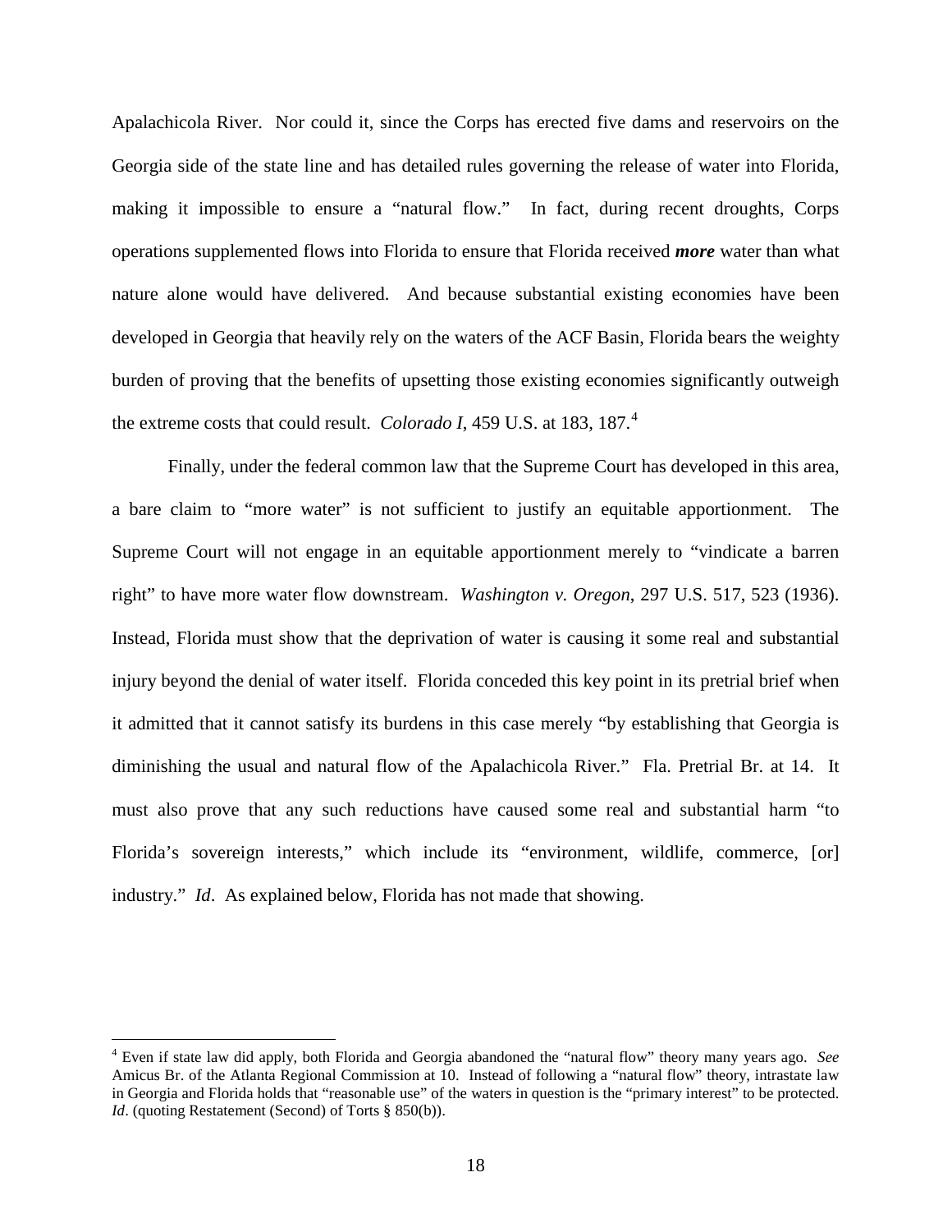Apalachicola River. Nor could it, since the Corps has erected five dams and reservoirs on the Georgia side of the state line and has detailed rules governing the release of water into Florida, making it impossible to ensure a "natural flow." In fact, during recent droughts, Corps operations supplemented flows into Florida to ensure that Florida received ***more*** water than what nature alone would have delivered. And because substantial existing economies have been developed in Georgia that heavily rely on the waters of the ACF Basin, Florida bears the weighty burden of proving that the benefits of upsetting those existing economies significantly outweigh the extreme costs that could result. *Colorado I*, 459 U.S. at 183, 187.[4]

Finally, under the federal common law that the Supreme Court has developed in this area, a bare claim to "more water" is not sufficient to justify an equitable apportionment. The Supreme Court will not engage in an equitable apportionment merely to "vindicate a barren right" to have more water flow downstream. *Washington v. Oregon*, 297 U.S. 517, 523 (1936). Instead, Florida must show that the deprivation of water is causing it some real and substantial injury beyond the denial of water itself. Florida conceded this key point in its pretrial brief when it admitted that it cannot satisfy its burdens in this case merely "by establishing that Georgia is diminishing the usual and natural flow of the Apalachicola River." Fla. Pretrial Br. at 14. It must also prove that any such reductions have caused some real and substantial harm "to Florida's sovereign interests," which include its "environment, wildlife, commerce, [or] industry." *Id*. As explained below, Florida has not made that showing.

---

[4] Even if state law did apply, both Florida and Georgia abandoned the "natural flow" theory many years ago. *See* Amicus Br. of the Atlanta Regional Commission at 10. Instead of following a "natural flow" theory, intrastate law in Georgia and Florida holds that "reasonable use" of the waters in question is the "primary interest" to be protected. *Id*. (quoting Restatement (Second) of Torts § 850(b)).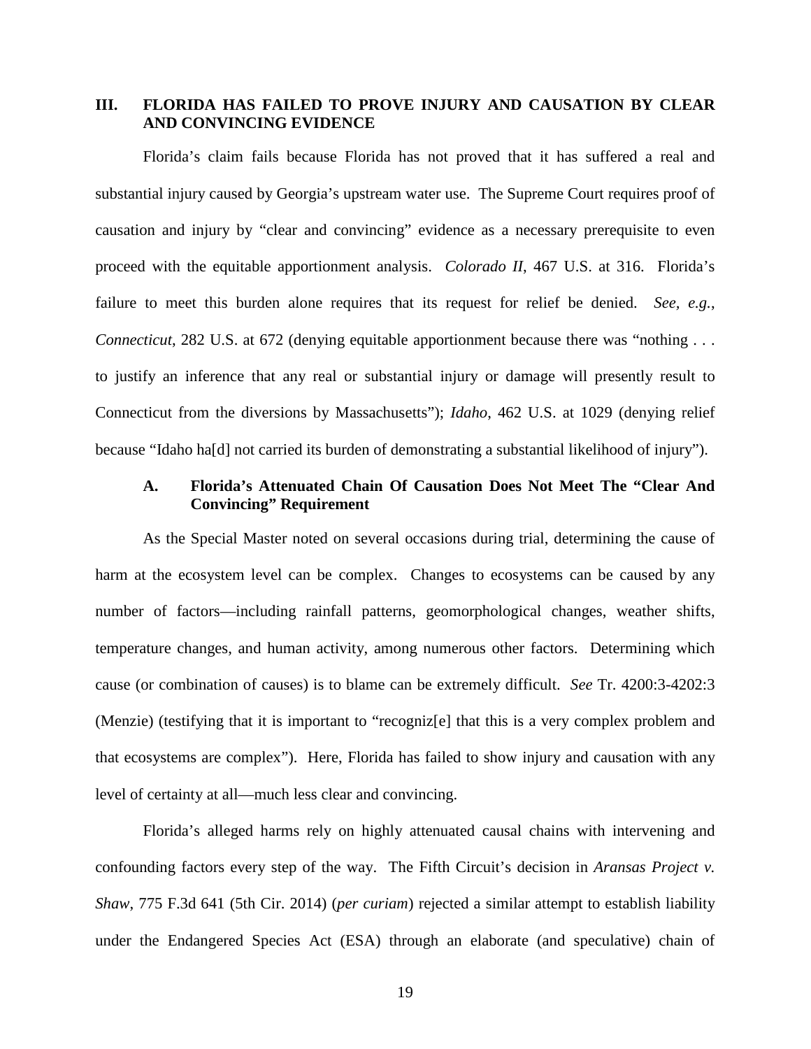## III. FLORIDA HAS FAILED TO PROVE INJURY AND CAUSATION BY CLEAR AND CONVINCING EVIDENCE

Florida's claim fails because Florida has not proved that it has suffered a real and substantial injury caused by Georgia's upstream water use. The Supreme Court requires proof of causation and injury by "clear and convincing" evidence as a necessary prerequisite to even proceed with the equitable apportionment analysis. *Colorado II*, 467 U.S. at 316. Florida's failure to meet this burden alone requires that its request for relief be denied. *See, e.g.*, *Connecticut*, 282 U.S. at 672 (denying equitable apportionment because there was "nothing . . . to justify an inference that any real or substantial injury or damage will presently result to Connecticut from the diversions by Massachusetts"); *Idaho*, 462 U.S. at 1029 (denying relief because "Idaho ha[d] not carried its burden of demonstrating a substantial likelihood of injury").

### A. Florida's Attenuated Chain Of Causation Does Not Meet The "Clear And Convincing" Requirement

As the Special Master noted on several occasions during trial, determining the cause of harm at the ecosystem level can be complex. Changes to ecosystems can be caused by any number of factors—including rainfall patterns, geomorphological changes, weather shifts, temperature changes, and human activity, among numerous other factors. Determining which cause (or combination of causes) is to blame can be extremely difficult. *See* Tr. 4200:3-4202:3 (Menzie) (testifying that it is important to "recogniz[e] that this is a very complex problem and that ecosystems are complex"). Here, Florida has failed to show injury and causation with any level of certainty at all—much less clear and convincing.

Florida's alleged harms rely on highly attenuated causal chains with intervening and confounding factors every step of the way. The Fifth Circuit's decision in *Aransas Project v. Shaw*, 775 F.3d 641 (5th Cir. 2014) (*per curiam*) rejected a similar attempt to establish liability under the Endangered Species Act (ESA) through an elaborate (and speculative) chain of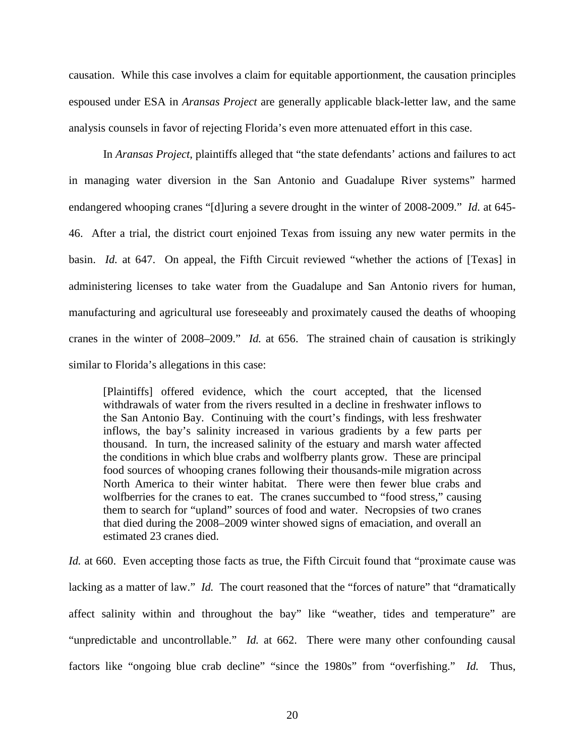causation. While this case involves a claim for equitable apportionment, the causation principles espoused under ESA in *Aransas Project* are generally applicable black-letter law, and the same analysis counsels in favor of rejecting Florida's even more attenuated effort in this case.

In *Aransas Project*, plaintiffs alleged that "the state defendants' actions and failures to act in managing water diversion in the San Antonio and Guadalupe River systems" harmed endangered whooping cranes "[d]uring a severe drought in the winter of 2008-2009." *Id.* at 645-46. After a trial, the district court enjoined Texas from issuing any new water permits in the basin. *Id.* at 647. On appeal, the Fifth Circuit reviewed "whether the actions of [Texas] in administering licenses to take water from the Guadalupe and San Antonio rivers for human, manufacturing and agricultural use foreseeably and proximately caused the deaths of whooping cranes in the winter of 2008–2009." *Id.* at 656. The strained chain of causation is strikingly similar to Florida's allegations in this case:

> [Plaintiffs] offered evidence, which the court accepted, that the licensed withdrawals of water from the rivers resulted in a decline in freshwater inflows to the San Antonio Bay. Continuing with the court's findings, with less freshwater inflows, the bay's salinity increased in various gradients by a few parts per thousand. In turn, the increased salinity of the estuary and marsh water affected the conditions in which blue crabs and wolfberry plants grow. These are principal food sources of whooping cranes following their thousands-mile migration across North America to their winter habitat. There were then fewer blue crabs and wolfberries for the cranes to eat. The cranes succumbed to "food stress," causing them to search for "upland" sources of food and water. Necropsies of two cranes that died during the 2008–2009 winter showed signs of emaciation, and overall an estimated 23 cranes died.

*Id.* at 660. Even accepting those facts as true, the Fifth Circuit found that "proximate cause was lacking as a matter of law." *Id.* The court reasoned that the "forces of nature" that "dramatically affect salinity within and throughout the bay" like "weather, tides and temperature" are "unpredictable and uncontrollable." *Id.* at 662. There were many other confounding causal factors like "ongoing blue crab decline" "since the 1980s" from "overfishing." *Id.* Thus,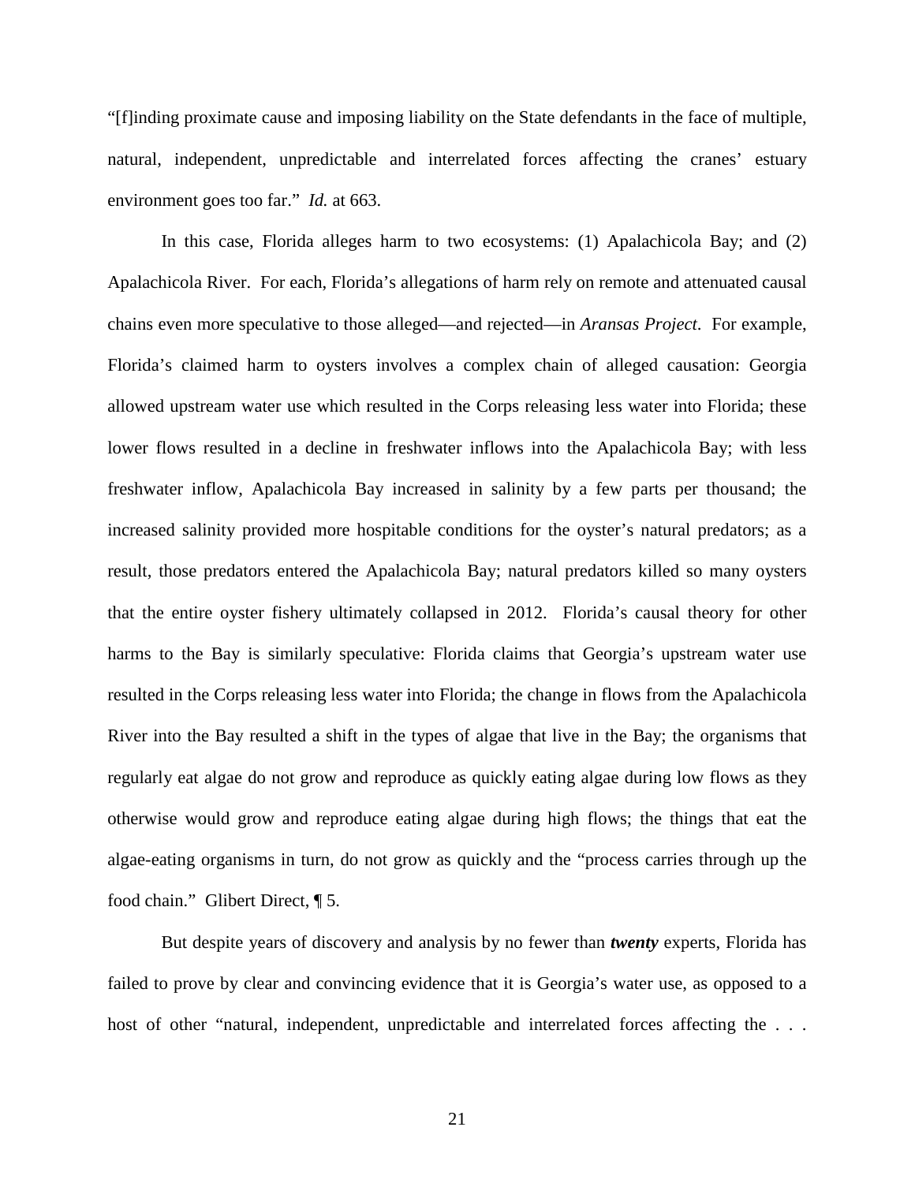"[f]inding proximate cause and imposing liability on the State defendants in the face of multiple, natural, independent, unpredictable and interrelated forces affecting the cranes' estuary environment goes too far." *Id.* at 663.

In this case, Florida alleges harm to two ecosystems: (1) Apalachicola Bay; and (2) Apalachicola River. For each, Florida's allegations of harm rely on remote and attenuated causal chains even more speculative to those alleged—and rejected—in *Aransas Project*. For example, Florida's claimed harm to oysters involves a complex chain of alleged causation: Georgia allowed upstream water use which resulted in the Corps releasing less water into Florida; these lower flows resulted in a decline in freshwater inflows into the Apalachicola Bay; with less freshwater inflow, Apalachicola Bay increased in salinity by a few parts per thousand; the increased salinity provided more hospitable conditions for the oyster's natural predators; as a result, those predators entered the Apalachicola Bay; natural predators killed so many oysters that the entire oyster fishery ultimately collapsed in 2012. Florida's causal theory for other harms to the Bay is similarly speculative: Florida claims that Georgia's upstream water use resulted in the Corps releasing less water into Florida; the change in flows from the Apalachicola River into the Bay resulted a shift in the types of algae that live in the Bay; the organisms that regularly eat algae do not grow and reproduce as quickly eating algae during low flows as they otherwise would grow and reproduce eating algae during high flows; the things that eat the algae-eating organisms in turn, do not grow as quickly and the "process carries through up the food chain." Glibert Direct, ¶ 5.

But despite years of discovery and analysis by no fewer than ***twenty*** experts, Florida has failed to prove by clear and convincing evidence that it is Georgia's water use, as opposed to a host of other "natural, independent, unpredictable and interrelated forces affecting the . . .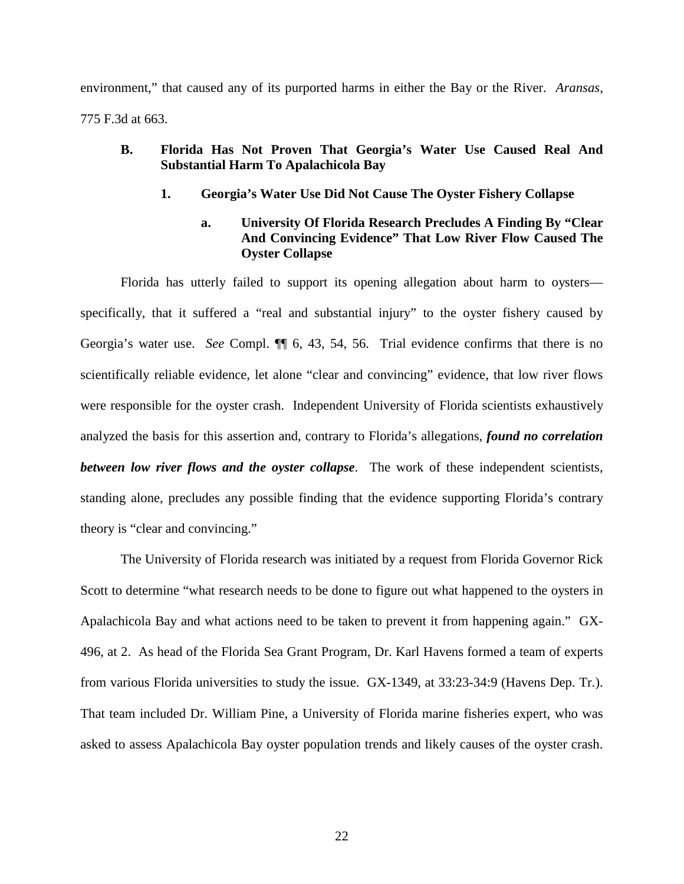environment," that caused any of its purported harms in either the Bay or the River. *Aransas*, 775 F.3d at 663.

### B. Florida Has Not Proven That Georgia's Water Use Caused Real And Substantial Harm To Apalachicola Bay

#### 1. Georgia's Water Use Did Not Cause The Oyster Fishery Collapse

##### a. University Of Florida Research Precludes A Finding By "Clear And Convincing Evidence" That Low River Flow Caused The Oyster Collapse

Florida has utterly failed to support its opening allegation about harm to oysters—specifically, that it suffered a "real and substantial injury" to the oyster fishery caused by Georgia's water use. *See* Compl. ¶¶ 6, 43, 54, 56. Trial evidence confirms that there is no scientifically reliable evidence, let alone "clear and convincing" evidence, that low river flows were responsible for the oyster crash. Independent University of Florida scientists exhaustively analyzed the basis for this assertion and, contrary to Florida's allegations, ***found no correlation between low river flows and the oyster collapse***. The work of these independent scientists, standing alone, precludes any possible finding that the evidence supporting Florida's contrary theory is "clear and convincing."

The University of Florida research was initiated by a request from Florida Governor Rick Scott to determine "what research needs to be done to figure out what happened to the oysters in Apalachicola Bay and what actions need to be taken to prevent it from happening again." GX-496, at 2. As head of the Florida Sea Grant Program, Dr. Karl Havens formed a team of experts from various Florida universities to study the issue. GX-1349, at 33:23-34:9 (Havens Dep. Tr.). That team included Dr. William Pine, a University of Florida marine fisheries expert, who was asked to assess Apalachicola Bay oyster population trends and likely causes of the oyster crash.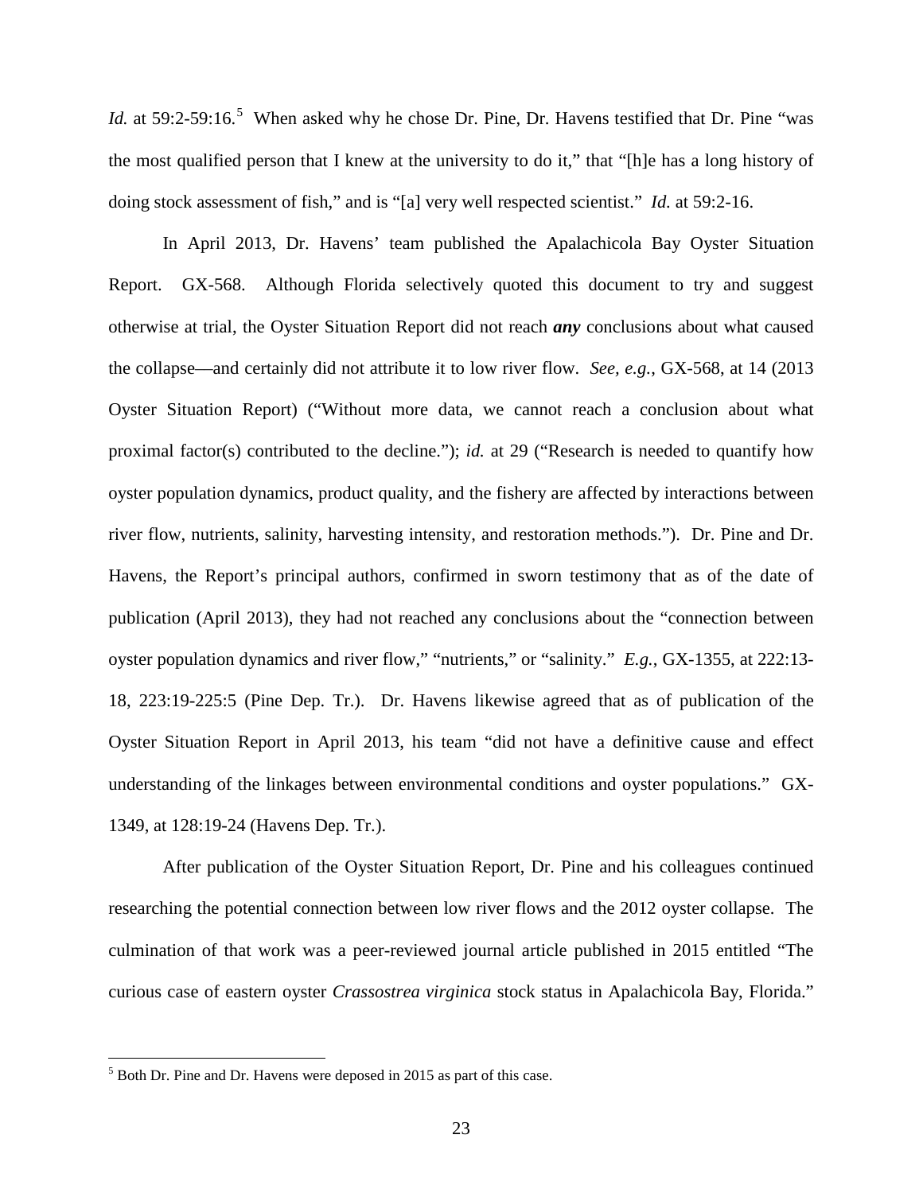*Id.* at 59:2-59:16.[5] When asked why he chose Dr. Pine, Dr. Havens testified that Dr. Pine "was the most qualified person that I knew at the university to do it," that "[h]e has a long history of doing stock assessment of fish," and is "[a] very well respected scientist." *Id.* at 59:2-16.

In April 2013, Dr. Havens' team published the Apalachicola Bay Oyster Situation Report. GX-568. Although Florida selectively quoted this document to try and suggest otherwise at trial, the Oyster Situation Report did not reach ***any*** conclusions about what caused the collapse—and certainly did not attribute it to low river flow. *See, e.g.*, GX-568, at 14 (2013 Oyster Situation Report) ("Without more data, we cannot reach a conclusion about what proximal factor(s) contributed to the decline."); *id.* at 29 ("Research is needed to quantify how oyster population dynamics, product quality, and the fishery are affected by interactions between river flow, nutrients, salinity, harvesting intensity, and restoration methods."). Dr. Pine and Dr. Havens, the Report's principal authors, confirmed in sworn testimony that as of the date of publication (April 2013), they had not reached any conclusions about the "connection between oyster population dynamics and river flow," "nutrients," or "salinity." *E.g.*, GX-1355, at 222:13-18, 223:19-225:5 (Pine Dep. Tr.). Dr. Havens likewise agreed that as of publication of the Oyster Situation Report in April 2013, his team "did not have a definitive cause and effect understanding of the linkages between environmental conditions and oyster populations." GX-1349, at 128:19-24 (Havens Dep. Tr.).

After publication of the Oyster Situation Report, Dr. Pine and his colleagues continued researching the potential connection between low river flows and the 2012 oyster collapse. The culmination of that work was a peer-reviewed journal article published in 2015 entitled "The curious case of eastern oyster *Crassostrea virginica* stock status in Apalachicola Bay, Florida."

[5] Both Dr. Pine and Dr. Havens were deposed in 2015 as part of this case.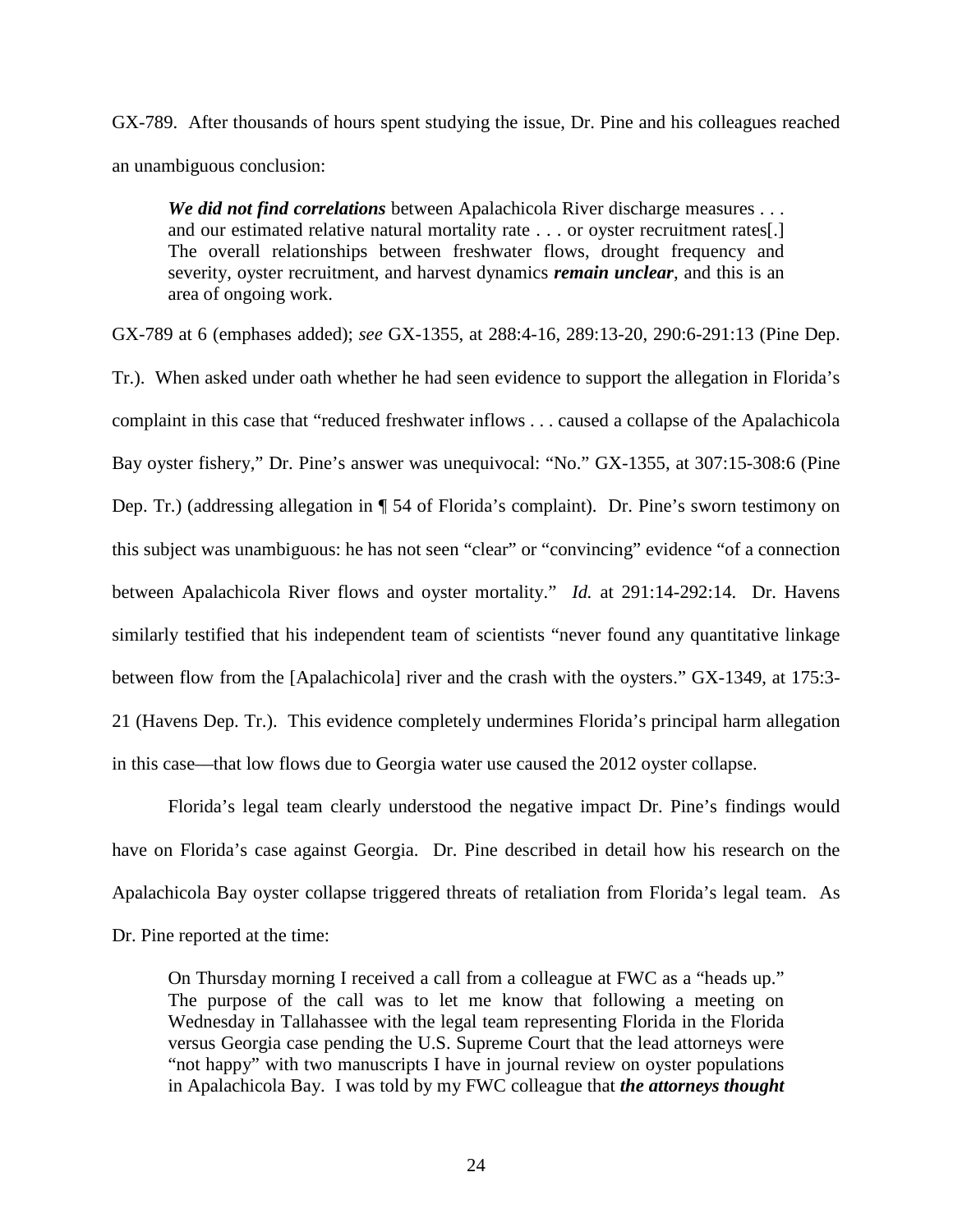GX-789. After thousands of hours spent studying the issue, Dr. Pine and his colleagues reached an unambiguous conclusion:

> ***We did not find correlations*** between Apalachicola River discharge measures . . . and our estimated relative natural mortality rate . . . or oyster recruitment rates[.] The overall relationships between freshwater flows, drought frequency and severity, oyster recruitment, and harvest dynamics ***remain unclear***, and this is an area of ongoing work.

GX-789 at 6 (emphases added); *see* GX-1355, at 288:4-16, 289:13-20, 290:6-291:13 (Pine Dep. Tr.). When asked under oath whether he had seen evidence to support the allegation in Florida's complaint in this case that "reduced freshwater inflows . . . caused a collapse of the Apalachicola Bay oyster fishery," Dr. Pine's answer was unequivocal: "No." GX-1355, at 307:15-308:6 (Pine Dep. Tr.) (addressing allegation in ¶ 54 of Florida's complaint). Dr. Pine's sworn testimony on this subject was unambiguous: he has not seen "clear" or "convincing" evidence "of a connection between Apalachicola River flows and oyster mortality." *Id.* at 291:14-292:14. Dr. Havens similarly testified that his independent team of scientists "never found any quantitative linkage between flow from the [Apalachicola] river and the crash with the oysters." GX-1349, at 175:3-21 (Havens Dep. Tr.). This evidence completely undermines Florida's principal harm allegation in this case—that low flows due to Georgia water use caused the 2012 oyster collapse.

Florida's legal team clearly understood the negative impact Dr. Pine's findings would have on Florida's case against Georgia. Dr. Pine described in detail how his research on the Apalachicola Bay oyster collapse triggered threats of retaliation from Florida's legal team. As Dr. Pine reported at the time:

> On Thursday morning I received a call from a colleague at FWC as a "heads up." The purpose of the call was to let me know that following a meeting on Wednesday in Tallahassee with the legal team representing Florida in the Florida versus Georgia case pending the U.S. Supreme Court that the lead attorneys were "not happy" with two manuscripts I have in journal review on oyster populations in Apalachicola Bay. I was told by my FWC colleague that ***the attorneys thought***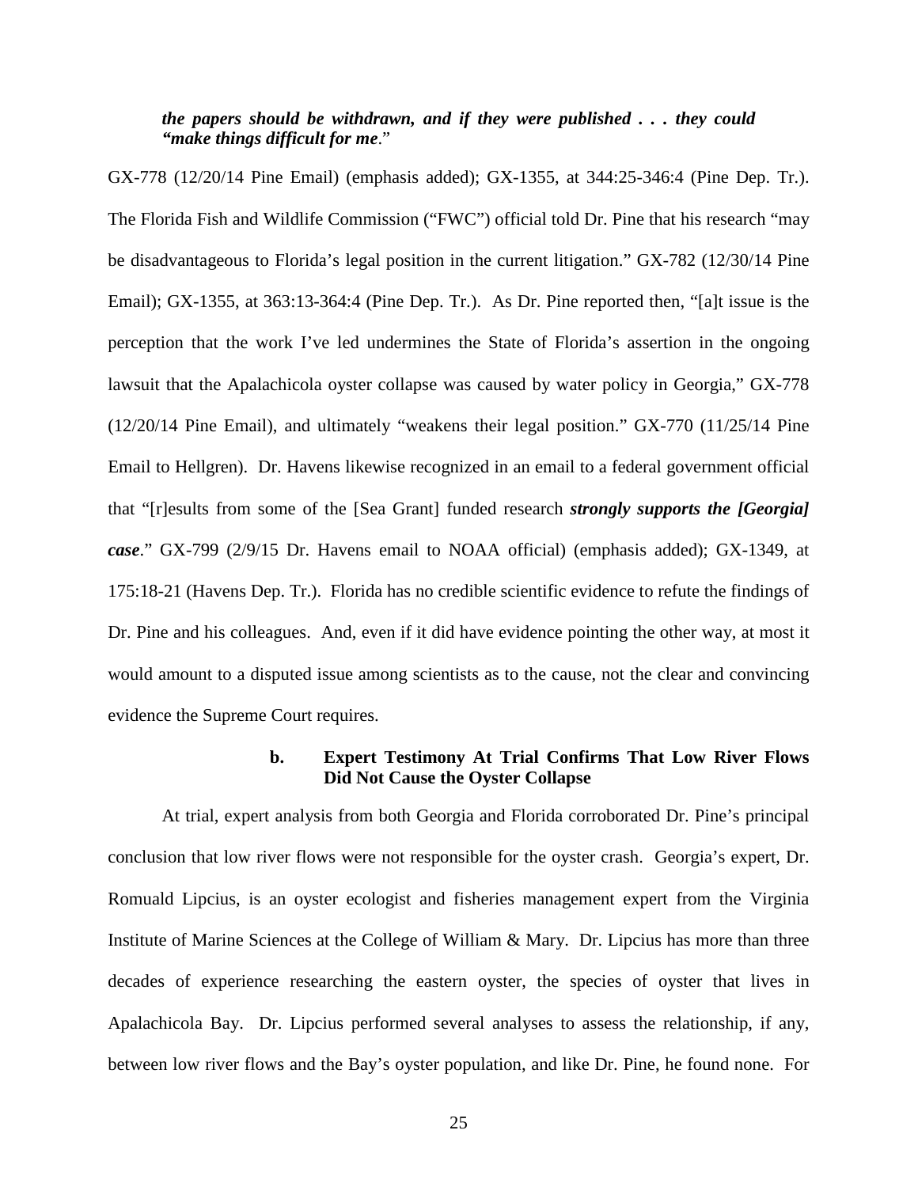*the papers should be withdrawn, and if they were published . . . they could "make things difficult for me*."

GX-778 (12/20/14 Pine Email) (emphasis added); GX-1355, at 344:25-346:4 (Pine Dep. Tr.). The Florida Fish and Wildlife Commission ("FWC") official told Dr. Pine that his research "may be disadvantageous to Florida's legal position in the current litigation." GX-782 (12/30/14 Pine Email); GX-1355, at 363:13-364:4 (Pine Dep. Tr.). As Dr. Pine reported then, "[a]t issue is the perception that the work I've led undermines the State of Florida's assertion in the ongoing lawsuit that the Apalachicola oyster collapse was caused by water policy in Georgia," GX-778 (12/20/14 Pine Email), and ultimately "weakens their legal position." GX-770 (11/25/14 Pine Email to Hellgren). Dr. Havens likewise recognized in an email to a federal government official that "[r]esults from some of the [Sea Grant] funded research ***strongly supports the [Georgia] case***." GX-799 (2/9/15 Dr. Havens email to NOAA official) (emphasis added); GX-1349, at 175:18-21 (Havens Dep. Tr.). Florida has no credible scientific evidence to refute the findings of Dr. Pine and his colleagues. And, even if it did have evidence pointing the other way, at most it would amount to a disputed issue among scientists as to the cause, not the clear and convincing evidence the Supreme Court requires.

#### b. Expert Testimony At Trial Confirms That Low River Flows Did Not Cause the Oyster Collapse

At trial, expert analysis from both Georgia and Florida corroborated Dr. Pine's principal conclusion that low river flows were not responsible for the oyster crash. Georgia's expert, Dr. Romuald Lipcius, is an oyster ecologist and fisheries management expert from the Virginia Institute of Marine Sciences at the College of William & Mary. Dr. Lipcius has more than three decades of experience researching the eastern oyster, the species of oyster that lives in Apalachicola Bay. Dr. Lipcius performed several analyses to assess the relationship, if any, between low river flows and the Bay's oyster population, and like Dr. Pine, he found none. For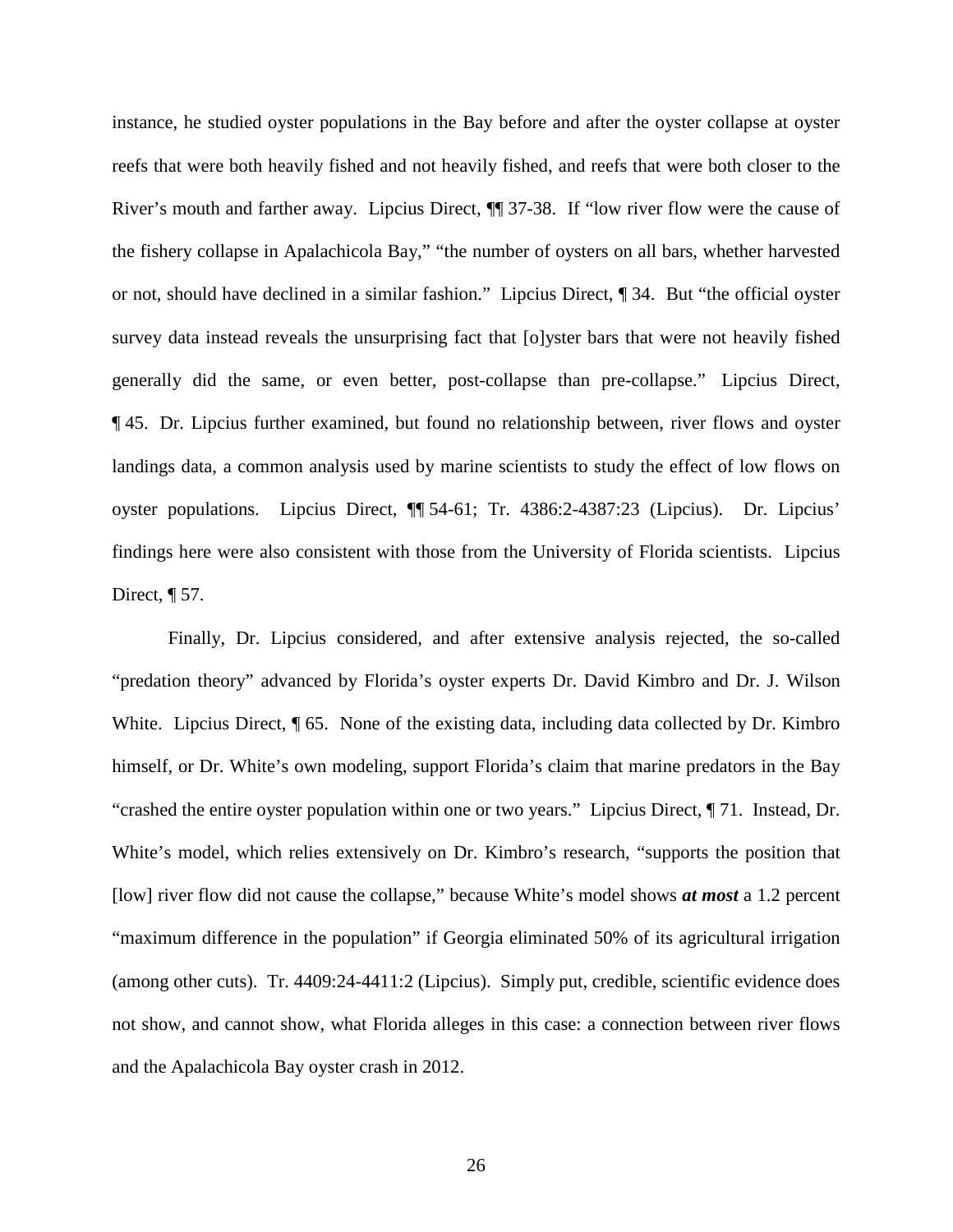instance, he studied oyster populations in the Bay before and after the oyster collapse at oyster reefs that were both heavily fished and not heavily fished, and reefs that were both closer to the River's mouth and farther away. Lipcius Direct, ¶¶ 37-38. If "low river flow were the cause of the fishery collapse in Apalachicola Bay," "the number of oysters on all bars, whether harvested or not, should have declined in a similar fashion." Lipcius Direct, ¶ 34. But "the official oyster survey data instead reveals the unsurprising fact that [o]yster bars that were not heavily fished generally did the same, or even better, post-collapse than pre-collapse." Lipcius Direct, ¶ 45. Dr. Lipcius further examined, but found no relationship between, river flows and oyster landings data, a common analysis used by marine scientists to study the effect of low flows on oyster populations. Lipcius Direct, ¶¶ 54-61; Tr. 4386:2-4387:23 (Lipcius). Dr. Lipcius' findings here were also consistent with those from the University of Florida scientists. Lipcius Direct, ¶ 57.

Finally, Dr. Lipcius considered, and after extensive analysis rejected, the so-called "predation theory" advanced by Florida's oyster experts Dr. David Kimbro and Dr. J. Wilson White. Lipcius Direct, ¶ 65. None of the existing data, including data collected by Dr. Kimbro himself, or Dr. White's own modeling, support Florida's claim that marine predators in the Bay "crashed the entire oyster population within one or two years." Lipcius Direct, ¶ 71. Instead, Dr. White's model, which relies extensively on Dr. Kimbro's research, "supports the position that [low] river flow did not cause the collapse," because White's model shows ***at most*** a 1.2 percent "maximum difference in the population" if Georgia eliminated 50% of its agricultural irrigation (among other cuts). Tr. 4409:24-4411:2 (Lipcius). Simply put, credible, scientific evidence does not show, and cannot show, what Florida alleges in this case: a connection between river flows and the Apalachicola Bay oyster crash in 2012.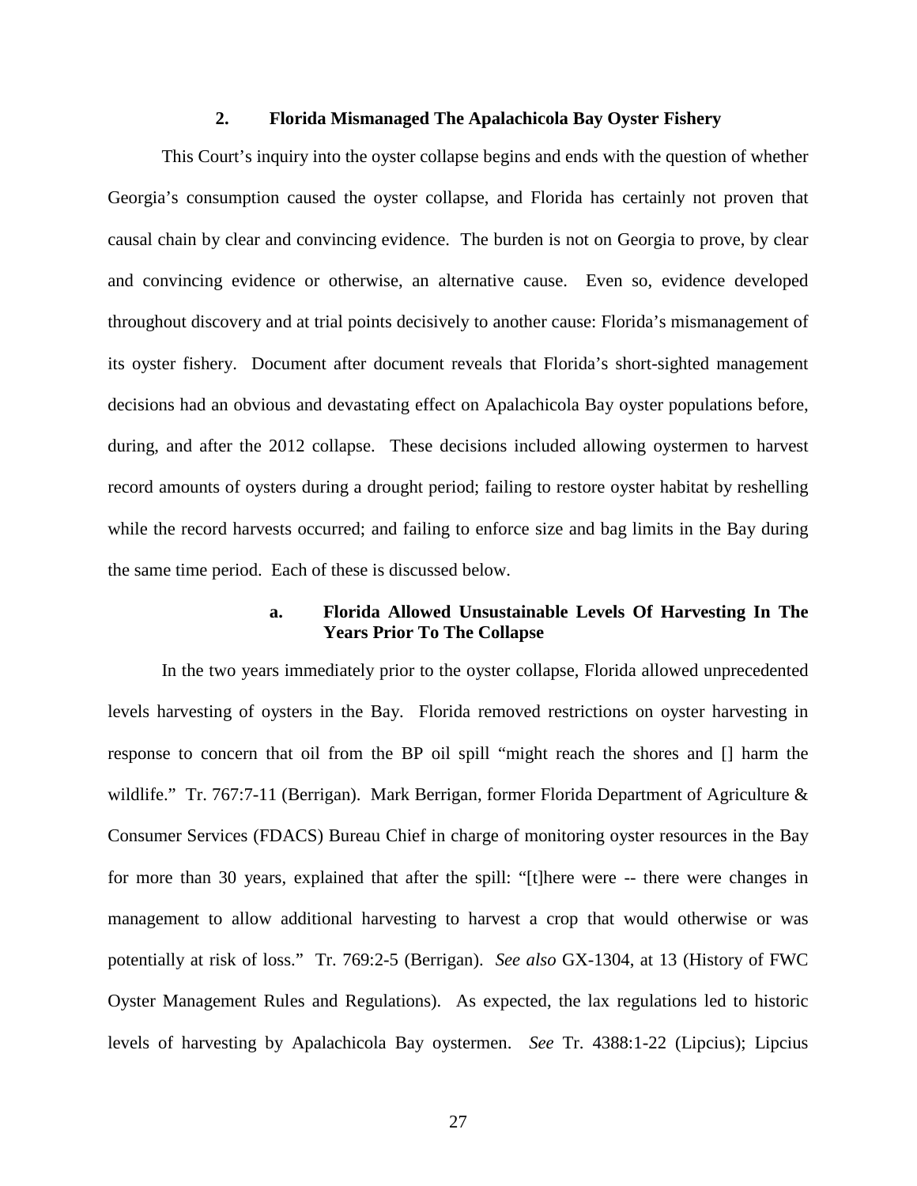### 2. Florida Mismanaged The Apalachicola Bay Oyster Fishery

This Court's inquiry into the oyster collapse begins and ends with the question of whether Georgia's consumption caused the oyster collapse, and Florida has certainly not proven that causal chain by clear and convincing evidence. The burden is not on Georgia to prove, by clear and convincing evidence or otherwise, an alternative cause. Even so, evidence developed throughout discovery and at trial points decisively to another cause: Florida's mismanagement of its oyster fishery. Document after document reveals that Florida's short-sighted management decisions had an obvious and devastating effect on Apalachicola Bay oyster populations before, during, and after the 2012 collapse. These decisions included allowing oystermen to harvest record amounts of oysters during a drought period; failing to restore oyster habitat by reshelling while the record harvests occurred; and failing to enforce size and bag limits in the Bay during the same time period. Each of these is discussed below.

#### a. Florida Allowed Unsustainable Levels Of Harvesting In The Years Prior To The Collapse

In the two years immediately prior to the oyster collapse, Florida allowed unprecedented levels harvesting of oysters in the Bay. Florida removed restrictions on oyster harvesting in response to concern that oil from the BP oil spill "might reach the shores and [] harm the wildlife." Tr. 767:7-11 (Berrigan). Mark Berrigan, former Florida Department of Agriculture & Consumer Services (FDACS) Bureau Chief in charge of monitoring oyster resources in the Bay for more than 30 years, explained that after the spill: "[t]here were -- there were changes in management to allow additional harvesting to harvest a crop that would otherwise or was potentially at risk of loss." Tr. 769:2-5 (Berrigan). *See also* GX-1304, at 13 (History of FWC Oyster Management Rules and Regulations). As expected, the lax regulations led to historic levels of harvesting by Apalachicola Bay oystermen. *See* Tr. 4388:1-22 (Lipcius); Lipcius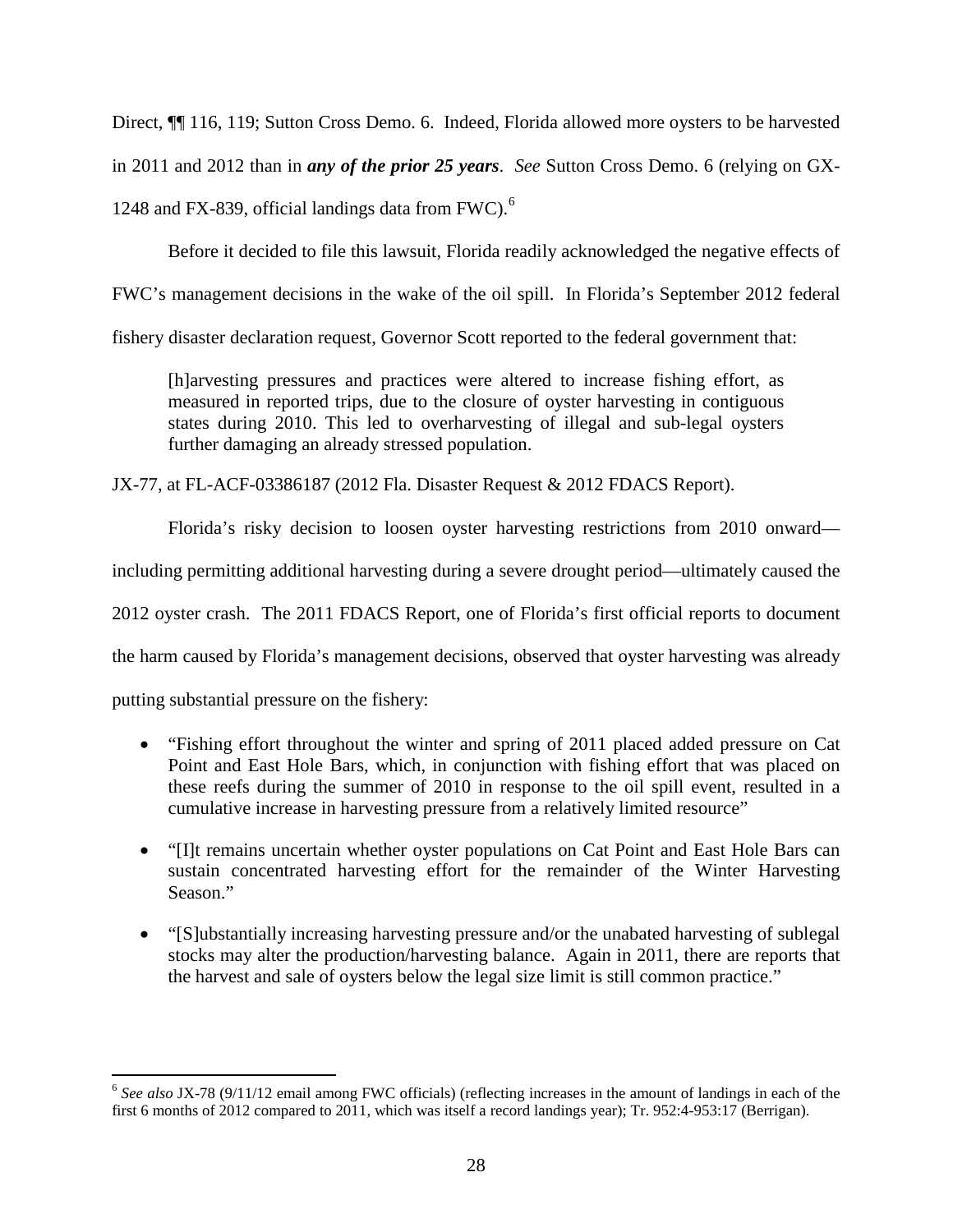Direct, ¶¶ 116, 119; Sutton Cross Demo. 6. Indeed, Florida allowed more oysters to be harvested in 2011 and 2012 than in ***any of the prior 25 years***. *See* Sutton Cross Demo. 6 (relying on GX-1248 and FX-839, official landings data from FWC).[6]

Before it decided to file this lawsuit, Florida readily acknowledged the negative effects of FWC's management decisions in the wake of the oil spill. In Florida's September 2012 federal fishery disaster declaration request, Governor Scott reported to the federal government that:

> [h]arvesting pressures and practices were altered to increase fishing effort, as measured in reported trips, due to the closure of oyster harvesting in contiguous states during 2010. This led to overharvesting of illegal and sub-legal oysters further damaging an already stressed population.

JX-77, at FL-ACF-03386187 (2012 Fla. Disaster Request & 2012 FDACS Report).

Florida's risky decision to loosen oyster harvesting restrictions from 2010 onward—including permitting additional harvesting during a severe drought period—ultimately caused the 2012 oyster crash. The 2011 FDACS Report, one of Florida's first official reports to document the harm caused by Florida's management decisions, observed that oyster harvesting was already putting substantial pressure on the fishery:

- "Fishing effort throughout the winter and spring of 2011 placed added pressure on Cat Point and East Hole Bars, which, in conjunction with fishing effort that was placed on these reefs during the summer of 2010 in response to the oil spill event, resulted in a cumulative increase in harvesting pressure from a relatively limited resource"
- "[I]t remains uncertain whether oyster populations on Cat Point and East Hole Bars can sustain concentrated harvesting effort for the remainder of the Winter Harvesting Season."
- "[S]ubstantially increasing harvesting pressure and/or the unabated harvesting of sublegal stocks may alter the production/harvesting balance. Again in 2011, there are reports that the harvest and sale of oysters below the legal size limit is still common practice."

---

[6] *See also* JX-78 (9/11/12 email among FWC officials) (reflecting increases in the amount of landings in each of the first 6 months of 2012 compared to 2011, which was itself a record landings year); Tr. 952:4-953:17 (Berrigan).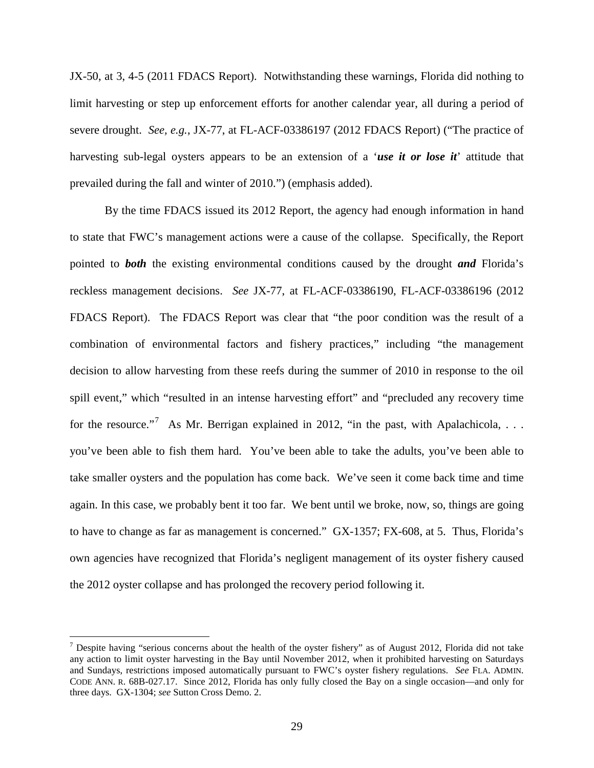JX-50, at 3, 4-5 (2011 FDACS Report). Notwithstanding these warnings, Florida did nothing to limit harvesting or step up enforcement efforts for another calendar year, all during a period of severe drought. *See, e.g.*, JX-77, at FL-ACF-03386197 (2012 FDACS Report) ("The practice of harvesting sub-legal oysters appears to be an extension of a '***use it or lose it***' attitude that prevailed during the fall and winter of 2010.") (emphasis added).

By the time FDACS issued its 2012 Report, the agency had enough information in hand to state that FWC's management actions were a cause of the collapse. Specifically, the Report pointed to ***both*** the existing environmental conditions caused by the drought ***and*** Florida's reckless management decisions. *See* JX-77, at FL-ACF-03386190, FL-ACF-03386196 (2012 FDACS Report). The FDACS Report was clear that "the poor condition was the result of a combination of environmental factors and fishery practices," including "the management decision to allow harvesting from these reefs during the summer of 2010 in response to the oil spill event," which "resulted in an intense harvesting effort" and "precluded any recovery time for the resource."[7] As Mr. Berrigan explained in 2012, "in the past, with Apalachicola, . . . you've been able to fish them hard. You've been able to take the adults, you've been able to take smaller oysters and the population has come back. We've seen it come back time and time again. In this case, we probably bent it too far. We bent until we broke, now, so, things are going to have to change as far as management is concerned." GX-1357; FX-608, at 5. Thus, Florida's own agencies have recognized that Florida's negligent management of its oyster fishery caused the 2012 oyster collapse and has prolonged the recovery period following it.

---

[7] Despite having "serious concerns about the health of the oyster fishery" as of August 2012, Florida did not take any action to limit oyster harvesting in the Bay until November 2012, when it prohibited harvesting on Saturdays and Sundays, restrictions imposed automatically pursuant to FWC's oyster fishery regulations. *See* FLA. ADMIN. CODE ANN. R. 68B-027.17. Since 2012, Florida has only fully closed the Bay on a single occasion—and only for three days. GX-1304; *see* Sutton Cross Demo. 2.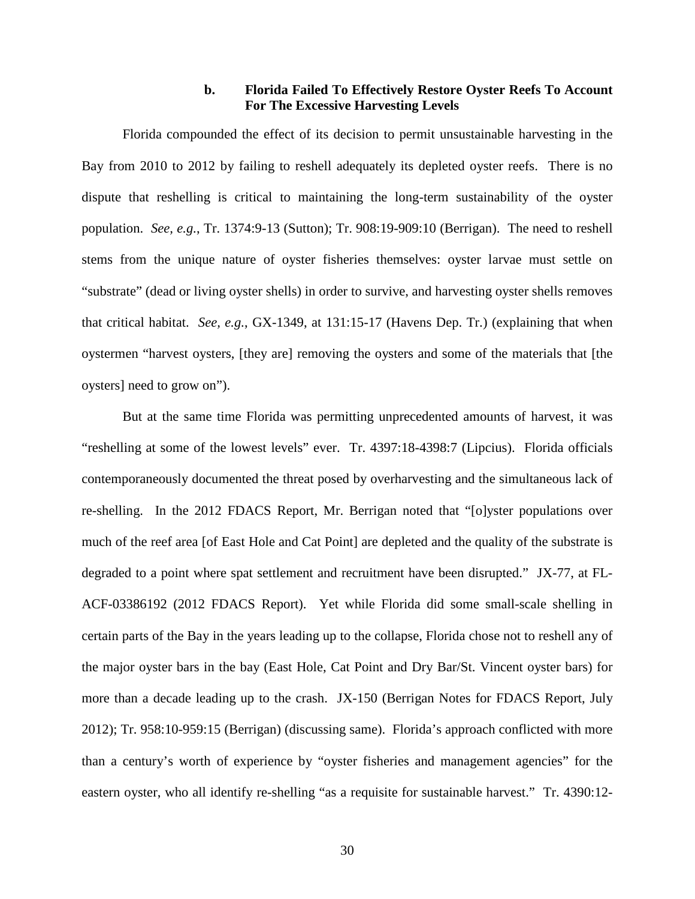#### b. Florida Failed To Effectively Restore Oyster Reefs To Account For The Excessive Harvesting Levels

Florida compounded the effect of its decision to permit unsustainable harvesting in the Bay from 2010 to 2012 by failing to reshell adequately its depleted oyster reefs. There is no dispute that reshelling is critical to maintaining the long-term sustainability of the oyster population. *See, e.g.*, Tr. 1374:9-13 (Sutton); Tr. 908:19-909:10 (Berrigan). The need to reshell stems from the unique nature of oyster fisheries themselves: oyster larvae must settle on "substrate" (dead or living oyster shells) in order to survive, and harvesting oyster shells removes that critical habitat. *See, e.g.*, GX-1349, at 131:15-17 (Havens Dep. Tr.) (explaining that when oystermen "harvest oysters, [they are] removing the oysters and some of the materials that [the oysters] need to grow on").

But at the same time Florida was permitting unprecedented amounts of harvest, it was "reshelling at some of the lowest levels" ever. Tr. 4397:18-4398:7 (Lipcius). Florida officials contemporaneously documented the threat posed by overharvesting and the simultaneous lack of re-shelling. In the 2012 FDACS Report, Mr. Berrigan noted that "[o]yster populations over much of the reef area [of East Hole and Cat Point] are depleted and the quality of the substrate is degraded to a point where spat settlement and recruitment have been disrupted." JX-77, at FL-ACF-03386192 (2012 FDACS Report). Yet while Florida did some small-scale shelling in certain parts of the Bay in the years leading up to the collapse, Florida chose not to reshell any of the major oyster bars in the bay (East Hole, Cat Point and Dry Bar/St. Vincent oyster bars) for more than a decade leading up to the crash. JX-150 (Berrigan Notes for FDACS Report, July 2012); Tr. 958:10-959:15 (Berrigan) (discussing same). Florida's approach conflicted with more than a century's worth of experience by "oyster fisheries and management agencies" for the eastern oyster, who all identify re-shelling "as a requisite for sustainable harvest." Tr. 4390:12-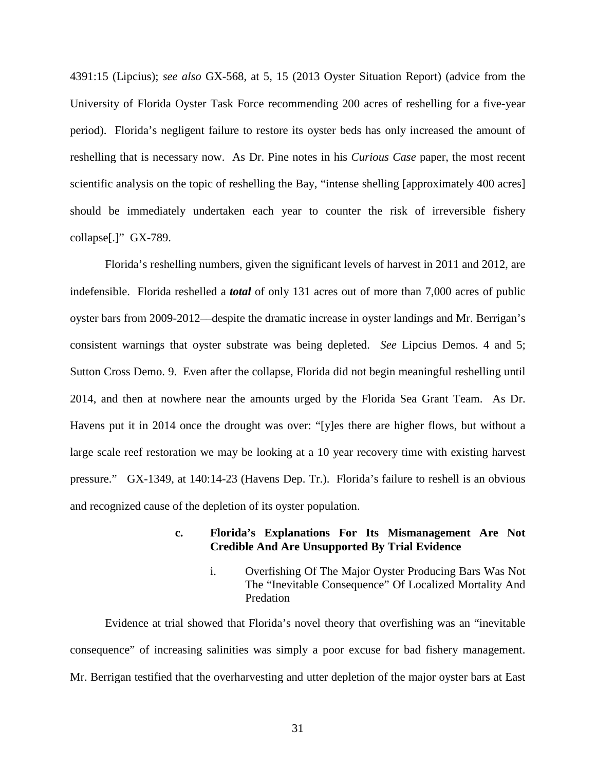4391:15 (Lipcius); *see also* GX-568, at 5, 15 (2013 Oyster Situation Report) (advice from the University of Florida Oyster Task Force recommending 200 acres of reshelling for a five-year period). Florida's negligent failure to restore its oyster beds has only increased the amount of reshelling that is necessary now. As Dr. Pine notes in his *Curious Case* paper, the most recent scientific analysis on the topic of reshelling the Bay, "intense shelling [approximately 400 acres] should be immediately undertaken each year to counter the risk of irreversible fishery collapse[.]" GX-789.

Florida's reshelling numbers, given the significant levels of harvest in 2011 and 2012, are indefensible. Florida reshelled a ***total*** of only 131 acres out of more than 7,000 acres of public oyster bars from 2009-2012—despite the dramatic increase in oyster landings and Mr. Berrigan's consistent warnings that oyster substrate was being depleted. *See* Lipcius Demos. 4 and 5; Sutton Cross Demo. 9. Even after the collapse, Florida did not begin meaningful reshelling until 2014, and then at nowhere near the amounts urged by the Florida Sea Grant Team. As Dr. Havens put it in 2014 once the drought was over: "[y]es there are higher flows, but without a large scale reef restoration we may be looking at a 10 year recovery time with existing harvest pressure." GX-1349, at 140:14-23 (Havens Dep. Tr.). Florida's failure to reshell is an obvious and recognized cause of the depletion of its oyster population.

#### c. Florida's Explanations For Its Mismanagement Are Not Credible And Are Unsupported By Trial Evidence

##### i. Overfishing Of The Major Oyster Producing Bars Was Not The "Inevitable Consequence" Of Localized Mortality And Predation

Evidence at trial showed that Florida's novel theory that overfishing was an "inevitable consequence" of increasing salinities was simply a poor excuse for bad fishery management. Mr. Berrigan testified that the overharvesting and utter depletion of the major oyster bars at East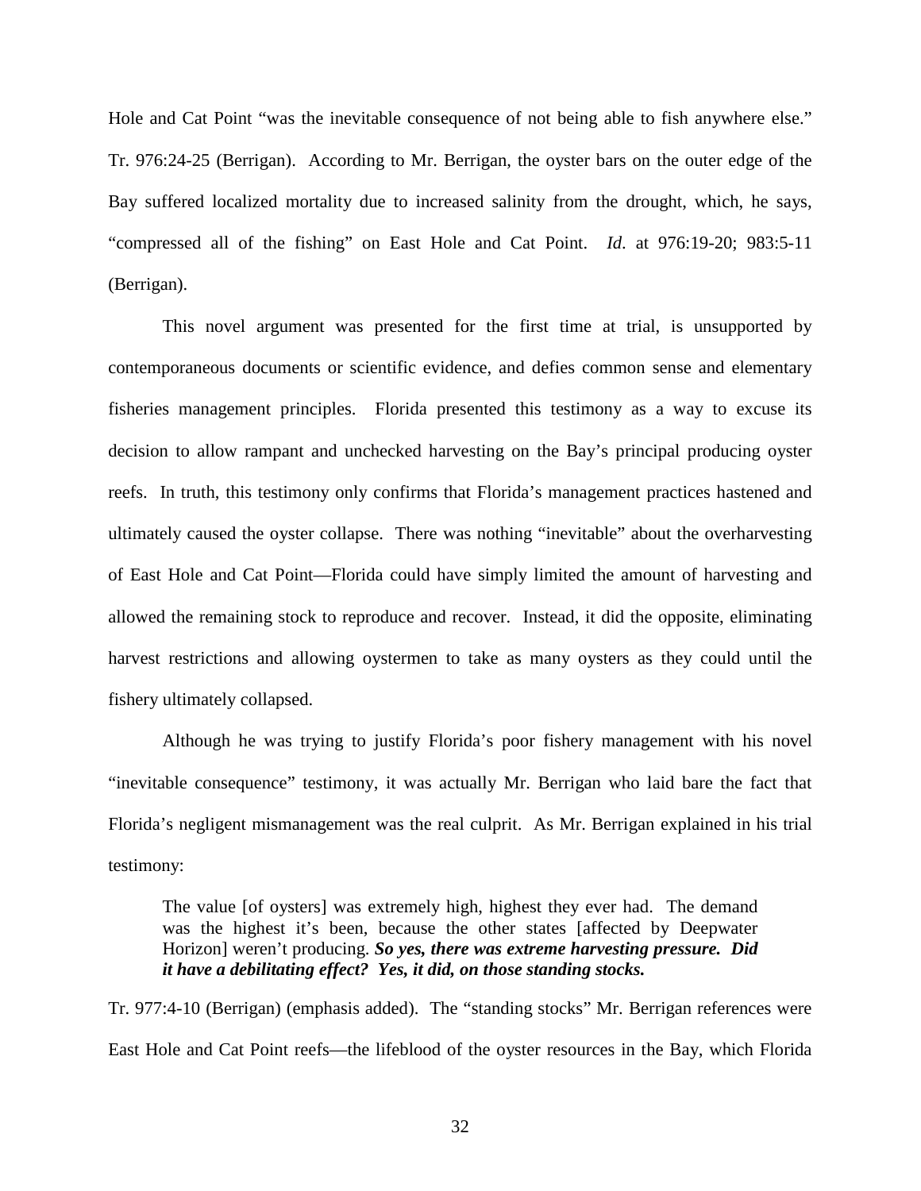Hole and Cat Point "was the inevitable consequence of not being able to fish anywhere else." Tr. 976:24-25 (Berrigan). According to Mr. Berrigan, the oyster bars on the outer edge of the Bay suffered localized mortality due to increased salinity from the drought, which, he says, "compressed all of the fishing" on East Hole and Cat Point. *Id.* at 976:19-20; 983:5-11 (Berrigan).

This novel argument was presented for the first time at trial, is unsupported by contemporaneous documents or scientific evidence, and defies common sense and elementary fisheries management principles. Florida presented this testimony as a way to excuse its decision to allow rampant and unchecked harvesting on the Bay's principal producing oyster reefs. In truth, this testimony only confirms that Florida's management practices hastened and ultimately caused the oyster collapse. There was nothing "inevitable" about the overharvesting of East Hole and Cat Point—Florida could have simply limited the amount of harvesting and allowed the remaining stock to reproduce and recover. Instead, it did the opposite, eliminating harvest restrictions and allowing oystermen to take as many oysters as they could until the fishery ultimately collapsed.

Although he was trying to justify Florida's poor fishery management with his novel "inevitable consequence" testimony, it was actually Mr. Berrigan who laid bare the fact that Florida's negligent mismanagement was the real culprit. As Mr. Berrigan explained in his trial testimony:

> The value [of oysters] was extremely high, highest they ever had. The demand was the highest it's been, because the other states [affected by Deepwater Horizon] weren't producing. ***So yes, there was extreme harvesting pressure. Did it have a debilitating effect? Yes, it did, on those standing stocks.***

Tr. 977:4-10 (Berrigan) (emphasis added). The "standing stocks" Mr. Berrigan references were East Hole and Cat Point reefs—the lifeblood of the oyster resources in the Bay, which Florida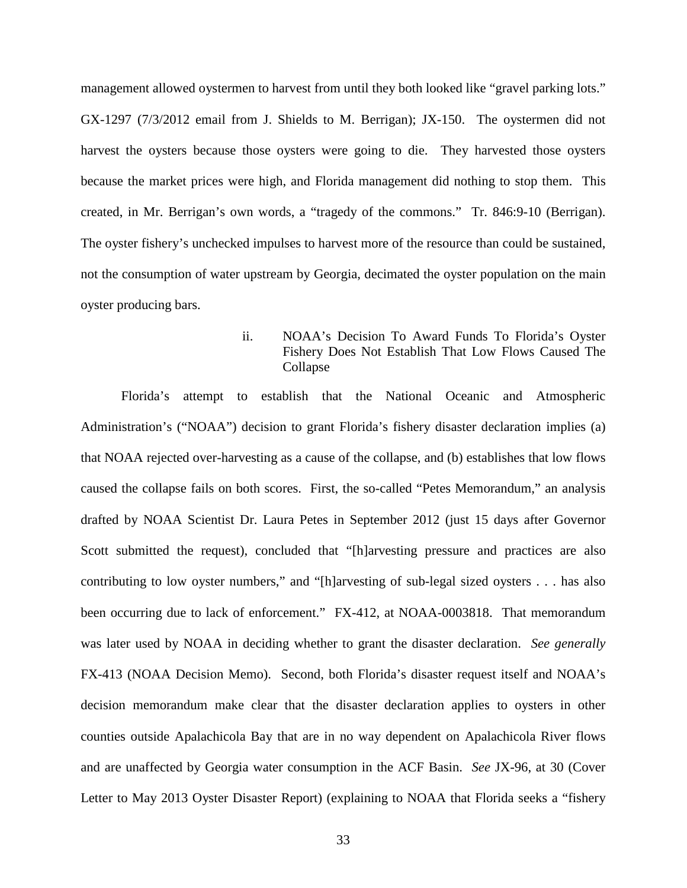management allowed oystermen to harvest from until they both looked like "gravel parking lots." GX-1297 (7/3/2012 email from J. Shields to M. Berrigan); JX-150. The oystermen did not harvest the oysters because those oysters were going to die. They harvested those oysters because the market prices were high, and Florida management did nothing to stop them. This created, in Mr. Berrigan's own words, a "tragedy of the commons." Tr. 846:9-10 (Berrigan). The oyster fishery's unchecked impulses to harvest more of the resource than could be sustained, not the consumption of water upstream by Georgia, decimated the oyster population on the main oyster producing bars.

#### ii. NOAA's Decision To Award Funds To Florida's Oyster Fishery Does Not Establish That Low Flows Caused The Collapse

Florida's attempt to establish that the National Oceanic and Atmospheric Administration's ("NOAA") decision to grant Florida's fishery disaster declaration implies (a) that NOAA rejected over-harvesting as a cause of the collapse, and (b) establishes that low flows caused the collapse fails on both scores. First, the so-called "Petes Memorandum," an analysis drafted by NOAA Scientist Dr. Laura Petes in September 2012 (just 15 days after Governor Scott submitted the request), concluded that "[h]arvesting pressure and practices are also contributing to low oyster numbers," and "[h]arvesting of sub-legal sized oysters . . . has also been occurring due to lack of enforcement." FX-412, at NOAA-0003818. That memorandum was later used by NOAA in deciding whether to grant the disaster declaration. *See generally* FX-413 (NOAA Decision Memo). Second, both Florida's disaster request itself and NOAA's decision memorandum make clear that the disaster declaration applies to oysters in other counties outside Apalachicola Bay that are in no way dependent on Apalachicola River flows and are unaffected by Georgia water consumption in the ACF Basin. *See* JX-96, at 30 (Cover Letter to May 2013 Oyster Disaster Report) (explaining to NOAA that Florida seeks a "fishery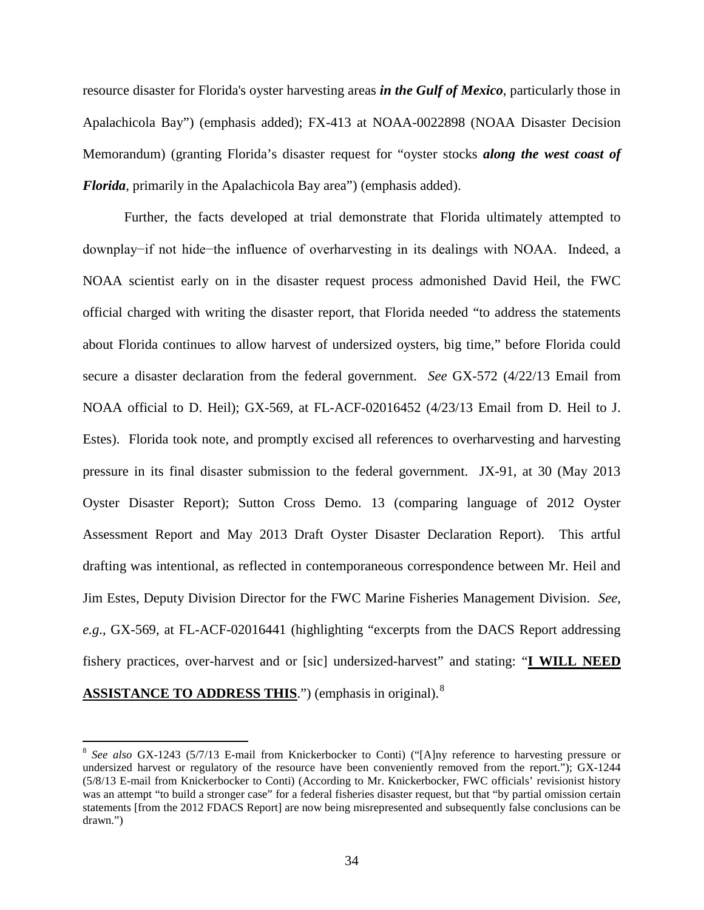resource disaster for Florida's oyster harvesting areas ***in the Gulf of Mexico***, particularly those in Apalachicola Bay") (emphasis added); FX-413 at NOAA-0022898 (NOAA Disaster Decision Memorandum) (granting Florida's disaster request for "oyster stocks ***along the west coast of Florida***, primarily in the Apalachicola Bay area") (emphasis added).

Further, the facts developed at trial demonstrate that Florida ultimately attempted to downplay−if not hide−the influence of overharvesting in its dealings with NOAA. Indeed, a NOAA scientist early on in the disaster request process admonished David Heil, the FWC official charged with writing the disaster report, that Florida needed "to address the statements about Florida continues to allow harvest of undersized oysters, big time," before Florida could secure a disaster declaration from the federal government. *See* GX-572 (4/22/13 Email from NOAA official to D. Heil); GX-569, at FL-ACF-02016452 (4/23/13 Email from D. Heil to J. Estes). Florida took note, and promptly excised all references to overharvesting and harvesting pressure in its final disaster submission to the federal government. JX-91, at 30 (May 2013 Oyster Disaster Report); Sutton Cross Demo. 13 (comparing language of 2012 Oyster Assessment Report and May 2013 Draft Oyster Disaster Declaration Report). This artful drafting was intentional, as reflected in contemporaneous correspondence between Mr. Heil and Jim Estes, Deputy Division Director for the FWC Marine Fisheries Management Division. *See, e.g.*, GX-569, at FL-ACF-02016441 (highlighting "excerpts from the DACS Report addressing fishery practices, over-harvest and or [sic] undersized-harvest" and stating: "**<u>I WILL NEED ASSISTANCE TO ADDRESS THIS</u>**.") (emphasis in original).[8]

[8] *See also* GX-1243 (5/7/13 E-mail from Knickerbocker to Conti) ("[A]ny reference to harvesting pressure or undersized harvest or regulatory of the resource have been conveniently removed from the report."); GX-1244 (5/8/13 E-mail from Knickerbocker to Conti) (According to Mr. Knickerbocker, FWC officials' revisionist history was an attempt "to build a stronger case" for a federal fisheries disaster request, but that "by partial omission certain statements [from the 2012 FDACS Report] are now being misrepresented and subsequently false conclusions can be drawn.")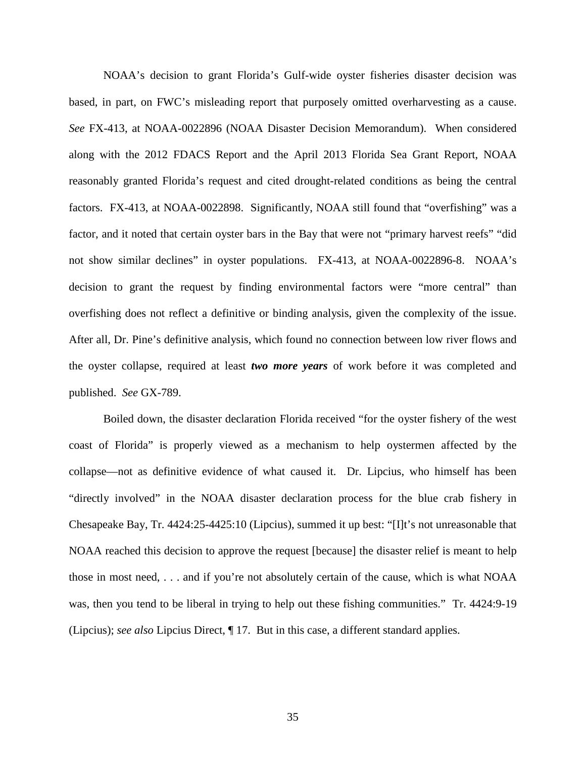NOAA's decision to grant Florida's Gulf-wide oyster fisheries disaster decision was based, in part, on FWC's misleading report that purposely omitted overharvesting as a cause. *See* FX-413, at NOAA-0022896 (NOAA Disaster Decision Memorandum). When considered along with the 2012 FDACS Report and the April 2013 Florida Sea Grant Report, NOAA reasonably granted Florida's request and cited drought-related conditions as being the central factors. FX-413, at NOAA-0022898. Significantly, NOAA still found that "overfishing" was a factor, and it noted that certain oyster bars in the Bay that were not "primary harvest reefs" "did not show similar declines" in oyster populations. FX-413, at NOAA-0022896-8. NOAA's decision to grant the request by finding environmental factors were "more central" than overfishing does not reflect a definitive or binding analysis, given the complexity of the issue. After all, Dr. Pine's definitive analysis, which found no connection between low river flows and the oyster collapse, required at least ***two more years*** of work before it was completed and published. *See* GX-789.

Boiled down, the disaster declaration Florida received "for the oyster fishery of the west coast of Florida" is properly viewed as a mechanism to help oystermen affected by the collapse—not as definitive evidence of what caused it. Dr. Lipcius, who himself has been "directly involved" in the NOAA disaster declaration process for the blue crab fishery in Chesapeake Bay, Tr. 4424:25-4425:10 (Lipcius), summed it up best: "[I]t's not unreasonable that NOAA reached this decision to approve the request [because] the disaster relief is meant to help those in most need, . . . and if you're not absolutely certain of the cause, which is what NOAA was, then you tend to be liberal in trying to help out these fishing communities." Tr. 4424:9-19 (Lipcius); *see also* Lipcius Direct, ¶ 17. But in this case, a different standard applies.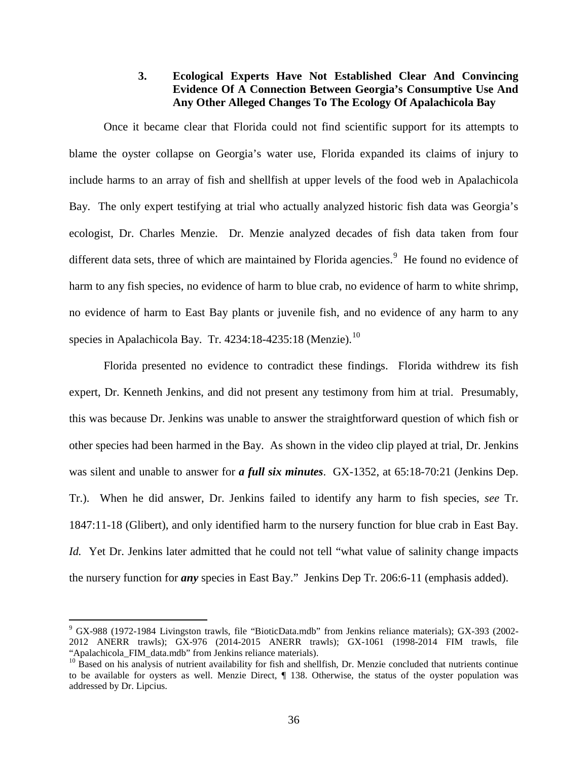### 3. Ecological Experts Have Not Established Clear And Convincing Evidence Of A Connection Between Georgia's Consumptive Use And Any Other Alleged Changes To The Ecology Of Apalachicola Bay

Once it became clear that Florida could not find scientific support for its attempts to blame the oyster collapse on Georgia's water use, Florida expanded its claims of injury to include harms to an array of fish and shellfish at upper levels of the food web in Apalachicola Bay. The only expert testifying at trial who actually analyzed historic fish data was Georgia's ecologist, Dr. Charles Menzie. Dr. Menzie analyzed decades of fish data taken from four different data sets, three of which are maintained by Florida agencies.[9] He found no evidence of harm to any fish species, no evidence of harm to blue crab, no evidence of harm to white shrimp, no evidence of harm to East Bay plants or juvenile fish, and no evidence of any harm to any species in Apalachicola Bay. Tr. 4234:18-4235:18 (Menzie).[10]

Florida presented no evidence to contradict these findings. Florida withdrew its fish expert, Dr. Kenneth Jenkins, and did not present any testimony from him at trial. Presumably, this was because Dr. Jenkins was unable to answer the straightforward question of which fish or other species had been harmed in the Bay. As shown in the video clip played at trial, Dr. Jenkins was silent and unable to answer for ***a full six minutes***. GX-1352, at 65:18-70:21 (Jenkins Dep. Tr.). When he did answer, Dr. Jenkins failed to identify any harm to fish species, *see* Tr. 1847:11-18 (Glibert), and only identified harm to the nursery function for blue crab in East Bay. *Id.* Yet Dr. Jenkins later admitted that he could not tell "what value of salinity change impacts the nursery function for ***any*** species in East Bay." Jenkins Dep Tr. 206:6-11 (emphasis added).

---

[9] GX-988 (1972-1984 Livingston trawls, file "BioticData.mdb" from Jenkins reliance materials); GX-393 (2002-2012 ANERR trawls); GX-976 (2014-2015 ANERR trawls); GX-1061 (1998-2014 FIM trawls, file "Apalachicola_FIM_data.mdb" from Jenkins reliance materials).

[10] Based on his analysis of nutrient availability for fish and shellfish, Dr. Menzie concluded that nutrients continue to be available for oysters as well. Menzie Direct, ¶ 138. Otherwise, the status of the oyster population was addressed by Dr. Lipcius.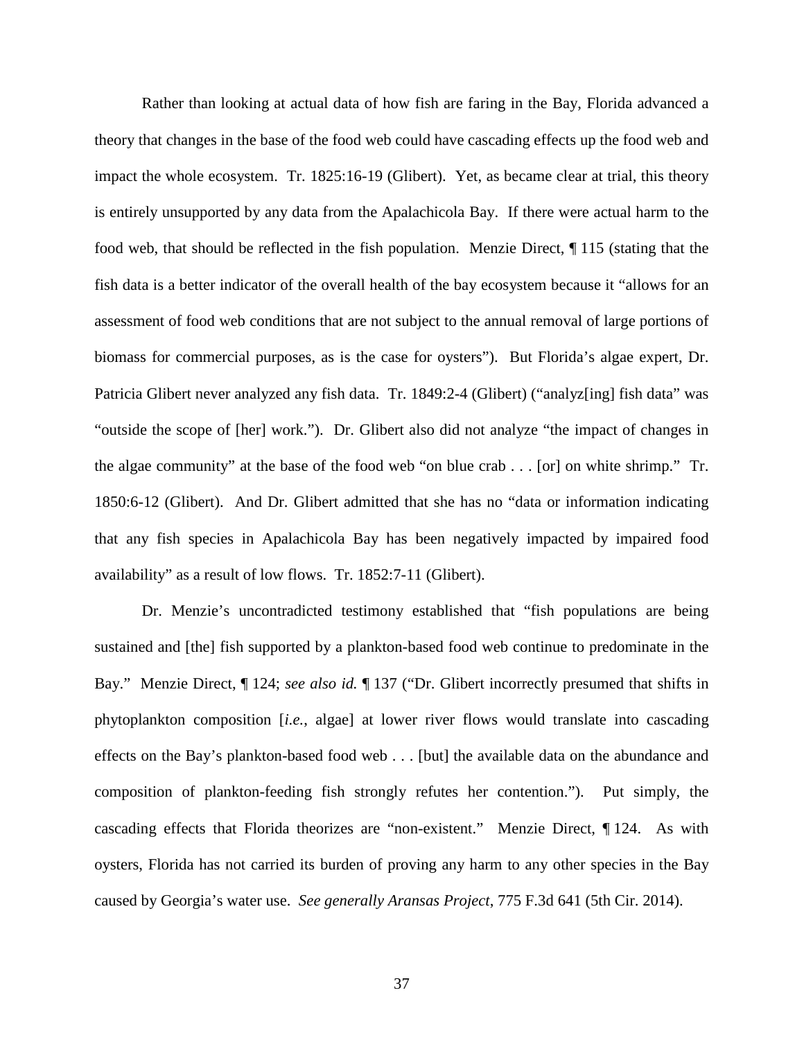Rather than looking at actual data of how fish are faring in the Bay, Florida advanced a theory that changes in the base of the food web could have cascading effects up the food web and impact the whole ecosystem. Tr. 1825:16-19 (Glibert). Yet, as became clear at trial, this theory is entirely unsupported by any data from the Apalachicola Bay. If there were actual harm to the food web, that should be reflected in the fish population. Menzie Direct, ¶ 115 (stating that the fish data is a better indicator of the overall health of the bay ecosystem because it "allows for an assessment of food web conditions that are not subject to the annual removal of large portions of biomass for commercial purposes, as is the case for oysters"). But Florida's algae expert, Dr. Patricia Glibert never analyzed any fish data. Tr. 1849:2-4 (Glibert) ("analyz[ing] fish data" was "outside the scope of [her] work."). Dr. Glibert also did not analyze "the impact of changes in the algae community" at the base of the food web "on blue crab . . . [or] on white shrimp." Tr. 1850:6-12 (Glibert). And Dr. Glibert admitted that she has no "data or information indicating that any fish species in Apalachicola Bay has been negatively impacted by impaired food availability" as a result of low flows. Tr. 1852:7-11 (Glibert).

Dr. Menzie's uncontradicted testimony established that "fish populations are being sustained and [the] fish supported by a plankton-based food web continue to predominate in the Bay." Menzie Direct, ¶ 124; *see also id.* ¶ 137 ("Dr. Glibert incorrectly presumed that shifts in phytoplankton composition [*i.e.*, algae] at lower river flows would translate into cascading effects on the Bay's plankton-based food web . . . [but] the available data on the abundance and composition of plankton-feeding fish strongly refutes her contention."). Put simply, the cascading effects that Florida theorizes are "non-existent." Menzie Direct, ¶ 124. As with oysters, Florida has not carried its burden of proving any harm to any other species in the Bay caused by Georgia's water use. *See generally Aransas Project*, 775 F.3d 641 (5th Cir. 2014).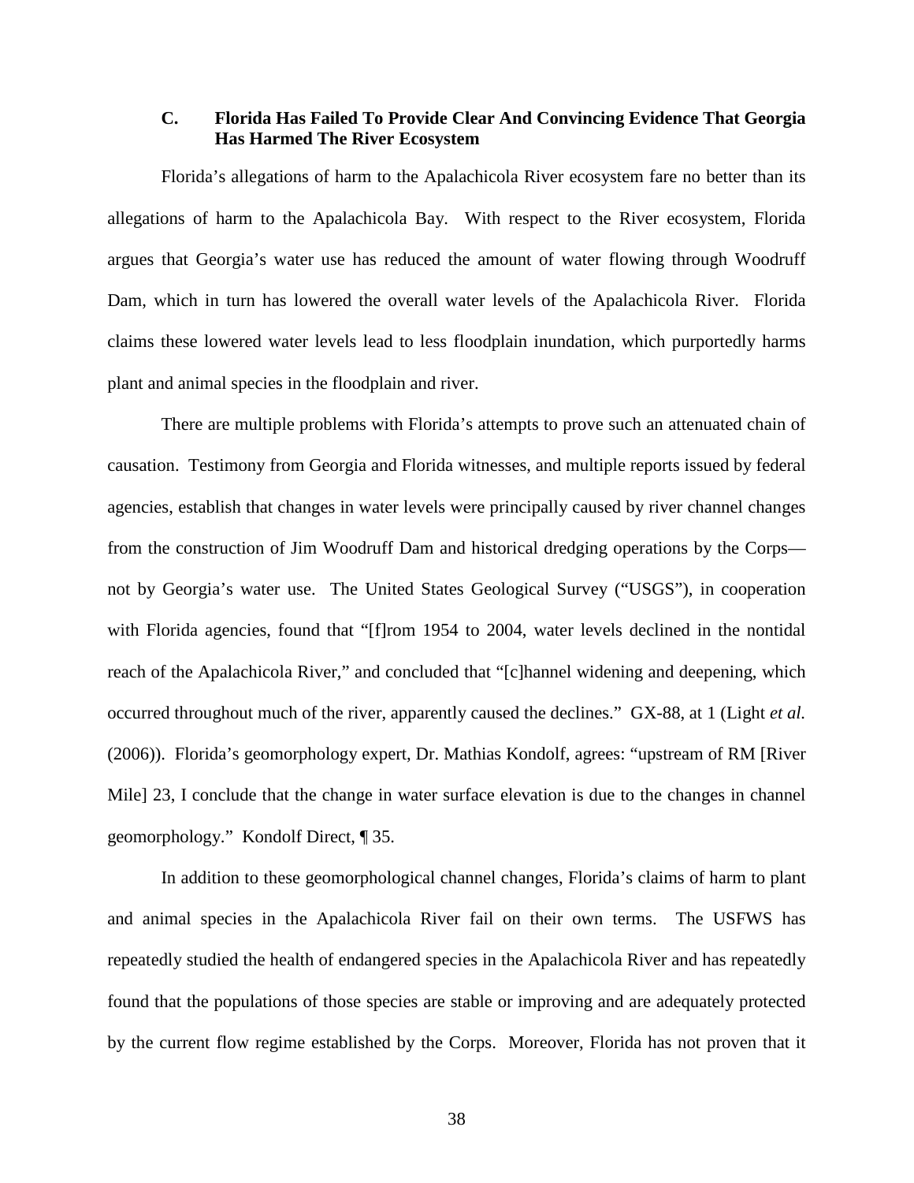### C. Florida Has Failed To Provide Clear And Convincing Evidence That Georgia Has Harmed The River Ecosystem

Florida's allegations of harm to the Apalachicola River ecosystem fare no better than its allegations of harm to the Apalachicola Bay. With respect to the River ecosystem, Florida argues that Georgia's water use has reduced the amount of water flowing through Woodruff Dam, which in turn has lowered the overall water levels of the Apalachicola River. Florida claims these lowered water levels lead to less floodplain inundation, which purportedly harms plant and animal species in the floodplain and river.

There are multiple problems with Florida's attempts to prove such an attenuated chain of causation. Testimony from Georgia and Florida witnesses, and multiple reports issued by federal agencies, establish that changes in water levels were principally caused by river channel changes from the construction of Jim Woodruff Dam and historical dredging operations by the Corps—not by Georgia's water use. The United States Geological Survey ("USGS"), in cooperation with Florida agencies, found that "[f]rom 1954 to 2004, water levels declined in the nontidal reach of the Apalachicola River," and concluded that "[c]hannel widening and deepening, which occurred throughout much of the river, apparently caused the declines." GX-88, at 1 (Light *et al.* (2006)). Florida's geomorphology expert, Dr. Mathias Kondolf, agrees: "upstream of RM [River Mile] 23, I conclude that the change in water surface elevation is due to the changes in channel geomorphology." Kondolf Direct, ¶ 35.

In addition to these geomorphological channel changes, Florida's claims of harm to plant and animal species in the Apalachicola River fail on their own terms. The USFWS has repeatedly studied the health of endangered species in the Apalachicola River and has repeatedly found that the populations of those species are stable or improving and are adequately protected by the current flow regime established by the Corps. Moreover, Florida has not proven that it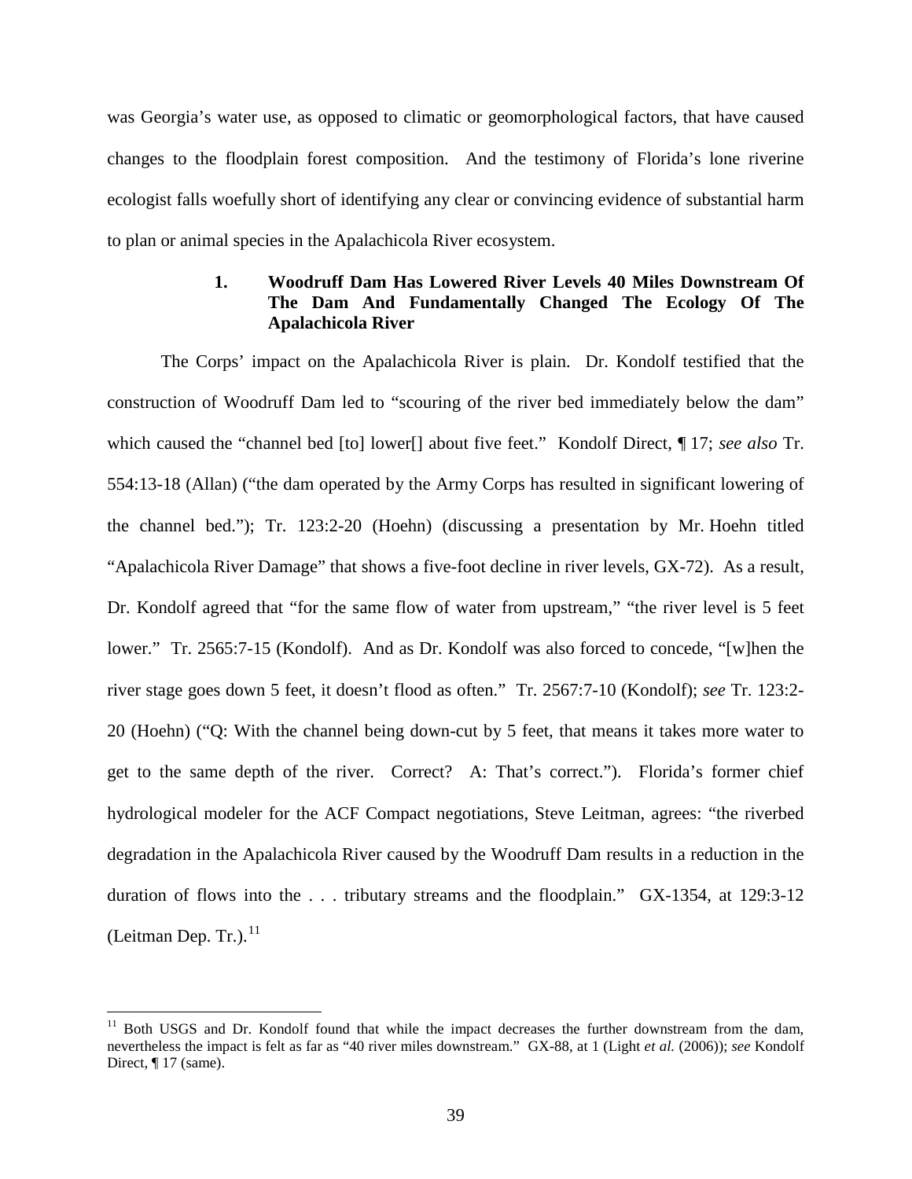was Georgia's water use, as opposed to climatic or geomorphological factors, that have caused changes to the floodplain forest composition. And the testimony of Florida's lone riverine ecologist falls woefully short of identifying any clear or convincing evidence of substantial harm to plan or animal species in the Apalachicola River ecosystem.

### 1. Woodruff Dam Has Lowered River Levels 40 Miles Downstream Of The Dam And Fundamentally Changed The Ecology Of The Apalachicola River

The Corps' impact on the Apalachicola River is plain. Dr. Kondolf testified that the construction of Woodruff Dam led to "scouring of the river bed immediately below the dam" which caused the "channel bed [to] lower[] about five feet." Kondolf Direct, ¶ 17; *see also* Tr. 554:13-18 (Allan) ("the dam operated by the Army Corps has resulted in significant lowering of the channel bed."); Tr. 123:2-20 (Hoehn) (discussing a presentation by Mr. Hoehn titled "Apalachicola River Damage" that shows a five-foot decline in river levels, GX-72). As a result, Dr. Kondolf agreed that "for the same flow of water from upstream," "the river level is 5 feet lower." Tr. 2565:7-15 (Kondolf). And as Dr. Kondolf was also forced to concede, "[w]hen the river stage goes down 5 feet, it doesn't flood as often." Tr. 2567:7-10 (Kondolf); *see* Tr. 123:2-20 (Hoehn) ("Q: With the channel being down-cut by 5 feet, that means it takes more water to get to the same depth of the river. Correct? A: That's correct."). Florida's former chief hydrological modeler for the ACF Compact negotiations, Steve Leitman, agrees: "the riverbed degradation in the Apalachicola River caused by the Woodruff Dam results in a reduction in the duration of flows into the . . . tributary streams and the floodplain." GX-1354, at 129:3-12 (Leitman Dep. Tr.).[11]

---

[11] Both USGS and Dr. Kondolf found that while the impact decreases the further downstream from the dam, nevertheless the impact is felt as far as "40 river miles downstream." GX-88, at 1 (Light *et al.* (2006)); *see* Kondolf Direct, ¶ 17 (same).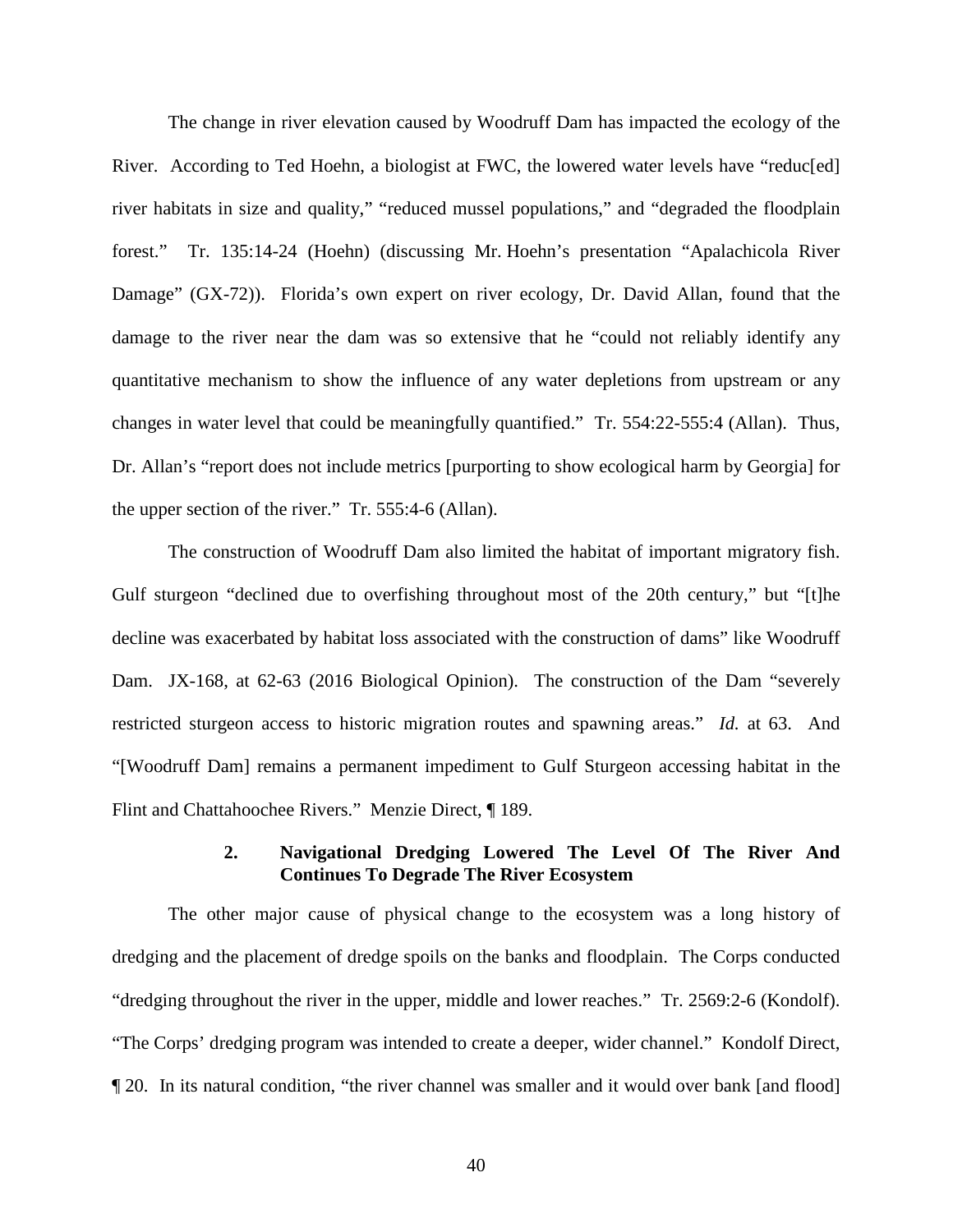The change in river elevation caused by Woodruff Dam has impacted the ecology of the River. According to Ted Hoehn, a biologist at FWC, the lowered water levels have "reduc[ed] river habitats in size and quality," "reduced mussel populations," and "degraded the floodplain forest." Tr. 135:14-24 (Hoehn) (discussing Mr. Hoehn's presentation "Apalachicola River Damage" (GX-72)). Florida's own expert on river ecology, Dr. David Allan, found that the damage to the river near the dam was so extensive that he "could not reliably identify any quantitative mechanism to show the influence of any water depletions from upstream or any changes in water level that could be meaningfully quantified." Tr. 554:22-555:4 (Allan). Thus, Dr. Allan's "report does not include metrics [purporting to show ecological harm by Georgia] for the upper section of the river." Tr. 555:4-6 (Allan).

The construction of Woodruff Dam also limited the habitat of important migratory fish. Gulf sturgeon "declined due to overfishing throughout most of the 20th century," but "[t]he decline was exacerbated by habitat loss associated with the construction of dams" like Woodruff Dam. JX-168, at 62-63 (2016 Biological Opinion). The construction of the Dam "severely restricted sturgeon access to historic migration routes and spawning areas." *Id.* at 63. And "[Woodruff Dam] remains a permanent impediment to Gulf Sturgeon accessing habitat in the Flint and Chattahoochee Rivers." Menzie Direct, ¶ 189.

#### 2. Navigational Dredging Lowered The Level Of The River And Continues To Degrade The River Ecosystem

The other major cause of physical change to the ecosystem was a long history of dredging and the placement of dredge spoils on the banks and floodplain. The Corps conducted "dredging throughout the river in the upper, middle and lower reaches." Tr. 2569:2-6 (Kondolf). "The Corps' dredging program was intended to create a deeper, wider channel." Kondolf Direct, ¶ 20. In its natural condition, "the river channel was smaller and it would over bank [and flood]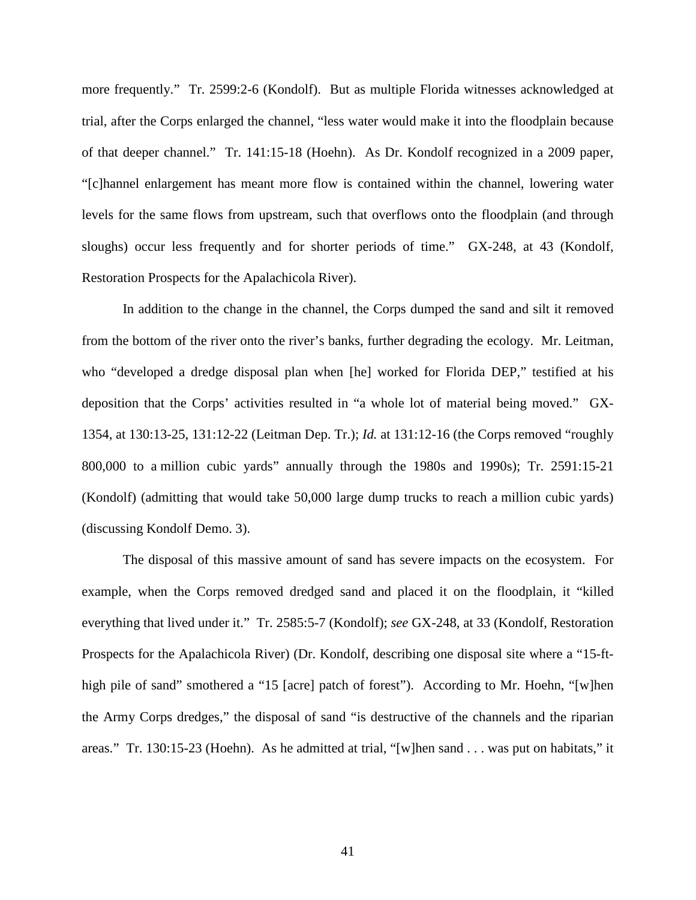more frequently." Tr. 2599:2-6 (Kondolf). But as multiple Florida witnesses acknowledged at trial, after the Corps enlarged the channel, "less water would make it into the floodplain because of that deeper channel." Tr. 141:15-18 (Hoehn). As Dr. Kondolf recognized in a 2009 paper, "[c]hannel enlargement has meant more flow is contained within the channel, lowering water levels for the same flows from upstream, such that overflows onto the floodplain (and through sloughs) occur less frequently and for shorter periods of time." GX-248, at 43 (Kondolf, Restoration Prospects for the Apalachicola River).

In addition to the change in the channel, the Corps dumped the sand and silt it removed from the bottom of the river onto the river's banks, further degrading the ecology. Mr. Leitman, who "developed a dredge disposal plan when [he] worked for Florida DEP," testified at his deposition that the Corps' activities resulted in "a whole lot of material being moved." GX-1354, at 130:13-25, 131:12-22 (Leitman Dep. Tr.); *Id.* at 131:12-16 (the Corps removed "roughly 800,000 to a million cubic yards" annually through the 1980s and 1990s); Tr. 2591:15-21 (Kondolf) (admitting that would take 50,000 large dump trucks to reach a million cubic yards) (discussing Kondolf Demo. 3).

The disposal of this massive amount of sand has severe impacts on the ecosystem. For example, when the Corps removed dredged sand and placed it on the floodplain, it "killed everything that lived under it." Tr. 2585:5-7 (Kondolf); *see* GX-248, at 33 (Kondolf, Restoration Prospects for the Apalachicola River) (Dr. Kondolf, describing one disposal site where a "15-ft-high pile of sand" smothered a "15 [acre] patch of forest"). According to Mr. Hoehn, "[w]hen the Army Corps dredges," the disposal of sand "is destructive of the channels and the riparian areas." Tr. 130:15-23 (Hoehn). As he admitted at trial, "[w]hen sand . . . was put on habitats," it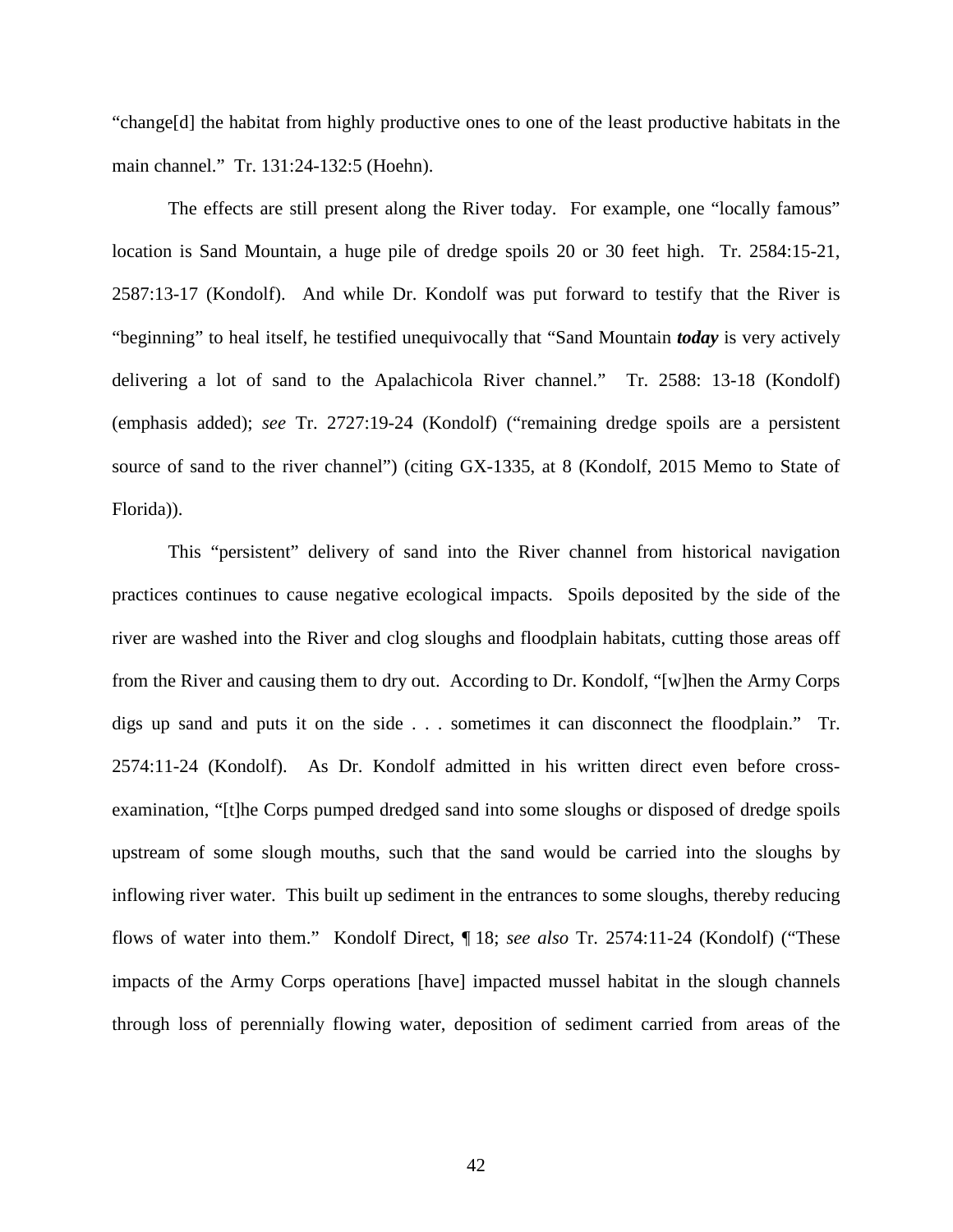"change[d] the habitat from highly productive ones to one of the least productive habitats in the main channel." Tr. 131:24-132:5 (Hoehn).

The effects are still present along the River today. For example, one "locally famous" location is Sand Mountain, a huge pile of dredge spoils 20 or 30 feet high. Tr. 2584:15-21, 2587:13-17 (Kondolf). And while Dr. Kondolf was put forward to testify that the River is "beginning" to heal itself, he testified unequivocally that "Sand Mountain ***today*** is very actively delivering a lot of sand to the Apalachicola River channel." Tr. 2588: 13-18 (Kondolf) (emphasis added); *see* Tr. 2727:19-24 (Kondolf) ("remaining dredge spoils are a persistent source of sand to the river channel") (citing GX-1335, at 8 (Kondolf, 2015 Memo to State of Florida)).

This "persistent" delivery of sand into the River channel from historical navigation practices continues to cause negative ecological impacts. Spoils deposited by the side of the river are washed into the River and clog sloughs and floodplain habitats, cutting those areas off from the River and causing them to dry out. According to Dr. Kondolf, "[w]hen the Army Corps digs up sand and puts it on the side . . . sometimes it can disconnect the floodplain." Tr. 2574:11-24 (Kondolf). As Dr. Kondolf admitted in his written direct even before cross-examination, "[t]he Corps pumped dredged sand into some sloughs or disposed of dredge spoils upstream of some slough mouths, such that the sand would be carried into the sloughs by inflowing river water. This built up sediment in the entrances to some sloughs, thereby reducing flows of water into them." Kondolf Direct, ¶ 18; *see also* Tr. 2574:11-24 (Kondolf) ("These impacts of the Army Corps operations [have] impacted mussel habitat in the slough channels through loss of perennially flowing water, deposition of sediment carried from areas of the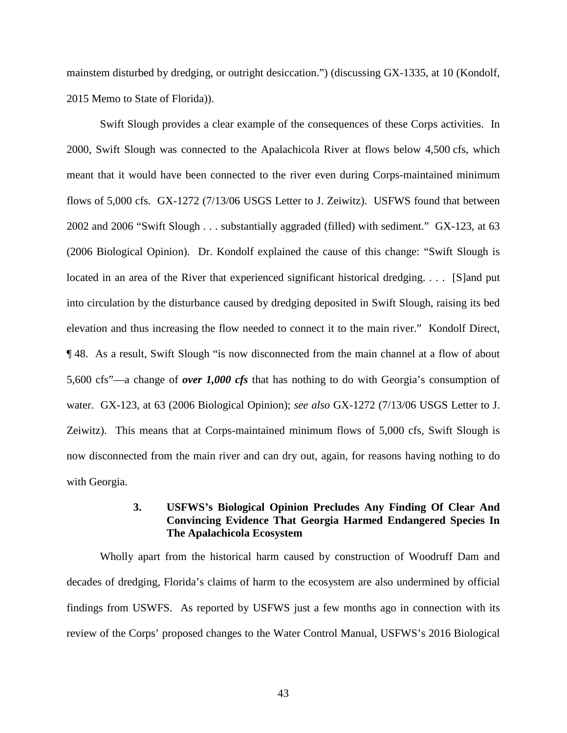mainstem disturbed by dredging, or outright desiccation.") (discussing GX-1335, at 10 (Kondolf, 2015 Memo to State of Florida)).

Swift Slough provides a clear example of the consequences of these Corps activities. In 2000, Swift Slough was connected to the Apalachicola River at flows below 4,500 cfs, which meant that it would have been connected to the river even during Corps-maintained minimum flows of 5,000 cfs. GX-1272 (7/13/06 USGS Letter to J. Zeiwitz). USFWS found that between 2002 and 2006 "Swift Slough . . . substantially aggraded (filled) with sediment." GX-123, at 63 (2006 Biological Opinion). Dr. Kondolf explained the cause of this change: "Swift Slough is located in an area of the River that experienced significant historical dredging. . . . [S]and put into circulation by the disturbance caused by dredging deposited in Swift Slough, raising its bed elevation and thus increasing the flow needed to connect it to the main river." Kondolf Direct, ¶ 48. As a result, Swift Slough "is now disconnected from the main channel at a flow of about 5,600 cfs"—a change of ***over 1,000 cfs*** that has nothing to do with Georgia's consumption of water. GX-123, at 63 (2006 Biological Opinion); *see also* GX-1272 (7/13/06 USGS Letter to J. Zeiwitz). This means that at Corps-maintained minimum flows of 5,000 cfs, Swift Slough is now disconnected from the main river and can dry out, again, for reasons having nothing to do with Georgia.

### 3. USFWS's Biological Opinion Precludes Any Finding Of Clear And Convincing Evidence That Georgia Harmed Endangered Species In The Apalachicola Ecosystem

Wholly apart from the historical harm caused by construction of Woodruff Dam and decades of dredging, Florida's claims of harm to the ecosystem are also undermined by official findings from USWFS. As reported by USFWS just a few months ago in connection with its review of the Corps' proposed changes to the Water Control Manual, USFWS's 2016 Biological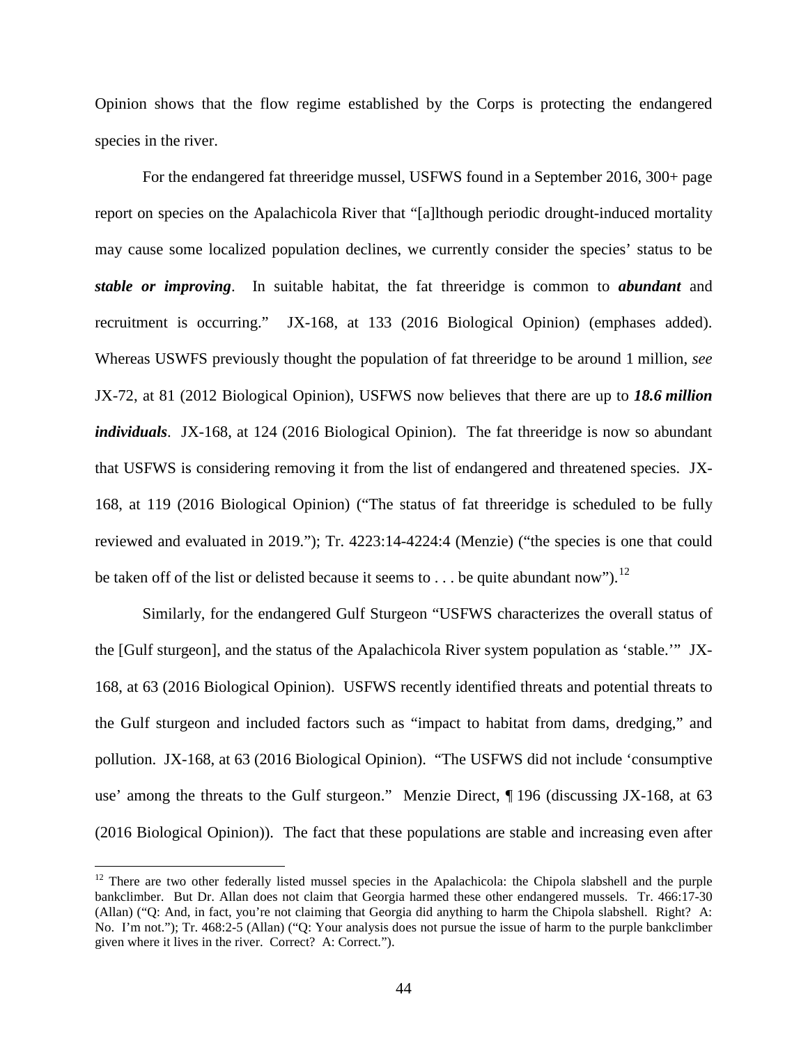Opinion shows that the flow regime established by the Corps is protecting the endangered species in the river.

For the endangered fat threeridge mussel, USFWS found in a September 2016, 300+ page report on species on the Apalachicola River that "[a]lthough periodic drought-induced mortality may cause some localized population declines, we currently consider the species' status to be ***stable or improving***. In suitable habitat, the fat threeridge is common to ***abundant*** and recruitment is occurring." JX-168, at 133 (2016 Biological Opinion) (emphases added). Whereas USWFS previously thought the population of fat threeridge to be around 1 million, *see* JX-72, at 81 (2012 Biological Opinion), USFWS now believes that there are up to ***18.6 million individuals***. JX-168, at 124 (2016 Biological Opinion). The fat threeridge is now so abundant that USFWS is considering removing it from the list of endangered and threatened species. JX-168, at 119 (2016 Biological Opinion) ("The status of fat threeridge is scheduled to be fully reviewed and evaluated in 2019."); Tr. 4223:14-4224:4 (Menzie) ("the species is one that could be taken off of the list or delisted because it seems to . . . be quite abundant now").[12]

Similarly, for the endangered Gulf Sturgeon "USFWS characterizes the overall status of the [Gulf sturgeon], and the status of the Apalachicola River system population as 'stable.'" JX-168, at 63 (2016 Biological Opinion). USFWS recently identified threats and potential threats to the Gulf sturgeon and included factors such as "impact to habitat from dams, dredging," and pollution. JX-168, at 63 (2016 Biological Opinion). "The USFWS did not include 'consumptive use' among the threats to the Gulf sturgeon." Menzie Direct, ¶ 196 (discussing JX-168, at 63 (2016 Biological Opinion)). The fact that these populations are stable and increasing even after

[12] There are two other federally listed mussel species in the Apalachicola: the Chipola slabshell and the purple bankclimber. But Dr. Allan does not claim that Georgia harmed these other endangered mussels. Tr. 466:17-30 (Allan) ("Q: And, in fact, you're not claiming that Georgia did anything to harm the Chipola slabshell. Right? A: No. I'm not."); Tr. 468:2-5 (Allan) ("Q: Your analysis does not pursue the issue of harm to the purple bankclimber given where it lives in the river. Correct? A: Correct.").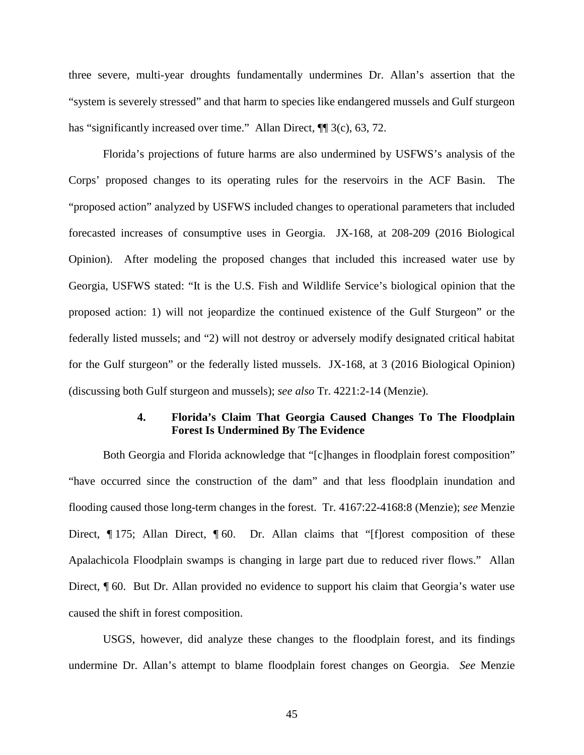three severe, multi-year droughts fundamentally undermines Dr. Allan's assertion that the "system is severely stressed" and that harm to species like endangered mussels and Gulf sturgeon has "significantly increased over time." Allan Direct, ¶¶ 3(c), 63, 72.

Florida's projections of future harms are also undermined by USFWS's analysis of the Corps' proposed changes to its operating rules for the reservoirs in the ACF Basin. The "proposed action" analyzed by USFWS included changes to operational parameters that included forecasted increases of consumptive uses in Georgia. JX-168, at 208-209 (2016 Biological Opinion). After modeling the proposed changes that included this increased water use by Georgia, USFWS stated: "It is the U.S. Fish and Wildlife Service's biological opinion that the proposed action: 1) will not jeopardize the continued existence of the Gulf Sturgeon" or the federally listed mussels; and "2) will not destroy or adversely modify designated critical habitat for the Gulf sturgeon" or the federally listed mussels. JX-168, at 3 (2016 Biological Opinion) (discussing both Gulf sturgeon and mussels); *see also* Tr. 4221:2-14 (Menzie).

#### 4. Florida's Claim That Georgia Caused Changes To The Floodplain Forest Is Undermined By The Evidence

Both Georgia and Florida acknowledge that "[c]hanges in floodplain forest composition" "have occurred since the construction of the dam" and that less floodplain inundation and flooding caused those long-term changes in the forest. Tr. 4167:22-4168:8 (Menzie); *see* Menzie Direct, ¶ 175; Allan Direct, ¶ 60. Dr. Allan claims that "[f]orest composition of these Apalachicola Floodplain swamps is changing in large part due to reduced river flows." Allan Direct, ¶ 60. But Dr. Allan provided no evidence to support his claim that Georgia's water use caused the shift in forest composition.

USGS, however, did analyze these changes to the floodplain forest, and its findings undermine Dr. Allan's attempt to blame floodplain forest changes on Georgia. *See* Menzie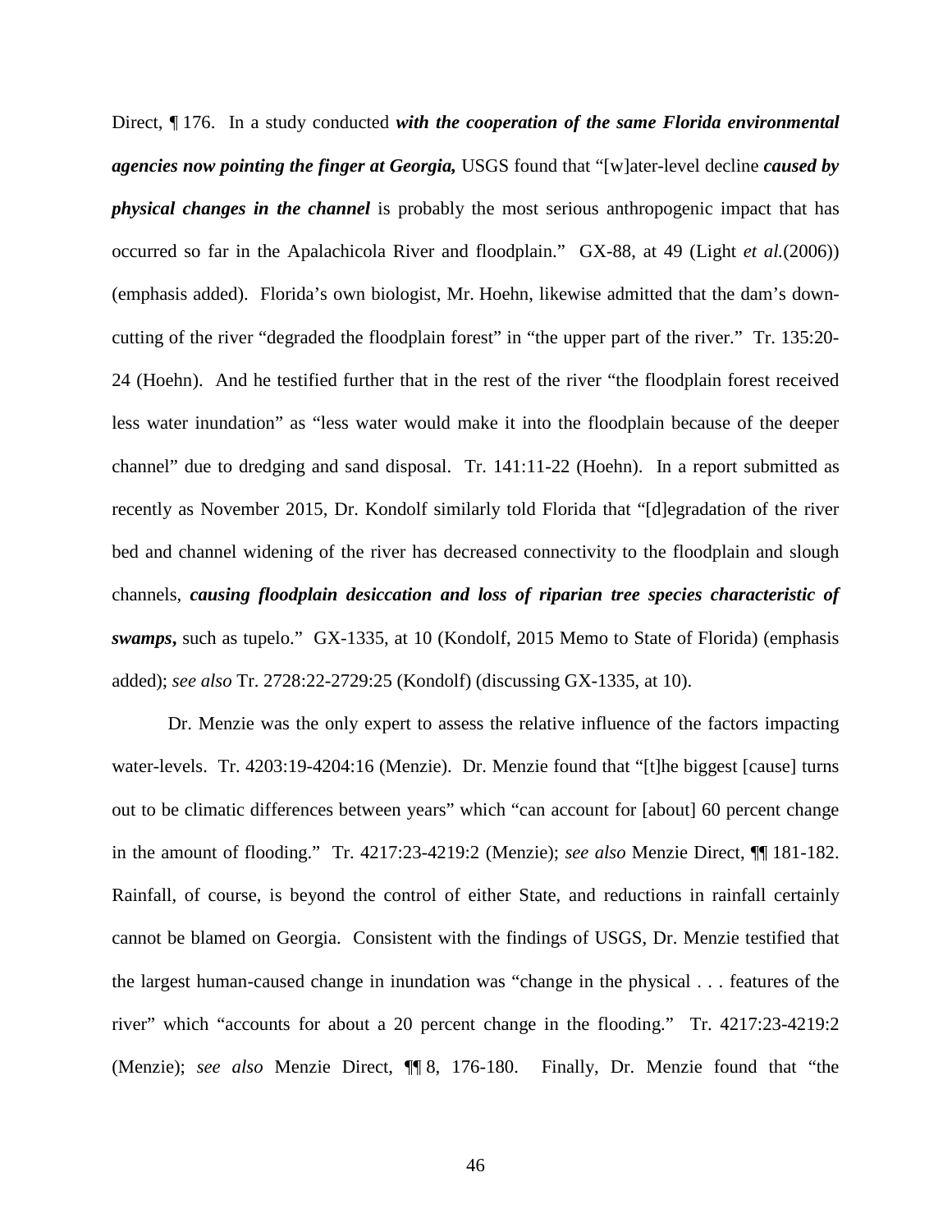Direct, ¶ 176. In a study conducted ***with the cooperation of the same Florida environmental agencies now pointing the finger at Georgia,*** USGS found that "[w]ater-level decline ***caused by physical changes in the channel*** is probably the most serious anthropogenic impact that has occurred so far in the Apalachicola River and floodplain." GX-88, at 49 (Light *et al.*(2006)) (emphasis added). Florida's own biologist, Mr. Hoehn, likewise admitted that the dam's down-cutting of the river "degraded the floodplain forest" in "the upper part of the river." Tr. 135:20-24 (Hoehn). And he testified further that in the rest of the river "the floodplain forest received less water inundation" as "less water would make it into the floodplain because of the deeper channel" due to dredging and sand disposal. Tr. 141:11-22 (Hoehn). In a report submitted as recently as November 2015, Dr. Kondolf similarly told Florida that "[d]egradation of the river bed and channel widening of the river has decreased connectivity to the floodplain and slough channels, ***causing floodplain desiccation and loss of riparian tree species characteristic of swamps***, such as tupelo." GX-1335, at 10 (Kondolf, 2015 Memo to State of Florida) (emphasis added); *see also* Tr. 2728:22-2729:25 (Kondolf) (discussing GX-1335, at 10).

Dr. Menzie was the only expert to assess the relative influence of the factors impacting water-levels. Tr. 4203:19-4204:16 (Menzie). Dr. Menzie found that "[t]he biggest [cause] turns out to be climatic differences between years" which "can account for [about] 60 percent change in the amount of flooding." Tr. 4217:23-4219:2 (Menzie); *see also* Menzie Direct, ¶¶ 181-182. Rainfall, of course, is beyond the control of either State, and reductions in rainfall certainly cannot be blamed on Georgia. Consistent with the findings of USGS, Dr. Menzie testified that the largest human-caused change in inundation was "change in the physical . . . features of the river" which "accounts for about a 20 percent change in the flooding." Tr. 4217:23-4219:2 (Menzie); *see also* Menzie Direct, ¶¶ 8, 176-180. Finally, Dr. Menzie found that "the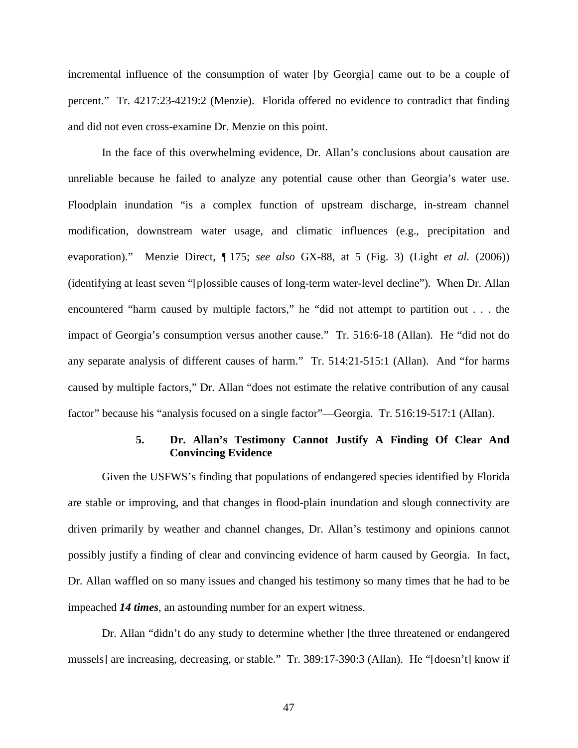incremental influence of the consumption of water [by Georgia] came out to be a couple of percent." Tr. 4217:23-4219:2 (Menzie). Florida offered no evidence to contradict that finding and did not even cross-examine Dr. Menzie on this point.

In the face of this overwhelming evidence, Dr. Allan's conclusions about causation are unreliable because he failed to analyze any potential cause other than Georgia's water use. Floodplain inundation "is a complex function of upstream discharge, in-stream channel modification, downstream water usage, and climatic influences (e.g., precipitation and evaporation)." Menzie Direct, ¶ 175; *see also* GX-88, at 5 (Fig. 3) (Light *et al.* (2006)) (identifying at least seven "[p]ossible causes of long-term water-level decline"). When Dr. Allan encountered "harm caused by multiple factors," he "did not attempt to partition out . . . the impact of Georgia's consumption versus another cause." Tr. 516:6-18 (Allan). He "did not do any separate analysis of different causes of harm." Tr. 514:21-515:1 (Allan). And "for harms caused by multiple factors," Dr. Allan "does not estimate the relative contribution of any causal factor" because his "analysis focused on a single factor"—Georgia. Tr. 516:19-517:1 (Allan).

### 5. Dr. Allan's Testimony Cannot Justify A Finding Of Clear And Convincing Evidence

Given the USFWS's finding that populations of endangered species identified by Florida are stable or improving, and that changes in flood-plain inundation and slough connectivity are driven primarily by weather and channel changes, Dr. Allan's testimony and opinions cannot possibly justify a finding of clear and convincing evidence of harm caused by Georgia. In fact, Dr. Allan waffled on so many issues and changed his testimony so many times that he had to be impeached ***14 times***, an astounding number for an expert witness.

Dr. Allan "didn't do any study to determine whether [the three threatened or endangered mussels] are increasing, decreasing, or stable." Tr. 389:17-390:3 (Allan). He "[doesn't] know if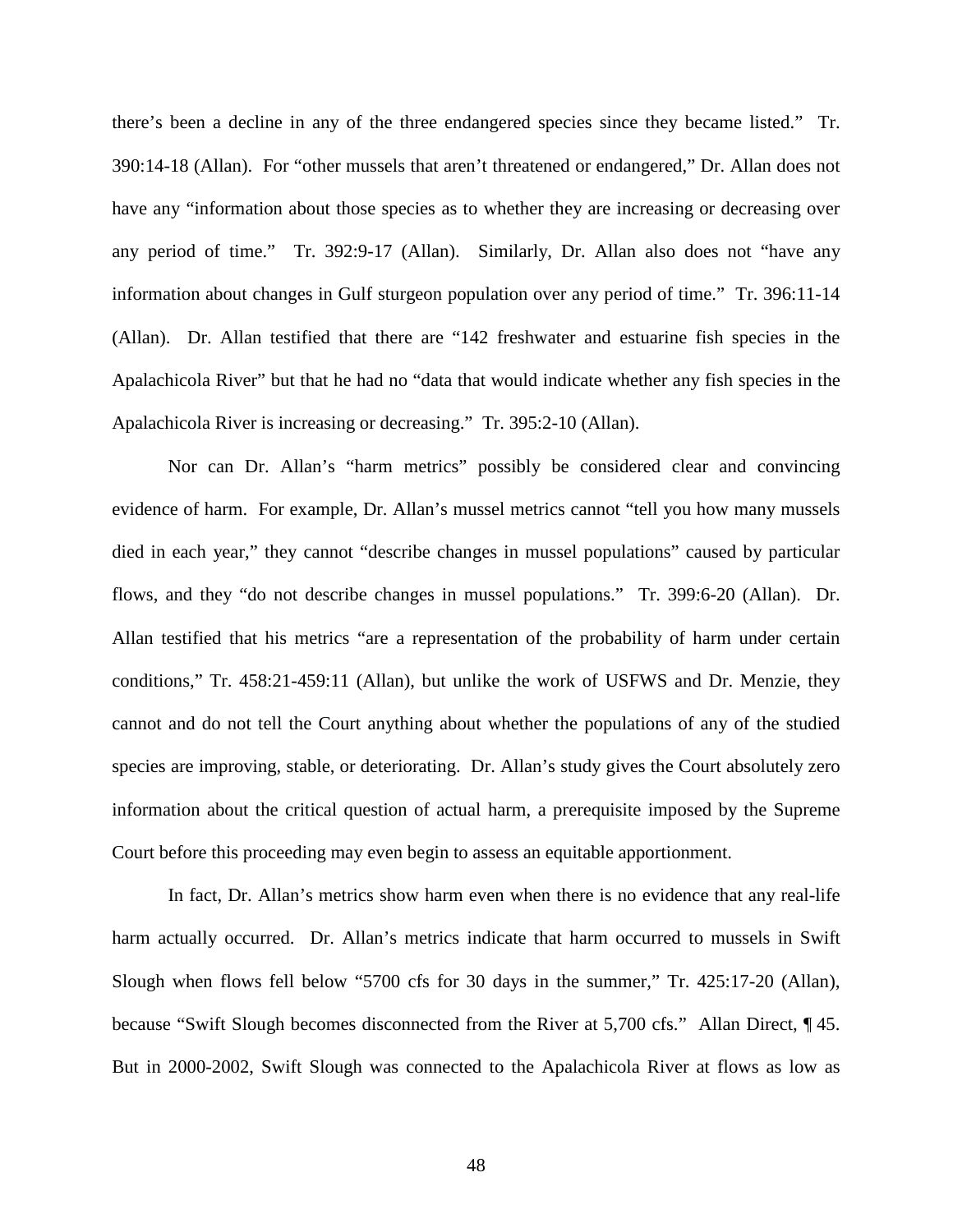there's been a decline in any of the three endangered species since they became listed." Tr. 390:14-18 (Allan). For "other mussels that aren't threatened or endangered," Dr. Allan does not have any "information about those species as to whether they are increasing or decreasing over any period of time." Tr. 392:9-17 (Allan). Similarly, Dr. Allan also does not "have any information about changes in Gulf sturgeon population over any period of time." Tr. 396:11-14 (Allan). Dr. Allan testified that there are "142 freshwater and estuarine fish species in the Apalachicola River" but that he had no "data that would indicate whether any fish species in the Apalachicola River is increasing or decreasing." Tr. 395:2-10 (Allan).

Nor can Dr. Allan's "harm metrics" possibly be considered clear and convincing evidence of harm. For example, Dr. Allan's mussel metrics cannot "tell you how many mussels died in each year," they cannot "describe changes in mussel populations" caused by particular flows, and they "do not describe changes in mussel populations." Tr. 399:6-20 (Allan). Dr. Allan testified that his metrics "are a representation of the probability of harm under certain conditions," Tr. 458:21-459:11 (Allan), but unlike the work of USFWS and Dr. Menzie, they cannot and do not tell the Court anything about whether the populations of any of the studied species are improving, stable, or deteriorating. Dr. Allan's study gives the Court absolutely zero information about the critical question of actual harm, a prerequisite imposed by the Supreme Court before this proceeding may even begin to assess an equitable apportionment.

In fact, Dr. Allan's metrics show harm even when there is no evidence that any real-life harm actually occurred. Dr. Allan's metrics indicate that harm occurred to mussels in Swift Slough when flows fell below "5700 cfs for 30 days in the summer," Tr. 425:17-20 (Allan), because "Swift Slough becomes disconnected from the River at 5,700 cfs." Allan Direct, ¶ 45. But in 2000-2002, Swift Slough was connected to the Apalachicola River at flows as low as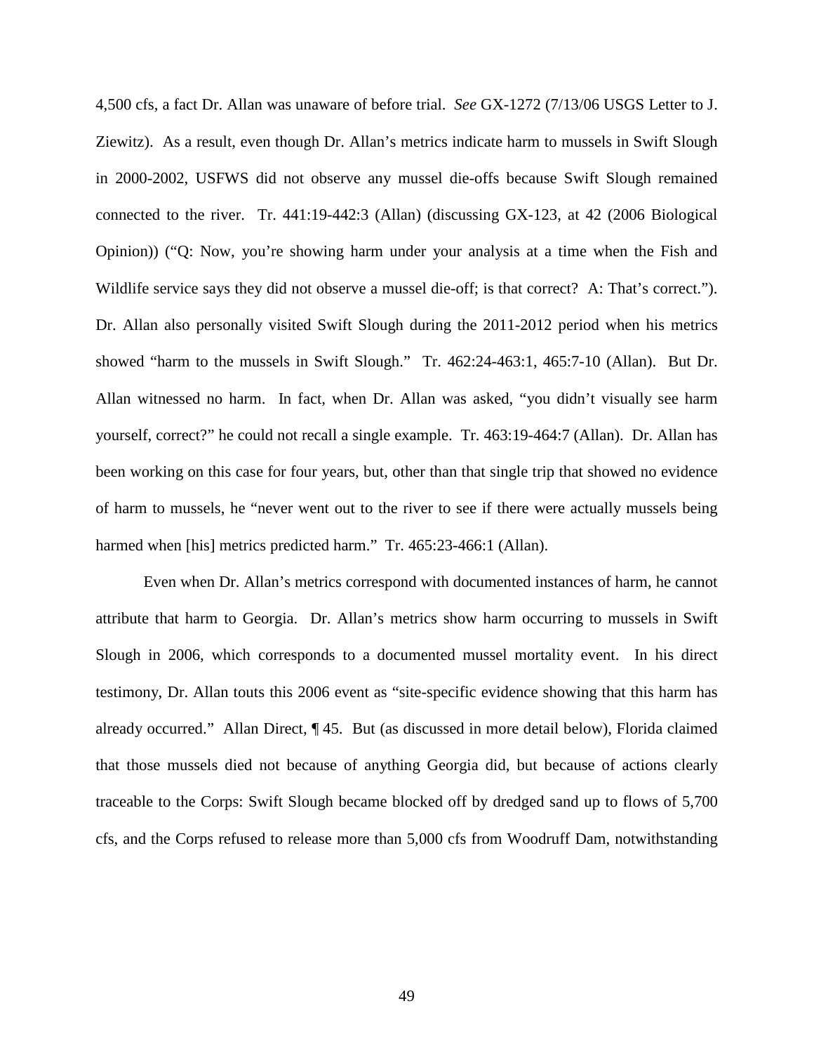4,500 cfs, a fact Dr. Allan was unaware of before trial. *See* GX-1272 (7/13/06 USGS Letter to J. Ziewitz). As a result, even though Dr. Allan's metrics indicate harm to mussels in Swift Slough in 2000-2002, USFWS did not observe any mussel die-offs because Swift Slough remained connected to the river. Tr. 441:19-442:3 (Allan) (discussing GX-123, at 42 (2006 Biological Opinion)) ("Q: Now, you're showing harm under your analysis at a time when the Fish and Wildlife service says they did not observe a mussel die-off; is that correct? A: That's correct."). Dr. Allan also personally visited Swift Slough during the 2011-2012 period when his metrics showed "harm to the mussels in Swift Slough." Tr. 462:24-463:1, 465:7-10 (Allan). But Dr. Allan witnessed no harm. In fact, when Dr. Allan was asked, "you didn't visually see harm yourself, correct?" he could not recall a single example. Tr. 463:19-464:7 (Allan). Dr. Allan has been working on this case for four years, but, other than that single trip that showed no evidence of harm to mussels, he "never went out to the river to see if there were actually mussels being harmed when [his] metrics predicted harm." Tr. 465:23-466:1 (Allan).

Even when Dr. Allan's metrics correspond with documented instances of harm, he cannot attribute that harm to Georgia. Dr. Allan's metrics show harm occurring to mussels in Swift Slough in 2006, which corresponds to a documented mussel mortality event. In his direct testimony, Dr. Allan touts this 2006 event as "site-specific evidence showing that this harm has already occurred." Allan Direct, ¶ 45. But (as discussed in more detail below), Florida claimed that those mussels died not because of anything Georgia did, but because of actions clearly traceable to the Corps: Swift Slough became blocked off by dredged sand up to flows of 5,700 cfs, and the Corps refused to release more than 5,000 cfs from Woodruff Dam, notwithstanding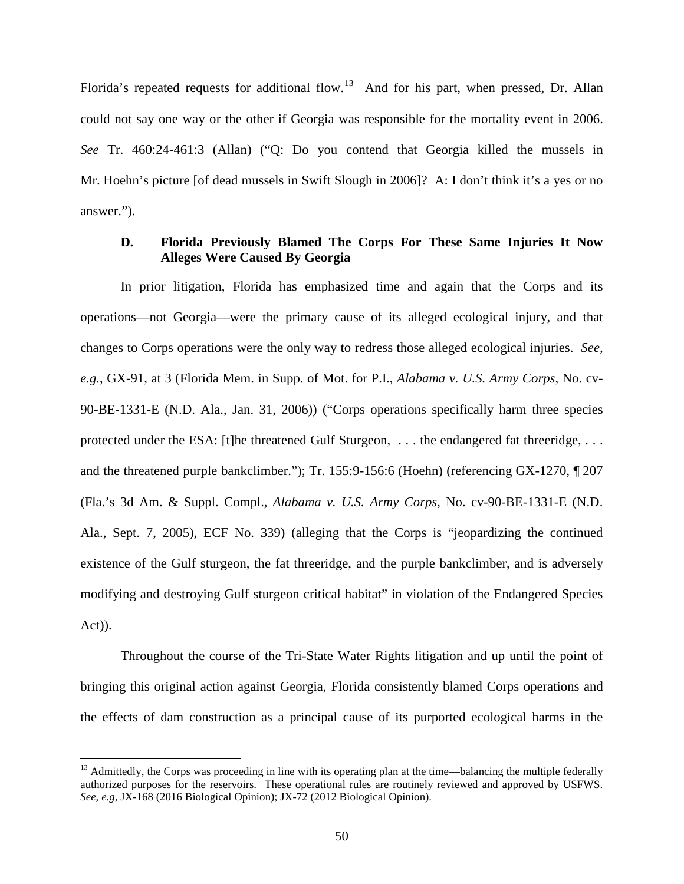Florida's repeated requests for additional flow.[13] And for his part, when pressed, Dr. Allan could not say one way or the other if Georgia was responsible for the mortality event in 2006. *See* Tr. 460:24-461:3 (Allan) ("Q: Do you contend that Georgia killed the mussels in Mr. Hoehn's picture [of dead mussels in Swift Slough in 2006]? A: I don't think it's a yes or no answer.").

### D. Florida Previously Blamed The Corps For These Same Injuries It Now Alleges Were Caused By Georgia

In prior litigation, Florida has emphasized time and again that the Corps and its operations—not Georgia—were the primary cause of its alleged ecological injury, and that changes to Corps operations were the only way to redress those alleged ecological injuries. *See, e.g.*, GX-91, at 3 (Florida Mem. in Supp. of Mot. for P.I., *Alabama v. U.S. Army Corps*, No. cv-90-BE-1331-E (N.D. Ala., Jan. 31, 2006)) ("Corps operations specifically harm three species protected under the ESA: [t]he threatened Gulf Sturgeon, . . . the endangered fat threeridge, . . . and the threatened purple bankclimber."); Tr. 155:9-156:6 (Hoehn) (referencing GX-1270, ¶ 207 (Fla.'s 3d Am. & Suppl. Compl., *Alabama v. U.S. Army Corps*, No. cv-90-BE-1331-E (N.D. Ala., Sept. 7, 2005), ECF No. 339) (alleging that the Corps is "jeopardizing the continued existence of the Gulf sturgeon, the fat threeridge, and the purple bankclimber, and is adversely modifying and destroying Gulf sturgeon critical habitat" in violation of the Endangered Species Act)).

Throughout the course of the Tri-State Water Rights litigation and up until the point of bringing this original action against Georgia, Florida consistently blamed Corps operations and the effects of dam construction as a principal cause of its purported ecological harms in the

---

[13] Admittedly, the Corps was proceeding in line with its operating plan at the time—balancing the multiple federally authorized purposes for the reservoirs. These operational rules are routinely reviewed and approved by USFWS. *See, e.g*, JX-168 (2016 Biological Opinion); JX-72 (2012 Biological Opinion).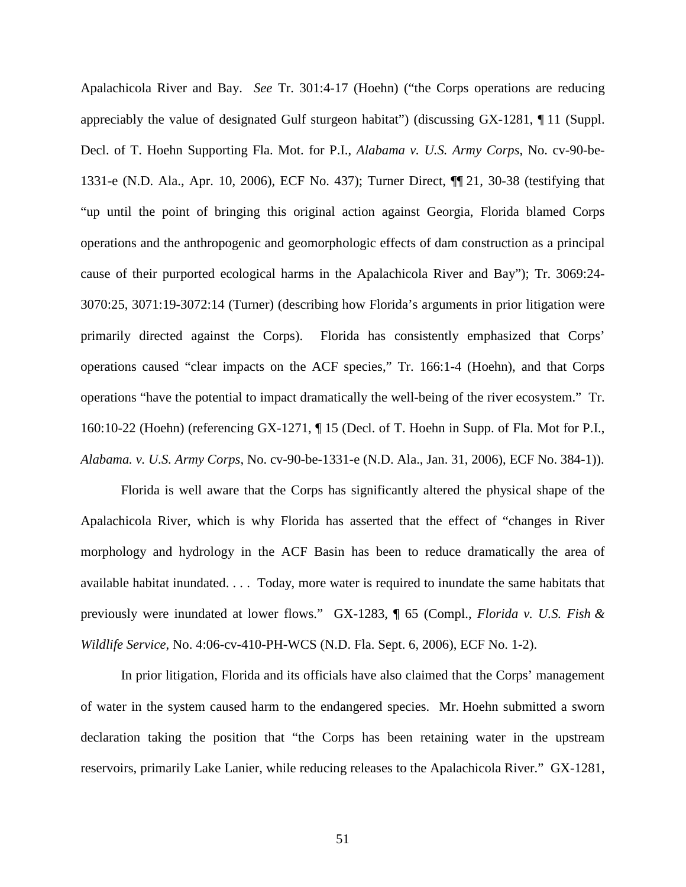Apalachicola River and Bay. *See* Tr. 301:4-17 (Hoehn) ("the Corps operations are reducing appreciably the value of designated Gulf sturgeon habitat") (discussing GX-1281, ¶ 11 (Suppl. Decl. of T. Hoehn Supporting Fla. Mot. for P.I., *Alabama v. U.S. Army Corps*, No. cv-90-be-1331-e (N.D. Ala., Apr. 10, 2006), ECF No. 437); Turner Direct, ¶¶ 21, 30-38 (testifying that "up until the point of bringing this original action against Georgia, Florida blamed Corps operations and the anthropogenic and geomorphologic effects of dam construction as a principal cause of their purported ecological harms in the Apalachicola River and Bay"); Tr. 3069:24-3070:25, 3071:19-3072:14 (Turner) (describing how Florida's arguments in prior litigation were primarily directed against the Corps). Florida has consistently emphasized that Corps' operations caused "clear impacts on the ACF species," Tr. 166:1-4 (Hoehn), and that Corps operations "have the potential to impact dramatically the well-being of the river ecosystem." Tr. 160:10-22 (Hoehn) (referencing GX-1271, ¶ 15 (Decl. of T. Hoehn in Supp. of Fla. Mot for P.I., *Alabama. v. U.S. Army Corps*, No. cv-90-be-1331-e (N.D. Ala., Jan. 31, 2006), ECF No. 384-1)).

Florida is well aware that the Corps has significantly altered the physical shape of the Apalachicola River, which is why Florida has asserted that the effect of "changes in River morphology and hydrology in the ACF Basin has been to reduce dramatically the area of available habitat inundated. . . . Today, more water is required to inundate the same habitats that previously were inundated at lower flows." GX-1283, ¶ 65 (Compl., *Florida v. U.S. Fish & Wildlife Service*, No. 4:06-cv-410-PH-WCS (N.D. Fla. Sept. 6, 2006), ECF No. 1-2).

In prior litigation, Florida and its officials have also claimed that the Corps' management of water in the system caused harm to the endangered species. Mr. Hoehn submitted a sworn declaration taking the position that "the Corps has been retaining water in the upstream reservoirs, primarily Lake Lanier, while reducing releases to the Apalachicola River." GX-1281,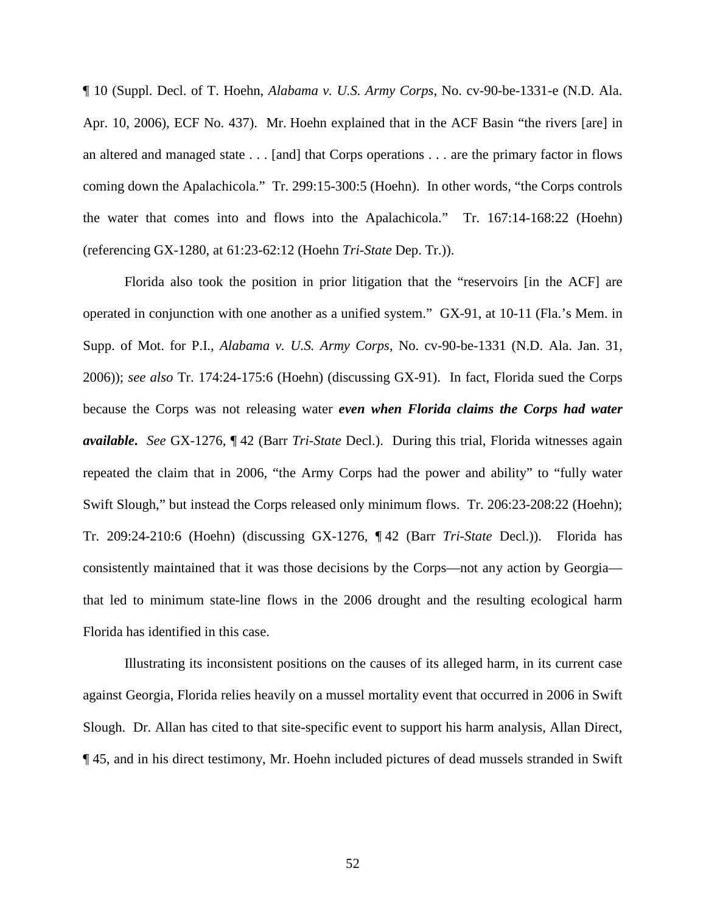¶ 10 (Suppl. Decl. of T. Hoehn, *Alabama v. U.S. Army Corps*, No. cv-90-be-1331-e (N.D. Ala. Apr. 10, 2006), ECF No. 437). Mr. Hoehn explained that in the ACF Basin "the rivers [are] in an altered and managed state . . . [and] that Corps operations . . . are the primary factor in flows coming down the Apalachicola." Tr. 299:15-300:5 (Hoehn). In other words, "the Corps controls the water that comes into and flows into the Apalachicola." Tr. 167:14-168:22 (Hoehn) (referencing GX-1280, at 61:23-62:12 (Hoehn *Tri-State* Dep. Tr.)).

Florida also took the position in prior litigation that the "reservoirs [in the ACF] are operated in conjunction with one another as a unified system." GX-91, at 10-11 (Fla.'s Mem. in Supp. of Mot. for P.I., *Alabama v. U.S. Army Corps*, No. cv-90-be-1331 (N.D. Ala. Jan. 31, 2006)); *see also* Tr. 174:24-175:6 (Hoehn) (discussing GX-91). In fact, Florida sued the Corps because the Corps was not releasing water ***even when Florida claims the Corps had water available***. *See* GX-1276, ¶ 42 (Barr *Tri-State* Decl.). During this trial, Florida witnesses again repeated the claim that in 2006, "the Army Corps had the power and ability" to "fully water Swift Slough," but instead the Corps released only minimum flows. Tr. 206:23-208:22 (Hoehn); Tr. 209:24-210:6 (Hoehn) (discussing GX-1276, ¶ 42 (Barr *Tri-State* Decl.)). Florida has consistently maintained that it was those decisions by the Corps—not any action by Georgia—that led to minimum state-line flows in the 2006 drought and the resulting ecological harm Florida has identified in this case.

Illustrating its inconsistent positions on the causes of its alleged harm, in its current case against Georgia, Florida relies heavily on a mussel mortality event that occurred in 2006 in Swift Slough. Dr. Allan has cited to that site-specific event to support his harm analysis, Allan Direct, ¶ 45, and in his direct testimony, Mr. Hoehn included pictures of dead mussels stranded in Swift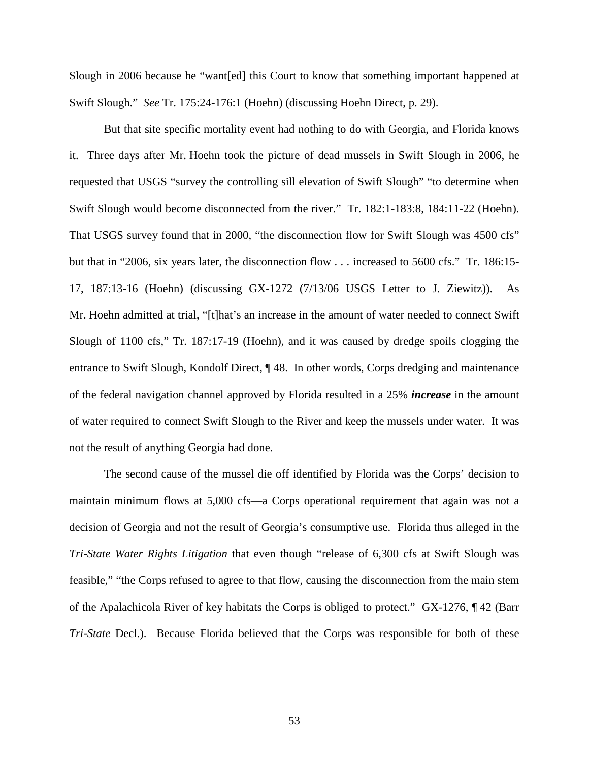Slough in 2006 because he "want[ed] this Court to know that something important happened at Swift Slough." *See* Tr. 175:24-176:1 (Hoehn) (discussing Hoehn Direct, p. 29).

But that site specific mortality event had nothing to do with Georgia, and Florida knows it. Three days after Mr. Hoehn took the picture of dead mussels in Swift Slough in 2006, he requested that USGS "survey the controlling sill elevation of Swift Slough" "to determine when Swift Slough would become disconnected from the river." Tr. 182:1-183:8, 184:11-22 (Hoehn). That USGS survey found that in 2000, "the disconnection flow for Swift Slough was 4500 cfs" but that in "2006, six years later, the disconnection flow . . . increased to 5600 cfs." Tr. 186:15-17, 187:13-16 (Hoehn) (discussing GX-1272 (7/13/06 USGS Letter to J. Ziewitz)). As Mr. Hoehn admitted at trial, "[t]hat's an increase in the amount of water needed to connect Swift Slough of 1100 cfs," Tr. 187:17-19 (Hoehn), and it was caused by dredge spoils clogging the entrance to Swift Slough, Kondolf Direct, ¶ 48. In other words, Corps dredging and maintenance of the federal navigation channel approved by Florida resulted in a 25% ***increase*** in the amount of water required to connect Swift Slough to the River and keep the mussels under water. It was not the result of anything Georgia had done.

The second cause of the mussel die off identified by Florida was the Corps' decision to maintain minimum flows at 5,000 cfs—a Corps operational requirement that again was not a decision of Georgia and not the result of Georgia's consumptive use. Florida thus alleged in the *Tri-State Water Rights Litigation* that even though "release of 6,300 cfs at Swift Slough was feasible," "the Corps refused to agree to that flow, causing the disconnection from the main stem of the Apalachicola River of key habitats the Corps is obliged to protect." GX-1276, ¶ 42 (Barr *Tri-State* Decl.). Because Florida believed that the Corps was responsible for both of these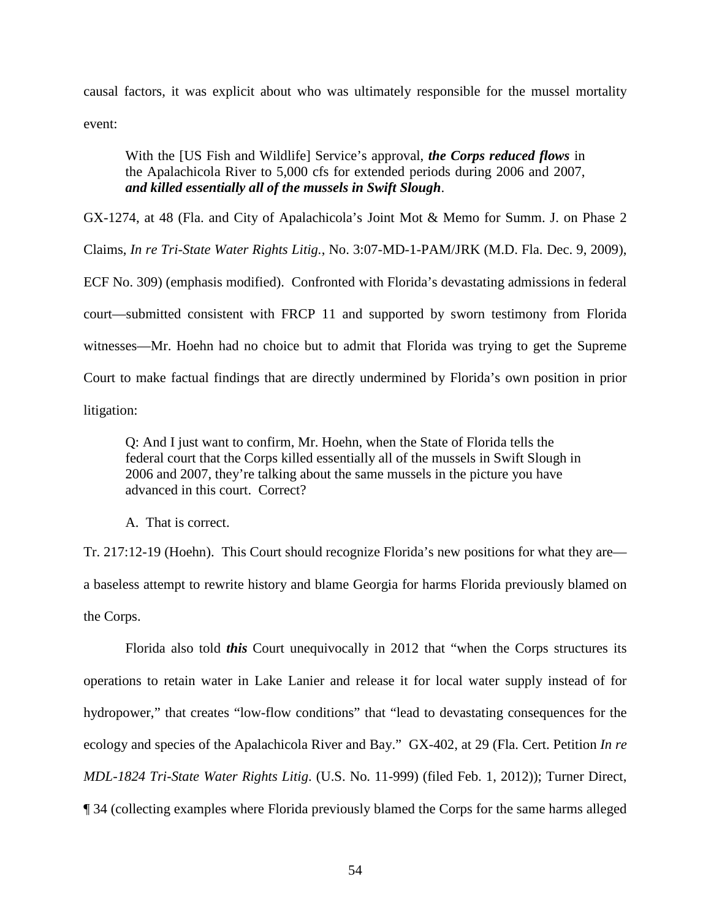causal factors, it was explicit about who was ultimately responsible for the mussel mortality event:

> With the [US Fish and Wildlife] Service's approval, ***the Corps reduced flows*** in the Apalachicola River to 5,000 cfs for extended periods during 2006 and 2007, ***and killed essentially all of the mussels in Swift Slough***.

GX-1274, at 48 (Fla. and City of Apalachicola's Joint Mot & Memo for Summ. J. on Phase 2 Claims, *In re Tri-State Water Rights Litig.*, No. 3:07-MD-1-PAM/JRK (M.D. Fla. Dec. 9, 2009), ECF No. 309) (emphasis modified). Confronted with Florida's devastating admissions in federal court—submitted consistent with FRCP 11 and supported by sworn testimony from Florida witnesses—Mr. Hoehn had no choice but to admit that Florida was trying to get the Supreme Court to make factual findings that are directly undermined by Florida's own position in prior litigation:

> Q: And I just want to confirm, Mr. Hoehn, when the State of Florida tells the federal court that the Corps killed essentially all of the mussels in Swift Slough in 2006 and 2007, they're talking about the same mussels in the picture you have advanced in this court. Correct?
>
> A. That is correct.

Tr. 217:12-19 (Hoehn). This Court should recognize Florida's new positions for what they are—a baseless attempt to rewrite history and blame Georgia for harms Florida previously blamed on the Corps.

Florida also told ***this*** Court unequivocally in 2012 that "when the Corps structures its operations to retain water in Lake Lanier and release it for local water supply instead of for hydropower," that creates "low-flow conditions" that "lead to devastating consequences for the ecology and species of the Apalachicola River and Bay." GX-402, at 29 (Fla. Cert. Petition *In re MDL-1824 Tri-State Water Rights Litig*. (U.S. No. 11-999) (filed Feb. 1, 2012)); Turner Direct, ¶ 34 (collecting examples where Florida previously blamed the Corps for the same harms alleged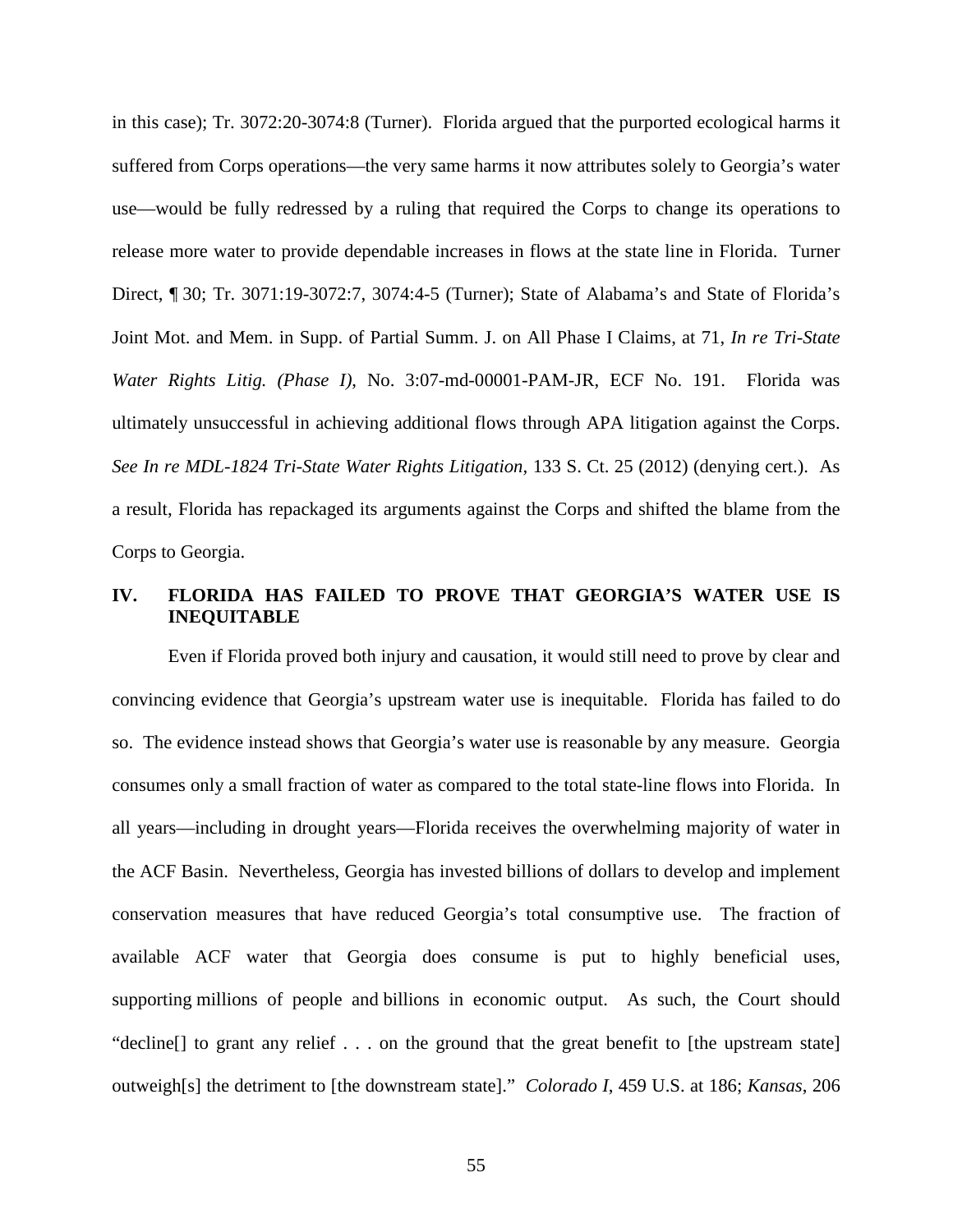in this case); Tr. 3072:20-3074:8 (Turner). Florida argued that the purported ecological harms it suffered from Corps operations—the very same harms it now attributes solely to Georgia's water use—would be fully redressed by a ruling that required the Corps to change its operations to release more water to provide dependable increases in flows at the state line in Florida. Turner Direct, ¶ 30; Tr. 3071:19-3072:7, 3074:4-5 (Turner); State of Alabama's and State of Florida's Joint Mot. and Mem. in Supp. of Partial Summ. J. on All Phase I Claims, at 71, *In re Tri-State Water Rights Litig. (Phase I)*, No. 3:07-md-00001-PAM-JR, ECF No. 191. Florida was ultimately unsuccessful in achieving additional flows through APA litigation against the Corps. *See In re MDL-1824 Tri-State Water Rights Litigation*, 133 S. Ct. 25 (2012) (denying cert.). As a result, Florida has repackaged its arguments against the Corps and shifted the blame from the Corps to Georgia.

## IV. FLORIDA HAS FAILED TO PROVE THAT GEORGIA'S WATER USE IS INEQUITABLE

Even if Florida proved both injury and causation, it would still need to prove by clear and convincing evidence that Georgia's upstream water use is inequitable. Florida has failed to do so. The evidence instead shows that Georgia's water use is reasonable by any measure. Georgia consumes only a small fraction of water as compared to the total state-line flows into Florida. In all years—including in drought years—Florida receives the overwhelming majority of water in the ACF Basin. Nevertheless, Georgia has invested billions of dollars to develop and implement conservation measures that have reduced Georgia's total consumptive use. The fraction of available ACF water that Georgia does consume is put to highly beneficial uses, supporting millions of people and billions in economic output. As such, the Court should "decline[] to grant any relief . . . on the ground that the great benefit to [the upstream state] outweigh[s] the detriment to [the downstream state]." *Colorado I*, 459 U.S. at 186; *Kansas*, 206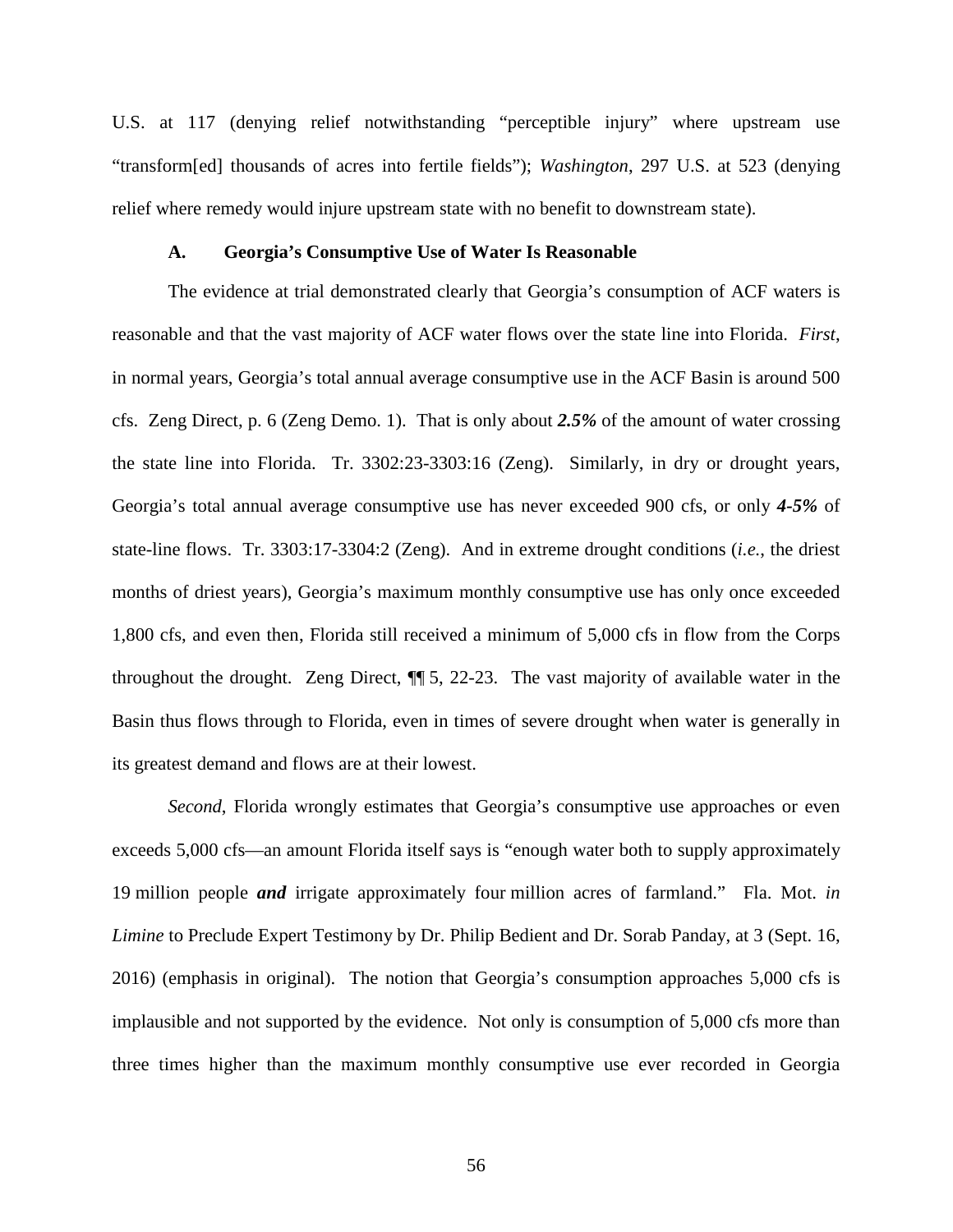U.S. at 117 (denying relief notwithstanding "perceptible injury" where upstream use "transform[ed] thousands of acres into fertile fields"); *Washington*, 297 U.S. at 523 (denying relief where remedy would injure upstream state with no benefit to downstream state).

### A. Georgia's Consumptive Use of Water Is Reasonable

The evidence at trial demonstrated clearly that Georgia's consumption of ACF waters is reasonable and that the vast majority of ACF water flows over the state line into Florida. *First*, in normal years, Georgia's total annual average consumptive use in the ACF Basin is around 500 cfs. Zeng Direct, p. 6 (Zeng Demo. 1). That is only about ***2.5%*** of the amount of water crossing the state line into Florida. Tr. 3302:23-3303:16 (Zeng). Similarly, in dry or drought years, Georgia's total annual average consumptive use has never exceeded 900 cfs, or only ***4-5%*** of state-line flows. Tr. 3303:17-3304:2 (Zeng). And in extreme drought conditions (*i.e.*, the driest months of driest years), Georgia's maximum monthly consumptive use has only once exceeded 1,800 cfs, and even then, Florida still received a minimum of 5,000 cfs in flow from the Corps throughout the drought. Zeng Direct, ¶¶ 5, 22-23. The vast majority of available water in the Basin thus flows through to Florida, even in times of severe drought when water is generally in its greatest demand and flows are at their lowest.

*Second*, Florida wrongly estimates that Georgia's consumptive use approaches or even exceeds 5,000 cfs—an amount Florida itself says is "enough water both to supply approximately 19 million people ***and*** irrigate approximately four million acres of farmland." Fla. Mot. *in Limine* to Preclude Expert Testimony by Dr. Philip Bedient and Dr. Sorab Panday, at 3 (Sept. 16, 2016) (emphasis in original). The notion that Georgia's consumption approaches 5,000 cfs is implausible and not supported by the evidence. Not only is consumption of 5,000 cfs more than three times higher than the maximum monthly consumptive use ever recorded in Georgia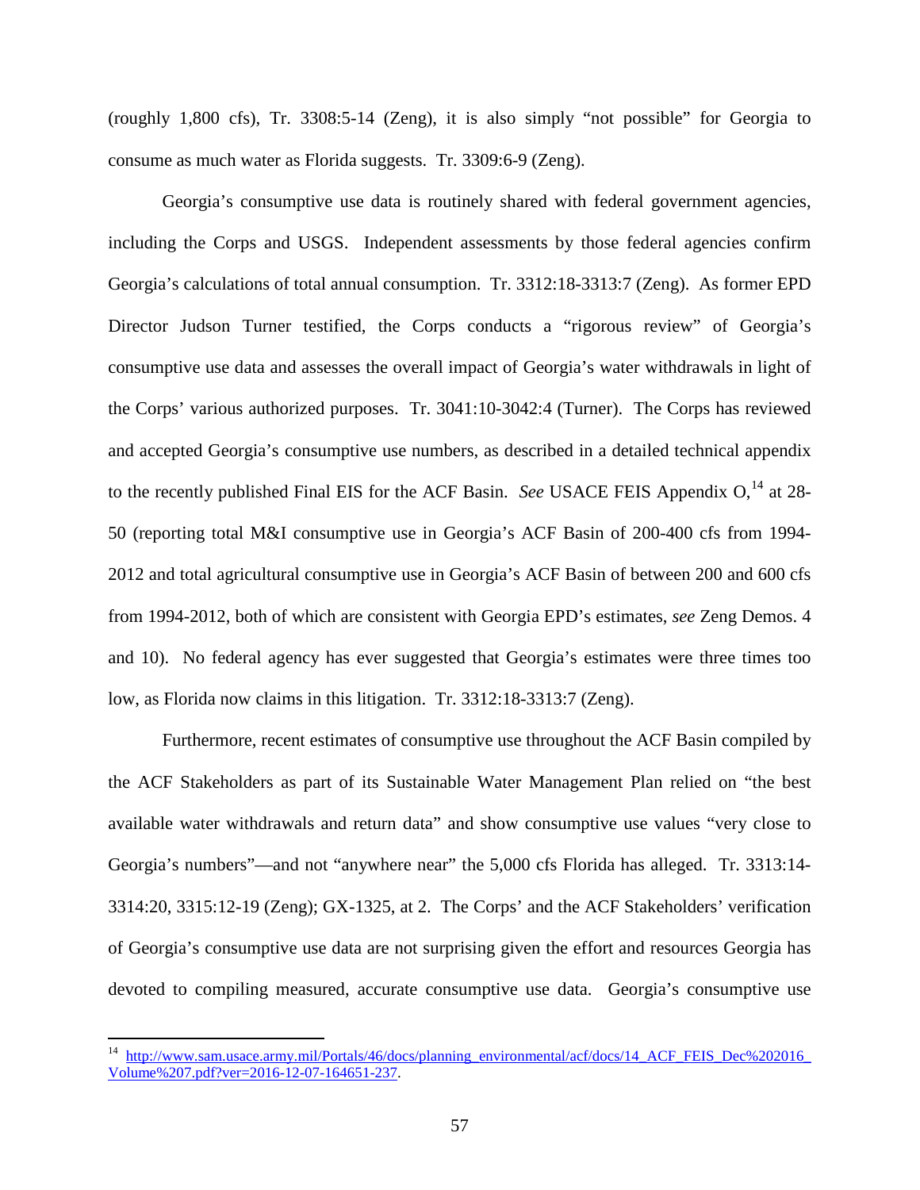(roughly 1,800 cfs), Tr. 3308:5-14 (Zeng), it is also simply "not possible" for Georgia to consume as much water as Florida suggests. Tr. 3309:6-9 (Zeng).

Georgia's consumptive use data is routinely shared with federal government agencies, including the Corps and USGS. Independent assessments by those federal agencies confirm Georgia's calculations of total annual consumption. Tr. 3312:18-3313:7 (Zeng). As former EPD Director Judson Turner testified, the Corps conducts a "rigorous review" of Georgia's consumptive use data and assesses the overall impact of Georgia's water withdrawals in light of the Corps' various authorized purposes. Tr. 3041:10-3042:4 (Turner). The Corps has reviewed and accepted Georgia's consumptive use numbers, as described in a detailed technical appendix to the recently published Final EIS for the ACF Basin. *See* USACE FEIS Appendix O,[14] at 28-50 (reporting total M&I consumptive use in Georgia's ACF Basin of 200-400 cfs from 1994-2012 and total agricultural consumptive use in Georgia's ACF Basin of between 200 and 600 cfs from 1994-2012, both of which are consistent with Georgia EPD's estimates, *see* Zeng Demos. 4 and 10). No federal agency has ever suggested that Georgia's estimates were three times too low, as Florida now claims in this litigation. Tr. 3312:18-3313:7 (Zeng).

Furthermore, recent estimates of consumptive use throughout the ACF Basin compiled by the ACF Stakeholders as part of its Sustainable Water Management Plan relied on "the best available water withdrawals and return data" and show consumptive use values "very close to Georgia's numbers"—and not "anywhere near" the 5,000 cfs Florida has alleged. Tr. 3313:14-3314:20, 3315:12-19 (Zeng); GX-1325, at 2. The Corps' and the ACF Stakeholders' verification of Georgia's consumptive use data are not surprising given the effort and resources Georgia has devoted to compiling measured, accurate consumptive use data. Georgia's consumptive use

---

[14] http://www.sam.usace.army.mil/Portals/46/docs/planning_environmental/acf/docs/14_ACF_FEIS_Dec%202016_Volume%207.pdf?ver=2016-12-07-164651-237.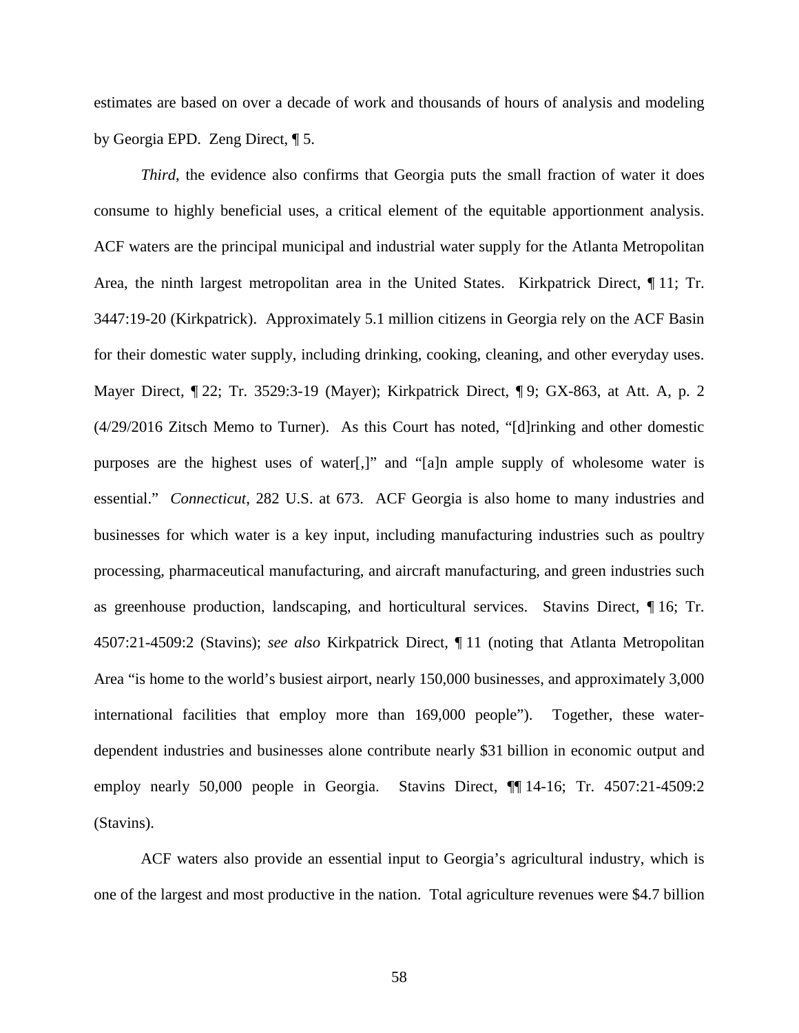estimates are based on over a decade of work and thousands of hours of analysis and modeling by Georgia EPD. Zeng Direct, ¶ 5.

*Third*, the evidence also confirms that Georgia puts the small fraction of water it does consume to highly beneficial uses, a critical element of the equitable apportionment analysis. ACF waters are the principal municipal and industrial water supply for the Atlanta Metropolitan Area, the ninth largest metropolitan area in the United States. Kirkpatrick Direct, ¶ 11; Tr. 3447:19-20 (Kirkpatrick). Approximately 5.1 million citizens in Georgia rely on the ACF Basin for their domestic water supply, including drinking, cooking, cleaning, and other everyday uses. Mayer Direct, ¶ 22; Tr. 3529:3-19 (Mayer); Kirkpatrick Direct, ¶ 9; GX-863, at Att. A, p. 2 (4/29/2016 Zitsch Memo to Turner). As this Court has noted, "[d]rinking and other domestic purposes are the highest uses of water[,]" and "[a]n ample supply of wholesome water is essential." *Connecticut*, 282 U.S. at 673. ACF Georgia is also home to many industries and businesses for which water is a key input, including manufacturing industries such as poultry processing, pharmaceutical manufacturing, and aircraft manufacturing, and green industries such as greenhouse production, landscaping, and horticultural services. Stavins Direct, ¶ 16; Tr. 4507:21-4509:2 (Stavins); *see also* Kirkpatrick Direct, ¶ 11 (noting that Atlanta Metropolitan Area "is home to the world's busiest airport, nearly 150,000 businesses, and approximately 3,000 international facilities that employ more than 169,000 people"). Together, these water-dependent industries and businesses alone contribute nearly $31 billion in economic output and employ nearly 50,000 people in Georgia. Stavins Direct, ¶¶ 14-16; Tr. 4507:21-4509:2 (Stavins).

ACF waters also provide an essential input to Georgia's agricultural industry, which is one of the largest and most productive in the nation. Total agriculture revenues were $4.7 billion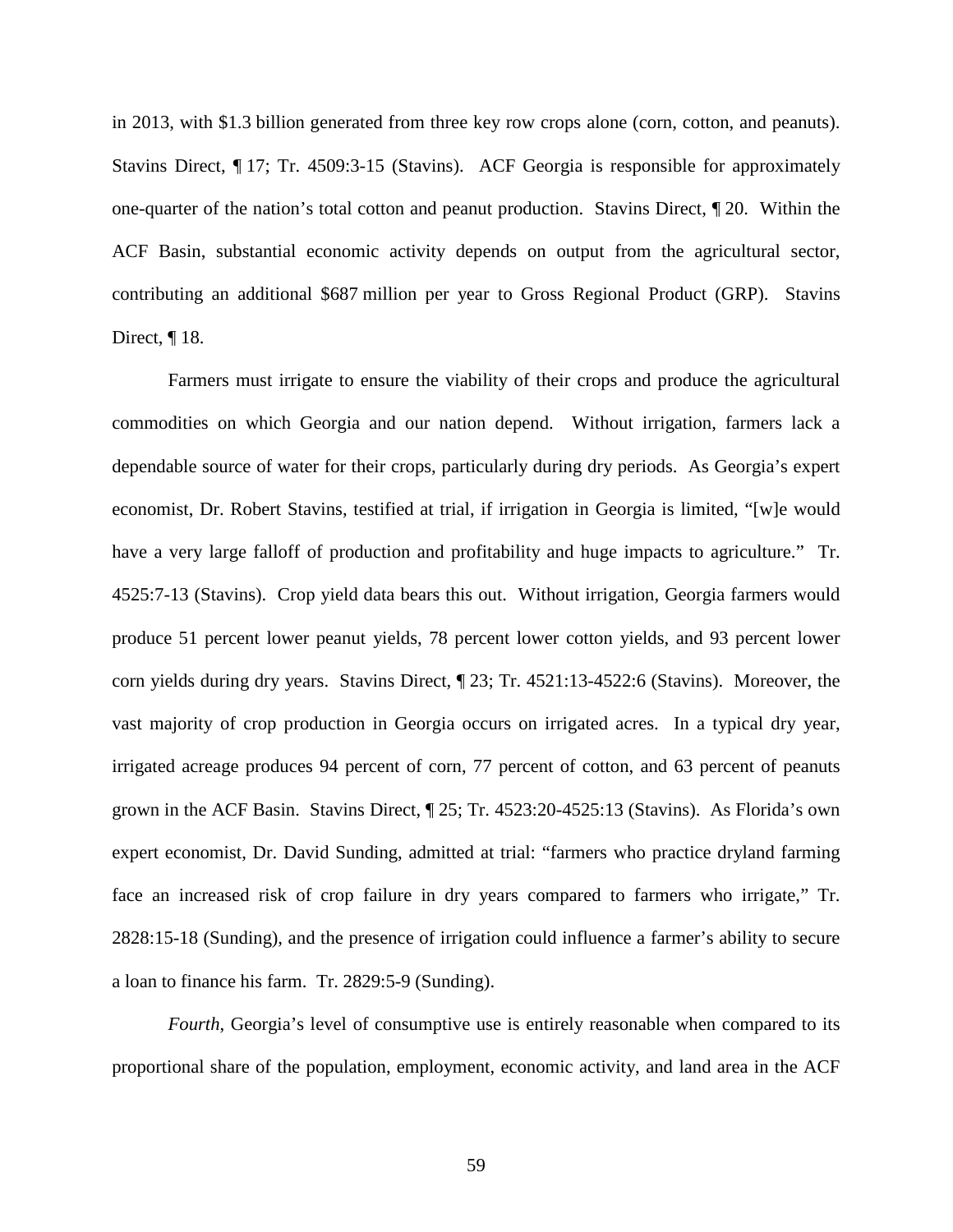in 2013, with $1.3 billion generated from three key row crops alone (corn, cotton, and peanuts). Stavins Direct, ¶ 17; Tr. 4509:3-15 (Stavins). ACF Georgia is responsible for approximately one-quarter of the nation's total cotton and peanut production. Stavins Direct, ¶ 20. Within the ACF Basin, substantial economic activity depends on output from the agricultural sector, contributing an additional $687 million per year to Gross Regional Product (GRP). Stavins Direct, ¶ 18.

Farmers must irrigate to ensure the viability of their crops and produce the agricultural commodities on which Georgia and our nation depend. Without irrigation, farmers lack a dependable source of water for their crops, particularly during dry periods. As Georgia's expert economist, Dr. Robert Stavins, testified at trial, if irrigation in Georgia is limited, "[w]e would have a very large falloff of production and profitability and huge impacts to agriculture." Tr. 4525:7-13 (Stavins). Crop yield data bears this out. Without irrigation, Georgia farmers would produce 51 percent lower peanut yields, 78 percent lower cotton yields, and 93 percent lower corn yields during dry years. Stavins Direct, ¶ 23; Tr. 4521:13-4522:6 (Stavins). Moreover, the vast majority of crop production in Georgia occurs on irrigated acres. In a typical dry year, irrigated acreage produces 94 percent of corn, 77 percent of cotton, and 63 percent of peanuts grown in the ACF Basin. Stavins Direct, ¶ 25; Tr. 4523:20-4525:13 (Stavins). As Florida's own expert economist, Dr. David Sunding, admitted at trial: "farmers who practice dryland farming face an increased risk of crop failure in dry years compared to farmers who irrigate," Tr. 2828:15-18 (Sunding), and the presence of irrigation could influence a farmer's ability to secure a loan to finance his farm. Tr. 2829:5-9 (Sunding).

*Fourth*, Georgia's level of consumptive use is entirely reasonable when compared to its proportional share of the population, employment, economic activity, and land area in the ACF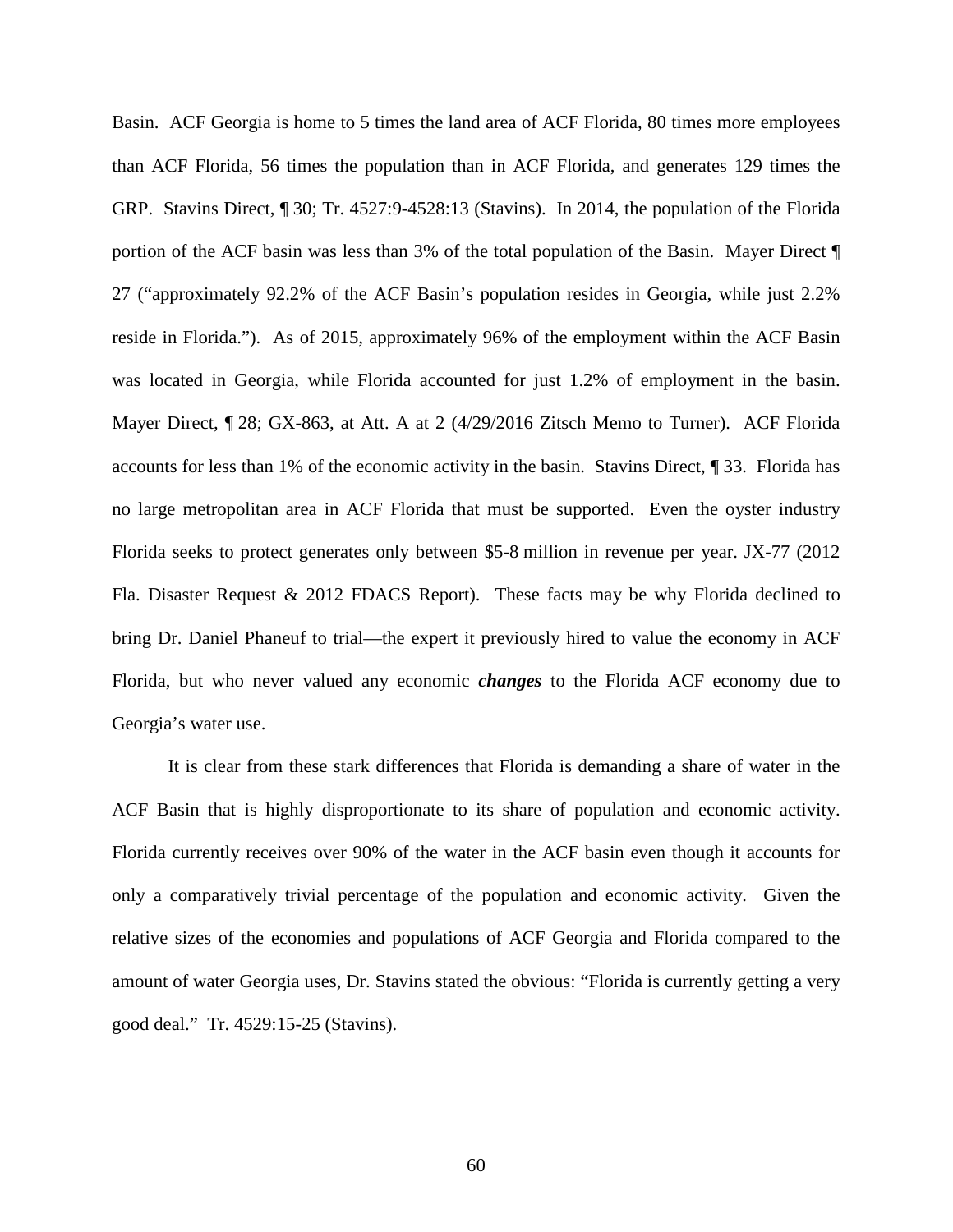Basin. ACF Georgia is home to 5 times the land area of ACF Florida, 80 times more employees than ACF Florida, 56 times the population than in ACF Florida, and generates 129 times the GRP. Stavins Direct, ¶ 30; Tr. 4527:9-4528:13 (Stavins). In 2014, the population of the Florida portion of the ACF basin was less than 3% of the total population of the Basin. Mayer Direct ¶ 27 ("approximately 92.2% of the ACF Basin's population resides in Georgia, while just 2.2% reside in Florida."). As of 2015, approximately 96% of the employment within the ACF Basin was located in Georgia, while Florida accounted for just 1.2% of employment in the basin. Mayer Direct, ¶ 28; GX-863, at Att. A at 2 (4/29/2016 Zitsch Memo to Turner). ACF Florida accounts for less than 1% of the economic activity in the basin. Stavins Direct, ¶ 33. Florida has no large metropolitan area in ACF Florida that must be supported. Even the oyster industry Florida seeks to protect generates only between $5-8 million in revenue per year. JX-77 (2012 Fla. Disaster Request & 2012 FDACS Report). These facts may be why Florida declined to bring Dr. Daniel Phaneuf to trial—the expert it previously hired to value the economy in ACF Florida, but who never valued any economic ***changes*** to the Florida ACF economy due to Georgia's water use.

It is clear from these stark differences that Florida is demanding a share of water in the ACF Basin that is highly disproportionate to its share of population and economic activity. Florida currently receives over 90% of the water in the ACF basin even though it accounts for only a comparatively trivial percentage of the population and economic activity. Given the relative sizes of the economies and populations of ACF Georgia and Florida compared to the amount of water Georgia uses, Dr. Stavins stated the obvious: "Florida is currently getting a very good deal." Tr. 4529:15-25 (Stavins).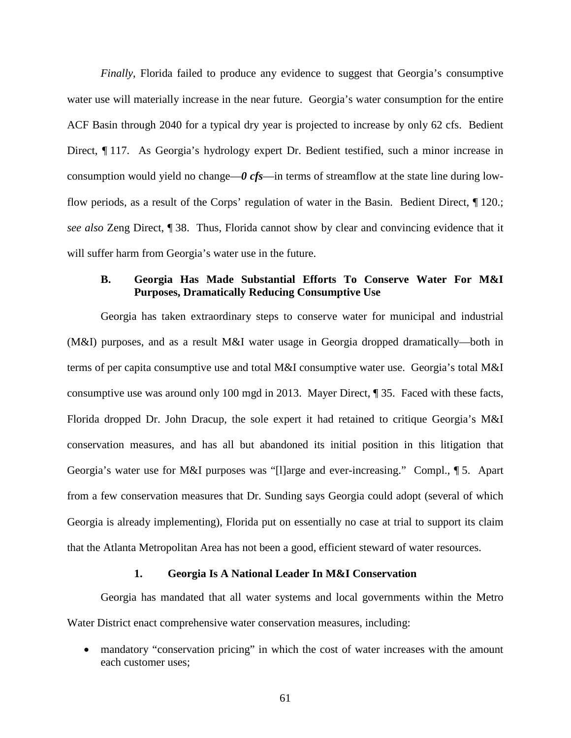*Finally*, Florida failed to produce any evidence to suggest that Georgia's consumptive water use will materially increase in the near future. Georgia's water consumption for the entire ACF Basin through 2040 for a typical dry year is projected to increase by only 62 cfs. Bedient Direct, ¶ 117. As Georgia's hydrology expert Dr. Bedient testified, such a minor increase in consumption would yield no change—***0 cfs***—in terms of streamflow at the state line during low-flow periods, as a result of the Corps' regulation of water in the Basin. Bedient Direct, ¶ 120.; *see also* Zeng Direct, ¶ 38. Thus, Florida cannot show by clear and convincing evidence that it will suffer harm from Georgia's water use in the future.

### B. Georgia Has Made Substantial Efforts To Conserve Water For M&I Purposes, Dramatically Reducing Consumptive Use

Georgia has taken extraordinary steps to conserve water for municipal and industrial (M&I) purposes, and as a result M&I water usage in Georgia dropped dramatically—both in terms of per capita consumptive use and total M&I consumptive water use. Georgia's total M&I consumptive use was around only 100 mgd in 2013. Mayer Direct, ¶ 35. Faced with these facts, Florida dropped Dr. John Dracup, the sole expert it had retained to critique Georgia's M&I conservation measures, and has all but abandoned its initial position in this litigation that Georgia's water use for M&I purposes was "[l]arge and ever-increasing." Compl., ¶ 5. Apart from a few conservation measures that Dr. Sunding says Georgia could adopt (several of which Georgia is already implementing), Florida put on essentially no case at trial to support its claim that the Atlanta Metropolitan Area has not been a good, efficient steward of water resources.

#### 1. Georgia Is A National Leader In M&I Conservation

Georgia has mandated that all water systems and local governments within the Metro Water District enact comprehensive water conservation measures, including:

- mandatory "conservation pricing" in which the cost of water increases with the amount each customer uses;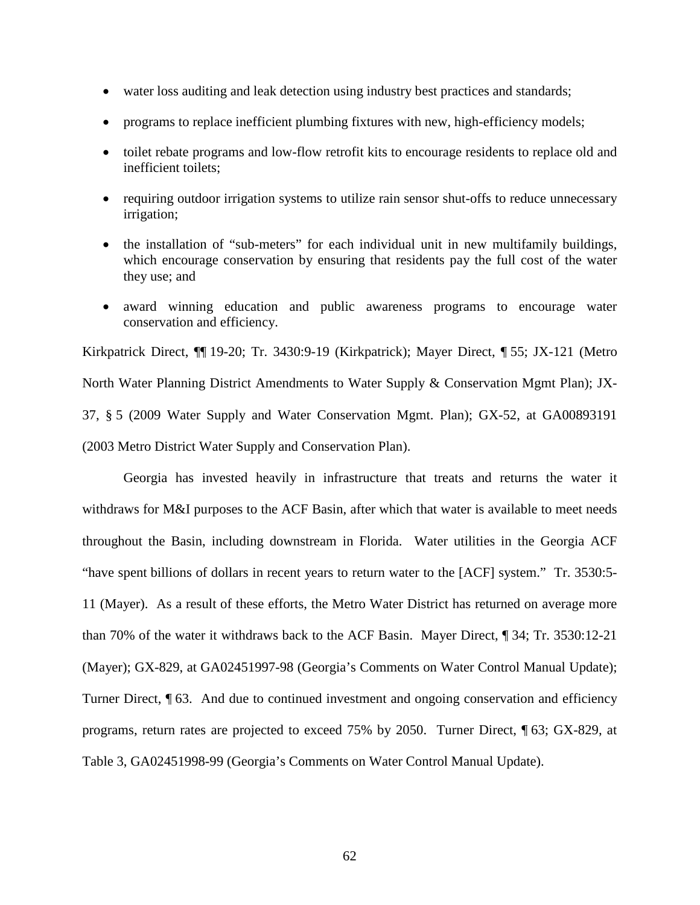- water loss auditing and leak detection using industry best practices and standards;
- programs to replace inefficient plumbing fixtures with new, high-efficiency models;
- toilet rebate programs and low-flow retrofit kits to encourage residents to replace old and inefficient toilets;
- requiring outdoor irrigation systems to utilize rain sensor shut-offs to reduce unnecessary irrigation;
- the installation of "sub-meters" for each individual unit in new multifamily buildings, which encourage conservation by ensuring that residents pay the full cost of the water they use; and
- award winning education and public awareness programs to encourage water conservation and efficiency.

Kirkpatrick Direct, ¶¶ 19-20; Tr. 3430:9-19 (Kirkpatrick); Mayer Direct, ¶ 55; JX-121 (Metro North Water Planning District Amendments to Water Supply & Conservation Mgmt Plan); JX-37, § 5 (2009 Water Supply and Water Conservation Mgmt. Plan); GX-52, at GA00893191 (2003 Metro District Water Supply and Conservation Plan).

Georgia has invested heavily in infrastructure that treats and returns the water it withdraws for M&I purposes to the ACF Basin, after which that water is available to meet needs throughout the Basin, including downstream in Florida. Water utilities in the Georgia ACF "have spent billions of dollars in recent years to return water to the [ACF] system." Tr. 3530:5-11 (Mayer). As a result of these efforts, the Metro Water District has returned on average more than 70% of the water it withdraws back to the ACF Basin. Mayer Direct, ¶ 34; Tr. 3530:12-21 (Mayer); GX-829, at GA02451997-98 (Georgia's Comments on Water Control Manual Update); Turner Direct, ¶ 63. And due to continued investment and ongoing conservation and efficiency programs, return rates are projected to exceed 75% by 2050. Turner Direct, ¶ 63; GX-829, at Table 3, GA02451998-99 (Georgia's Comments on Water Control Manual Update).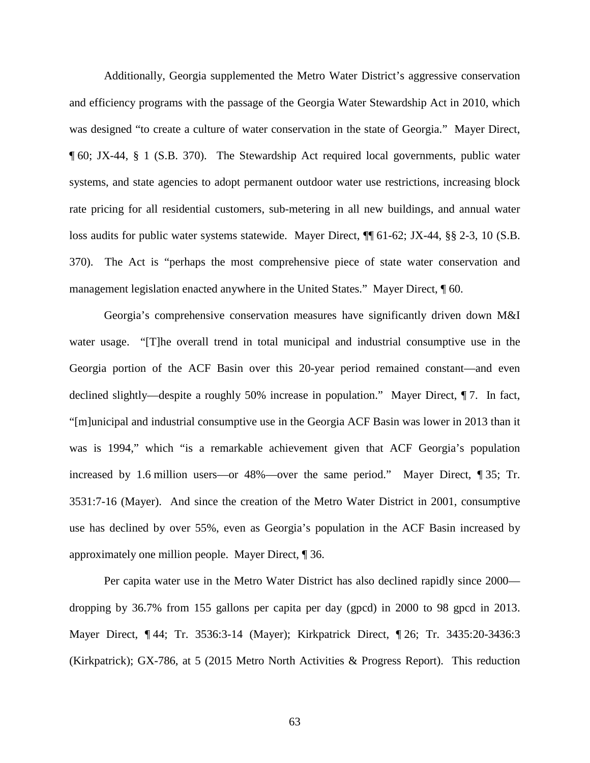Additionally, Georgia supplemented the Metro Water District's aggressive conservation and efficiency programs with the passage of the Georgia Water Stewardship Act in 2010, which was designed "to create a culture of water conservation in the state of Georgia." Mayer Direct, ¶ 60; JX-44, § 1 (S.B. 370). The Stewardship Act required local governments, public water systems, and state agencies to adopt permanent outdoor water use restrictions, increasing block rate pricing for all residential customers, sub-metering in all new buildings, and annual water loss audits for public water systems statewide. Mayer Direct, ¶¶ 61-62; JX-44, §§ 2-3, 10 (S.B. 370). The Act is "perhaps the most comprehensive piece of state water conservation and management legislation enacted anywhere in the United States." Mayer Direct, ¶ 60.

Georgia's comprehensive conservation measures have significantly driven down M&I water usage. "[T]he overall trend in total municipal and industrial consumptive use in the Georgia portion of the ACF Basin over this 20-year period remained constant—and even declined slightly—despite a roughly 50% increase in population." Mayer Direct, ¶ 7. In fact, "[m]unicipal and industrial consumptive use in the Georgia ACF Basin was lower in 2013 than it was is 1994," which "is a remarkable achievement given that ACF Georgia's population increased by 1.6 million users—or 48%—over the same period." Mayer Direct, ¶ 35; Tr. 3531:7-16 (Mayer). And since the creation of the Metro Water District in 2001, consumptive use has declined by over 55%, even as Georgia's population in the ACF Basin increased by approximately one million people. Mayer Direct, ¶ 36.

Per capita water use in the Metro Water District has also declined rapidly since 2000—dropping by 36.7% from 155 gallons per capita per day (gpcd) in 2000 to 98 gpcd in 2013. Mayer Direct, ¶ 44; Tr. 3536:3-14 (Mayer); Kirkpatrick Direct, ¶ 26; Tr. 3435:20-3436:3 (Kirkpatrick); GX-786, at 5 (2015 Metro North Activities & Progress Report). This reduction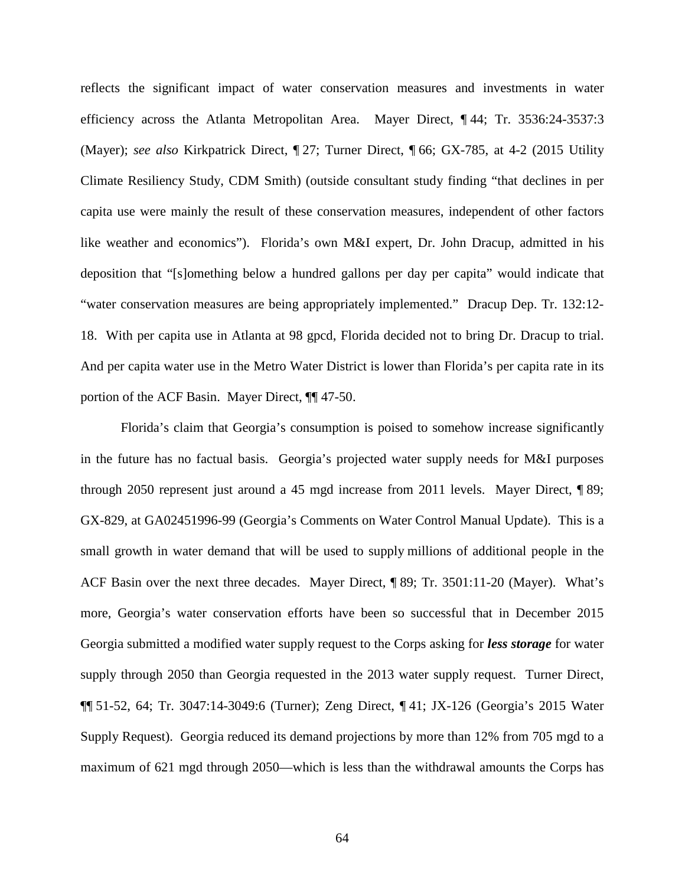reflects the significant impact of water conservation measures and investments in water efficiency across the Atlanta Metropolitan Area. Mayer Direct, ¶ 44; Tr. 3536:24-3537:3 (Mayer); *see also* Kirkpatrick Direct, ¶ 27; Turner Direct, ¶ 66; GX-785, at 4-2 (2015 Utility Climate Resiliency Study, CDM Smith) (outside consultant study finding "that declines in per capita use were mainly the result of these conservation measures, independent of other factors like weather and economics"). Florida's own M&I expert, Dr. John Dracup, admitted in his deposition that "[s]omething below a hundred gallons per day per capita" would indicate that "water conservation measures are being appropriately implemented." Dracup Dep. Tr. 132:12-18. With per capita use in Atlanta at 98 gpcd, Florida decided not to bring Dr. Dracup to trial. And per capita water use in the Metro Water District is lower than Florida's per capita rate in its portion of the ACF Basin. Mayer Direct, ¶¶ 47-50.

Florida's claim that Georgia's consumption is poised to somehow increase significantly in the future has no factual basis. Georgia's projected water supply needs for M&I purposes through 2050 represent just around a 45 mgd increase from 2011 levels. Mayer Direct, ¶ 89; GX-829, at GA02451996-99 (Georgia's Comments on Water Control Manual Update). This is a small growth in water demand that will be used to supply millions of additional people in the ACF Basin over the next three decades. Mayer Direct, ¶ 89; Tr. 3501:11-20 (Mayer). What's more, Georgia's water conservation efforts have been so successful that in December 2015 Georgia submitted a modified water supply request to the Corps asking for ***less storage*** for water supply through 2050 than Georgia requested in the 2013 water supply request. Turner Direct, ¶¶ 51-52, 64; Tr. 3047:14-3049:6 (Turner); Zeng Direct, ¶ 41; JX-126 (Georgia's 2015 Water Supply Request). Georgia reduced its demand projections by more than 12% from 705 mgd to a maximum of 621 mgd through 2050—which is less than the withdrawal amounts the Corps has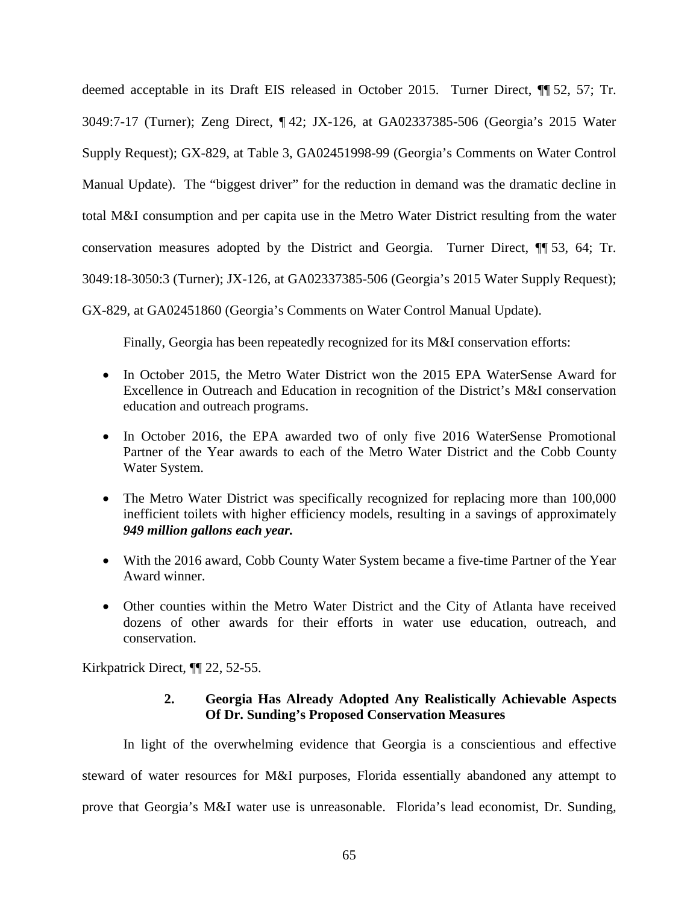deemed acceptable in its Draft EIS released in October 2015. Turner Direct, ¶¶ 52, 57; Tr. 3049:7-17 (Turner); Zeng Direct, ¶ 42; JX-126, at GA02337385-506 (Georgia's 2015 Water Supply Request); GX-829, at Table 3, GA02451998-99 (Georgia's Comments on Water Control Manual Update). The "biggest driver" for the reduction in demand was the dramatic decline in total M&I consumption and per capita use in the Metro Water District resulting from the water conservation measures adopted by the District and Georgia. Turner Direct, ¶¶ 53, 64; Tr. 3049:18-3050:3 (Turner); JX-126, at GA02337385-506 (Georgia's 2015 Water Supply Request); GX-829, at GA02451860 (Georgia's Comments on Water Control Manual Update).

Finally, Georgia has been repeatedly recognized for its M&I conservation efforts:

- In October 2015, the Metro Water District won the 2015 EPA WaterSense Award for Excellence in Outreach and Education in recognition of the District's M&I conservation education and outreach programs.
- In October 2016, the EPA awarded two of only five 2016 WaterSense Promotional Partner of the Year awards to each of the Metro Water District and the Cobb County Water System.
- The Metro Water District was specifically recognized for replacing more than 100,000 inefficient toilets with higher efficiency models, resulting in a savings of approximately ***949 million gallons each year.***
- With the 2016 award, Cobb County Water System became a five-time Partner of the Year Award winner.
- Other counties within the Metro Water District and the City of Atlanta have received dozens of other awards for their efforts in water use education, outreach, and conservation.

Kirkpatrick Direct, ¶¶ 22, 52-55.

### 2. Georgia Has Already Adopted Any Realistically Achievable Aspects Of Dr. Sunding's Proposed Conservation Measures

In light of the overwhelming evidence that Georgia is a conscientious and effective steward of water resources for M&I purposes, Florida essentially abandoned any attempt to prove that Georgia's M&I water use is unreasonable. Florida's lead economist, Dr. Sunding,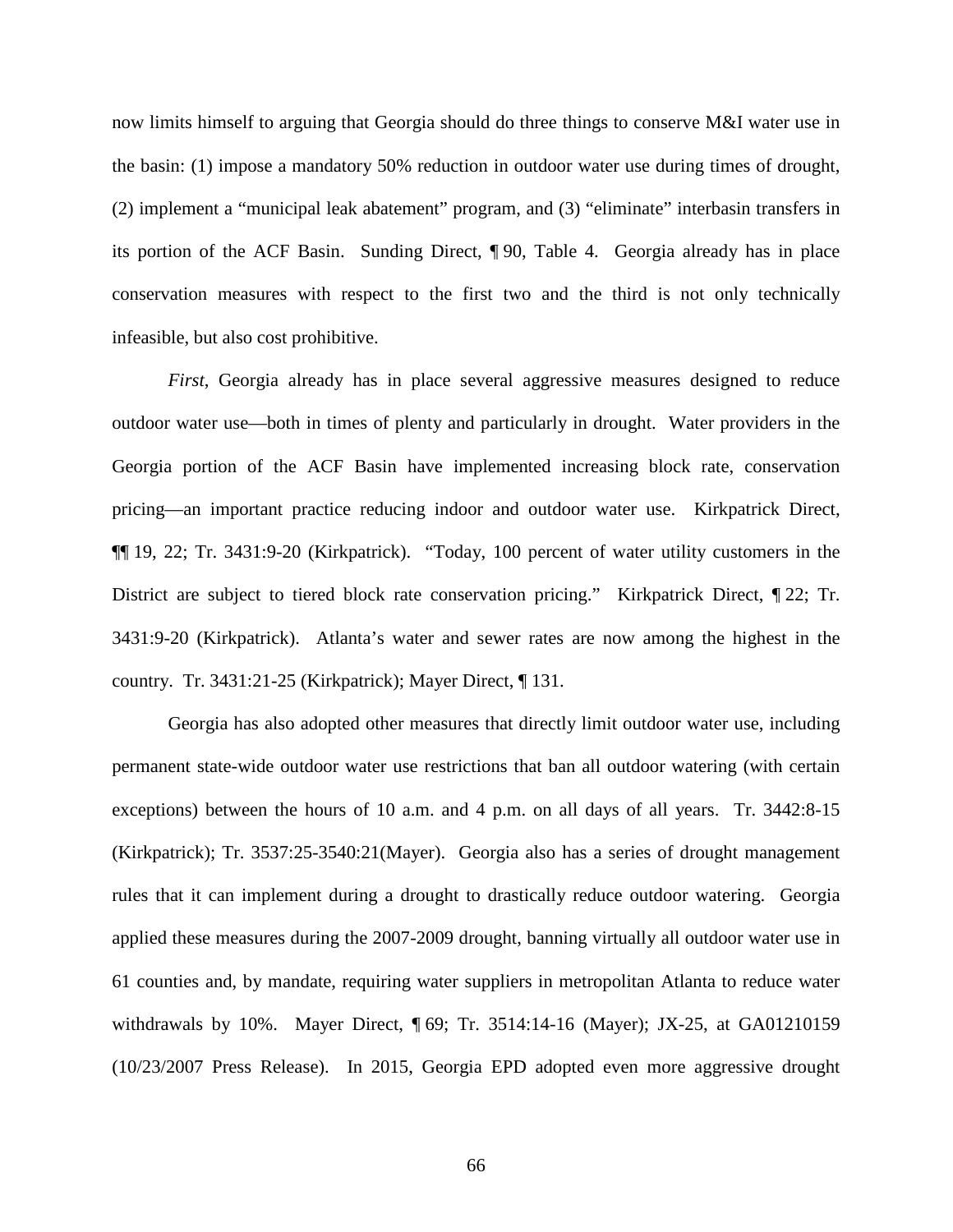now limits himself to arguing that Georgia should do three things to conserve M&I water use in the basin: (1) impose a mandatory 50% reduction in outdoor water use during times of drought, (2) implement a "municipal leak abatement" program, and (3) "eliminate" interbasin transfers in its portion of the ACF Basin. Sunding Direct, ¶ 90, Table 4. Georgia already has in place conservation measures with respect to the first two and the third is not only technically infeasible, but also cost prohibitive.

*First*, Georgia already has in place several aggressive measures designed to reduce outdoor water use—both in times of plenty and particularly in drought. Water providers in the Georgia portion of the ACF Basin have implemented increasing block rate, conservation pricing—an important practice reducing indoor and outdoor water use. Kirkpatrick Direct, ¶¶ 19, 22; Tr. 3431:9-20 (Kirkpatrick). "Today, 100 percent of water utility customers in the District are subject to tiered block rate conservation pricing." Kirkpatrick Direct, ¶ 22; Tr. 3431:9-20 (Kirkpatrick). Atlanta's water and sewer rates are now among the highest in the country. Tr. 3431:21-25 (Kirkpatrick); Mayer Direct, ¶ 131.

Georgia has also adopted other measures that directly limit outdoor water use, including permanent state-wide outdoor water use restrictions that ban all outdoor watering (with certain exceptions) between the hours of 10 a.m. and 4 p.m. on all days of all years. Tr. 3442:8-15 (Kirkpatrick); Tr. 3537:25-3540:21(Mayer). Georgia also has a series of drought management rules that it can implement during a drought to drastically reduce outdoor watering. Georgia applied these measures during the 2007-2009 drought, banning virtually all outdoor water use in 61 counties and, by mandate, requiring water suppliers in metropolitan Atlanta to reduce water withdrawals by 10%. Mayer Direct, ¶ 69; Tr. 3514:14-16 (Mayer); JX-25, at GA01210159 (10/23/2007 Press Release). In 2015, Georgia EPD adopted even more aggressive drought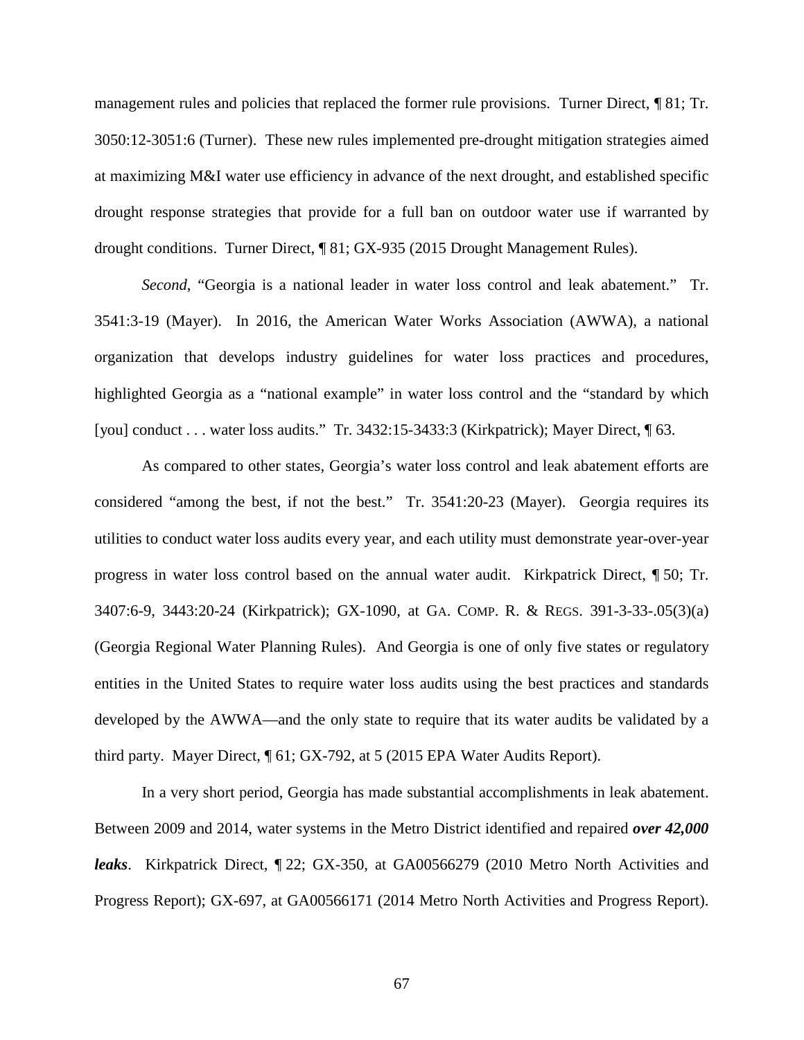management rules and policies that replaced the former rule provisions. Turner Direct, ¶ 81; Tr. 3050:12-3051:6 (Turner). These new rules implemented pre-drought mitigation strategies aimed at maximizing M&I water use efficiency in advance of the next drought, and established specific drought response strategies that provide for a full ban on outdoor water use if warranted by drought conditions. Turner Direct, ¶ 81; GX-935 (2015 Drought Management Rules).

*Second*, "Georgia is a national leader in water loss control and leak abatement." Tr. 3541:3-19 (Mayer). In 2016, the American Water Works Association (AWWA), a national organization that develops industry guidelines for water loss practices and procedures, highlighted Georgia as a "national example" in water loss control and the "standard by which [you] conduct . . . water loss audits." Tr. 3432:15-3433:3 (Kirkpatrick); Mayer Direct, ¶ 63.

As compared to other states, Georgia's water loss control and leak abatement efforts are considered "among the best, if not the best." Tr. 3541:20-23 (Mayer). Georgia requires its utilities to conduct water loss audits every year, and each utility must demonstrate year-over-year progress in water loss control based on the annual water audit. Kirkpatrick Direct, ¶ 50; Tr. 3407:6-9, 3443:20-24 (Kirkpatrick); GX-1090, at GA. COMP. R. & REGS. 391-3-33-.05(3)(a) (Georgia Regional Water Planning Rules). And Georgia is one of only five states or regulatory entities in the United States to require water loss audits using the best practices and standards developed by the AWWA—and the only state to require that its water audits be validated by a third party. Mayer Direct, ¶ 61; GX-792, at 5 (2015 EPA Water Audits Report).

In a very short period, Georgia has made substantial accomplishments in leak abatement. Between 2009 and 2014, water systems in the Metro District identified and repaired ***over 42,000 leaks***. Kirkpatrick Direct, ¶ 22; GX-350, at GA00566279 (2010 Metro North Activities and Progress Report); GX-697, at GA00566171 (2014 Metro North Activities and Progress Report).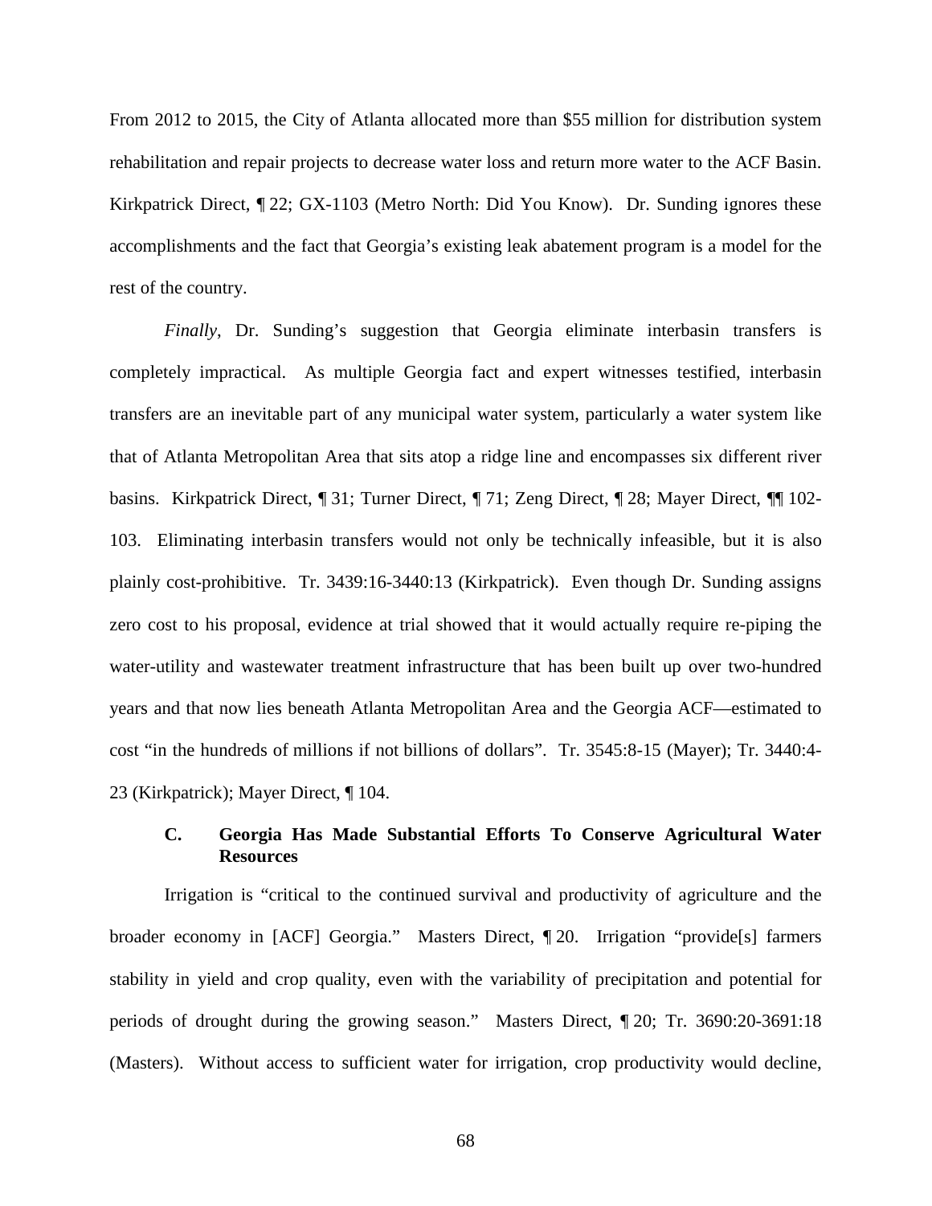From 2012 to 2015, the City of Atlanta allocated more than $55 million for distribution system rehabilitation and repair projects to decrease water loss and return more water to the ACF Basin. Kirkpatrick Direct, ¶ 22; GX-1103 (Metro North: Did You Know). Dr. Sunding ignores these accomplishments and the fact that Georgia's existing leak abatement program is a model for the rest of the country.

*Finally*, Dr. Sunding's suggestion that Georgia eliminate interbasin transfers is completely impractical. As multiple Georgia fact and expert witnesses testified, interbasin transfers are an inevitable part of any municipal water system, particularly a water system like that of Atlanta Metropolitan Area that sits atop a ridge line and encompasses six different river basins. Kirkpatrick Direct, ¶ 31; Turner Direct, ¶ 71; Zeng Direct, ¶ 28; Mayer Direct, ¶¶ 102-103. Eliminating interbasin transfers would not only be technically infeasible, but it is also plainly cost-prohibitive. Tr. 3439:16-3440:13 (Kirkpatrick). Even though Dr. Sunding assigns zero cost to his proposal, evidence at trial showed that it would actually require re-piping the water-utility and wastewater treatment infrastructure that has been built up over two-hundred years and that now lies beneath Atlanta Metropolitan Area and the Georgia ACF—estimated to cost "in the hundreds of millions if not billions of dollars". Tr. 3545:8-15 (Mayer); Tr. 3440:4-23 (Kirkpatrick); Mayer Direct, ¶ 104.

### C. Georgia Has Made Substantial Efforts To Conserve Agricultural Water Resources

Irrigation is "critical to the continued survival and productivity of agriculture and the broader economy in [ACF] Georgia." Masters Direct, ¶ 20. Irrigation "provide[s] farmers stability in yield and crop quality, even with the variability of precipitation and potential for periods of drought during the growing season." Masters Direct, ¶ 20; Tr. 3690:20-3691:18 (Masters). Without access to sufficient water for irrigation, crop productivity would decline,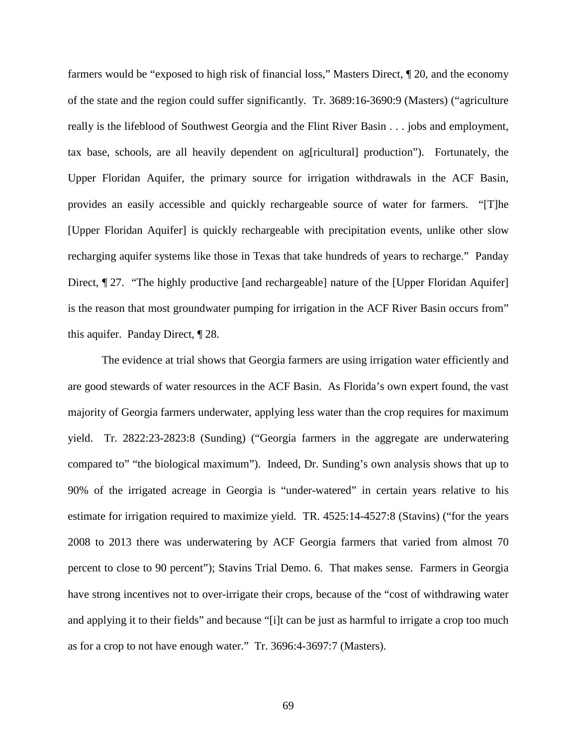farmers would be "exposed to high risk of financial loss," Masters Direct, ¶ 20, and the economy of the state and the region could suffer significantly. Tr. 3689:16-3690:9 (Masters) ("agriculture really is the lifeblood of Southwest Georgia and the Flint River Basin . . . jobs and employment, tax base, schools, are all heavily dependent on ag[ricultural] production"). Fortunately, the Upper Floridan Aquifer, the primary source for irrigation withdrawals in the ACF Basin, provides an easily accessible and quickly rechargeable source of water for farmers. "[T]he [Upper Floridan Aquifer] is quickly rechargeable with precipitation events, unlike other slow recharging aquifer systems like those in Texas that take hundreds of years to recharge." Panday Direct, ¶ 27. "The highly productive [and rechargeable] nature of the [Upper Floridan Aquifer] is the reason that most groundwater pumping for irrigation in the ACF River Basin occurs from" this aquifer. Panday Direct, ¶ 28.

The evidence at trial shows that Georgia farmers are using irrigation water efficiently and are good stewards of water resources in the ACF Basin. As Florida's own expert found, the vast majority of Georgia farmers underwater, applying less water than the crop requires for maximum yield. Tr. 2822:23-2823:8 (Sunding) ("Georgia farmers in the aggregate are underwatering compared to" "the biological maximum"). Indeed, Dr. Sunding's own analysis shows that up to 90% of the irrigated acreage in Georgia is "under-watered" in certain years relative to his estimate for irrigation required to maximize yield. TR. 4525:14-4527:8 (Stavins) ("for the years 2008 to 2013 there was underwatering by ACF Georgia farmers that varied from almost 70 percent to close to 90 percent"); Stavins Trial Demo. 6. That makes sense. Farmers in Georgia have strong incentives not to over-irrigate their crops, because of the "cost of withdrawing water and applying it to their fields" and because "[i]t can be just as harmful to irrigate a crop too much as for a crop to not have enough water." Tr. 3696:4-3697:7 (Masters).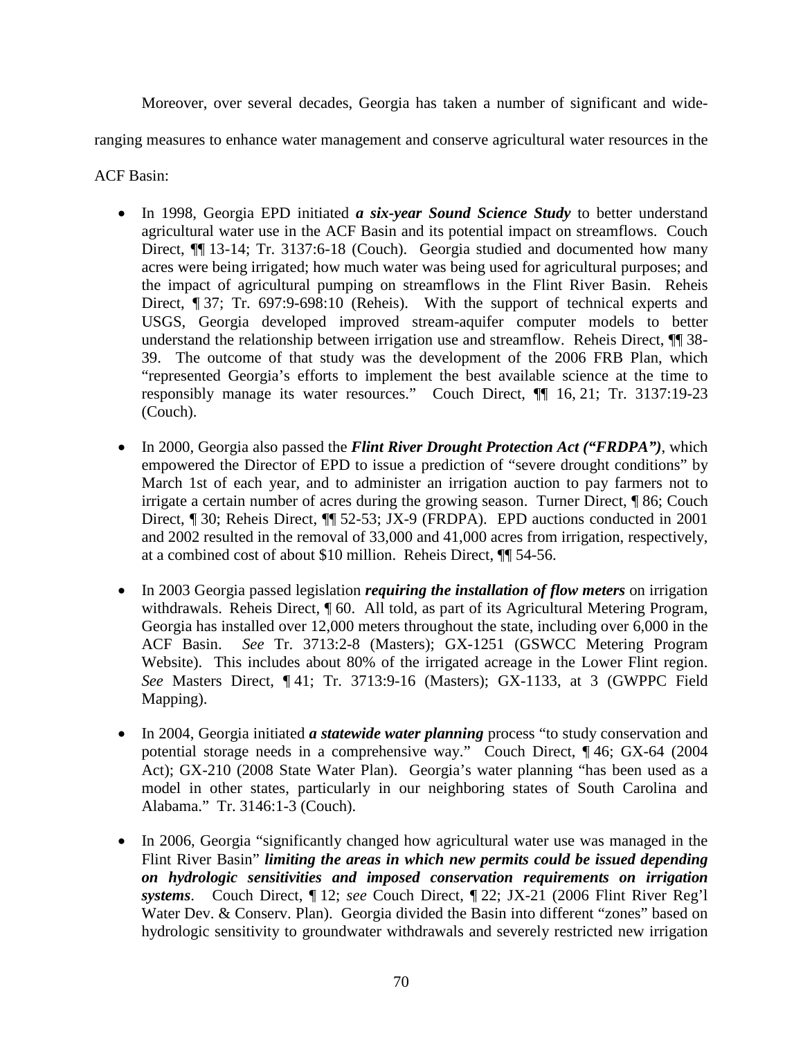Moreover, over several decades, Georgia has taken a number of significant and wide-ranging measures to enhance water management and conserve agricultural water resources in the ACF Basin:

- In 1998, Georgia EPD initiated ***a six-year Sound Science Study*** to better understand agricultural water use in the ACF Basin and its potential impact on streamflows. Couch Direct, ¶¶ 13-14; Tr. 3137:6-18 (Couch). Georgia studied and documented how many acres were being irrigated; how much water was being used for agricultural purposes; and the impact of agricultural pumping on streamflows in the Flint River Basin. Reheis Direct, ¶ 37; Tr. 697:9-698:10 (Reheis). With the support of technical experts and USGS, Georgia developed improved stream-aquifer computer models to better understand the relationship between irrigation use and streamflow. Reheis Direct, ¶¶ 38-39. The outcome of that study was the development of the 2006 FRB Plan, which "represented Georgia's efforts to implement the best available science at the time to responsibly manage its water resources." Couch Direct, ¶¶ 16, 21; Tr. 3137:19-23 (Couch).

- In 2000, Georgia also passed the ***Flint River Drought Protection Act ("FRDPA")***, which empowered the Director of EPD to issue a prediction of "severe drought conditions" by March 1st of each year, and to administer an irrigation auction to pay farmers not to irrigate a certain number of acres during the growing season. Turner Direct, ¶ 86; Couch Direct, ¶ 30; Reheis Direct, ¶¶ 52-53; JX-9 (FRDPA). EPD auctions conducted in 2001 and 2002 resulted in the removal of 33,000 and 41,000 acres from irrigation, respectively, at a combined cost of about $10 million. Reheis Direct, ¶¶ 54-56.

- In 2003 Georgia passed legislation ***requiring the installation of flow meters*** on irrigation withdrawals. Reheis Direct, ¶ 60. All told, as part of its Agricultural Metering Program, Georgia has installed over 12,000 meters throughout the state, including over 6,000 in the ACF Basin. *See* Tr. 3713:2-8 (Masters); GX-1251 (GSWCC Metering Program Website). This includes about 80% of the irrigated acreage in the Lower Flint region. *See* Masters Direct, ¶ 41; Tr. 3713:9-16 (Masters); GX-1133, at 3 (GWPPC Field Mapping).

- In 2004, Georgia initiated ***a statewide water planning*** process "to study conservation and potential storage needs in a comprehensive way." Couch Direct, ¶ 46; GX-64 (2004 Act); GX-210 (2008 State Water Plan). Georgia's water planning "has been used as a model in other states, particularly in our neighboring states of South Carolina and Alabama." Tr. 3146:1-3 (Couch).

- In 2006, Georgia "significantly changed how agricultural water use was managed in the Flint River Basin" ***limiting the areas in which new permits could be issued depending on hydrologic sensitivities and imposed conservation requirements on irrigation systems***. Couch Direct, ¶ 12; *see* Couch Direct, ¶ 22; JX-21 (2006 Flint River Reg'l Water Dev. & Conserv. Plan). Georgia divided the Basin into different "zones" based on hydrologic sensitivity to groundwater withdrawals and severely restricted new irrigation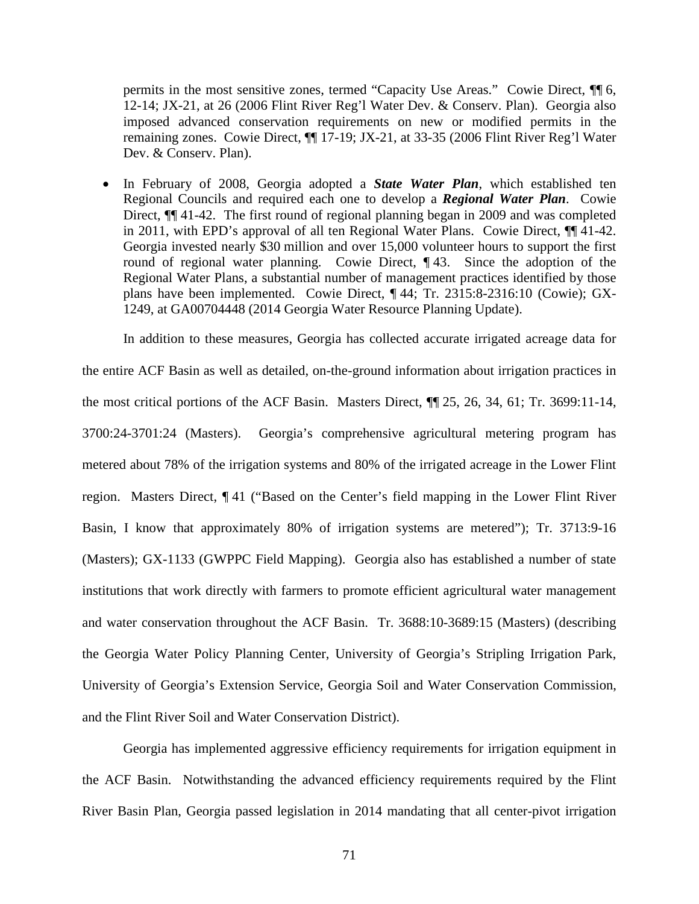permits in the most sensitive zones, termed "Capacity Use Areas." Cowie Direct, ¶¶ 6, 12-14; JX-21, at 26 (2006 Flint River Reg'l Water Dev. & Conserv. Plan). Georgia also imposed advanced conservation requirements on new or modified permits in the remaining zones. Cowie Direct, ¶¶ 17-19; JX-21, at 33-35 (2006 Flint River Reg'l Water Dev. & Conserv. Plan).

- In February of 2008, Georgia adopted a ***State Water Plan***, which established ten Regional Councils and required each one to develop a ***Regional Water Plan***. Cowie Direct, ¶¶ 41-42. The first round of regional planning began in 2009 and was completed in 2011, with EPD's approval of all ten Regional Water Plans. Cowie Direct, ¶¶ 41-42. Georgia invested nearly $30 million and over 15,000 volunteer hours to support the first round of regional water planning. Cowie Direct, ¶ 43. Since the adoption of the Regional Water Plans, a substantial number of management practices identified by those plans have been implemented. Cowie Direct, ¶ 44; Tr. 2315:8-2316:10 (Cowie); GX-1249, at GA00704448 (2014 Georgia Water Resource Planning Update).

In addition to these measures, Georgia has collected accurate irrigated acreage data for the entire ACF Basin as well as detailed, on-the-ground information about irrigation practices in the most critical portions of the ACF Basin. Masters Direct, ¶¶ 25, 26, 34, 61; Tr. 3699:11-14, 3700:24-3701:24 (Masters). Georgia's comprehensive agricultural metering program has metered about 78% of the irrigation systems and 80% of the irrigated acreage in the Lower Flint region. Masters Direct, ¶ 41 ("Based on the Center's field mapping in the Lower Flint River Basin, I know that approximately 80% of irrigation systems are metered"); Tr. 3713:9-16 (Masters); GX-1133 (GWPPC Field Mapping). Georgia also has established a number of state institutions that work directly with farmers to promote efficient agricultural water management and water conservation throughout the ACF Basin. Tr. 3688:10-3689:15 (Masters) (describing the Georgia Water Policy Planning Center, University of Georgia's Stripling Irrigation Park, University of Georgia's Extension Service, Georgia Soil and Water Conservation Commission, and the Flint River Soil and Water Conservation District).

Georgia has implemented aggressive efficiency requirements for irrigation equipment in the ACF Basin. Notwithstanding the advanced efficiency requirements required by the Flint River Basin Plan, Georgia passed legislation in 2014 mandating that all center-pivot irrigation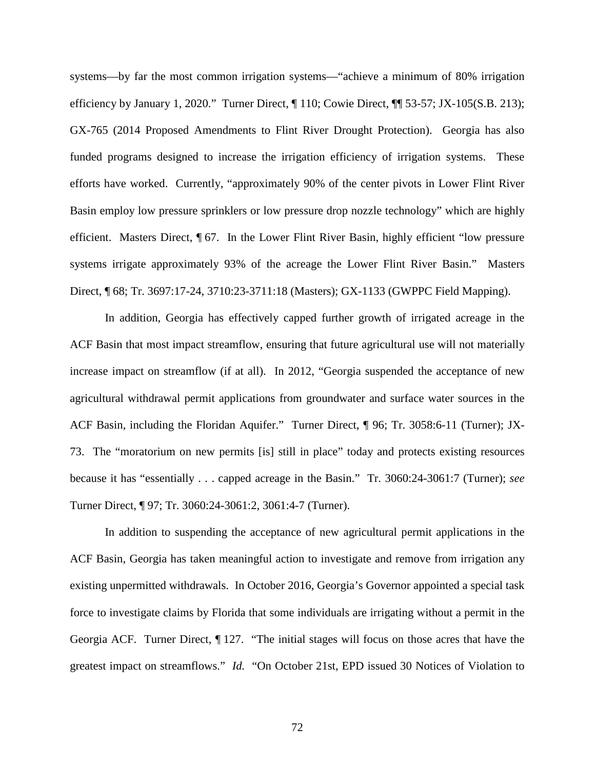systems—by far the most common irrigation systems—"achieve a minimum of 80% irrigation efficiency by January 1, 2020." Turner Direct, ¶ 110; Cowie Direct, ¶¶ 53-57; JX-105(S.B. 213); GX-765 (2014 Proposed Amendments to Flint River Drought Protection). Georgia has also funded programs designed to increase the irrigation efficiency of irrigation systems. These efforts have worked. Currently, "approximately 90% of the center pivots in Lower Flint River Basin employ low pressure sprinklers or low pressure drop nozzle technology" which are highly efficient. Masters Direct, ¶ 67. In the Lower Flint River Basin, highly efficient "low pressure systems irrigate approximately 93% of the acreage the Lower Flint River Basin." Masters Direct, ¶ 68; Tr. 3697:17-24, 3710:23-3711:18 (Masters); GX-1133 (GWPPC Field Mapping).

In addition, Georgia has effectively capped further growth of irrigated acreage in the ACF Basin that most impact streamflow, ensuring that future agricultural use will not materially increase impact on streamflow (if at all). In 2012, "Georgia suspended the acceptance of new agricultural withdrawal permit applications from groundwater and surface water sources in the ACF Basin, including the Floridan Aquifer." Turner Direct, ¶ 96; Tr. 3058:6-11 (Turner); JX-73. The "moratorium on new permits [is] still in place" today and protects existing resources because it has "essentially . . . capped acreage in the Basin." Tr. 3060:24-3061:7 (Turner); *see* Turner Direct, ¶ 97; Tr. 3060:24-3061:2, 3061:4-7 (Turner).

In addition to suspending the acceptance of new agricultural permit applications in the ACF Basin, Georgia has taken meaningful action to investigate and remove from irrigation any existing unpermitted withdrawals. In October 2016, Georgia's Governor appointed a special task force to investigate claims by Florida that some individuals are irrigating without a permit in the Georgia ACF. Turner Direct, ¶ 127. "The initial stages will focus on those acres that have the greatest impact on streamflows." *Id.* "On October 21st, EPD issued 30 Notices of Violation to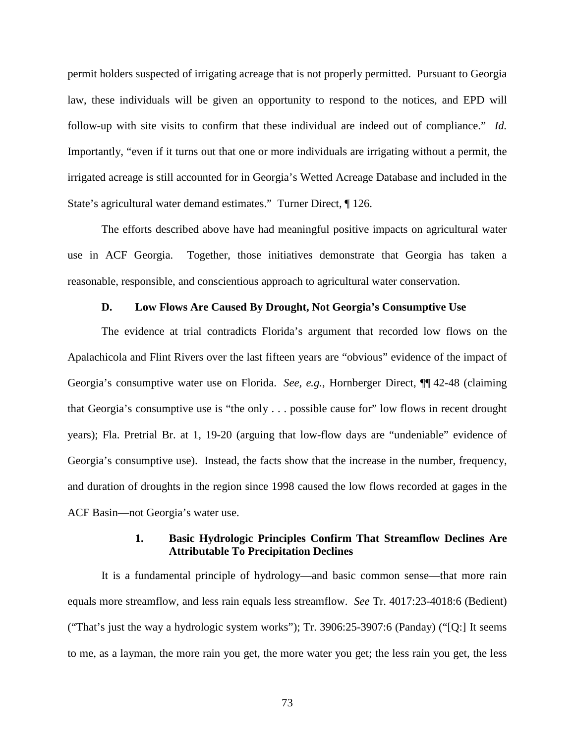permit holders suspected of irrigating acreage that is not properly permitted. Pursuant to Georgia law, these individuals will be given an opportunity to respond to the notices, and EPD will follow-up with site visits to confirm that these individual are indeed out of compliance." *Id.* Importantly, "even if it turns out that one or more individuals are irrigating without a permit, the irrigated acreage is still accounted for in Georgia's Wetted Acreage Database and included in the State's agricultural water demand estimates." Turner Direct, ¶ 126.

The efforts described above have had meaningful positive impacts on agricultural water use in ACF Georgia. Together, those initiatives demonstrate that Georgia has taken a reasonable, responsible, and conscientious approach to agricultural water conservation.

### D. Low Flows Are Caused By Drought, Not Georgia's Consumptive Use

The evidence at trial contradicts Florida's argument that recorded low flows on the Apalachicola and Flint Rivers over the last fifteen years are "obvious" evidence of the impact of Georgia's consumptive water use on Florida. *See, e.g.*, Hornberger Direct, ¶¶ 42-48 (claiming that Georgia's consumptive use is "the only . . . possible cause for" low flows in recent drought years); Fla. Pretrial Br. at 1, 19-20 (arguing that low-flow days are "undeniable" evidence of Georgia's consumptive use). Instead, the facts show that the increase in the number, frequency, and duration of droughts in the region since 1998 caused the low flows recorded at gages in the ACF Basin—not Georgia's water use.

#### 1. Basic Hydrologic Principles Confirm That Streamflow Declines Are Attributable To Precipitation Declines

It is a fundamental principle of hydrology—and basic common sense—that more rain equals more streamflow, and less rain equals less streamflow. *See* Tr. 4017:23-4018:6 (Bedient) ("That's just the way a hydrologic system works"); Tr. 3906:25-3907:6 (Panday) ("[Q:] It seems to me, as a layman, the more rain you get, the more water you get; the less rain you get, the less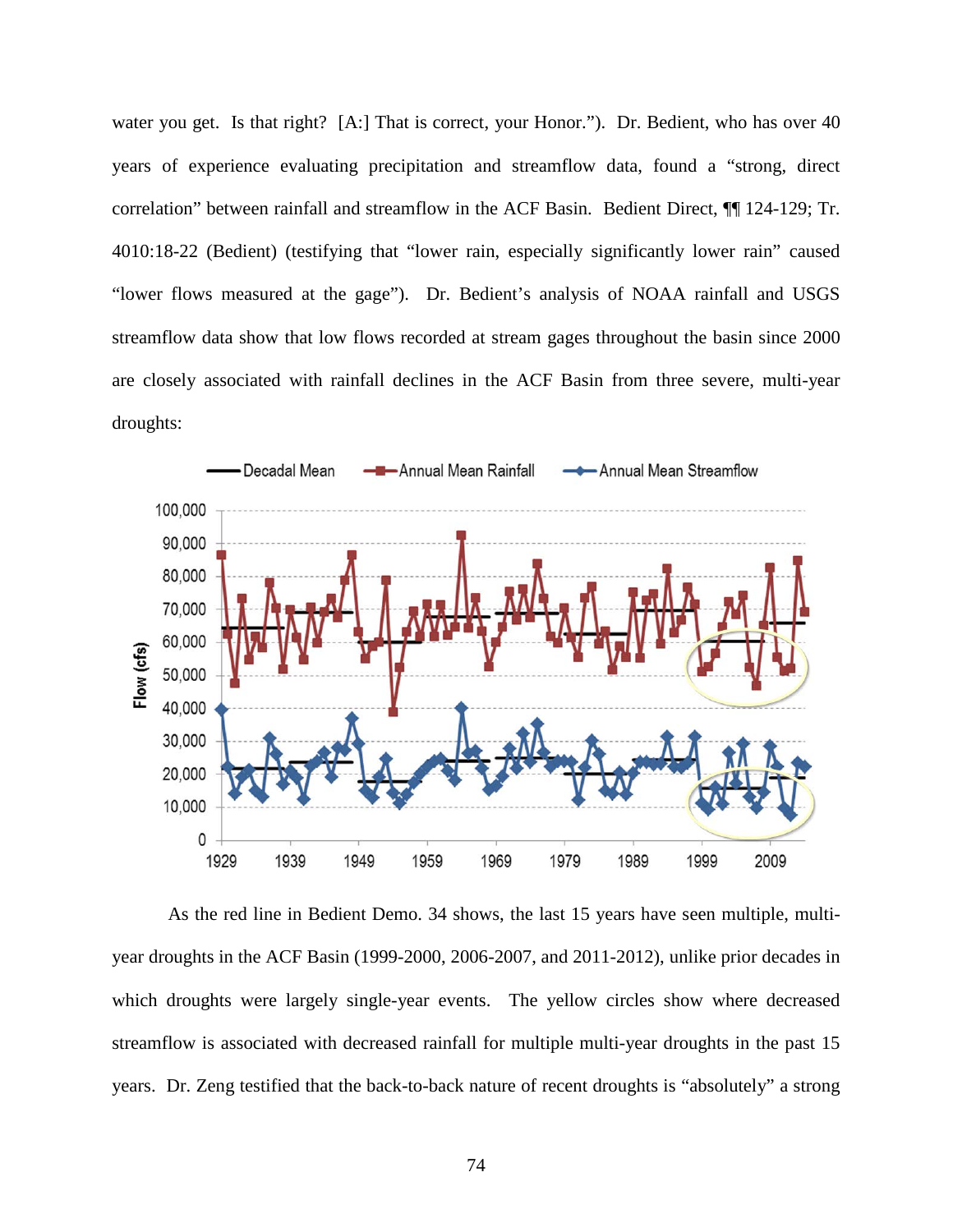water you get. Is that right? [A:] That is correct, your Honor."). Dr. Bedient, who has over 40 years of experience evaluating precipitation and streamflow data, found a "strong, direct correlation" between rainfall and streamflow in the ACF Basin. Bedient Direct, ¶¶ 124-129; Tr. 4010:18-22 (Bedient) (testifying that "lower rain, especially significantly lower rain" caused "lower flows measured at the gage"). Dr. Bedient's analysis of NOAA rainfall and USGS streamflow data show that low flows recorded at stream gages throughout the basin since 2000 are closely associated with rainfall declines in the ACF Basin from three severe, multi-year droughts:

As the red line in Bedient Demo. 34 shows, the last 15 years have seen multiple, multi-year droughts in the ACF Basin (1999-2000, 2006-2007, and 2011-2012), unlike prior decades in which droughts were largely single-year events. The yellow circles show where decreased streamflow is associated with decreased rainfall for multiple multi-year droughts in the past 15 years. Dr. Zeng testified that the back-to-back nature of recent droughts is "absolutely" a strong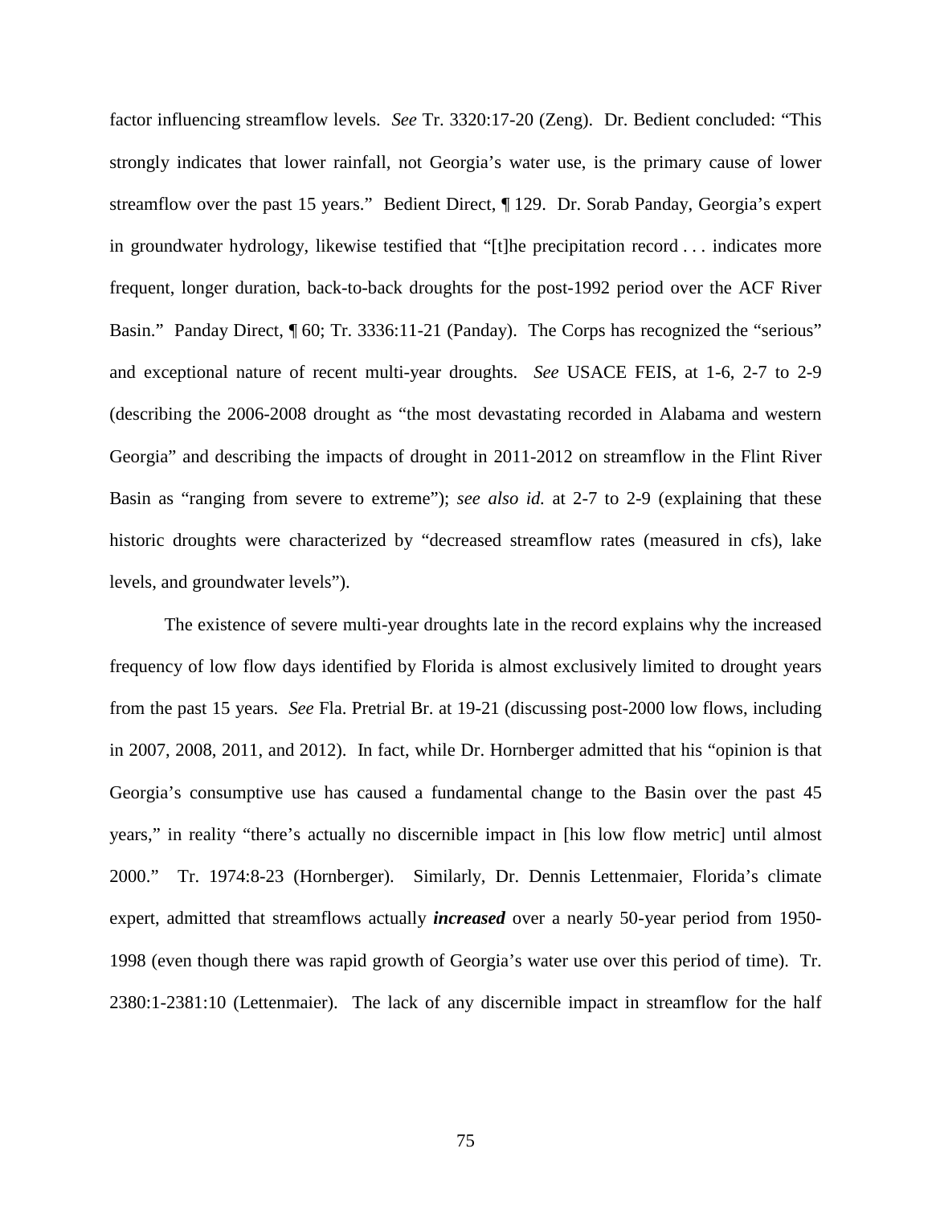factor influencing streamflow levels. *See* Tr. 3320:17-20 (Zeng). Dr. Bedient concluded: "This strongly indicates that lower rainfall, not Georgia's water use, is the primary cause of lower streamflow over the past 15 years." Bedient Direct, ¶ 129. Dr. Sorab Panday, Georgia's expert in groundwater hydrology, likewise testified that "[t]he precipitation record . . . indicates more frequent, longer duration, back-to-back droughts for the post-1992 period over the ACF River Basin." Panday Direct, ¶ 60; Tr. 3336:11-21 (Panday). The Corps has recognized the "serious" and exceptional nature of recent multi-year droughts. *See* USACE FEIS, at 1-6, 2-7 to 2-9 (describing the 2006-2008 drought as "the most devastating recorded in Alabama and western Georgia" and describing the impacts of drought in 2011-2012 on streamflow in the Flint River Basin as "ranging from severe to extreme"); *see also id.* at 2-7 to 2-9 (explaining that these historic droughts were characterized by "decreased streamflow rates (measured in cfs), lake levels, and groundwater levels").

The existence of severe multi-year droughts late in the record explains why the increased frequency of low flow days identified by Florida is almost exclusively limited to drought years from the past 15 years. *See* Fla. Pretrial Br. at 19-21 (discussing post-2000 low flows, including in 2007, 2008, 2011, and 2012). In fact, while Dr. Hornberger admitted that his "opinion is that Georgia's consumptive use has caused a fundamental change to the Basin over the past 45 years," in reality "there's actually no discernible impact in [his low flow metric] until almost 2000." Tr. 1974:8-23 (Hornberger). Similarly, Dr. Dennis Lettenmaier, Florida's climate expert, admitted that streamflows actually ***increased*** over a nearly 50-year period from 1950-1998 (even though there was rapid growth of Georgia's water use over this period of time). Tr. 2380:1-2381:10 (Lettenmaier). The lack of any discernible impact in streamflow for the half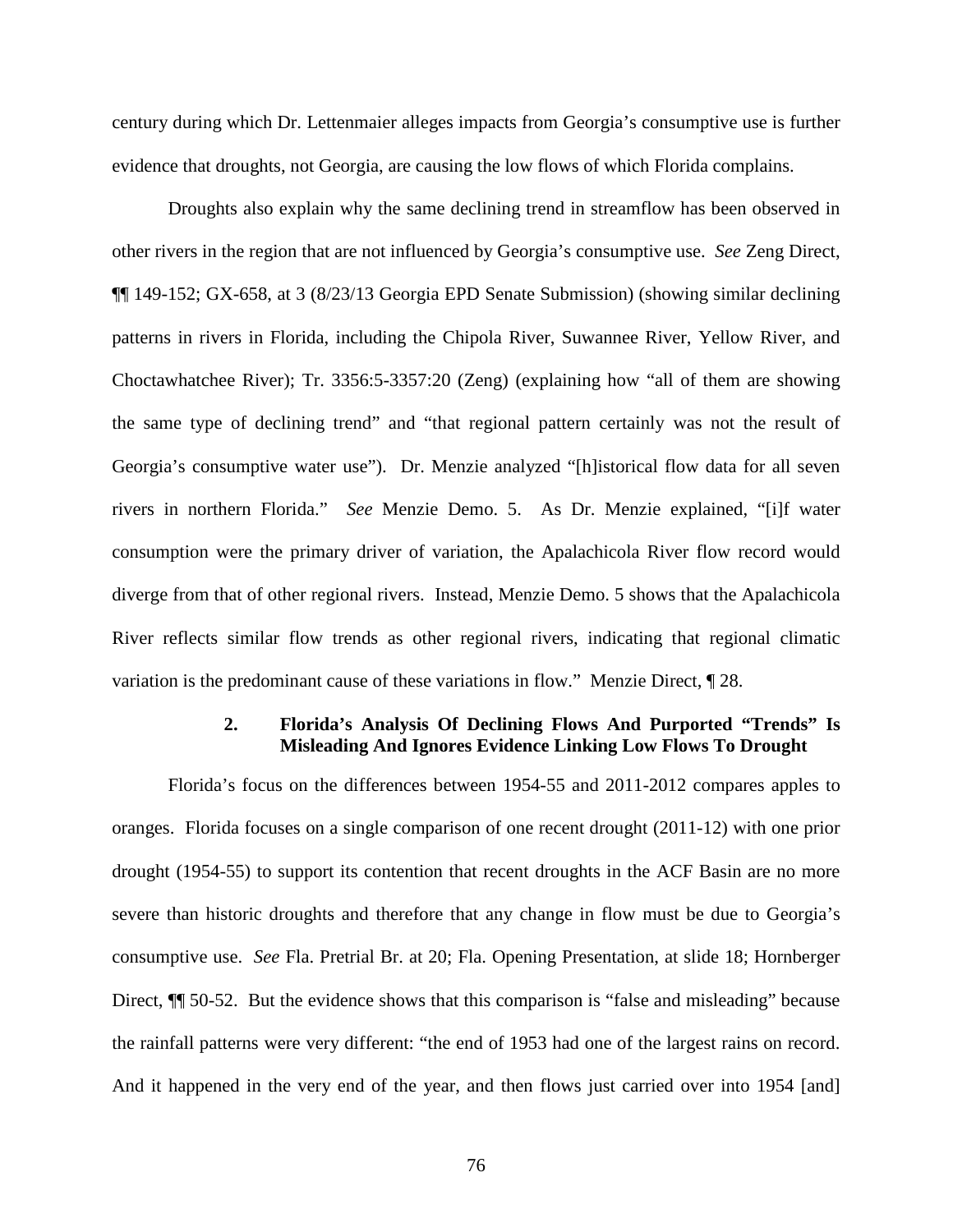century during which Dr. Lettenmaier alleges impacts from Georgia's consumptive use is further evidence that droughts, not Georgia, are causing the low flows of which Florida complains.

Droughts also explain why the same declining trend in streamflow has been observed in other rivers in the region that are not influenced by Georgia's consumptive use. *See* Zeng Direct, ¶¶ 149-152; GX-658, at 3 (8/23/13 Georgia EPD Senate Submission) (showing similar declining patterns in rivers in Florida, including the Chipola River, Suwannee River, Yellow River, and Choctawhatchee River); Tr. 3356:5-3357:20 (Zeng) (explaining how "all of them are showing the same type of declining trend" and "that regional pattern certainly was not the result of Georgia's consumptive water use"). Dr. Menzie analyzed "[h]istorical flow data for all seven rivers in northern Florida." *See* Menzie Demo. 5. As Dr. Menzie explained, "[i]f water consumption were the primary driver of variation, the Apalachicola River flow record would diverge from that of other regional rivers. Instead, Menzie Demo. 5 shows that the Apalachicola River reflects similar flow trends as other regional rivers, indicating that regional climatic variation is the predominant cause of these variations in flow." Menzie Direct, ¶ 28.

#### 2. Florida's Analysis Of Declining Flows And Purported "Trends" Is Misleading And Ignores Evidence Linking Low Flows To Drought

Florida's focus on the differences between 1954-55 and 2011-2012 compares apples to oranges. Florida focuses on a single comparison of one recent drought (2011-12) with one prior drought (1954-55) to support its contention that recent droughts in the ACF Basin are no more severe than historic droughts and therefore that any change in flow must be due to Georgia's consumptive use. *See* Fla. Pretrial Br. at 20; Fla. Opening Presentation, at slide 18; Hornberger Direct, ¶¶ 50-52. But the evidence shows that this comparison is "false and misleading" because the rainfall patterns were very different: "the end of 1953 had one of the largest rains on record. And it happened in the very end of the year, and then flows just carried over into 1954 [and]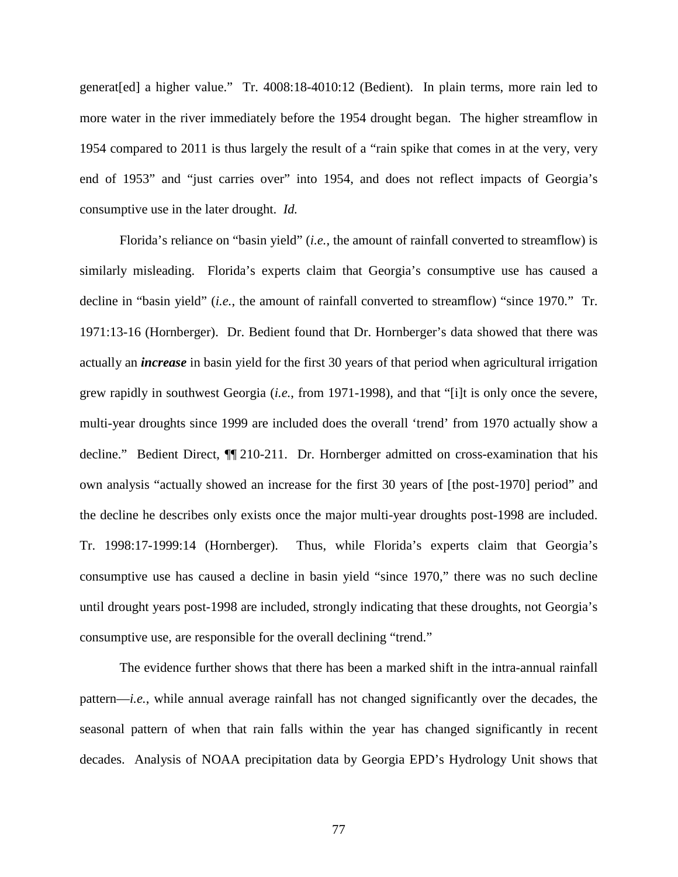generat[ed] a higher value." Tr. 4008:18-4010:12 (Bedient). In plain terms, more rain led to more water in the river immediately before the 1954 drought began. The higher streamflow in 1954 compared to 2011 is thus largely the result of a "rain spike that comes in at the very, very end of 1953" and "just carries over" into 1954, and does not reflect impacts of Georgia's consumptive use in the later drought. *Id.*

Florida's reliance on "basin yield" (*i.e.*, the amount of rainfall converted to streamflow) is similarly misleading. Florida's experts claim that Georgia's consumptive use has caused a decline in "basin yield" (*i.e.*, the amount of rainfall converted to streamflow) "since 1970." Tr. 1971:13-16 (Hornberger). Dr. Bedient found that Dr. Hornberger's data showed that there was actually an ***increase*** in basin yield for the first 30 years of that period when agricultural irrigation grew rapidly in southwest Georgia (*i.e.*, from 1971-1998), and that "[i]t is only once the severe, multi-year droughts since 1999 are included does the overall 'trend' from 1970 actually show a decline." Bedient Direct, ¶¶ 210-211. Dr. Hornberger admitted on cross-examination that his own analysis "actually showed an increase for the first 30 years of [the post-1970] period" and the decline he describes only exists once the major multi-year droughts post-1998 are included. Tr. 1998:17-1999:14 (Hornberger). Thus, while Florida's experts claim that Georgia's consumptive use has caused a decline in basin yield "since 1970," there was no such decline until drought years post-1998 are included, strongly indicating that these droughts, not Georgia's consumptive use, are responsible for the overall declining "trend."

The evidence further shows that there has been a marked shift in the intra-annual rainfall pattern—*i.e.*, while annual average rainfall has not changed significantly over the decades, the seasonal pattern of when that rain falls within the year has changed significantly in recent decades. Analysis of NOAA precipitation data by Georgia EPD's Hydrology Unit shows that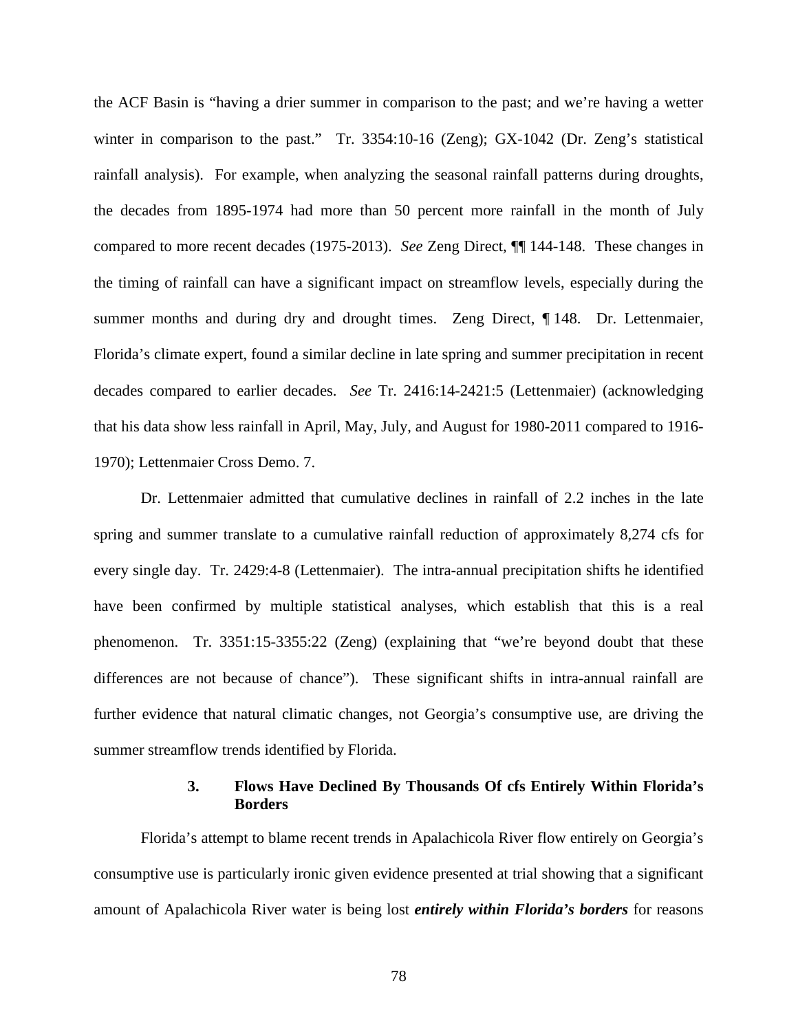the ACF Basin is "having a drier summer in comparison to the past; and we're having a wetter winter in comparison to the past." Tr. 3354:10-16 (Zeng); GX-1042 (Dr. Zeng's statistical rainfall analysis). For example, when analyzing the seasonal rainfall patterns during droughts, the decades from 1895-1974 had more than 50 percent more rainfall in the month of July compared to more recent decades (1975-2013). *See* Zeng Direct, ¶¶ 144-148. These changes in the timing of rainfall can have a significant impact on streamflow levels, especially during the summer months and during dry and drought times. Zeng Direct, ¶ 148. Dr. Lettenmaier, Florida's climate expert, found a similar decline in late spring and summer precipitation in recent decades compared to earlier decades. *See* Tr. 2416:14-2421:5 (Lettenmaier) (acknowledging that his data show less rainfall in April, May, July, and August for 1980-2011 compared to 1916-1970); Lettenmaier Cross Demo. 7.

Dr. Lettenmaier admitted that cumulative declines in rainfall of 2.2 inches in the late spring and summer translate to a cumulative rainfall reduction of approximately 8,274 cfs for every single day. Tr. 2429:4-8 (Lettenmaier). The intra-annual precipitation shifts he identified have been confirmed by multiple statistical analyses, which establish that this is a real phenomenon. Tr. 3351:15-3355:22 (Zeng) (explaining that "we're beyond doubt that these differences are not because of chance"). These significant shifts in intra-annual rainfall are further evidence that natural climatic changes, not Georgia's consumptive use, are driving the summer streamflow trends identified by Florida.

### 3. Flows Have Declined By Thousands Of cfs Entirely Within Florida's Borders

Florida's attempt to blame recent trends in Apalachicola River flow entirely on Georgia's consumptive use is particularly ironic given evidence presented at trial showing that a significant amount of Apalachicola River water is being lost ***entirely within Florida's borders*** for reasons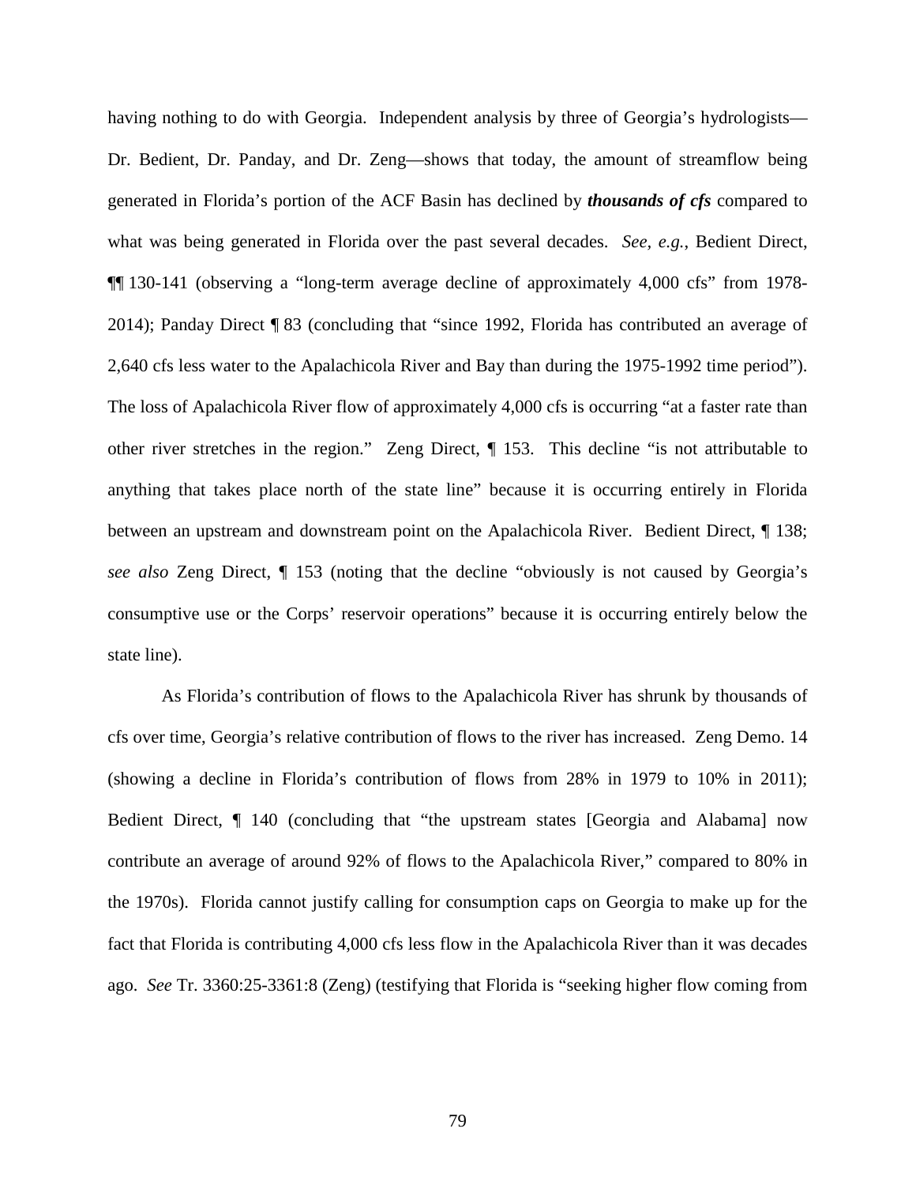having nothing to do with Georgia. Independent analysis by three of Georgia's hydrologists—Dr. Bedient, Dr. Panday, and Dr. Zeng—shows that today, the amount of streamflow being generated in Florida's portion of the ACF Basin has declined by ***thousands of cfs*** compared to what was being generated in Florida over the past several decades. *See, e.g.*, Bedient Direct, ¶¶ 130-141 (observing a "long-term average decline of approximately 4,000 cfs" from 1978-2014); Panday Direct ¶ 83 (concluding that "since 1992, Florida has contributed an average of 2,640 cfs less water to the Apalachicola River and Bay than during the 1975-1992 time period"). The loss of Apalachicola River flow of approximately 4,000 cfs is occurring "at a faster rate than other river stretches in the region." Zeng Direct, ¶ 153. This decline "is not attributable to anything that takes place north of the state line" because it is occurring entirely in Florida between an upstream and downstream point on the Apalachicola River. Bedient Direct, ¶ 138; *see also* Zeng Direct, ¶ 153 (noting that the decline "obviously is not caused by Georgia's consumptive use or the Corps' reservoir operations" because it is occurring entirely below the state line).

As Florida's contribution of flows to the Apalachicola River has shrunk by thousands of cfs over time, Georgia's relative contribution of flows to the river has increased. Zeng Demo. 14 (showing a decline in Florida's contribution of flows from 28% in 1979 to 10% in 2011); Bedient Direct, ¶ 140 (concluding that "the upstream states [Georgia and Alabama] now contribute an average of around 92% of flows to the Apalachicola River," compared to 80% in the 1970s). Florida cannot justify calling for consumption caps on Georgia to make up for the fact that Florida is contributing 4,000 cfs less flow in the Apalachicola River than it was decades ago. *See* Tr. 3360:25-3361:8 (Zeng) (testifying that Florida is "seeking higher flow coming from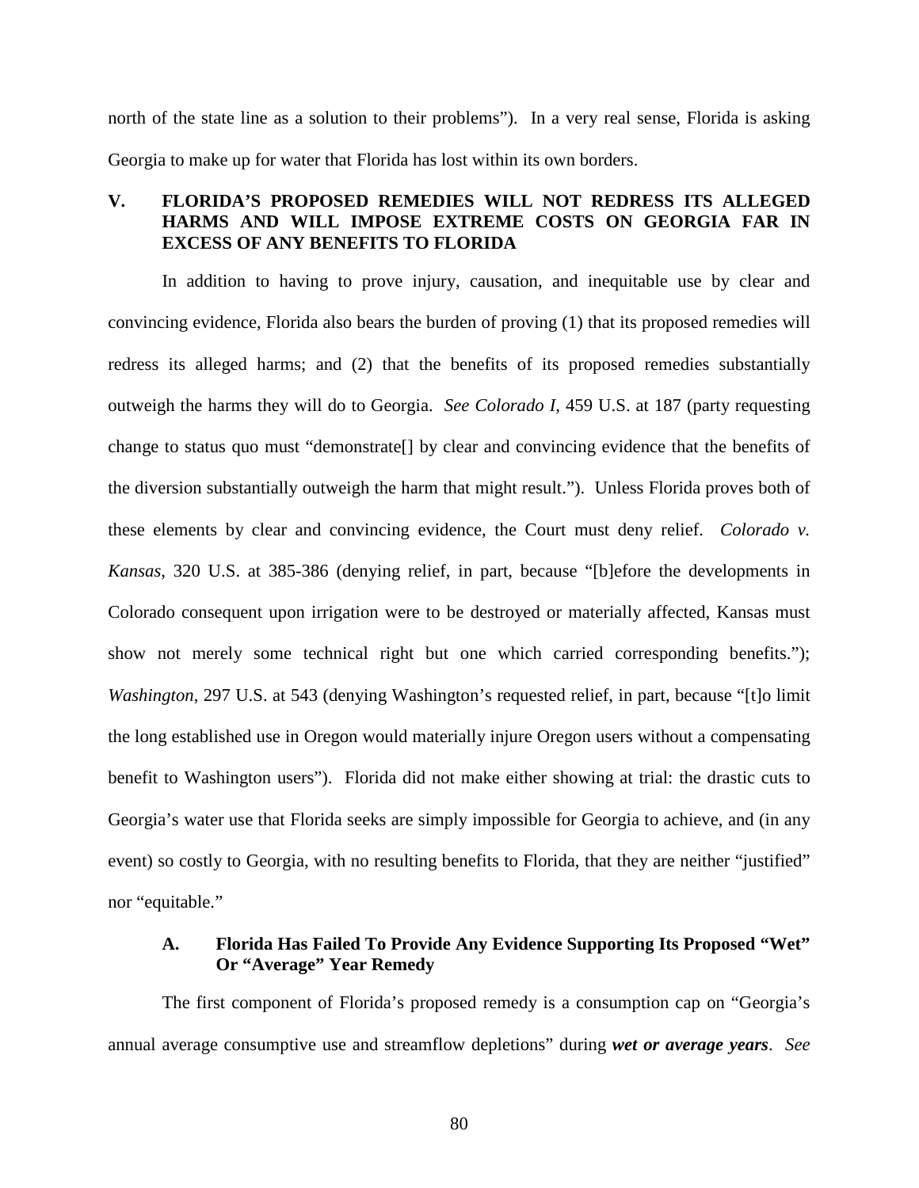north of the state line as a solution to their problems"). In a very real sense, Florida is asking Georgia to make up for water that Florida has lost within its own borders.

## V. FLORIDA'S PROPOSED REMEDIES WILL NOT REDRESS ITS ALLEGED HARMS AND WILL IMPOSE EXTREME COSTS ON GEORGIA FAR IN EXCESS OF ANY BENEFITS TO FLORIDA

In addition to having to prove injury, causation, and inequitable use by clear and convincing evidence, Florida also bears the burden of proving (1) that its proposed remedies will redress its alleged harms; and (2) that the benefits of its proposed remedies substantially outweigh the harms they will do to Georgia. *See Colorado I*, 459 U.S. at 187 (party requesting change to status quo must "demonstrate[] by clear and convincing evidence that the benefits of the diversion substantially outweigh the harm that might result."). Unless Florida proves both of these elements by clear and convincing evidence, the Court must deny relief. *Colorado v. Kansas*, 320 U.S. at 385-386 (denying relief, in part, because "[b]efore the developments in Colorado consequent upon irrigation were to be destroyed or materially affected, Kansas must show not merely some technical right but one which carried corresponding benefits."); *Washington*, 297 U.S. at 543 (denying Washington's requested relief, in part, because "[t]o limit the long established use in Oregon would materially injure Oregon users without a compensating benefit to Washington users"). Florida did not make either showing at trial: the drastic cuts to Georgia's water use that Florida seeks are simply impossible for Georgia to achieve, and (in any event) so costly to Georgia, with no resulting benefits to Florida, that they are neither "justified" nor "equitable."

### A. Florida Has Failed To Provide Any Evidence Supporting Its Proposed "Wet" Or "Average" Year Remedy

The first component of Florida's proposed remedy is a consumption cap on "Georgia's annual average consumptive use and streamflow depletions" during ***wet or average years***. *See*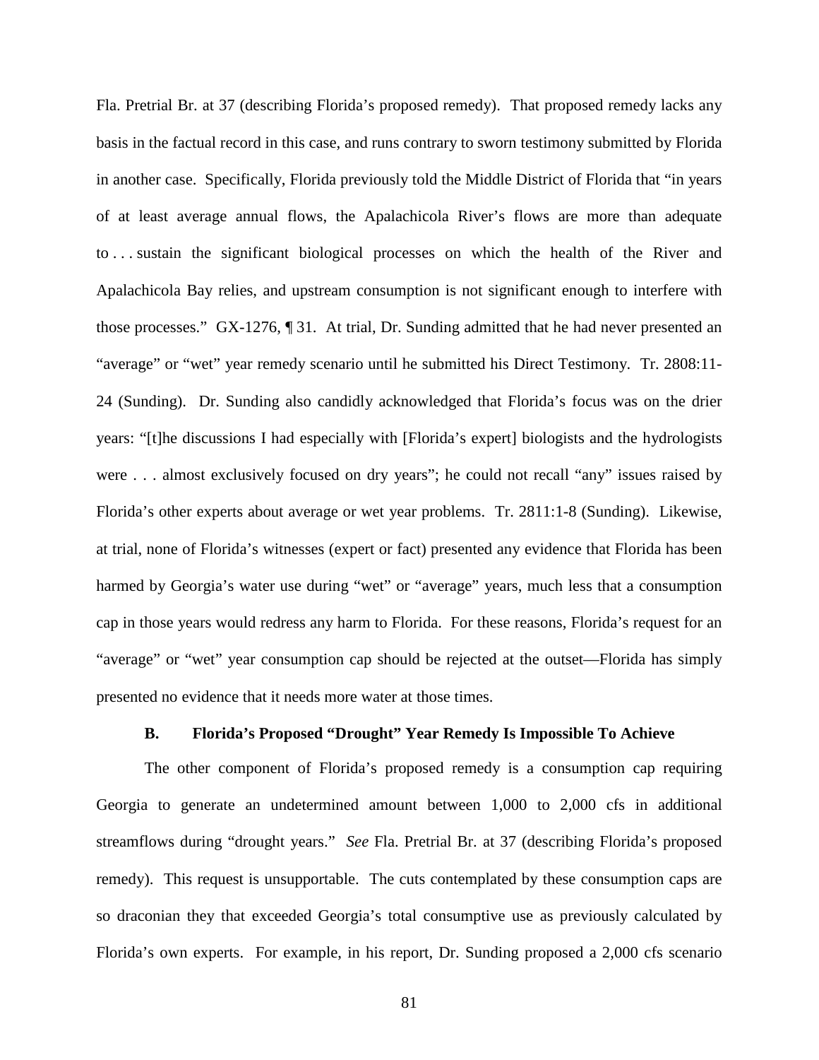Fla. Pretrial Br. at 37 (describing Florida's proposed remedy). That proposed remedy lacks any basis in the factual record in this case, and runs contrary to sworn testimony submitted by Florida in another case. Specifically, Florida previously told the Middle District of Florida that "in years of at least average annual flows, the Apalachicola River's flows are more than adequate to . . . sustain the significant biological processes on which the health of the River and Apalachicola Bay relies, and upstream consumption is not significant enough to interfere with those processes." GX-1276, ¶ 31. At trial, Dr. Sunding admitted that he had never presented an "average" or "wet" year remedy scenario until he submitted his Direct Testimony. Tr. 2808:11-24 (Sunding). Dr. Sunding also candidly acknowledged that Florida's focus was on the drier years: "[t]he discussions I had especially with [Florida's expert] biologists and the hydrologists were . . . almost exclusively focused on dry years"; he could not recall "any" issues raised by Florida's other experts about average or wet year problems. Tr. 2811:1-8 (Sunding). Likewise, at trial, none of Florida's witnesses (expert or fact) presented any evidence that Florida has been harmed by Georgia's water use during "wet" or "average" years, much less that a consumption cap in those years would redress any harm to Florida. For these reasons, Florida's request for an "average" or "wet" year consumption cap should be rejected at the outset—Florida has simply presented no evidence that it needs more water at those times.

### B. Florida's Proposed "Drought" Year Remedy Is Impossible To Achieve

The other component of Florida's proposed remedy is a consumption cap requiring Georgia to generate an undetermined amount between 1,000 to 2,000 cfs in additional streamflows during "drought years." *See* Fla. Pretrial Br. at 37 (describing Florida's proposed remedy). This request is unsupportable. The cuts contemplated by these consumption caps are so draconian they that exceeded Georgia's total consumptive use as previously calculated by Florida's own experts. For example, in his report, Dr. Sunding proposed a 2,000 cfs scenario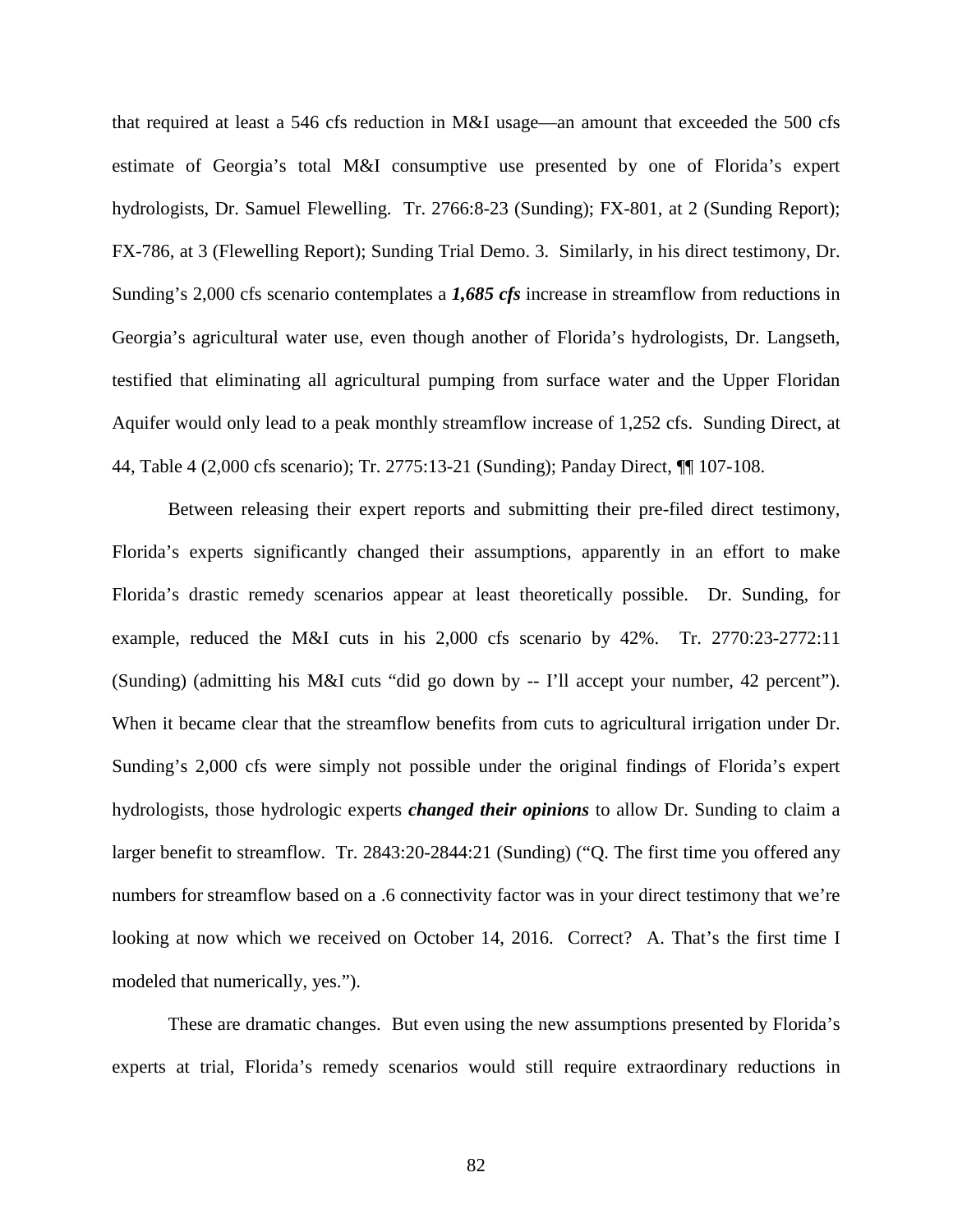that required at least a 546 cfs reduction in M&I usage—an amount that exceeded the 500 cfs estimate of Georgia's total M&I consumptive use presented by one of Florida's expert hydrologists, Dr. Samuel Flewelling. Tr. 2766:8-23 (Sunding); FX-801, at 2 (Sunding Report); FX-786, at 3 (Flewelling Report); Sunding Trial Demo. 3. Similarly, in his direct testimony, Dr. Sunding's 2,000 cfs scenario contemplates a ***1,685 cfs*** increase in streamflow from reductions in Georgia's agricultural water use, even though another of Florida's hydrologists, Dr. Langseth, testified that eliminating all agricultural pumping from surface water and the Upper Floridan Aquifer would only lead to a peak monthly streamflow increase of 1,252 cfs. Sunding Direct, at 44, Table 4 (2,000 cfs scenario); Tr. 2775:13-21 (Sunding); Panday Direct, ¶¶ 107-108.

Between releasing their expert reports and submitting their pre-filed direct testimony, Florida's experts significantly changed their assumptions, apparently in an effort to make Florida's drastic remedy scenarios appear at least theoretically possible. Dr. Sunding, for example, reduced the M&I cuts in his 2,000 cfs scenario by 42%. Tr. 2770:23-2772:11 (Sunding) (admitting his M&I cuts "did go down by -- I'll accept your number, 42 percent"). When it became clear that the streamflow benefits from cuts to agricultural irrigation under Dr. Sunding's 2,000 cfs were simply not possible under the original findings of Florida's expert hydrologists, those hydrologic experts ***changed their opinions*** to allow Dr. Sunding to claim a larger benefit to streamflow. Tr. 2843:20-2844:21 (Sunding) ("Q. The first time you offered any numbers for streamflow based on a .6 connectivity factor was in your direct testimony that we're looking at now which we received on October 14, 2016. Correct? A. That's the first time I modeled that numerically, yes.").

These are dramatic changes. But even using the new assumptions presented by Florida's experts at trial, Florida's remedy scenarios would still require extraordinary reductions in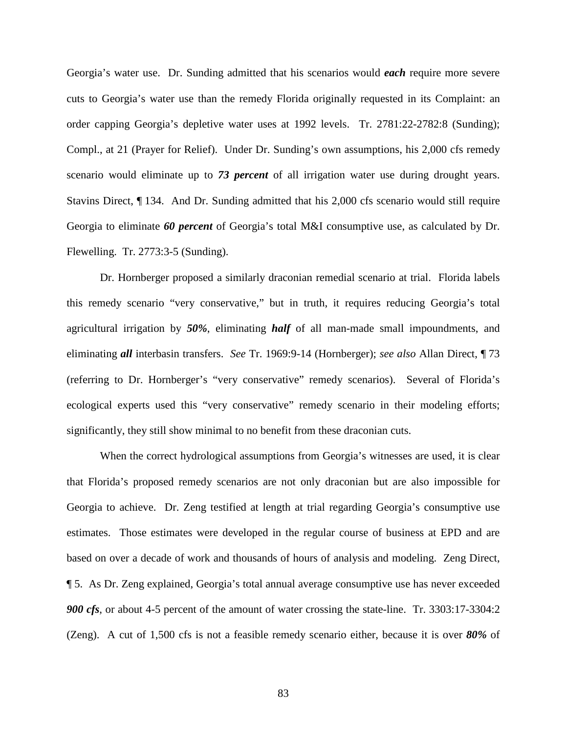Georgia's water use. Dr. Sunding admitted that his scenarios would ***each*** require more severe cuts to Georgia's water use than the remedy Florida originally requested in its Complaint: an order capping Georgia's depletive water uses at 1992 levels. Tr. 2781:22-2782:8 (Sunding); Compl., at 21 (Prayer for Relief). Under Dr. Sunding's own assumptions, his 2,000 cfs remedy scenario would eliminate up to ***73 percent*** of all irrigation water use during drought years. Stavins Direct, ¶ 134. And Dr. Sunding admitted that his 2,000 cfs scenario would still require Georgia to eliminate ***60 percent*** of Georgia's total M&I consumptive use, as calculated by Dr. Flewelling. Tr. 2773:3-5 (Sunding).

Dr. Hornberger proposed a similarly draconian remedial scenario at trial. Florida labels this remedy scenario "very conservative," but in truth, it requires reducing Georgia's total agricultural irrigation by ***50%***, eliminating ***half*** of all man-made small impoundments, and eliminating ***all*** interbasin transfers. *See* Tr. 1969:9-14 (Hornberger); *see also* Allan Direct, ¶ 73 (referring to Dr. Hornberger's "very conservative" remedy scenarios). Several of Florida's ecological experts used this "very conservative" remedy scenario in their modeling efforts; significantly, they still show minimal to no benefit from these draconian cuts.

When the correct hydrological assumptions from Georgia's witnesses are used, it is clear that Florida's proposed remedy scenarios are not only draconian but are also impossible for Georgia to achieve. Dr. Zeng testified at length at trial regarding Georgia's consumptive use estimates. Those estimates were developed in the regular course of business at EPD and are based on over a decade of work and thousands of hours of analysis and modeling. Zeng Direct, ¶ 5. As Dr. Zeng explained, Georgia's total annual average consumptive use has never exceeded ***900 cfs***, or about 4-5 percent of the amount of water crossing the state-line. Tr. 3303:17-3304:2 (Zeng). A cut of 1,500 cfs is not a feasible remedy scenario either, because it is over ***80%*** of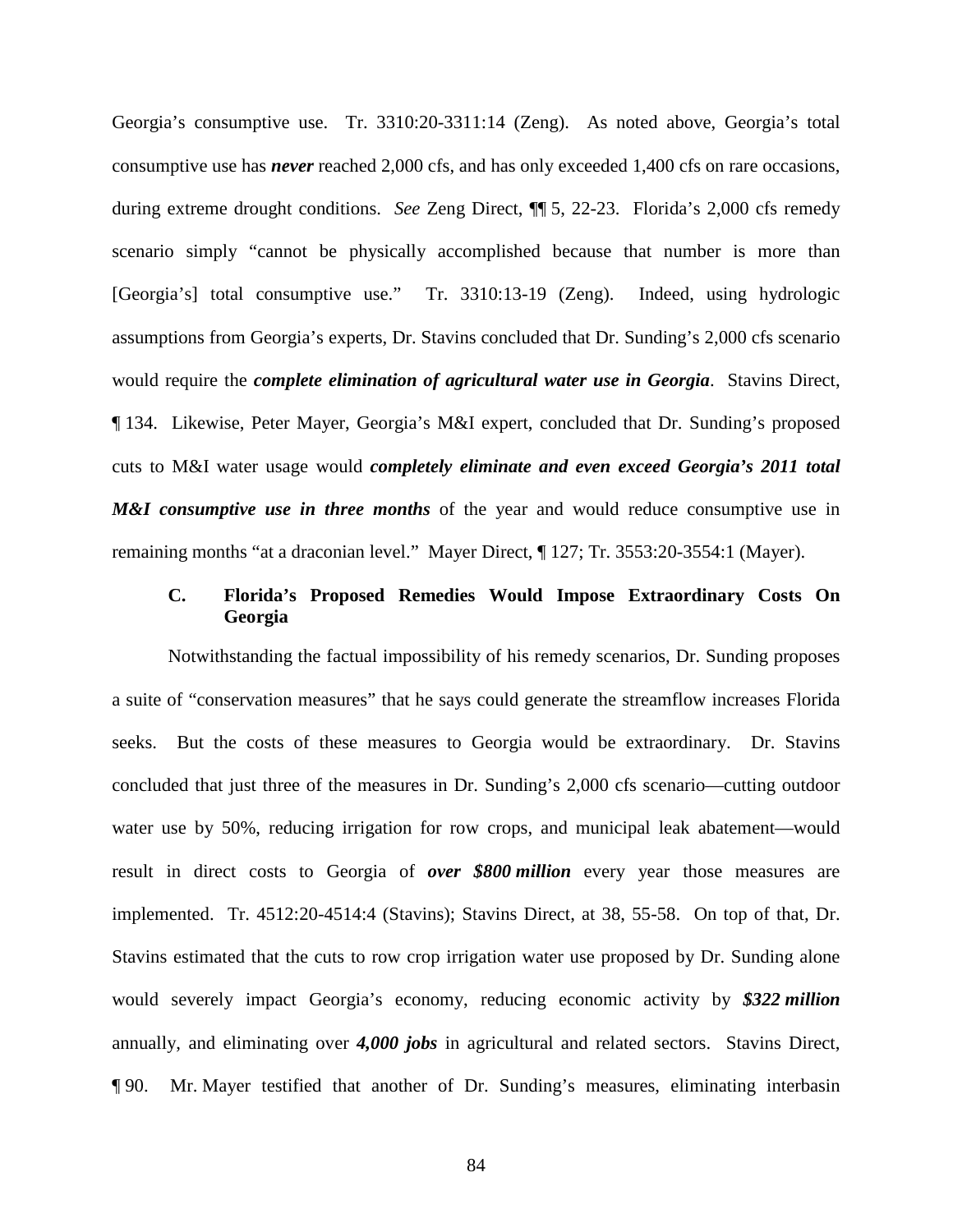Georgia's consumptive use. Tr. 3310:20-3311:14 (Zeng). As noted above, Georgia's total consumptive use has ***never*** reached 2,000 cfs, and has only exceeded 1,400 cfs on rare occasions, during extreme drought conditions. *See* Zeng Direct, ¶¶ 5, 22-23. Florida's 2,000 cfs remedy scenario simply "cannot be physically accomplished because that number is more than [Georgia's] total consumptive use." Tr. 3310:13-19 (Zeng). Indeed, using hydrologic assumptions from Georgia's experts, Dr. Stavins concluded that Dr. Sunding's 2,000 cfs scenario would require the ***complete elimination of agricultural water use in Georgia***. Stavins Direct, ¶ 134. Likewise, Peter Mayer, Georgia's M&I expert, concluded that Dr. Sunding's proposed cuts to M&I water usage would ***completely eliminate and even exceed Georgia's 2011 total M&I consumptive use in three months*** of the year and would reduce consumptive use in remaining months "at a draconian level." Mayer Direct, ¶ 127; Tr. 3553:20-3554:1 (Mayer).

### C. Florida's Proposed Remedies Would Impose Extraordinary Costs On Georgia

Notwithstanding the factual impossibility of his remedy scenarios, Dr. Sunding proposes a suite of "conservation measures" that he says could generate the streamflow increases Florida seeks. But the costs of these measures to Georgia would be extraordinary. Dr. Stavins concluded that just three of the measures in Dr. Sunding's 2,000 cfs scenario—cutting outdoor water use by 50%, reducing irrigation for row crops, and municipal leak abatement—would result in direct costs to Georgia of ***over $800 million*** every year those measures are implemented. Tr. 4512:20-4514:4 (Stavins); Stavins Direct, at 38, 55-58. On top of that, Dr. Stavins estimated that the cuts to row crop irrigation water use proposed by Dr. Sunding alone would severely impact Georgia's economy, reducing economic activity by ***$322 million*** annually, and eliminating over ***4,000 jobs*** in agricultural and related sectors. Stavins Direct, ¶ 90. Mr. Mayer testified that another of Dr. Sunding's measures, eliminating interbasin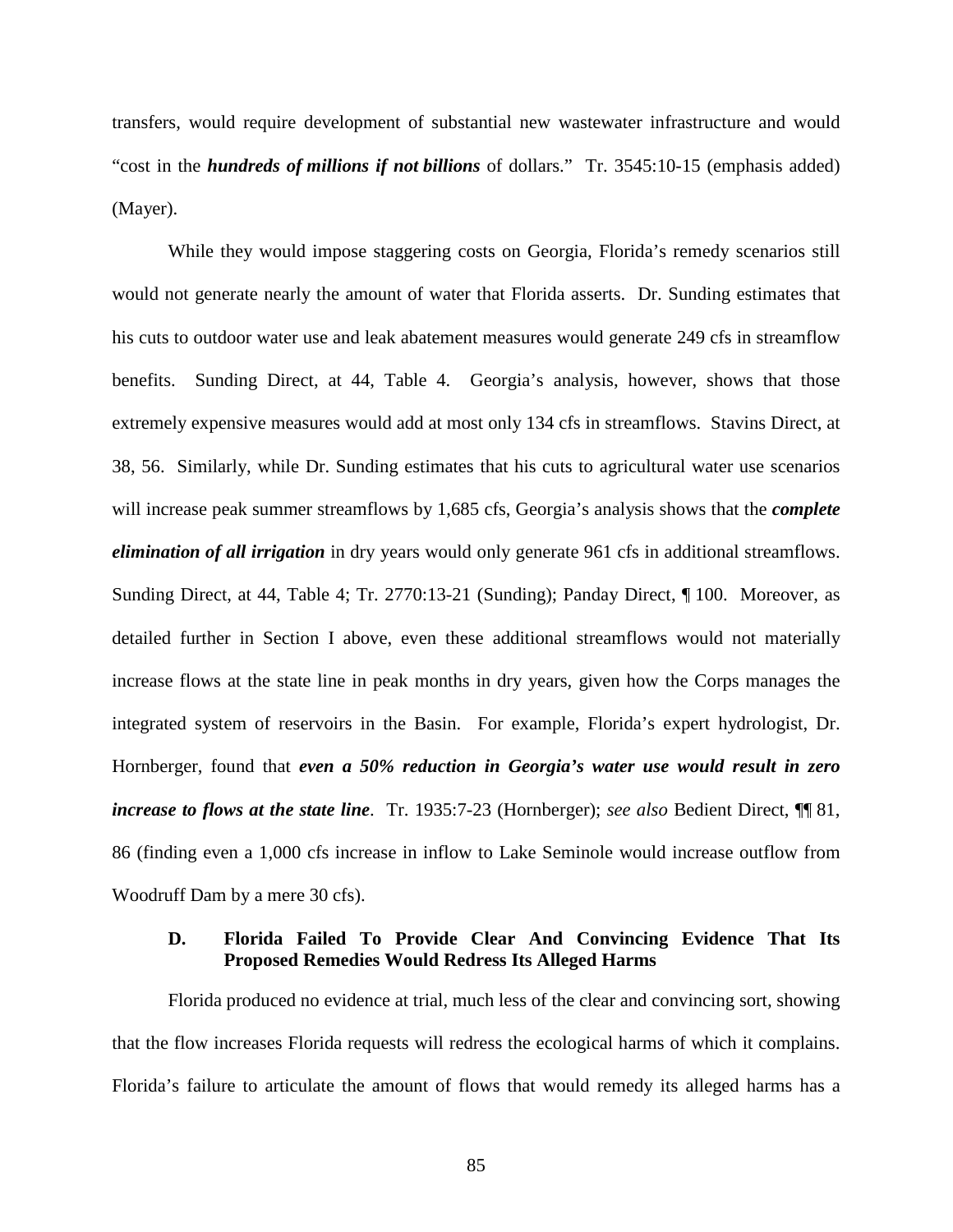transfers, would require development of substantial new wastewater infrastructure and would "cost in the ***hundreds of millions if not billions*** of dollars." Tr. 3545:10-15 (emphasis added) (Mayer).

While they would impose staggering costs on Georgia, Florida's remedy scenarios still would not generate nearly the amount of water that Florida asserts. Dr. Sunding estimates that his cuts to outdoor water use and leak abatement measures would generate 249 cfs in streamflow benefits. Sunding Direct, at 44, Table 4. Georgia's analysis, however, shows that those extremely expensive measures would add at most only 134 cfs in streamflows. Stavins Direct, at 38, 56. Similarly, while Dr. Sunding estimates that his cuts to agricultural water use scenarios will increase peak summer streamflows by 1,685 cfs, Georgia's analysis shows that the ***complete elimination of all irrigation*** in dry years would only generate 961 cfs in additional streamflows. Sunding Direct, at 44, Table 4; Tr. 2770:13-21 (Sunding); Panday Direct, ¶ 100. Moreover, as detailed further in Section I above, even these additional streamflows would not materially increase flows at the state line in peak months in dry years, given how the Corps manages the integrated system of reservoirs in the Basin. For example, Florida's expert hydrologist, Dr. Hornberger, found that ***even a 50% reduction in Georgia's water use would result in zero increase to flows at the state line***. Tr. 1935:7-23 (Hornberger); *see also* Bedient Direct, ¶¶ 81, 86 (finding even a 1,000 cfs increase in inflow to Lake Seminole would increase outflow from Woodruff Dam by a mere 30 cfs).

### D. Florida Failed To Provide Clear And Convincing Evidence That Its Proposed Remedies Would Redress Its Alleged Harms

Florida produced no evidence at trial, much less of the clear and convincing sort, showing that the flow increases Florida requests will redress the ecological harms of which it complains. Florida's failure to articulate the amount of flows that would remedy its alleged harms has a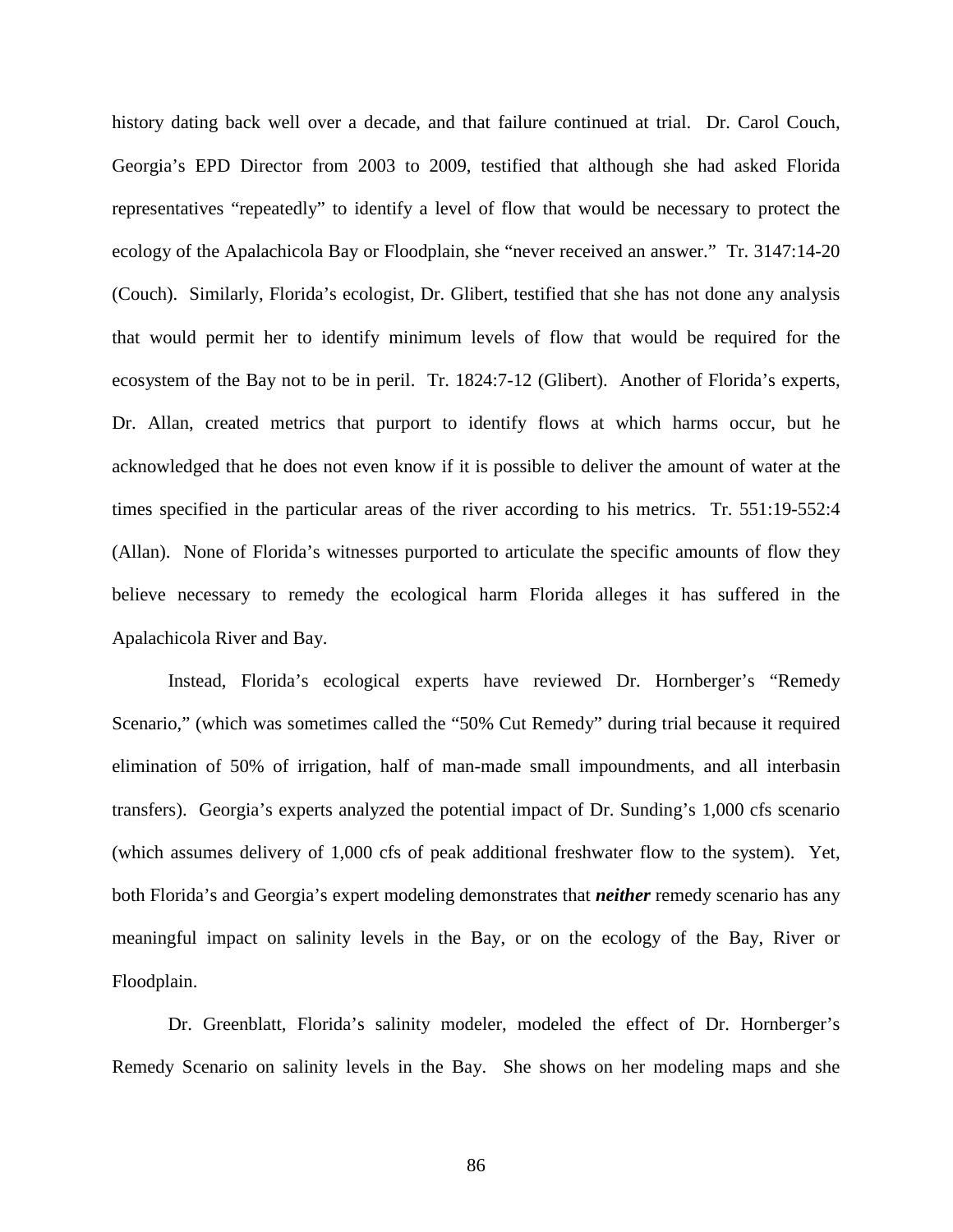history dating back well over a decade, and that failure continued at trial. Dr. Carol Couch, Georgia's EPD Director from 2003 to 2009, testified that although she had asked Florida representatives "repeatedly" to identify a level of flow that would be necessary to protect the ecology of the Apalachicola Bay or Floodplain, she "never received an answer." Tr. 3147:14-20 (Couch). Similarly, Florida's ecologist, Dr. Glibert, testified that she has not done any analysis that would permit her to identify minimum levels of flow that would be required for the ecosystem of the Bay not to be in peril. Tr. 1824:7-12 (Glibert). Another of Florida's experts, Dr. Allan, created metrics that purport to identify flows at which harms occur, but he acknowledged that he does not even know if it is possible to deliver the amount of water at the times specified in the particular areas of the river according to his metrics. Tr. 551:19-552:4 (Allan). None of Florida's witnesses purported to articulate the specific amounts of flow they believe necessary to remedy the ecological harm Florida alleges it has suffered in the Apalachicola River and Bay.

Instead, Florida's ecological experts have reviewed Dr. Hornberger's "Remedy Scenario," (which was sometimes called the "50% Cut Remedy" during trial because it required elimination of 50% of irrigation, half of man-made small impoundments, and all interbasin transfers). Georgia's experts analyzed the potential impact of Dr. Sunding's 1,000 cfs scenario (which assumes delivery of 1,000 cfs of peak additional freshwater flow to the system). Yet, both Florida's and Georgia's expert modeling demonstrates that ***neither*** remedy scenario has any meaningful impact on salinity levels in the Bay, or on the ecology of the Bay, River or Floodplain.

Dr. Greenblatt, Florida's salinity modeler, modeled the effect of Dr. Hornberger's Remedy Scenario on salinity levels in the Bay. She shows on her modeling maps and she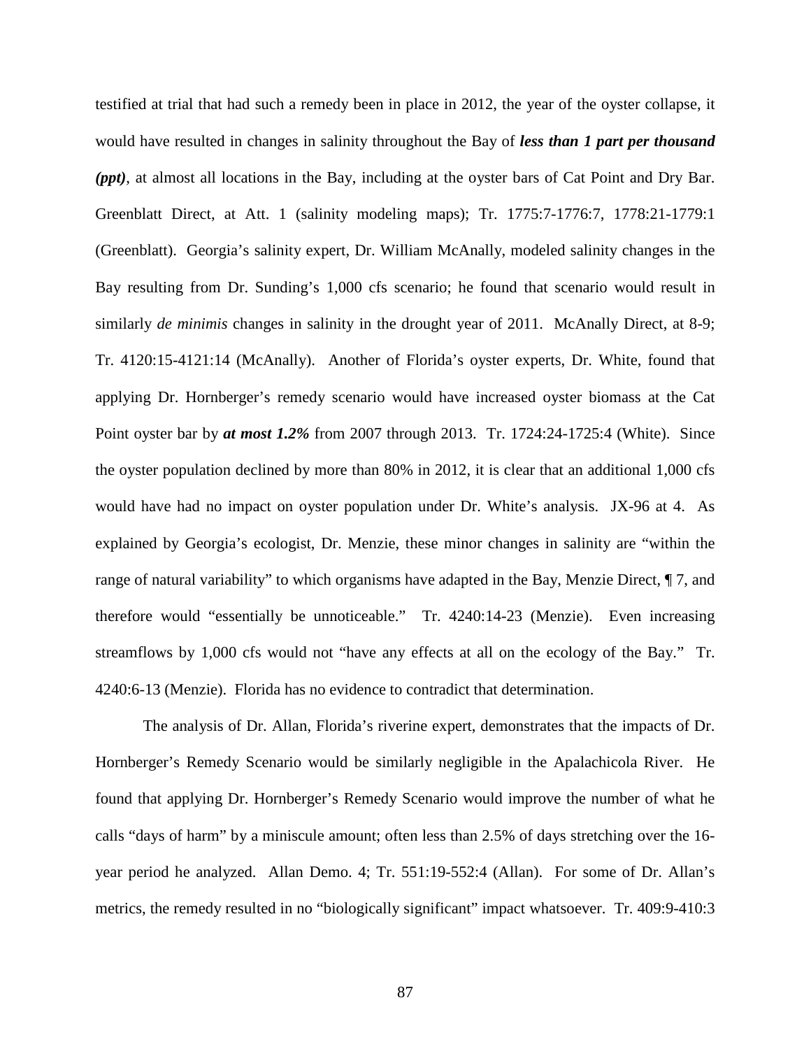testified at trial that had such a remedy been in place in 2012, the year of the oyster collapse, it would have resulted in changes in salinity throughout the Bay of ***less than 1 part per thousand (ppt)***, at almost all locations in the Bay, including at the oyster bars of Cat Point and Dry Bar. Greenblatt Direct, at Att. 1 (salinity modeling maps); Tr. 1775:7-1776:7, 1778:21-1779:1 (Greenblatt). Georgia's salinity expert, Dr. William McAnally, modeled salinity changes in the Bay resulting from Dr. Sunding's 1,000 cfs scenario; he found that scenario would result in similarly *de minimis* changes in salinity in the drought year of 2011. McAnally Direct, at 8-9; Tr. 4120:15-4121:14 (McAnally). Another of Florida's oyster experts, Dr. White, found that applying Dr. Hornberger's remedy scenario would have increased oyster biomass at the Cat Point oyster bar by ***at most 1.2%*** from 2007 through 2013. Tr. 1724:24-1725:4 (White). Since the oyster population declined by more than 80% in 2012, it is clear that an additional 1,000 cfs would have had no impact on oyster population under Dr. White's analysis. JX-96 at 4. As explained by Georgia's ecologist, Dr. Menzie, these minor changes in salinity are "within the range of natural variability" to which organisms have adapted in the Bay, Menzie Direct, ¶ 7, and therefore would "essentially be unnoticeable." Tr. 4240:14-23 (Menzie). Even increasing streamflows by 1,000 cfs would not "have any effects at all on the ecology of the Bay." Tr. 4240:6-13 (Menzie). Florida has no evidence to contradict that determination.

The analysis of Dr. Allan, Florida's riverine expert, demonstrates that the impacts of Dr. Hornberger's Remedy Scenario would be similarly negligible in the Apalachicola River. He found that applying Dr. Hornberger's Remedy Scenario would improve the number of what he calls "days of harm" by a miniscule amount; often less than 2.5% of days stretching over the 16-year period he analyzed. Allan Demo. 4; Tr. 551:19-552:4 (Allan). For some of Dr. Allan's metrics, the remedy resulted in no "biologically significant" impact whatsoever. Tr. 409:9-410:3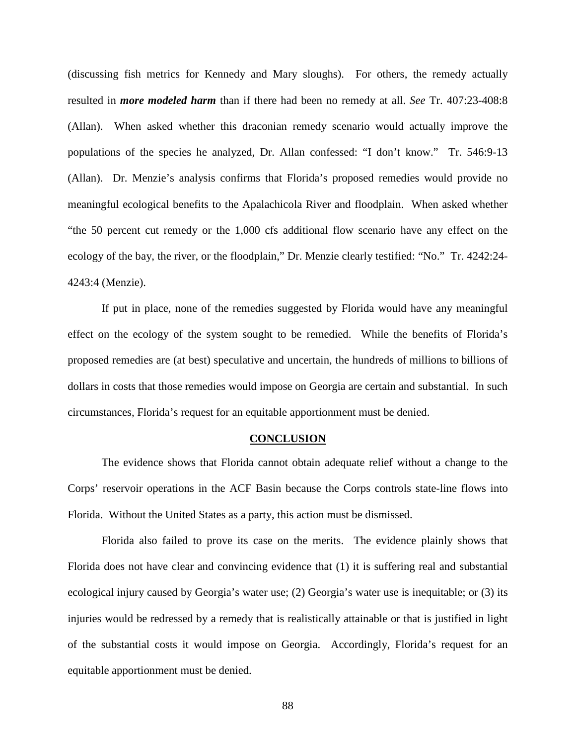(discussing fish metrics for Kennedy and Mary sloughs). For others, the remedy actually resulted in ***more modeled harm*** than if there had been no remedy at all. *See* Tr. 407:23-408:8 (Allan). When asked whether this draconian remedy scenario would actually improve the populations of the species he analyzed, Dr. Allan confessed: "I don't know." Tr. 546:9-13 (Allan). Dr. Menzie's analysis confirms that Florida's proposed remedies would provide no meaningful ecological benefits to the Apalachicola River and floodplain. When asked whether "the 50 percent cut remedy or the 1,000 cfs additional flow scenario have any effect on the ecology of the bay, the river, or the floodplain," Dr. Menzie clearly testified: "No." Tr. 4242:24-4243:4 (Menzie).

If put in place, none of the remedies suggested by Florida would have any meaningful effect on the ecology of the system sought to be remedied. While the benefits of Florida's proposed remedies are (at best) speculative and uncertain, the hundreds of millions to billions of dollars in costs that those remedies would impose on Georgia are certain and substantial. In such circumstances, Florida's request for an equitable apportionment must be denied.

## CONCLUSION

The evidence shows that Florida cannot obtain adequate relief without a change to the Corps' reservoir operations in the ACF Basin because the Corps controls state-line flows into Florida. Without the United States as a party, this action must be dismissed.

Florida also failed to prove its case on the merits. The evidence plainly shows that Florida does not have clear and convincing evidence that (1) it is suffering real and substantial ecological injury caused by Georgia's water use; (2) Georgia's water use is inequitable; or (3) its injuries would be redressed by a remedy that is realistically attainable or that is justified in light of the substantial costs it would impose on Georgia. Accordingly, Florida's request for an equitable apportionment must be denied.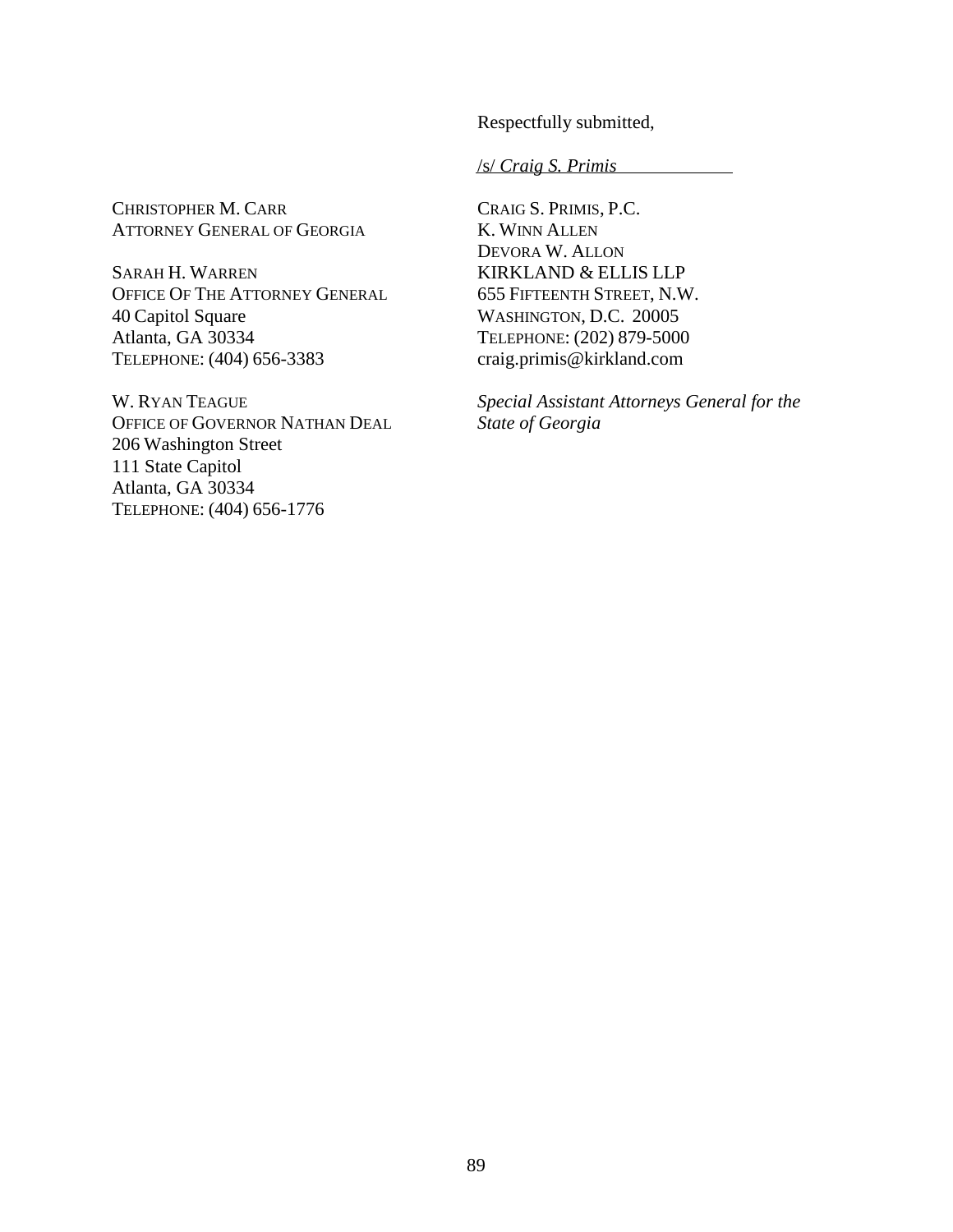Respectfully submitted,

/s/ *Craig S. Primis*

CRAIG S. PRIMIS, P.C.
K. WINN ALLEN
DEVORA W. ALLON
KIRKLAND & ELLIS LLP
655 FIFTEENTH STREET, N.W.
WASHINGTON, D.C. 20005
TELEPHONE: (202) 879-5000
craig.primis@kirkland.com

*Special Assistant Attorneys General for the State of Georgia*

CHRISTOPHER M. CARR
ATTORNEY GENERAL OF GEORGIA

SARAH H. WARREN
OFFICE OF THE ATTORNEY GENERAL
40 Capitol Square
Atlanta, GA 30334
TELEPHONE: (404) 656-3383

W. RYAN TEAGUE
OFFICE OF GOVERNOR NATHAN DEAL
206 Washington Street
111 State Capitol
Atlanta, GA 30334
TELEPHONE: (404) 656-1776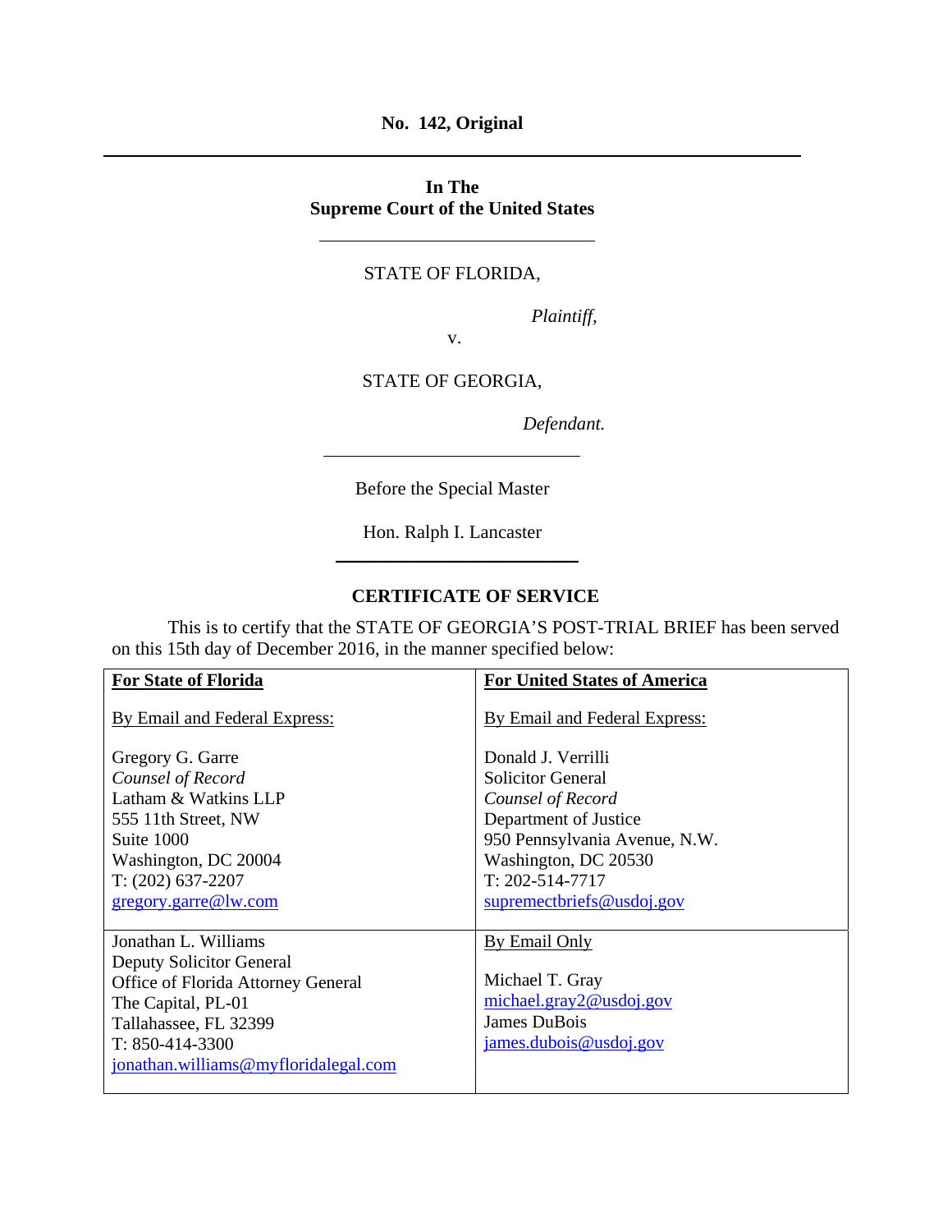**No. 142, Original**

---

**In The**
**Supreme Court of the United States**

---

STATE OF FLORIDA,

*Plaintiff,*

v.

STATE OF GEORGIA,

*Defendant.*

---

Before the Special Master

Hon. Ralph I. Lancaster

---

**CERTIFICATE OF SERVICE**

This is to certify that the STATE OF GEORGIA'S POST-TRIAL BRIEF has been served on this 15th day of December 2016, in the manner specified below:

| **For State of Florida** | **For United States of America** |
|---|---|
| By Email and Federal Express:<br><br>Gregory G. Garre<br>*Counsel of Record*<br>Latham & Watkins LLP<br>555 11th Street, NW<br>Suite 1000<br>Washington, DC 20004<br>T: (202) 637-2207<br>gregory.garre@lw.com | By Email and Federal Express:<br><br>Donald J. Verrilli<br>Solicitor General<br>*Counsel of Record*<br>Department of Justice<br>950 Pennsylvania Avenue, N.W.<br>Washington, DC 20530<br>T: 202-514-7717<br>supremectbriefs@usdoj.gov |
| Jonathan L. Williams<br>Deputy Solicitor General<br>Office of Florida Attorney General<br>The Capital, PL-01<br>Tallahassee, FL 32399<br>T: 850-414-3300<br>jonathan.williams@myfloridalegal.com | By Email Only<br><br>Michael T. Gray<br>michael.gray2@usdoj.gov<br>James DuBois<br>james.dubois@usdoj.gov |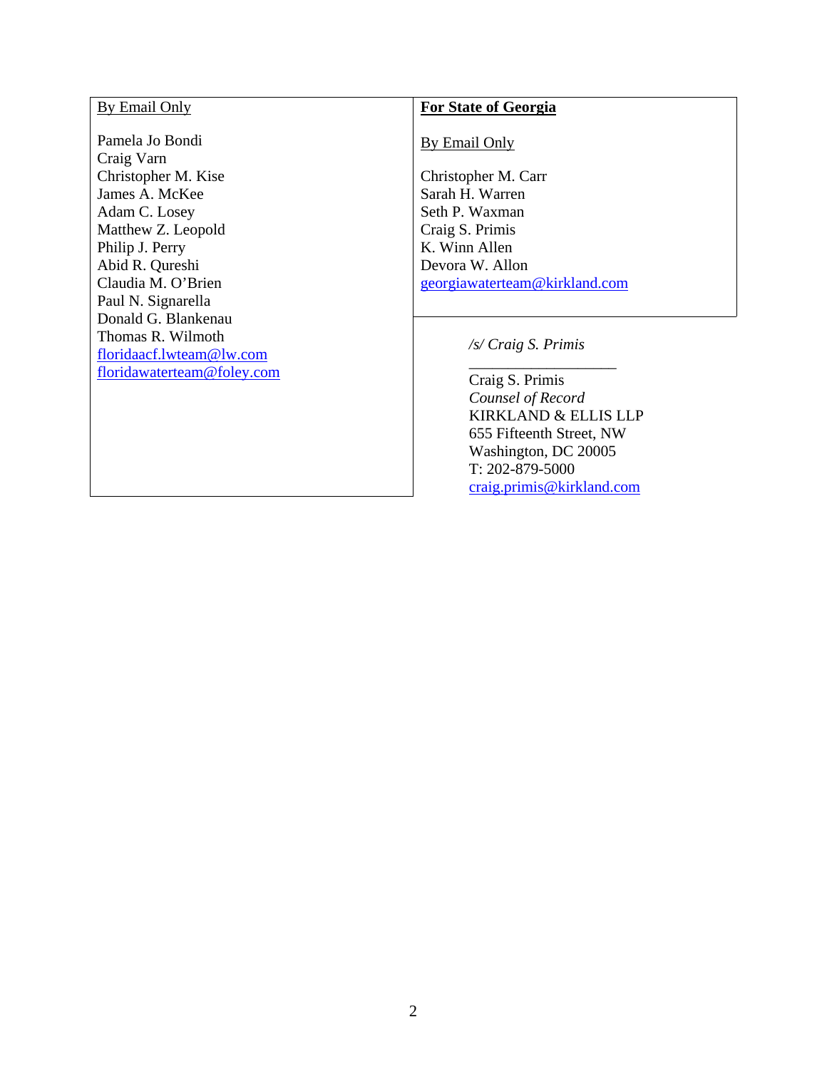| | |
|---|---|
| By Email Only<br><br>Pamela Jo Bondi<br>Craig Varn<br>Christopher M. Kise<br>James A. McKee<br>Adam C. Losey<br>Matthew Z. Leopold<br>Philip J. Perry<br>Abid R. Qureshi<br>Claudia M. O'Brien<br>Paul N. Signarella<br>Donald G. Blankenau<br>Thomas R. Wilmoth<br>floridaacf.lwteam@lw.com<br>floridawaterteam@foley.com | **For State of Georgia**<br><br>By Email Only<br><br>Christopher M. Carr<br>Sarah H. Warren<br>Seth P. Waxman<br>Craig S. Primis<br>K. Winn Allen<br>Devora W. Allon<br>georgiawaterteam@kirkland.com |

*/s/ Craig S. Primis*

\_\_\_\_\_\_\_\_\_\_\_\_\_\_\_\_\_\_\_\_

Craig S. Primis
*Counsel of Record*
KIRKLAND & ELLIS LLP
655 Fifteenth Street, NW
Washington, DC 20005
T: 202-879-5000
craig.primis@kirkland.com